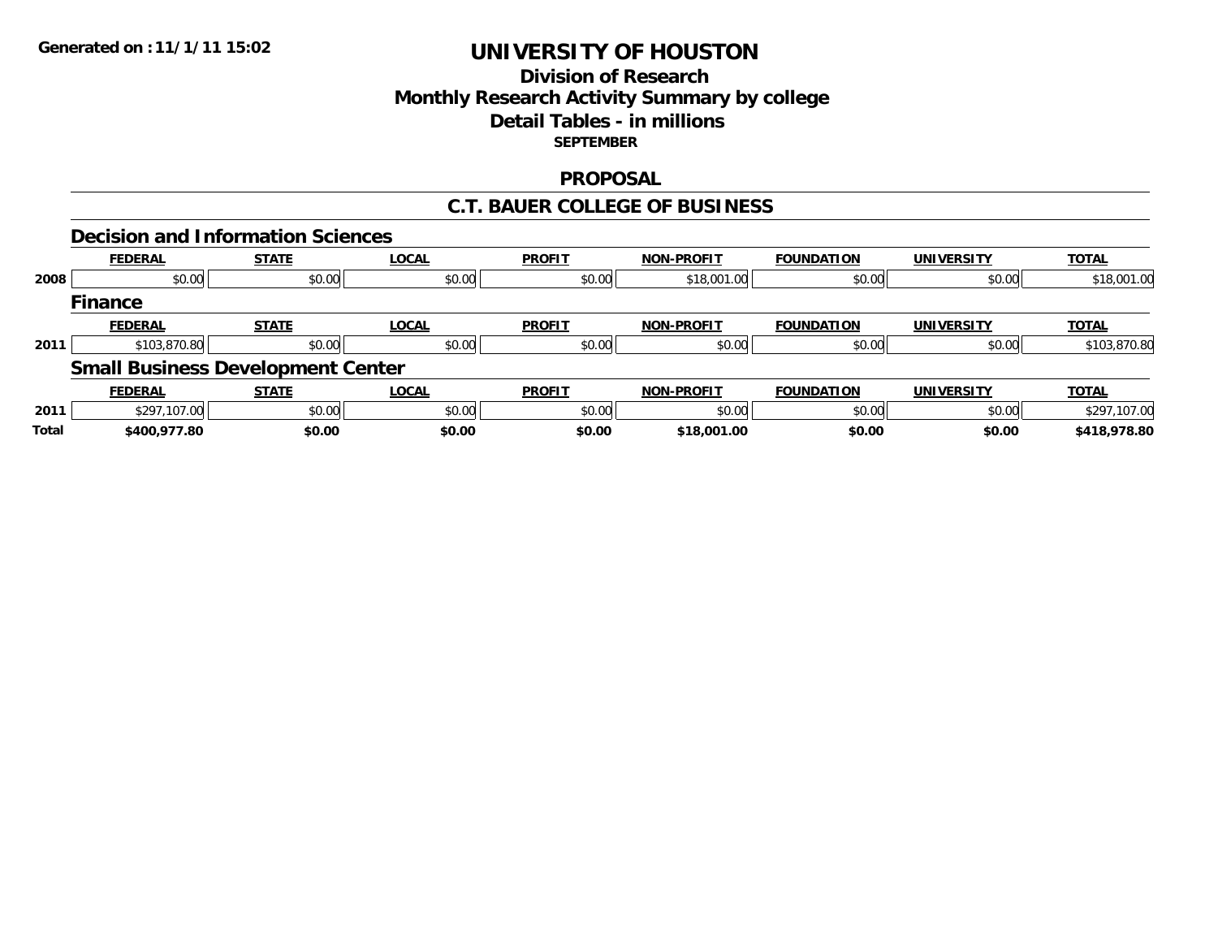Generated on :11/1/11 15:02

# UNIVERSITY OF HOUSTON

## Division of Research
## Monthly Research Activity Summary by college
## Detail Tables - in millions
**SEPTEMBER**

## PROPOSAL

## C.T. BAUER COLLEGE OF BUSINESS

### Decision and Information Sciences

| | FEDERAL | STATE | LOCAL | PROFIT | NON-PROFIT | FOUNDATION | UNIVERSITY | TOTAL |
|---|---|---|---|---|---|---|---|---|
| 2008 | $0.00 | $0.00 | $0.00 | $0.00 | $18,001.00 | $0.00 | $0.00 | $18,001.00 |

### Finance

| | FEDERAL | STATE | LOCAL | PROFIT | NON-PROFIT | FOUNDATION | UNIVERSITY | TOTAL |
|---|---|---|---|---|---|---|---|---|
| 2011 | $103,870.80 | $0.00 | $0.00 | $0.00 | $0.00 | $0.00 | $0.00 | $103,870.80 |

### Small Business Development Center

| | FEDERAL | STATE | LOCAL | PROFIT | NON-PROFIT | FOUNDATION | UNIVERSITY | TOTAL |
|---|---|---|---|---|---|---|---|---|
| 2011 | $297,107.00 | $0.00 | $0.00 | $0.00 | $0.00 | $0.00 | $0.00 | $297,107.00 |
| **Total** | **$400,977.80** | **$0.00** | **$0.00** | **$0.00** | **$18,001.00** | **$0.00** | **$0.00** | **$418,978.80** |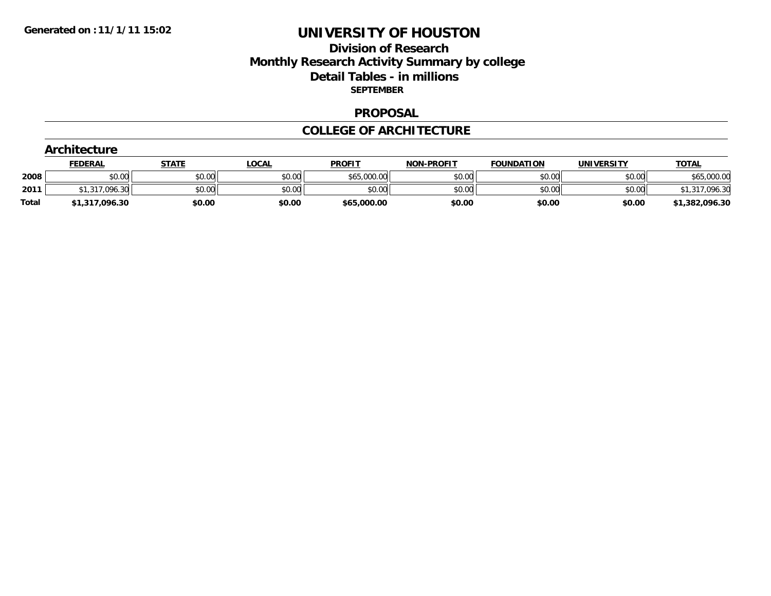Generated on :11/1/11 15:02

# UNIVERSITY OF HOUSTON

## Division of Research
## Monthly Research Activity Summary by college
## Detail Tables - in millions
### SEPTEMBER

### PROPOSAL

### COLLEGE OF ARCHITECTURE

#### Architecture

| | FEDERAL | STATE | LOCAL | PROFIT | NON-PROFIT | FOUNDATION | UNIVERSITY | TOTAL |
|---|---|---|---|---|---|---|---|---|
| 2008 | $0.00 | $0.00 | $0.00 | $65,000.00 | $0.00 | $0.00 | $0.00 | $65,000.00 |
| 2011 | $1,317,096.30 | $0.00 | $0.00 | $0.00 | $0.00 | $0.00 | $0.00 | $1,317,096.30 |
| **Total** | **$1,317,096.30** | **$0.00** | **$0.00** | **$65,000.00** | **$0.00** | **$0.00** | **$0.00** | **$1,382,096.30** |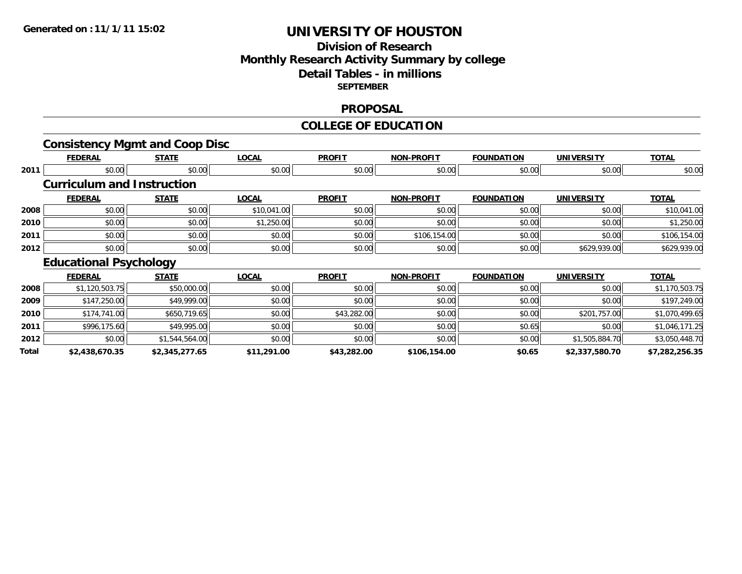**Generated on :11/1/11 15:02**

# UNIVERSITY OF HOUSTON

## Division of Research
## Monthly Research Activity Summary by college
## Detail Tables - in millions
### SEPTEMBER

## PROPOSAL

## COLLEGE OF EDUCATION

### Consistency Mgmt and Coop Disc

| | FEDERAL | STATE | LOCAL | PROFIT | NON-PROFIT | FOUNDATION | UNIVERSITY | TOTAL |
|---|---|---|---|---|---|---|---|---|
| 2011 | $0.00 | $0.00 | $0.00 | $0.00 | $0.00 | $0.00 | $0.00 | $0.00 |

### Curriculum and Instruction

| | FEDERAL | STATE | LOCAL | PROFIT | NON-PROFIT | FOUNDATION | UNIVERSITY | TOTAL |
|---|---|---|---|---|---|---|---|---|
| 2008 | $0.00 | $0.00 | $10,041.00 | $0.00 | $0.00 | $0.00 | $0.00 | $10,041.00 |
| 2010 | $0.00 | $0.00 | $1,250.00 | $0.00 | $0.00 | $0.00 | $0.00 | $1,250.00 |
| 2011 | $0.00 | $0.00 | $0.00 | $0.00 | $106,154.00 | $0.00 | $0.00 | $106,154.00 |
| 2012 | $0.00 | $0.00 | $0.00 | $0.00 | $0.00 | $0.00 | $629,939.00 | $629,939.00 |

### Educational Psychology

| | FEDERAL | STATE | LOCAL | PROFIT | NON-PROFIT | FOUNDATION | UNIVERSITY | TOTAL |
|---|---|---|---|---|---|---|---|---|
| 2008 | $1,120,503.75 | $50,000.00 | $0.00 | $0.00 | $0.00 | $0.00 | $0.00 | $1,170,503.75 |
| 2009 | $147,250.00 | $49,999.00 | $0.00 | $0.00 | $0.00 | $0.00 | $0.00 | $197,249.00 |
| 2010 | $174,741.00 | $650,719.65 | $0.00 | $43,282.00 | $0.00 | $0.00 | $201,757.00 | $1,070,499.65 |
| 2011 | $996,175.60 | $49,995.00 | $0.00 | $0.00 | $0.00 | $0.65 | $0.00 | $1,046,171.25 |
| 2012 | $0.00 | $1,544,564.00 | $0.00 | $0.00 | $0.00 | $0.00 | $1,505,884.70 | $3,050,448.70 |
| **Total** | **$2,438,670.35** | **$2,345,277.65** | **$11,291.00** | **$43,282.00** | **$106,154.00** | **$0.65** | **$2,337,580.70** | **$7,282,256.35** |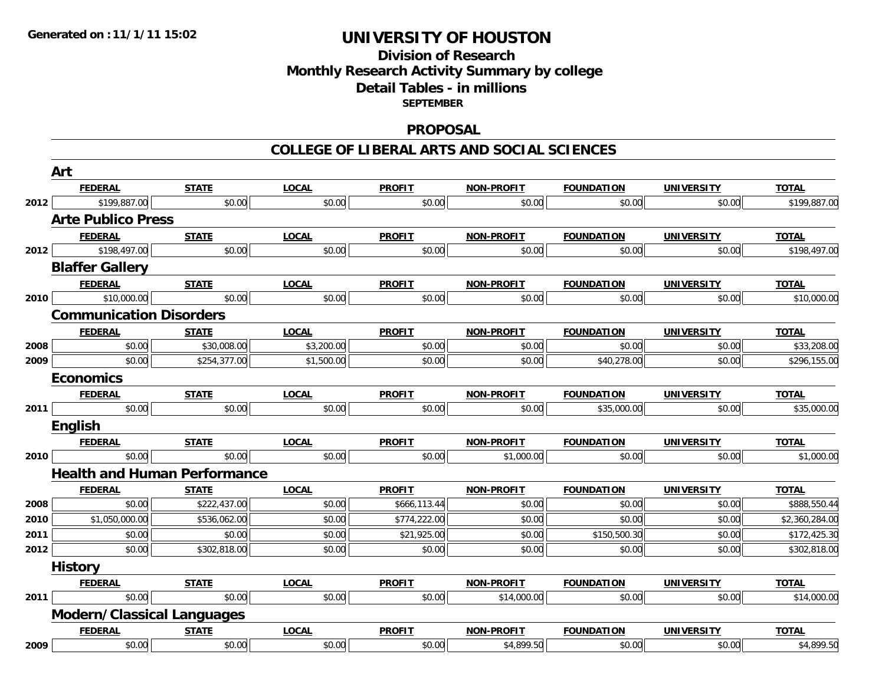**Generated on :11/1/11 15:02**

# UNIVERSITY OF HOUSTON

## Division of Research
## Monthly Research Activity Summary by college
## Detail Tables - in millions
### SEPTEMBER

## PROPOSAL

## COLLEGE OF LIBERAL ARTS AND SOCIAL SCIENCES

### Art

| | FEDERAL | STATE | LOCAL | PROFIT | NON-PROFIT | FOUNDATION | UNIVERSITY | TOTAL |
|---|---|---|---|---|---|---|---|---|
| 2012 | $199,887.00 | $0.00 | $0.00 | $0.00 | $0.00 | $0.00 | $0.00 | $199,887.00 |

### Arte Publico Press

| | FEDERAL | STATE | LOCAL | PROFIT | NON-PROFIT | FOUNDATION | UNIVERSITY | TOTAL |
|---|---|---|---|---|---|---|---|---|
| 2012 | $198,497.00 | $0.00 | $0.00 | $0.00 | $0.00 | $0.00 | $0.00 | $198,497.00 |

### Blaffer Gallery

| | FEDERAL | STATE | LOCAL | PROFIT | NON-PROFIT | FOUNDATION | UNIVERSITY | TOTAL |
|---|---|---|---|---|---|---|---|---|
| 2010 | $10,000.00 | $0.00 | $0.00 | $0.00 | $0.00 | $0.00 | $0.00 | $10,000.00 |

### Communication Disorders

| | FEDERAL | STATE | LOCAL | PROFIT | NON-PROFIT | FOUNDATION | UNIVERSITY | TOTAL |
|---|---|---|---|---|---|---|---|---|
| 2008 | $0.00 | $30,008.00 | $3,200.00 | $0.00 | $0.00 | $0.00 | $0.00 | $33,208.00 |
| 2009 | $0.00 | $254,377.00 | $1,500.00 | $0.00 | $0.00 | $40,278.00 | $0.00 | $296,155.00 |

### Economics

| | FEDERAL | STATE | LOCAL | PROFIT | NON-PROFIT | FOUNDATION | UNIVERSITY | TOTAL |
|---|---|---|---|---|---|---|---|---|
| 2011 | $0.00 | $0.00 | $0.00 | $0.00 | $0.00 | $35,000.00 | $0.00 | $35,000.00 |

### English

| | FEDERAL | STATE | LOCAL | PROFIT | NON-PROFIT | FOUNDATION | UNIVERSITY | TOTAL |
|---|---|---|---|---|---|---|---|---|
| 2010 | $0.00 | $0.00 | $0.00 | $0.00 | $1,000.00 | $0.00 | $0.00 | $1,000.00 |

### Health and Human Performance

| | FEDERAL | STATE | LOCAL | PROFIT | NON-PROFIT | FOUNDATION | UNIVERSITY | TOTAL |
|---|---|---|---|---|---|---|---|---|
| 2008 | $0.00 | $222,437.00 | $0.00 | $666,113.44 | $0.00 | $0.00 | $0.00 | $888,550.44 |
| 2010 | $1,050,000.00 | $536,062.00 | $0.00 | $774,222.00 | $0.00 | $0.00 | $0.00 | $2,360,284.00 |
| 2011 | $0.00 | $0.00 | $0.00 | $21,925.00 | $0.00 | $150,500.30 | $0.00 | $172,425.30 |
| 2012 | $0.00 | $302,818.00 | $0.00 | $0.00 | $0.00 | $0.00 | $0.00 | $302,818.00 |

### History

| | FEDERAL | STATE | LOCAL | PROFIT | NON-PROFIT | FOUNDATION | UNIVERSITY | TOTAL |
|---|---|---|---|---|---|---|---|---|
| 2011 | $0.00 | $0.00 | $0.00 | $0.00 | $14,000.00 | $0.00 | $0.00 | $14,000.00 |

### Modern/Classical Languages

| | FEDERAL | STATE | LOCAL | PROFIT | NON-PROFIT | FOUNDATION | UNIVERSITY | TOTAL |
|---|---|---|---|---|---|---|---|---|
| 2009 | $0.00 | $0.00 | $0.00 | $0.00 | $4,899.50 | $0.00 | $0.00 | $4,899.50 |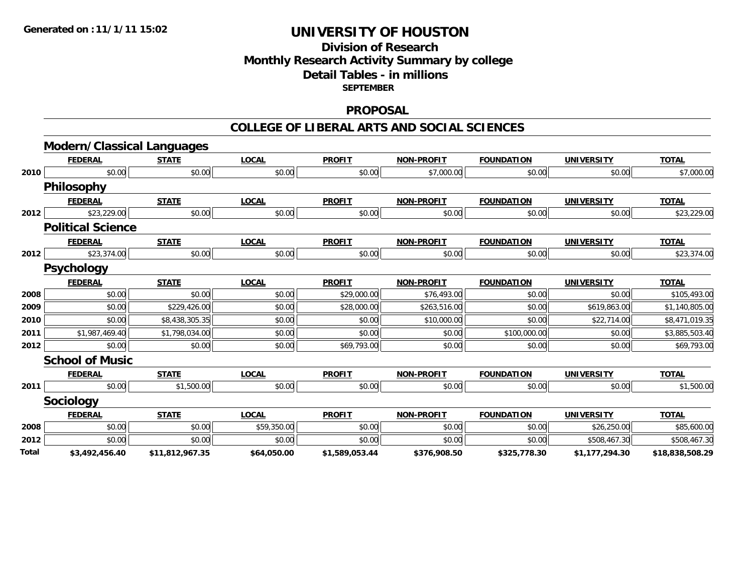**Generated on :11/1/11 15:02**

# UNIVERSITY OF HOUSTON

## Division of Research
## Monthly Research Activity Summary by college
## Detail Tables - in millions
### SEPTEMBER

### PROPOSAL

### COLLEGE OF LIBERAL ARTS AND SOCIAL SCIENCES

#### Modern/Classical Languages

| | FEDERAL | STATE | LOCAL | PROFIT | NON-PROFIT | FOUNDATION | UNIVERSITY | TOTAL |
|---|---|---|---|---|---|---|---|---|
| 2010 | $0.00 | $0.00 | $0.00 | $0.00 | $7,000.00 | $0.00 | $0.00 | $7,000.00 |

#### Philosophy

| | FEDERAL | STATE | LOCAL | PROFIT | NON-PROFIT | FOUNDATION | UNIVERSITY | TOTAL |
|---|---|---|---|---|---|---|---|---|
| 2012 | $23,229.00 | $0.00 | $0.00 | $0.00 | $0.00 | $0.00 | $0.00 | $23,229.00 |

#### Political Science

| | FEDERAL | STATE | LOCAL | PROFIT | NON-PROFIT | FOUNDATION | UNIVERSITY | TOTAL |
|---|---|---|---|---|---|---|---|---|
| 2012 | $23,374.00 | $0.00 | $0.00 | $0.00 | $0.00 | $0.00 | $0.00 | $23,374.00 |

#### Psychology

| | FEDERAL | STATE | LOCAL | PROFIT | NON-PROFIT | FOUNDATION | UNIVERSITY | TOTAL |
|---|---|---|---|---|---|---|---|---|
| 2008 | $0.00 | $0.00 | $0.00 | $29,000.00 | $76,493.00 | $0.00 | $0.00 | $105,493.00 |
| 2009 | $0.00 | $229,426.00 | $0.00 | $28,000.00 | $263,516.00 | $0.00 | $619,863.00 | $1,140,805.00 |
| 2010 | $0.00 | $8,438,305.35 | $0.00 | $0.00 | $10,000.00 | $0.00 | $22,714.00 | $8,471,019.35 |
| 2011 | $1,987,469.40 | $1,798,034.00 | $0.00 | $0.00 | $0.00 | $100,000.00 | $0.00 | $3,885,503.40 |
| 2012 | $0.00 | $0.00 | $0.00 | $69,793.00 | $0.00 | $0.00 | $0.00 | $69,793.00 |

#### School of Music

| | FEDERAL | STATE | LOCAL | PROFIT | NON-PROFIT | FOUNDATION | UNIVERSITY | TOTAL |
|---|---|---|---|---|---|---|---|---|
| 2011 | $0.00 | $1,500.00 | $0.00 | $0.00 | $0.00 | $0.00 | $0.00 | $1,500.00 |

#### Sociology

| | FEDERAL | STATE | LOCAL | PROFIT | NON-PROFIT | FOUNDATION | UNIVERSITY | TOTAL |
|---|---|---|---|---|---|---|---|---|
| 2008 | $0.00 | $0.00 | $59,350.00 | $0.00 | $0.00 | $0.00 | $26,250.00 | $85,600.00 |
| 2012 | $0.00 | $0.00 | $0.00 | $0.00 | $0.00 | $0.00 | $508,467.30 | $508,467.30 |
| **Total** | **$3,492,456.40** | **$11,812,967.35** | **$64,050.00** | **$1,589,053.44** | **$376,908.50** | **$325,778.30** | **$1,177,294.30** | **$18,838,508.29** |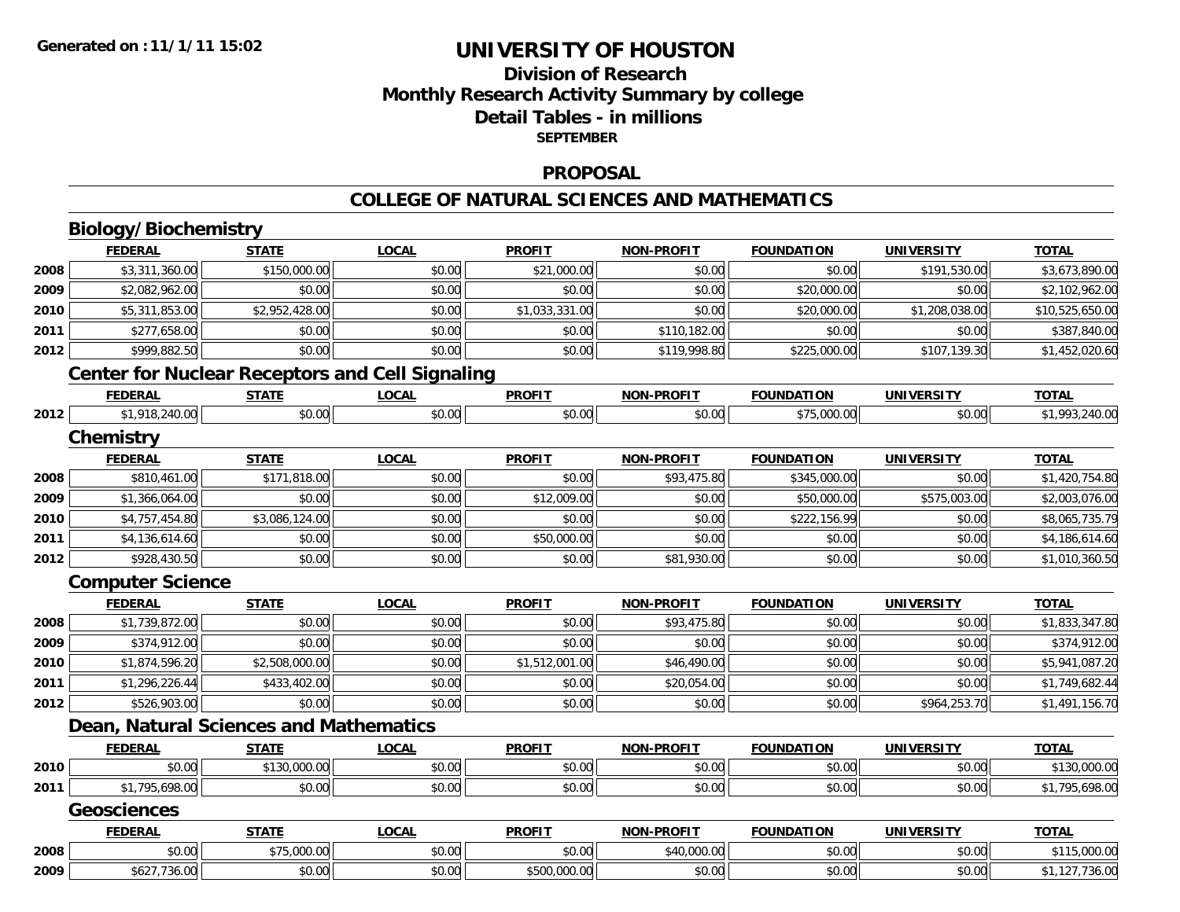**Generated on :11/1/11 15:02**

# UNIVERSITY OF HOUSTON

## Division of Research
## Monthly Research Activity Summary by college
## Detail Tables - in millions
### SEPTEMBER

## PROPOSAL

## COLLEGE OF NATURAL SCIENCES AND MATHEMATICS

### Biology/Biochemistry

| | FEDERAL | STATE | LOCAL | PROFIT | NON-PROFIT | FOUNDATION | UNIVERSITY | TOTAL |
|---|---|---|---|---|---|---|---|---|
| 2008 | $3,311,360.00 | $150,000.00 | $0.00 | $21,000.00 | $0.00 | $0.00 | $191,530.00 | $3,673,890.00 |
| 2009 | $2,082,962.00 | $0.00 | $0.00 | $0.00 | $0.00 | $20,000.00 | $0.00 | $2,102,962.00 |
| 2010 | $5,311,853.00 | $2,952,428.00 | $0.00 | $1,033,331.00 | $0.00 | $20,000.00 | $1,208,038.00 | $10,525,650.00 |
| 2011 | $277,658.00 | $0.00 | $0.00 | $0.00 | $110,182.00 | $0.00 | $0.00 | $387,840.00 |
| 2012 | $999,882.50 | $0.00 | $0.00 | $0.00 | $119,998.80 | $225,000.00 | $107,139.30 | $1,452,020.60 |

### Center for Nuclear Receptors and Cell Signaling

| | FEDERAL | STATE | LOCAL | PROFIT | NON-PROFIT | FOUNDATION | UNIVERSITY | TOTAL |
|---|---|---|---|---|---|---|---|---|
| 2012 | $1,918,240.00 | $0.00 | $0.00 | $0.00 | $0.00 | $75,000.00 | $0.00 | $1,993,240.00 |

### Chemistry

| | FEDERAL | STATE | LOCAL | PROFIT | NON-PROFIT | FOUNDATION | UNIVERSITY | TOTAL |
|---|---|---|---|---|---|---|---|---|
| 2008 | $810,461.00 | $171,818.00 | $0.00 | $0.00 | $93,475.80 | $345,000.00 | $0.00 | $1,420,754.80 |
| 2009 | $1,366,064.00 | $0.00 | $0.00 | $12,009.00 | $0.00 | $50,000.00 | $575,003.00 | $2,003,076.00 |
| 2010 | $4,757,454.80 | $3,086,124.00 | $0.00 | $0.00 | $0.00 | $222,156.99 | $0.00 | $8,065,735.79 |
| 2011 | $4,136,614.60 | $0.00 | $0.00 | $50,000.00 | $0.00 | $0.00 | $0.00 | $4,186,614.60 |
| 2012 | $928,430.50 | $0.00 | $0.00 | $0.00 | $81,930.00 | $0.00 | $0.00 | $1,010,360.50 |

### Computer Science

| | FEDERAL | STATE | LOCAL | PROFIT | NON-PROFIT | FOUNDATION | UNIVERSITY | TOTAL |
|---|---|---|---|---|---|---|---|---|
| 2008 | $1,739,872.00 | $0.00 | $0.00 | $0.00 | $93,475.80 | $0.00 | $0.00 | $1,833,347.80 |
| 2009 | $374,912.00 | $0.00 | $0.00 | $0.00 | $0.00 | $0.00 | $0.00 | $374,912.00 |
| 2010 | $1,874,596.20 | $2,508,000.00 | $0.00 | $1,512,001.00 | $46,490.00 | $0.00 | $0.00 | $5,941,087.20 |
| 2011 | $1,296,226.44 | $433,402.00 | $0.00 | $0.00 | $20,054.00 | $0.00 | $0.00 | $1,749,682.44 |
| 2012 | $526,903.00 | $0.00 | $0.00 | $0.00 | $0.00 | $0.00 | $964,253.70 | $1,491,156.70 |

### Dean, Natural Sciences and Mathematics

| | FEDERAL | STATE | LOCAL | PROFIT | NON-PROFIT | FOUNDATION | UNIVERSITY | TOTAL |
|---|---|---|---|---|---|---|---|---|
| 2010 | $0.00 | $130,000.00 | $0.00 | $0.00 | $0.00 | $0.00 | $0.00 | $130,000.00 |
| 2011 | $1,795,698.00 | $0.00 | $0.00 | $0.00 | $0.00 | $0.00 | $0.00 | $1,795,698.00 |

### Geosciences

| | FEDERAL | STATE | LOCAL | PROFIT | NON-PROFIT | FOUNDATION | UNIVERSITY | TOTAL |
|---|---|---|---|---|---|---|---|---|
| 2008 | $0.00 | $75,000.00 | $0.00 | $0.00 | $40,000.00 | $0.00 | $0.00 | $115,000.00 |
| 2009 | $627,736.00 | $0.00 | $0.00 | $500,000.00 | $0.00 | $0.00 | $0.00 | $1,127,736.00 |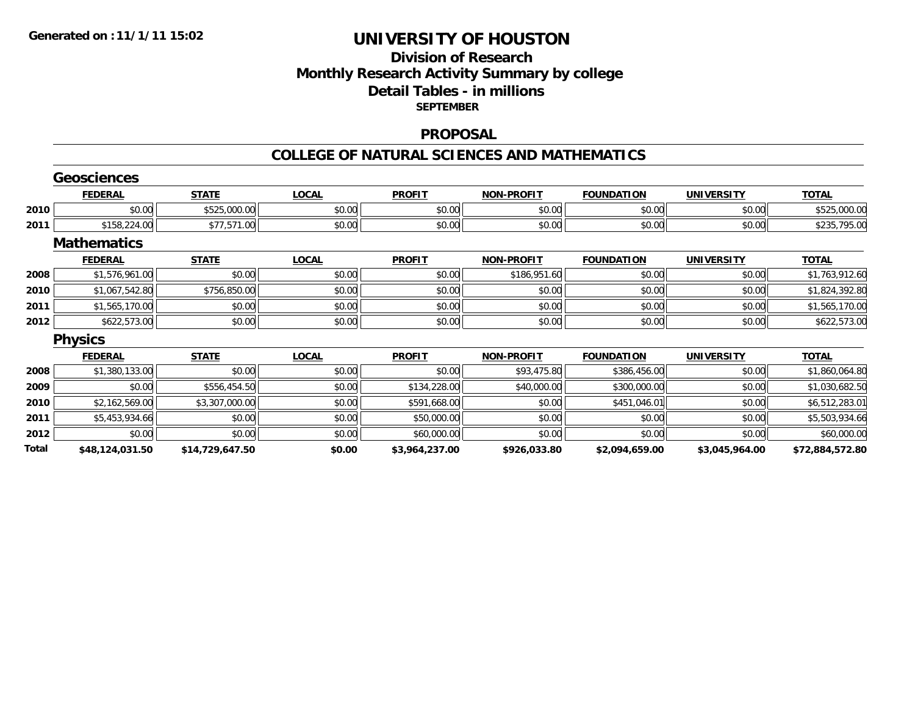**Generated on :11/1/11 15:02**

# UNIVERSITY OF HOUSTON

## Division of Research
## Monthly Research Activity Summary by college
## Detail Tables - in millions
### SEPTEMBER

### PROPOSAL

### COLLEGE OF NATURAL SCIENCES AND MATHEMATICS

#### Geosciences

| | FEDERAL | STATE | LOCAL | PROFIT | NON-PROFIT | FOUNDATION | UNIVERSITY | TOTAL |
|---|---|---|---|---|---|---|---|---|
| 2010 | $0.00 | $525,000.00 | $0.00 | $0.00 | $0.00 | $0.00 | $0.00 | $525,000.00 |
| 2011 | $158,224.00 | $77,571.00 | $0.00 | $0.00 | $0.00 | $0.00 | $0.00 | $235,795.00 |

#### Mathematics

| | FEDERAL | STATE | LOCAL | PROFIT | NON-PROFIT | FOUNDATION | UNIVERSITY | TOTAL |
|---|---|---|---|---|---|---|---|---|
| 2008 | $1,576,961.00 | $0.00 | $0.00 | $0.00 | $186,951.60 | $0.00 | $0.00 | $1,763,912.60 |
| 2010 | $1,067,542.80 | $756,850.00 | $0.00 | $0.00 | $0.00 | $0.00 | $0.00 | $1,824,392.80 |
| 2011 | $1,565,170.00 | $0.00 | $0.00 | $0.00 | $0.00 | $0.00 | $0.00 | $1,565,170.00 |
| 2012 | $622,573.00 | $0.00 | $0.00 | $0.00 | $0.00 | $0.00 | $0.00 | $622,573.00 |

#### Physics

| | FEDERAL | STATE | LOCAL | PROFIT | NON-PROFIT | FOUNDATION | UNIVERSITY | TOTAL |
|---|---|---|---|---|---|---|---|---|
| 2008 | $1,380,133.00 | $0.00 | $0.00 | $0.00 | $93,475.80 | $386,456.00 | $0.00 | $1,860,064.80 |
| 2009 | $0.00 | $556,454.50 | $0.00 | $134,228.00 | $40,000.00 | $300,000.00 | $0.00 | $1,030,682.50 |
| 2010 | $2,162,569.00 | $3,307,000.00 | $0.00 | $591,668.00 | $0.00 | $451,046.01 | $0.00 | $6,512,283.01 |
| 2011 | $5,453,934.66 | $0.00 | $0.00 | $50,000.00 | $0.00 | $0.00 | $0.00 | $5,503,934.66 |
| 2012 | $0.00 | $0.00 | $0.00 | $60,000.00 | $0.00 | $0.00 | $0.00 | $60,000.00 |
| **Total** | **$48,124,031.50** | **$14,729,647.50** | **$0.00** | **$3,964,237.00** | **$926,033.80** | **$2,094,659.00** | **$3,045,964.00** | **$72,884,572.80** |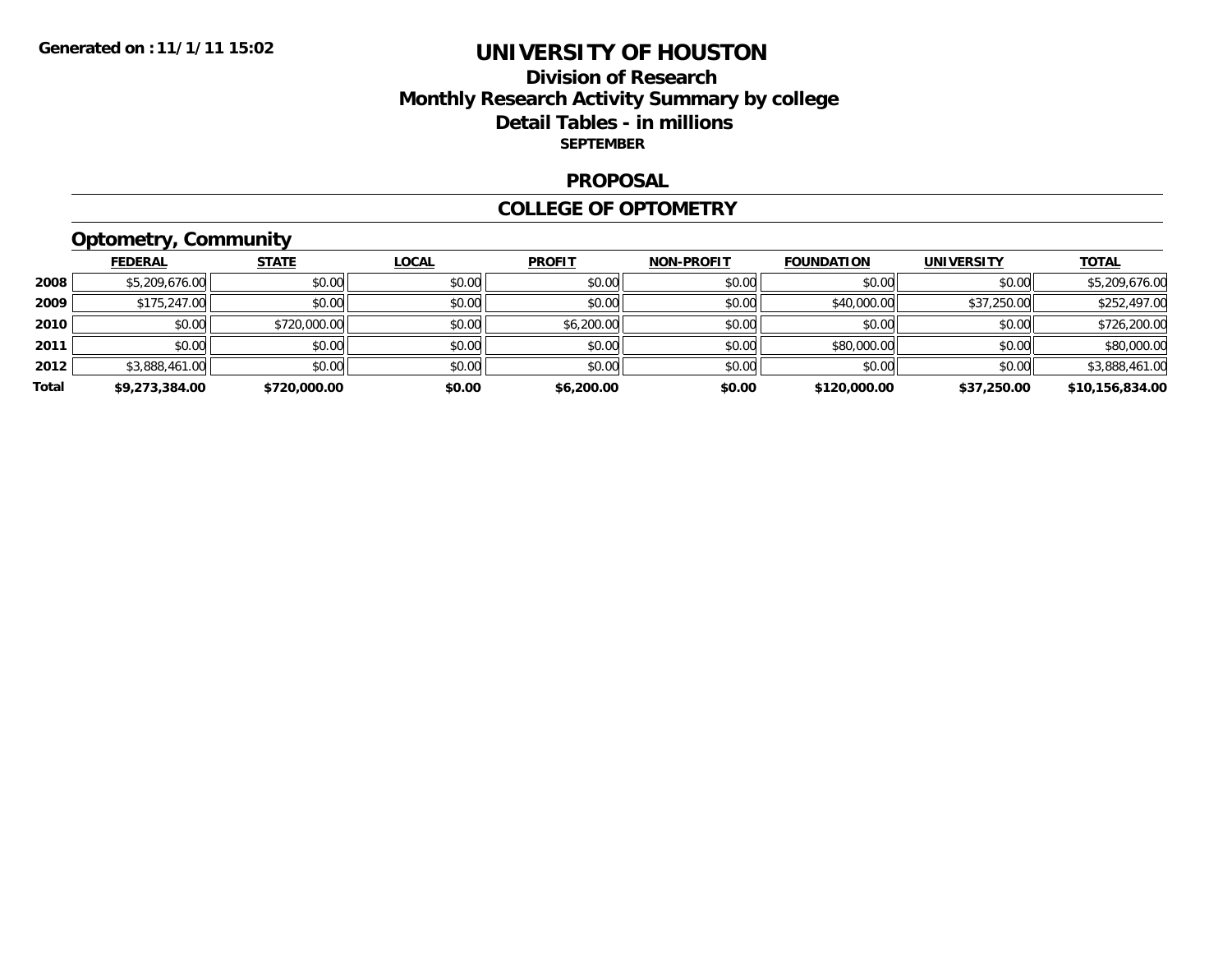Generated on :11/1/11 15:02

# UNIVERSITY OF HOUSTON

## Division of Research
## Monthly Research Activity Summary by college
## Detail Tables - in millions
**SEPTEMBER**

## PROPOSAL

## COLLEGE OF OPTOMETRY

### Optometry, Community

| | FEDERAL | STATE | LOCAL | PROFIT | NON-PROFIT | FOUNDATION | UNIVERSITY | TOTAL |
|---|---|---|---|---|---|---|---|---|
| 2008 | $5,209,676.00 | $0.00 | $0.00 | $0.00 | $0.00 | $0.00 | $0.00 | $5,209,676.00 |
| 2009 | $175,247.00 | $0.00 | $0.00 | $0.00 | $0.00 | $40,000.00 | $37,250.00 | $252,497.00 |
| 2010 | $0.00 | $720,000.00 | $0.00 | $6,200.00 | $0.00 | $0.00 | $0.00 | $726,200.00 |
| 2011 | $0.00 | $0.00 | $0.00 | $0.00 | $0.00 | $80,000.00 | $0.00 | $80,000.00 |
| 2012 | $3,888,461.00 | $0.00 | $0.00 | $0.00 | $0.00 | $0.00 | $0.00 | $3,888,461.00 |
| **Total** | **$9,273,384.00** | **$720,000.00** | **$0.00** | **$6,200.00** | **$0.00** | **$120,000.00** | **$37,250.00** | **$10,156,834.00** |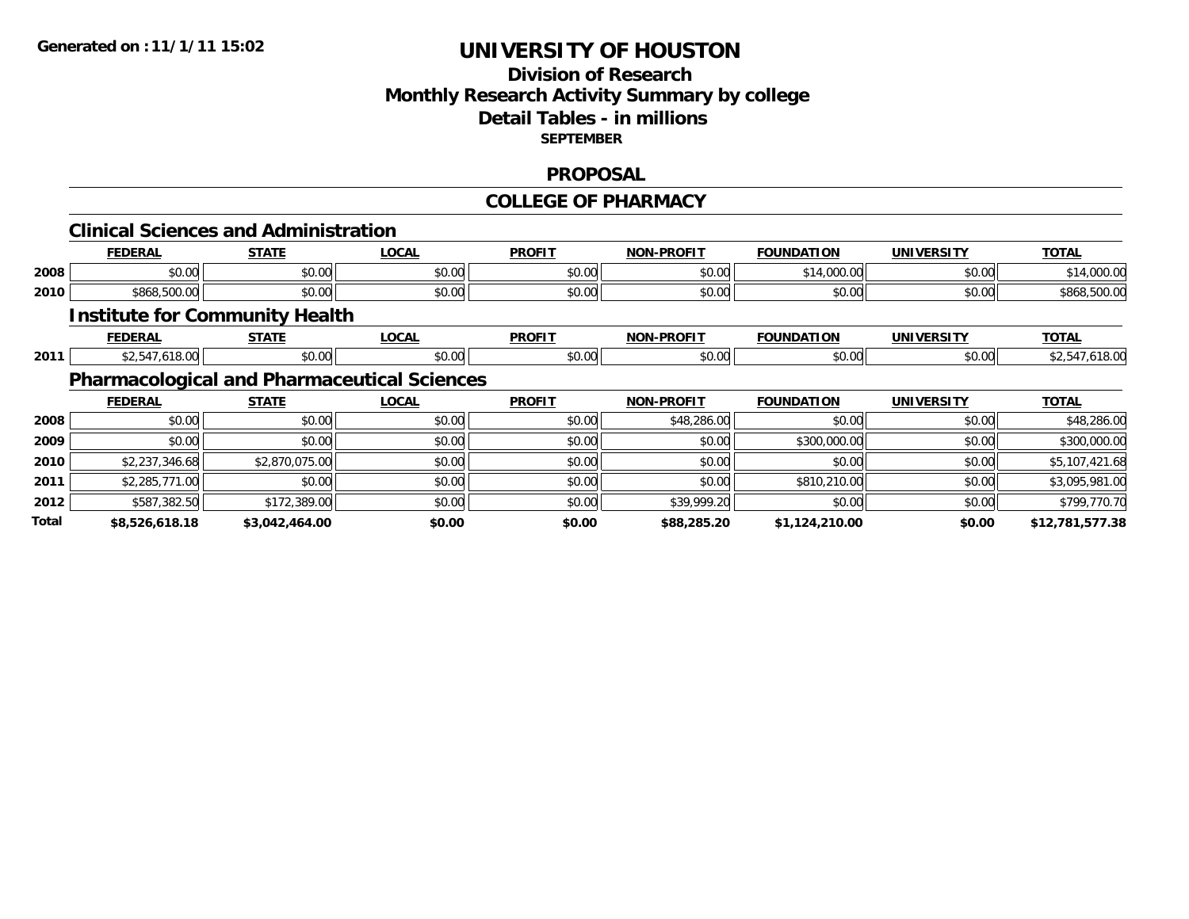**Generated on :11/1/11 15:02**

# UNIVERSITY OF HOUSTON

## Division of Research
## Monthly Research Activity Summary by college
## Detail Tables - in millions
**SEPTEMBER**

## PROPOSAL

## COLLEGE OF PHARMACY

### Clinical Sciences and Administration

| | FEDERAL | STATE | LOCAL | PROFIT | NON-PROFIT | FOUNDATION | UNIVERSITY | TOTAL |
|---|---|---|---|---|---|---|---|---|
| 2008 | $0.00 | $0.00 | $0.00 | $0.00 | $0.00 | $14,000.00 | $0.00 | $14,000.00 |
| 2010 | $868,500.00 | $0.00 | $0.00 | $0.00 | $0.00 | $0.00 | $0.00 | $868,500.00 |

### Institute for Community Health

| | FEDERAL | STATE | LOCAL | PROFIT | NON-PROFIT | FOUNDATION | UNIVERSITY | TOTAL |
|---|---|---|---|---|---|---|---|---|
| 2011 | $2,547,618.00 | $0.00 | $0.00 | $0.00 | $0.00 | $0.00 | $0.00 | $2,547,618.00 |

### Pharmacological and Pharmaceutical Sciences

| | FEDERAL | STATE | LOCAL | PROFIT | NON-PROFIT | FOUNDATION | UNIVERSITY | TOTAL |
|---|---|---|---|---|---|---|---|---|
| 2008 | $0.00 | $0.00 | $0.00 | $0.00 | $48,286.00 | $0.00 | $0.00 | $48,286.00 |
| 2009 | $0.00 | $0.00 | $0.00 | $0.00 | $0.00 | $300,000.00 | $0.00 | $300,000.00 |
| 2010 | $2,237,346.68 | $2,870,075.00 | $0.00 | $0.00 | $0.00 | $0.00 | $0.00 | $5,107,421.68 |
| 2011 | $2,285,771.00 | $0.00 | $0.00 | $0.00 | $0.00 | $810,210.00 | $0.00 | $3,095,981.00 |
| 2012 | $587,382.50 | $172,389.00 | $0.00 | $0.00 | $39,999.20 | $0.00 | $0.00 | $799,770.70 |
| **Total** | **$8,526,618.18** | **$3,042,464.00** | **$0.00** | **$0.00** | **$88,285.20** | **$1,124,210.00** | **$0.00** | **$12,781,577.38** |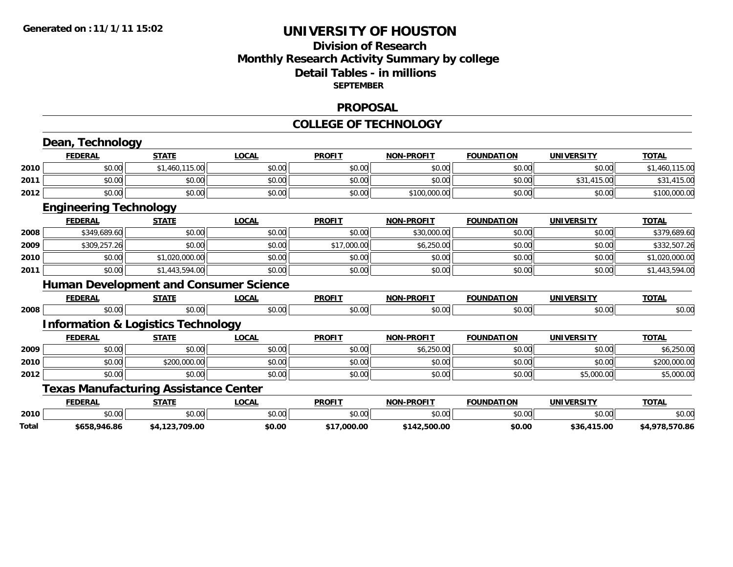**Generated on :11/1/11 15:02**

# UNIVERSITY OF HOUSTON

## Division of Research
## Monthly Research Activity Summary by college
## Detail Tables - in millions
### SEPTEMBER

### PROPOSAL

### COLLEGE OF TECHNOLOGY

#### Dean, Technology

| | FEDERAL | STATE | LOCAL | PROFIT | NON-PROFIT | FOUNDATION | UNIVERSITY | TOTAL |
|---|---|---|---|---|---|---|---|---|
| 2010 | $0.00 | $1,460,115.00 | $0.00 | $0.00 | $0.00 | $0.00 | $0.00 | $1,460,115.00 |
| 2011 | $0.00 | $0.00 | $0.00 | $0.00 | $0.00 | $0.00 | $31,415.00 | $31,415.00 |
| 2012 | $0.00 | $0.00 | $0.00 | $0.00 | $100,000.00 | $0.00 | $0.00 | $100,000.00 |

#### Engineering Technology

| | FEDERAL | STATE | LOCAL | PROFIT | NON-PROFIT | FOUNDATION | UNIVERSITY | TOTAL |
|---|---|---|---|---|---|---|---|---|
| 2008 | $349,689.60 | $0.00 | $0.00 | $0.00 | $30,000.00 | $0.00 | $0.00 | $379,689.60 |
| 2009 | $309,257.26 | $0.00 | $0.00 | $17,000.00 | $6,250.00 | $0.00 | $0.00 | $332,507.26 |
| 2010 | $0.00 | $1,020,000.00 | $0.00 | $0.00 | $0.00 | $0.00 | $0.00 | $1,020,000.00 |
| 2011 | $0.00 | $1,443,594.00 | $0.00 | $0.00 | $0.00 | $0.00 | $0.00 | $1,443,594.00 |

#### Human Development and Consumer Science

| | FEDERAL | STATE | LOCAL | PROFIT | NON-PROFIT | FOUNDATION | UNIVERSITY | TOTAL |
|---|---|---|---|---|---|---|---|---|
| 2008 | $0.00 | $0.00 | $0.00 | $0.00 | $0.00 | $0.00 | $0.00 | $0.00 |

#### Information & Logistics Technology

| | FEDERAL | STATE | LOCAL | PROFIT | NON-PROFIT | FOUNDATION | UNIVERSITY | TOTAL |
|---|---|---|---|---|---|---|---|---|
| 2009 | $0.00 | $0.00 | $0.00 | $0.00 | $6,250.00 | $0.00 | $0.00 | $6,250.00 |
| 2010 | $0.00 | $200,000.00 | $0.00 | $0.00 | $0.00 | $0.00 | $0.00 | $200,000.00 |
| 2012 | $0.00 | $0.00 | $0.00 | $0.00 | $0.00 | $0.00 | $5,000.00 | $5,000.00 |

#### Texas Manufacturing Assistance Center

| | FEDERAL | STATE | LOCAL | PROFIT | NON-PROFIT | FOUNDATION | UNIVERSITY | TOTAL |
|---|---|---|---|---|---|---|---|---|
| 2010 | $0.00 | $0.00 | $0.00 | $0.00 | $0.00 | $0.00 | $0.00 | $0.00 |
| **Total** | **$658,946.86** | **$4,123,709.00** | **$0.00** | **$17,000.00** | **$142,500.00** | **$0.00** | **$36,415.00** | **$4,978,570.86** |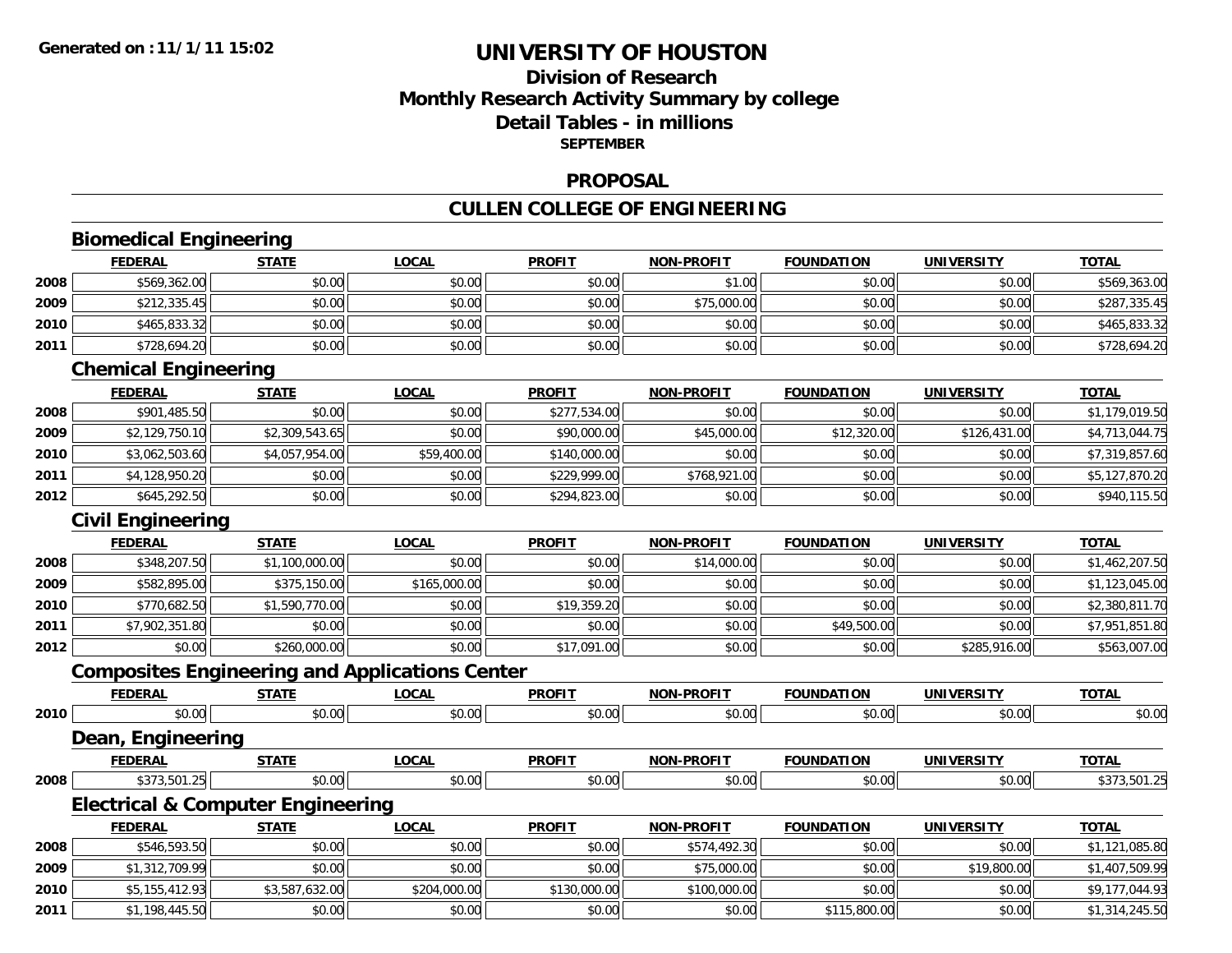**Generated on : 11/1/11 15:02**

# UNIVERSITY OF HOUSTON

## Division of Research
## Monthly Research Activity Summary by college
## Detail Tables - in millions
**SEPTEMBER**

## PROPOSAL

## CULLEN COLLEGE OF ENGINEERING

### Biomedical Engineering

| | FEDERAL | STATE | LOCAL | PROFIT | NON-PROFIT | FOUNDATION | UNIVERSITY | TOTAL |
|---|---|---|---|---|---|---|---|---|
| 2008 | $569,362.00 | $0.00 | $0.00 | $0.00 | $1.00 | $0.00 | $0.00 | $569,363.00 |
| 2009 | $212,335.45 | $0.00 | $0.00 | $0.00 | $75,000.00 | $0.00 | $0.00 | $287,335.45 |
| 2010 | $465,833.32 | $0.00 | $0.00 | $0.00 | $0.00 | $0.00 | $0.00 | $465,833.32 |
| 2011 | $728,694.20 | $0.00 | $0.00 | $0.00 | $0.00 | $0.00 | $0.00 | $728,694.20 |

### Chemical Engineering

| | FEDERAL | STATE | LOCAL | PROFIT | NON-PROFIT | FOUNDATION | UNIVERSITY | TOTAL |
|---|---|---|---|---|---|---|---|---|
| 2008 | $901,485.50 | $0.00 | $0.00 | $277,534.00 | $0.00 | $0.00 | $0.00 | $1,179,019.50 |
| 2009 | $2,129,750.10 | $2,309,543.65 | $0.00 | $90,000.00 | $45,000.00 | $12,320.00 | $126,431.00 | $4,713,044.75 |
| 2010 | $3,062,503.60 | $4,057,954.00 | $59,400.00 | $140,000.00 | $0.00 | $0.00 | $0.00 | $7,319,857.60 |
| 2011 | $4,128,950.20 | $0.00 | $0.00 | $229,999.00 | $768,921.00 | $0.00 | $0.00 | $5,127,870.20 |
| 2012 | $645,292.50 | $0.00 | $0.00 | $294,823.00 | $0.00 | $0.00 | $0.00 | $940,115.50 |

### Civil Engineering

| | FEDERAL | STATE | LOCAL | PROFIT | NON-PROFIT | FOUNDATION | UNIVERSITY | TOTAL |
|---|---|---|---|---|---|---|---|---|
| 2008 | $348,207.50 | $1,100,000.00 | $0.00 | $0.00 | $14,000.00 | $0.00 | $0.00 | $1,462,207.50 |
| 2009 | $582,895.00 | $375,150.00 | $165,000.00 | $0.00 | $0.00 | $0.00 | $0.00 | $1,123,045.00 |
| 2010 | $770,682.50 | $1,590,770.00 | $0.00 | $19,359.20 | $0.00 | $0.00 | $0.00 | $2,380,811.70 |
| 2011 | $7,902,351.80 | $0.00 | $0.00 | $0.00 | $0.00 | $49,500.00 | $0.00 | $7,951,851.80 |
| 2012 | $0.00 | $260,000.00 | $0.00 | $17,091.00 | $0.00 | $0.00 | $285,916.00 | $563,007.00 |

### Composites Engineering and Applications Center

| | FEDERAL | STATE | LOCAL | PROFIT | NON-PROFIT | FOUNDATION | UNIVERSITY | TOTAL |
|---|---|---|---|---|---|---|---|---|
| 2010 | $0.00 | $0.00 | $0.00 | $0.00 | $0.00 | $0.00 | $0.00 | $0.00 |

### Dean, Engineering

| | FEDERAL | STATE | LOCAL | PROFIT | NON-PROFIT | FOUNDATION | UNIVERSITY | TOTAL |
|---|---|---|---|---|---|---|---|---|
| 2008 | $373,501.25 | $0.00 | $0.00 | $0.00 | $0.00 | $0.00 | $0.00 | $373,501.25 |

### Electrical & Computer Engineering

| | FEDERAL | STATE | LOCAL | PROFIT | NON-PROFIT | FOUNDATION | UNIVERSITY | TOTAL |
|---|---|---|---|---|---|---|---|---|
| 2008 | $546,593.50 | $0.00 | $0.00 | $0.00 | $574,492.30 | $0.00 | $0.00 | $1,121,085.80 |
| 2009 | $1,312,709.99 | $0.00 | $0.00 | $0.00 | $75,000.00 | $0.00 | $19,800.00 | $1,407,509.99 |
| 2010 | $5,155,412.93 | $3,587,632.00 | $204,000.00 | $130,000.00 | $100,000.00 | $0.00 | $0.00 | $9,177,044.93 |
| 2011 | $1,198,445.50 | $0.00 | $0.00 | $0.00 | $0.00 | $115,800.00 | $0.00 | $1,314,245.50 |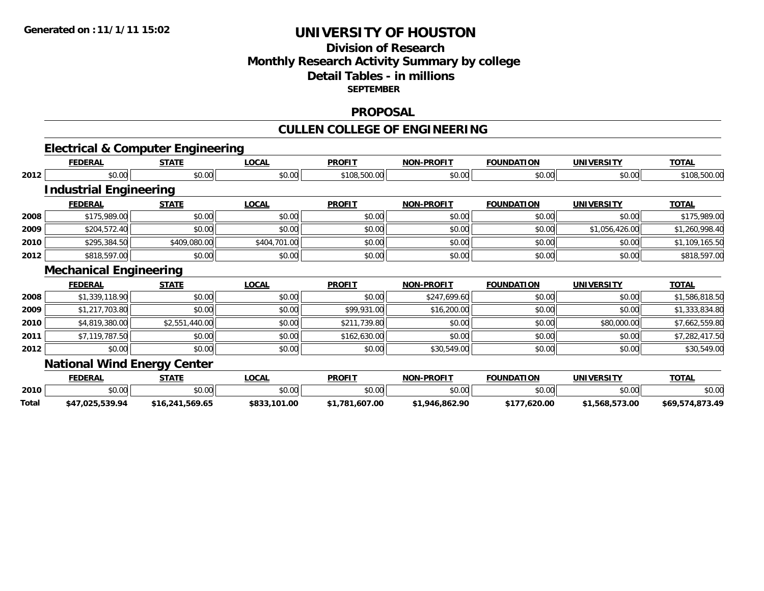**Generated on :11/1/11 15:02**

# UNIVERSITY OF HOUSTON

## Division of Research
## Monthly Research Activity Summary by college
## Detail Tables - in millions
### SEPTEMBER

## PROPOSAL

## CULLEN COLLEGE OF ENGINEERING

### Electrical & Computer Engineering

| | FEDERAL | STATE | LOCAL | PROFIT | NON-PROFIT | FOUNDATION | UNIVERSITY | TOTAL |
|---|---|---|---|---|---|---|---|---|
| 2012 | $0.00 | $0.00 | $0.00 | $108,500.00 | $0.00 | $0.00 | $0.00 | $108,500.00 |

### Industrial Engineering

| | FEDERAL | STATE | LOCAL | PROFIT | NON-PROFIT | FOUNDATION | UNIVERSITY | TOTAL |
|---|---|---|---|---|---|---|---|---|
| 2008 | $175,989.00 | $0.00 | $0.00 | $0.00 | $0.00 | $0.00 | $0.00 | $175,989.00 |
| 2009 | $204,572.40 | $0.00 | $0.00 | $0.00 | $0.00 | $0.00 | $1,056,426.00 | $1,260,998.40 |
| 2010 | $295,384.50 | $409,080.00 | $404,701.00 | $0.00 | $0.00 | $0.00 | $0.00 | $1,109,165.50 |
| 2012 | $818,597.00 | $0.00 | $0.00 | $0.00 | $0.00 | $0.00 | $0.00 | $818,597.00 |

### Mechanical Engineering

| | FEDERAL | STATE | LOCAL | PROFIT | NON-PROFIT | FOUNDATION | UNIVERSITY | TOTAL |
|---|---|---|---|---|---|---|---|---|
| 2008 | $1,339,118.90 | $0.00 | $0.00 | $0.00 | $247,699.60 | $0.00 | $0.00 | $1,586,818.50 |
| 2009 | $1,217,703.80 | $0.00 | $0.00 | $99,931.00 | $16,200.00 | $0.00 | $0.00 | $1,333,834.80 |
| 2010 | $4,819,380.00 | $2,551,440.00 | $0.00 | $211,739.80 | $0.00 | $0.00 | $80,000.00 | $7,662,559.80 |
| 2011 | $7,119,787.50 | $0.00 | $0.00 | $162,630.00 | $0.00 | $0.00 | $0.00 | $7,282,417.50 |
| 2012 | $0.00 | $0.00 | $0.00 | $0.00 | $30,549.00 | $0.00 | $0.00 | $30,549.00 |

### National Wind Energy Center

| | FEDERAL | STATE | LOCAL | PROFIT | NON-PROFIT | FOUNDATION | UNIVERSITY | TOTAL |
|---|---|---|---|---|---|---|---|---|
| 2010 | $0.00 | $0.00 | $0.00 | $0.00 | $0.00 | $0.00 | $0.00 | $0.00 |
| **Total** | **$47,025,539.94** | **$16,241,569.65** | **$833,101.00** | **$1,781,607.00** | **$1,946,862.90** | **$177,620.00** | **$1,568,573.00** | **$69,574,873.49** |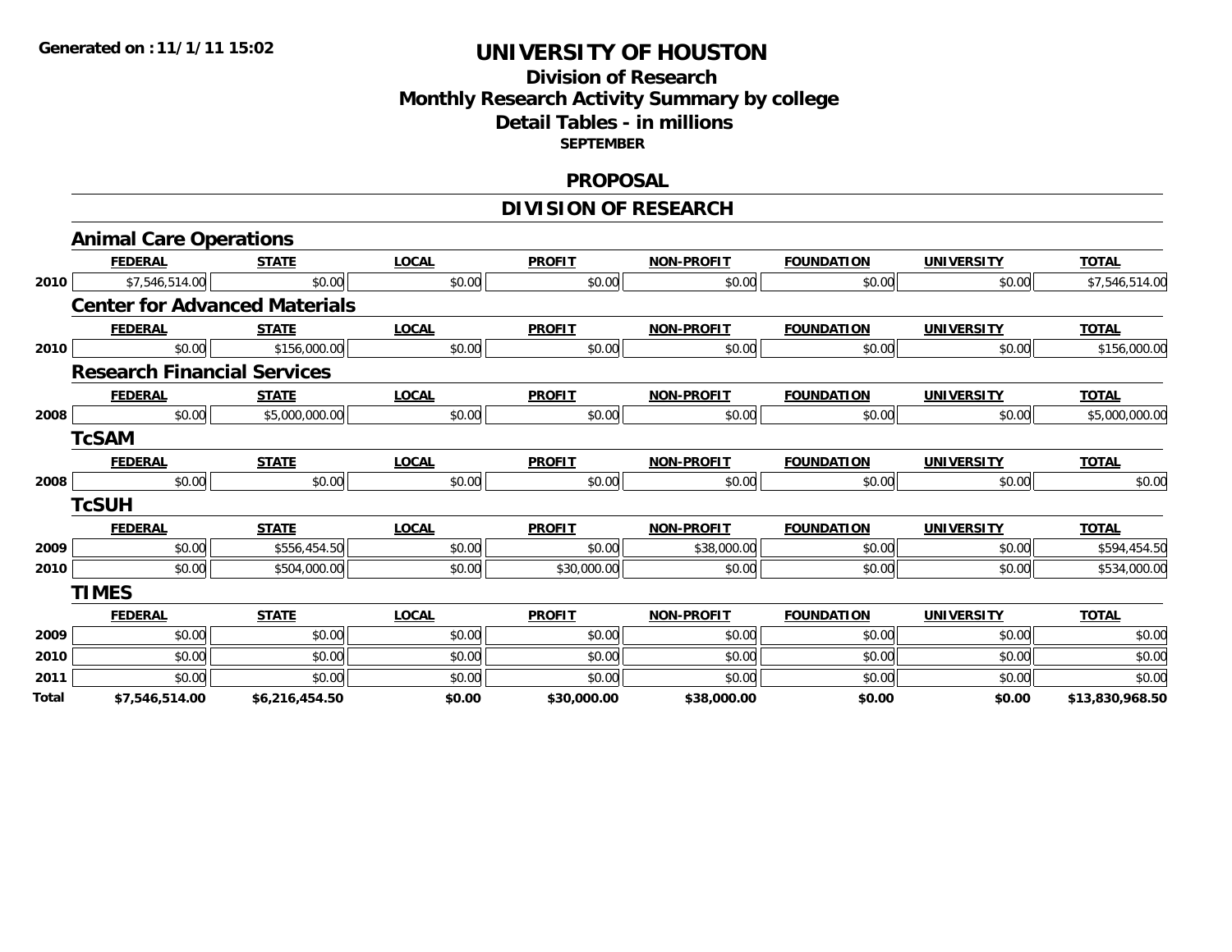Generated on :11/1/11 15:02

# UNIVERSITY OF HOUSTON

## Division of Research
## Monthly Research Activity Summary by college
## Detail Tables - in millions
### SEPTEMBER

## PROPOSAL

## DIVISION OF RESEARCH

### Animal Care Operations

| | FEDERAL | STATE | LOCAL | PROFIT | NON-PROFIT | FOUNDATION | UNIVERSITY | TOTAL |
|---|---|---|---|---|---|---|---|---|
| 2010 | $7,546,514.00 | $0.00 | $0.00 | $0.00 | $0.00 | $0.00 | $0.00 | $7,546,514.00 |

### Center for Advanced Materials

| | FEDERAL | STATE | LOCAL | PROFIT | NON-PROFIT | FOUNDATION | UNIVERSITY | TOTAL |
|---|---|---|---|---|---|---|---|---|
| 2010 | $0.00 | $156,000.00 | $0.00 | $0.00 | $0.00 | $0.00 | $0.00 | $156,000.00 |

### Research Financial Services

| | FEDERAL | STATE | LOCAL | PROFIT | NON-PROFIT | FOUNDATION | UNIVERSITY | TOTAL |
|---|---|---|---|---|---|---|---|---|
| 2008 | $0.00 | $5,000,000.00 | $0.00 | $0.00 | $0.00 | $0.00 | $0.00 | $5,000,000.00 |

### TcSAM

| | FEDERAL | STATE | LOCAL | PROFIT | NON-PROFIT | FOUNDATION | UNIVERSITY | TOTAL |
|---|---|---|---|---|---|---|---|---|
| 2008 | $0.00 | $0.00 | $0.00 | $0.00 | $0.00 | $0.00 | $0.00 | $0.00 |

### TcSUH

| | FEDERAL | STATE | LOCAL | PROFIT | NON-PROFIT | FOUNDATION | UNIVERSITY | TOTAL |
|---|---|---|---|---|---|---|---|---|
| 2009 | $0.00 | $556,454.50 | $0.00 | $0.00 | $38,000.00 | $0.00 | $0.00 | $594,454.50 |
| 2010 | $0.00 | $504,000.00 | $0.00 | $30,000.00 | $0.00 | $0.00 | $0.00 | $534,000.00 |

### TIMES

| | FEDERAL | STATE | LOCAL | PROFIT | NON-PROFIT | FOUNDATION | UNIVERSITY | TOTAL |
|---|---|---|---|---|---|---|---|---|
| 2009 | $0.00 | $0.00 | $0.00 | $0.00 | $0.00 | $0.00 | $0.00 | $0.00 |
| 2010 | $0.00 | $0.00 | $0.00 | $0.00 | $0.00 | $0.00 | $0.00 | $0.00 |
| 2011 | $0.00 | $0.00 | $0.00 | $0.00 | $0.00 | $0.00 | $0.00 | $0.00 |
| **Total** | **$7,546,514.00** | **$6,216,454.50** | **$0.00** | **$30,000.00** | **$38,000.00** | **$0.00** | **$0.00** | **$13,830,968.50** |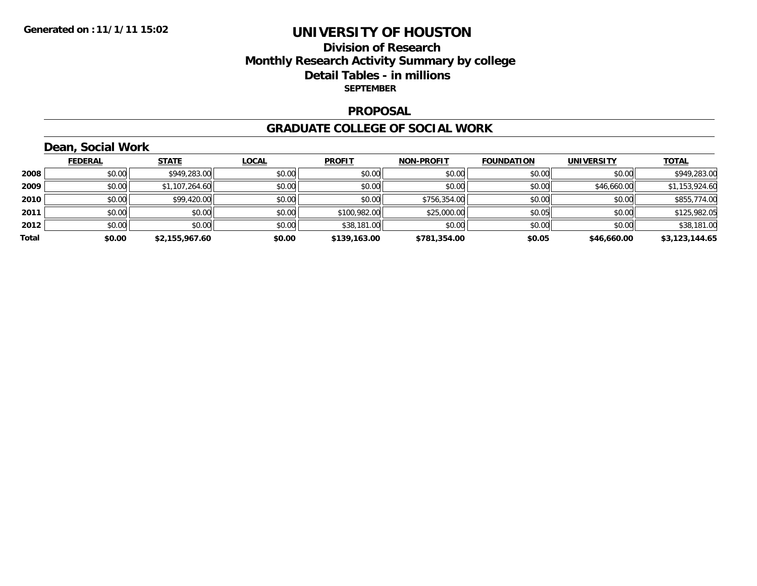Generated on :11/1/11 15:02

# UNIVERSITY OF HOUSTON

## Division of Research
## Monthly Research Activity Summary by college
## Detail Tables - in millions

**SEPTEMBER**

## PROPOSAL

## GRADUATE COLLEGE OF SOCIAL WORK

### Dean, Social Work

| | FEDERAL | STATE | LOCAL | PROFIT | NON-PROFIT | FOUNDATION | UNIVERSITY | TOTAL |
|---|---|---|---|---|---|---|---|---|
| 2008 | $0.00 | $949,283.00 | $0.00 | $0.00 | $0.00 | $0.00 | $0.00 | $949,283.00 |
| 2009 | $0.00 | $1,107,264.60 | $0.00 | $0.00 | $0.00 | $0.00 | $46,660.00 | $1,153,924.60 |
| 2010 | $0.00 | $99,420.00 | $0.00 | $0.00 | $756,354.00 | $0.00 | $0.00 | $855,774.00 |
| 2011 | $0.00 | $0.00 | $0.00 | $100,982.00 | $25,000.00 | $0.05 | $0.00 | $125,982.05 |
| 2012 | $0.00 | $0.00 | $0.00 | $38,181.00 | $0.00 | $0.00 | $0.00 | $38,181.00 |
| **Total** | **$0.00** | **$2,155,967.60** | **$0.00** | **$139,163.00** | **$781,354.00** | **$0.05** | **$46,660.00** | **$3,123,144.65** |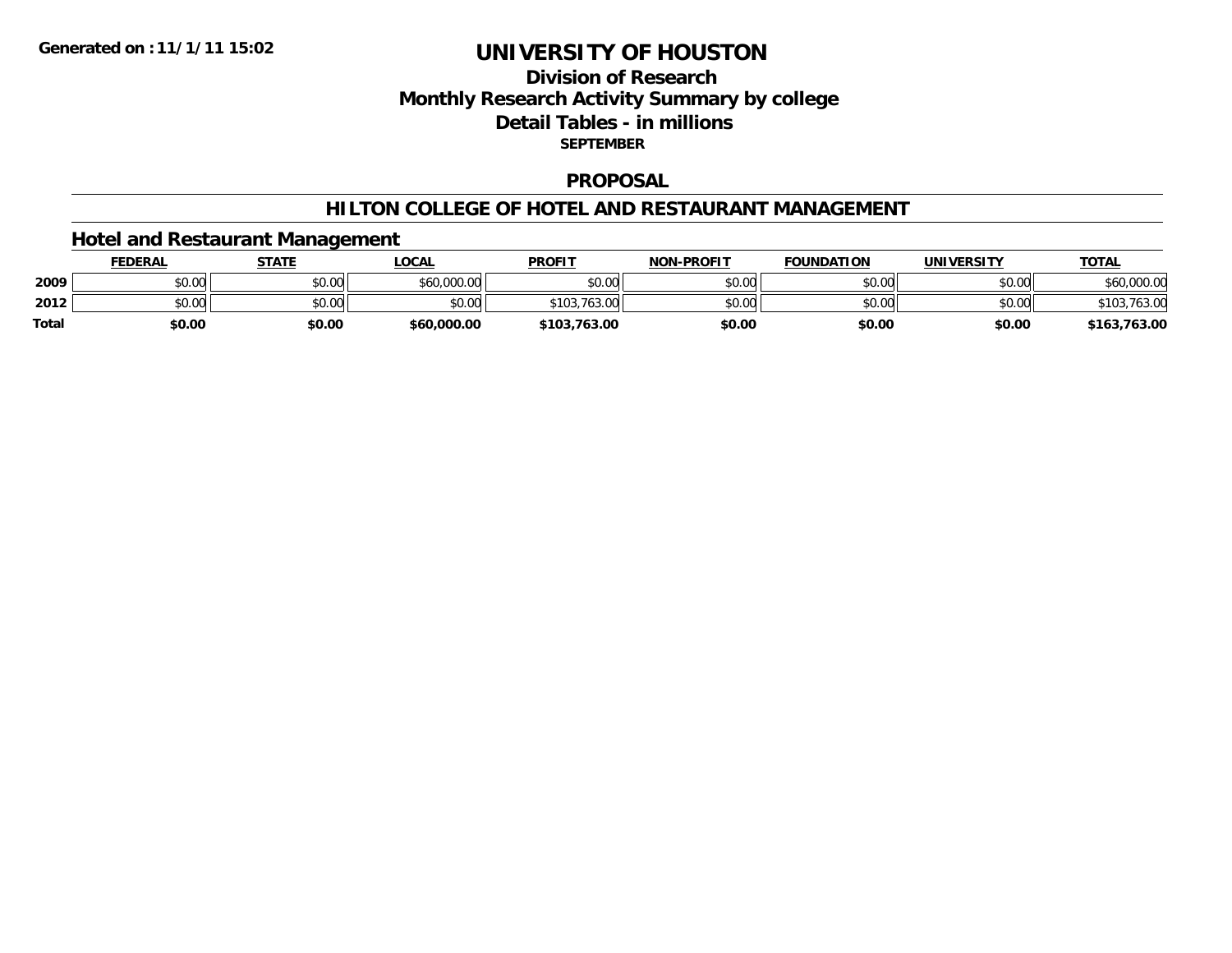**Generated on :11/1/11 15:02**

# UNIVERSITY OF HOUSTON

## Division of Research
## Monthly Research Activity Summary by college
## Detail Tables - in millions
### SEPTEMBER

### PROPOSAL

### HILTON COLLEGE OF HOTEL AND RESTAURANT MANAGEMENT

#### Hotel and Restaurant Management

| | FEDERAL | STATE | LOCAL | PROFIT | NON-PROFIT | FOUNDATION | UNIVERSITY | TOTAL |
|---|---|---|---|---|---|---|---|---|
| 2009 | $0.00 | $0.00 | $60,000.00 | $0.00 | $0.00 | $0.00 | $0.00 | $60,000.00 |
| 2012 | $0.00 | $0.00 | $0.00 | $103,763.00 | $0.00 | $0.00 | $0.00 | $103,763.00 |
| **Total** | **$0.00** | **$0.00** | **$60,000.00** | **$103,763.00** | **$0.00** | **$0.00** | **$0.00** | **$163,763.00** |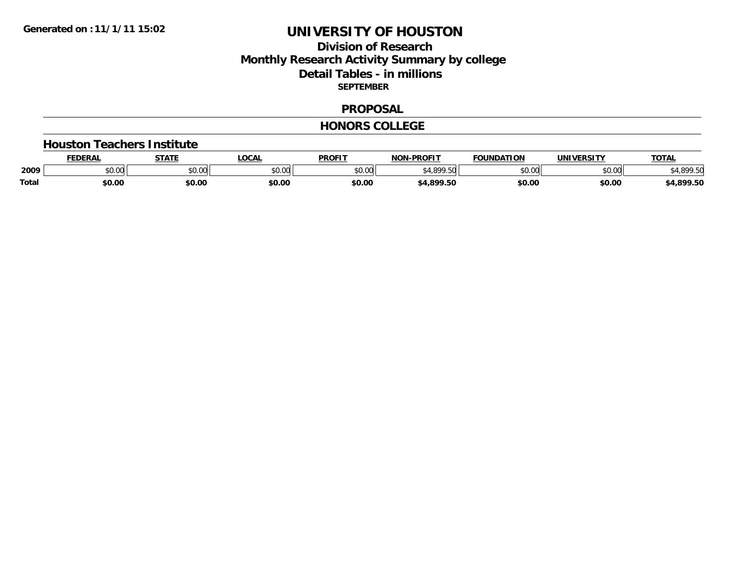Generated on :11/1/11 15:02

# UNIVERSITY OF HOUSTON

## Division of Research
## Monthly Research Activity Summary by college
## Detail Tables - in millions
### SEPTEMBER

### PROPOSAL

### HONORS COLLEGE

#### Houston Teachers Institute

| | FEDERAL | STATE | LOCAL | PROFIT | NON-PROFIT | FOUNDATION | UNIVERSITY | TOTAL |
|---|---|---|---|---|---|---|---|---|
| 2009 | $0.00 | $0.00 | $0.00 | $0.00 | $4,899.50 | $0.00 | $0.00 | $4,899.50 |
| **Total** | **$0.00** | **$0.00** | **$0.00** | **$0.00** | **$4,899.50** | **$0.00** | **$0.00** | **$4,899.50** |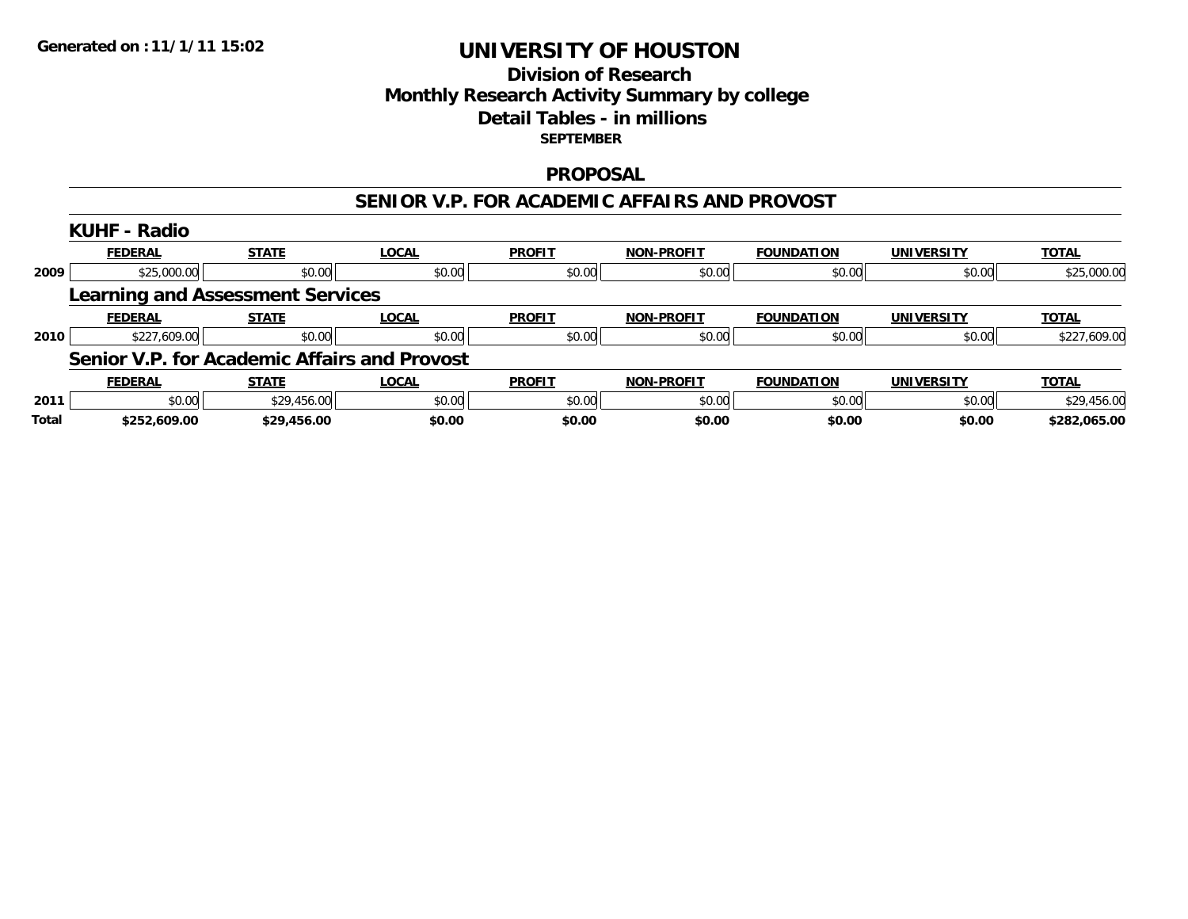**Generated on :11/1/11 15:02**

# UNIVERSITY OF HOUSTON

## Division of Research
## Monthly Research Activity Summary by college
## Detail Tables - in millions
### SEPTEMBER

## PROPOSAL

## SENIOR V.P. FOR ACADEMIC AFFAIRS AND PROVOST

### KUHF - Radio

| | FEDERAL | STATE | LOCAL | PROFIT | NON-PROFIT | FOUNDATION | UNIVERSITY | TOTAL |
|---|---|---|---|---|---|---|---|---|
| 2009 | $25,000.00 | $0.00 | $0.00 | $0.00 | $0.00 | $0.00 | $0.00 | $25,000.00 |

### Learning and Assessment Services

| | FEDERAL | STATE | LOCAL | PROFIT | NON-PROFIT | FOUNDATION | UNIVERSITY | TOTAL |
|---|---|---|---|---|---|---|---|---|
| 2010 | $227,609.00 | $0.00 | $0.00 | $0.00 | $0.00 | $0.00 | $0.00 | $227,609.00 |

### Senior V.P. for Academic Affairs and Provost

| | FEDERAL | STATE | LOCAL | PROFIT | NON-PROFIT | FOUNDATION | UNIVERSITY | TOTAL |
|---|---|---|---|---|---|---|---|---|
| 2011 | $0.00 | $29,456.00 | $0.00 | $0.00 | $0.00 | $0.00 | $0.00 | $29,456.00 |
| **Total** | **$252,609.00** | **$29,456.00** | **$0.00** | **$0.00** | **$0.00** | **$0.00** | **$0.00** | **$282,065.00** |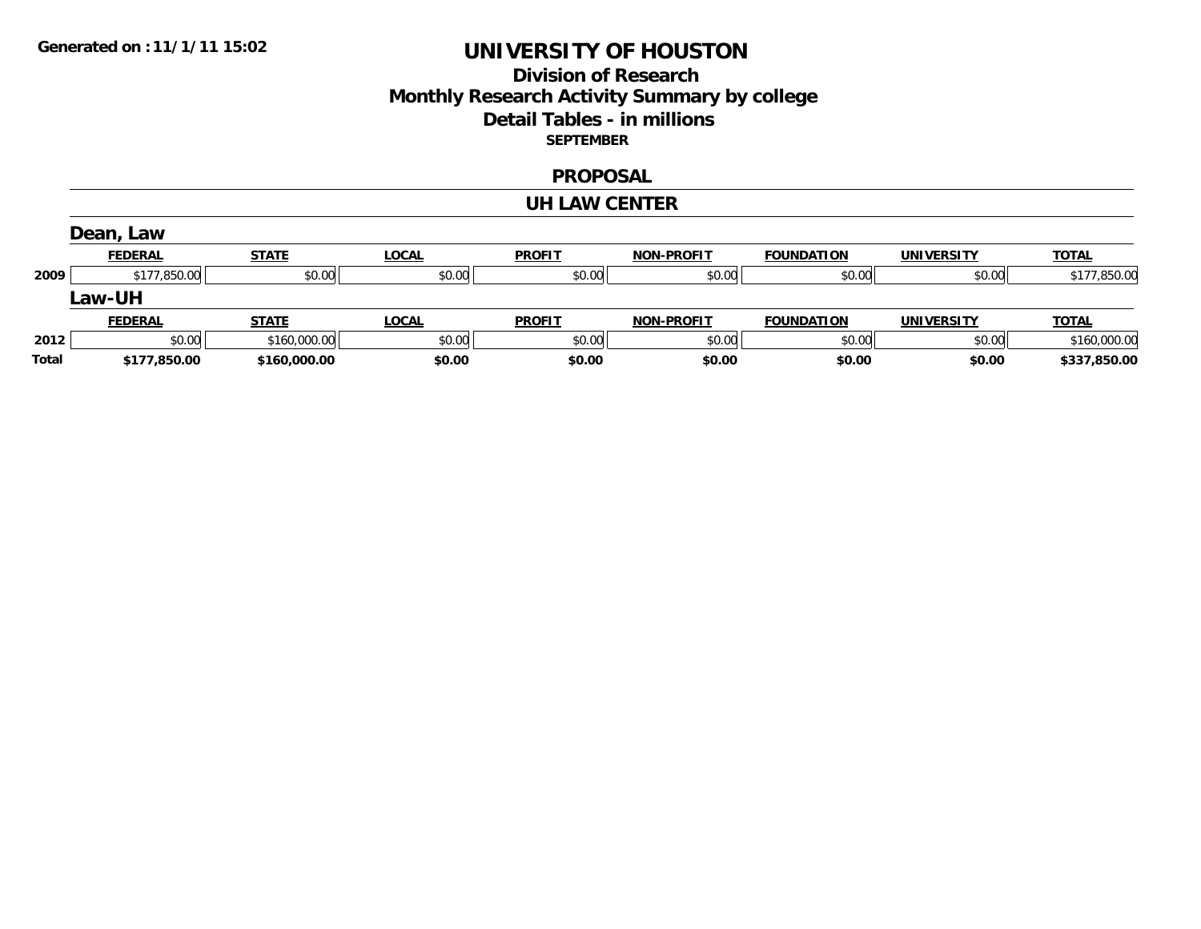**Generated on :11/1/11 15:02**

# UNIVERSITY OF HOUSTON

## Division of Research
## Monthly Research Activity Summary by college
## Detail Tables - in millions

**SEPTEMBER**

### PROPOSAL

### UH LAW CENTER

#### Dean, Law

| | FEDERAL | STATE | LOCAL | PROFIT | NON-PROFIT | FOUNDATION | UNIVERSITY | TOTAL |
|---|---|---|---|---|---|---|---|---|
| 2009 | $177,850.00 | $0.00 | $0.00 | $0.00 | $0.00 | $0.00 | $0.00 | $177,850.00 |

#### Law-UH

| | FEDERAL | STATE | LOCAL | PROFIT | NON-PROFIT | FOUNDATION | UNIVERSITY | TOTAL |
|---|---|---|---|---|---|---|---|---|
| 2012 | $0.00 | $160,000.00 | $0.00 | $0.00 | $0.00 | $0.00 | $0.00 | $160,000.00 |
| **Total** | **$177,850.00** | **$160,000.00** | **$0.00** | **$0.00** | **$0.00** | **$0.00** | **$0.00** | **$337,850.00** |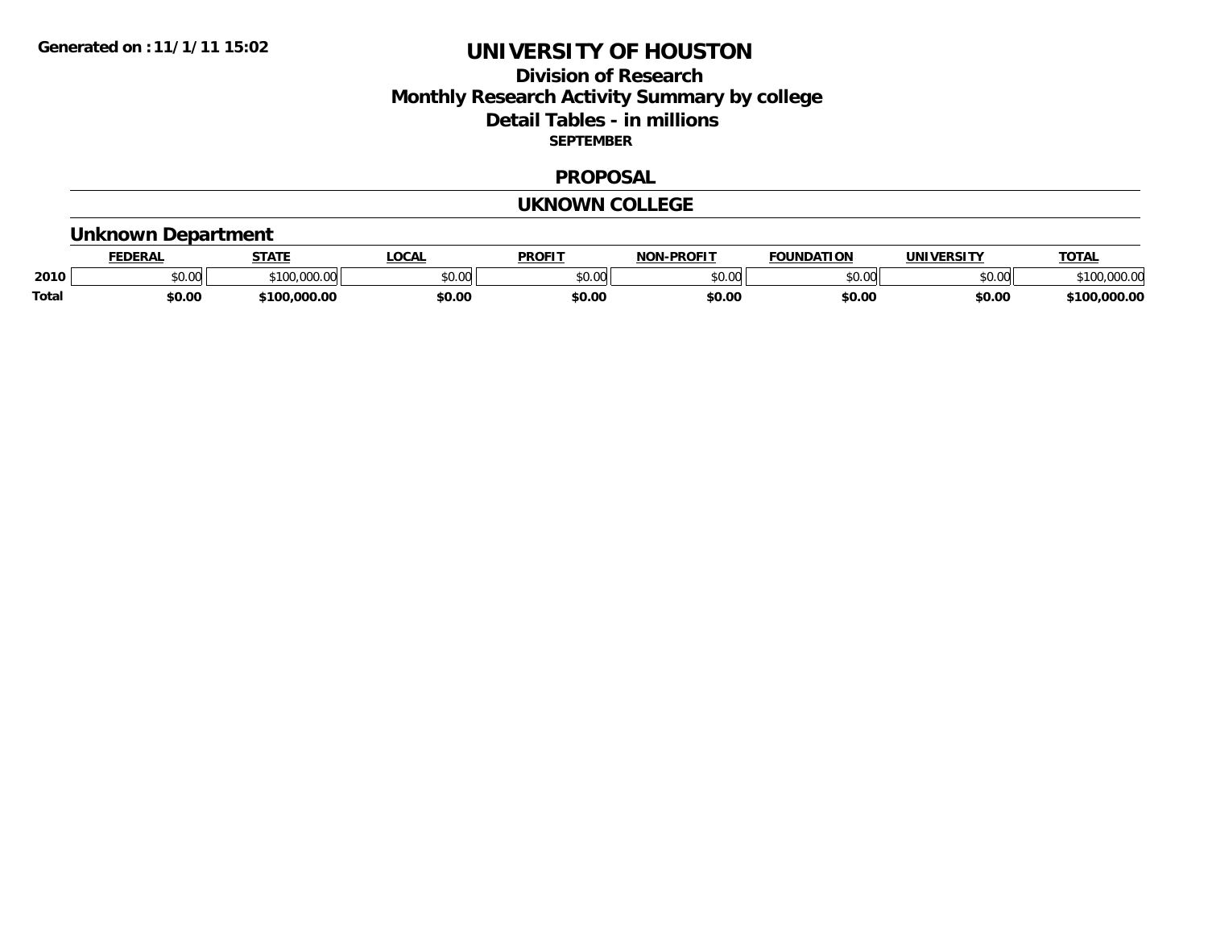# UNIVERSITY OF HOUSTON

## Division of Research

## Monthly Research Activity Summary by college

## Detail Tables - in millions

**SEPTEMBER**

### PROPOSAL

### UKNOWN COLLEGE

#### Unknown Department

| | FEDERAL | STATE | LOCAL | PROFIT | NON-PROFIT | FOUNDATION | UNIVERSITY | TOTAL |
|---|---|---|---|---|---|---|---|---|
| 2010 | $0.00 | $100,000.00 | $0.00 | $0.00 | $0.00 | $0.00 | $0.00 | $100,000.00 |
| **Total** | **$0.00** | **$100,000.00** | **$0.00** | **$0.00** | **$0.00** | **$0.00** | **$0.00** | **$100,000.00** |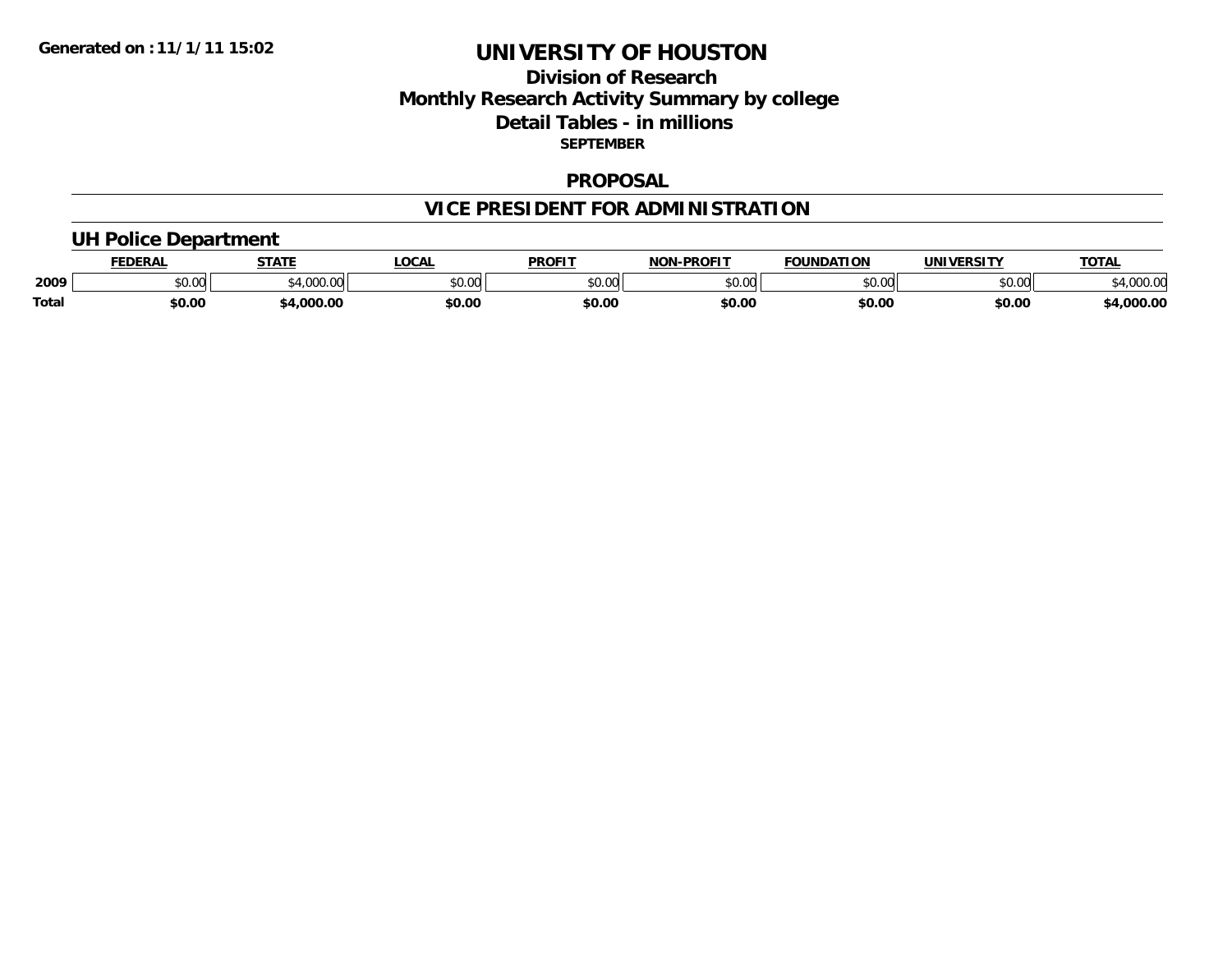Generated on :11/1/11 15:02

# UNIVERSITY OF HOUSTON

## Division of Research
## Monthly Research Activity Summary by college
## Detail Tables - in millions
### SEPTEMBER

### PROPOSAL

### VICE PRESIDENT FOR ADMINISTRATION

### UH Police Department

| | FEDERAL | STATE | LOCAL | PROFIT | NON-PROFIT | FOUNDATION | UNIVERSITY | TOTAL |
|---|---|---|---|---|---|---|---|---|
| 2009 | $0.00 | $4,000.00 | $0.00 | $0.00 | $0.00 | $0.00 | $0.00 | $4,000.00 |
| **Total** | **$0.00** | **$4,000.00** | **$0.00** | **$0.00** | **$0.00** | **$0.00** | **$0.00** | **$4,000.00** |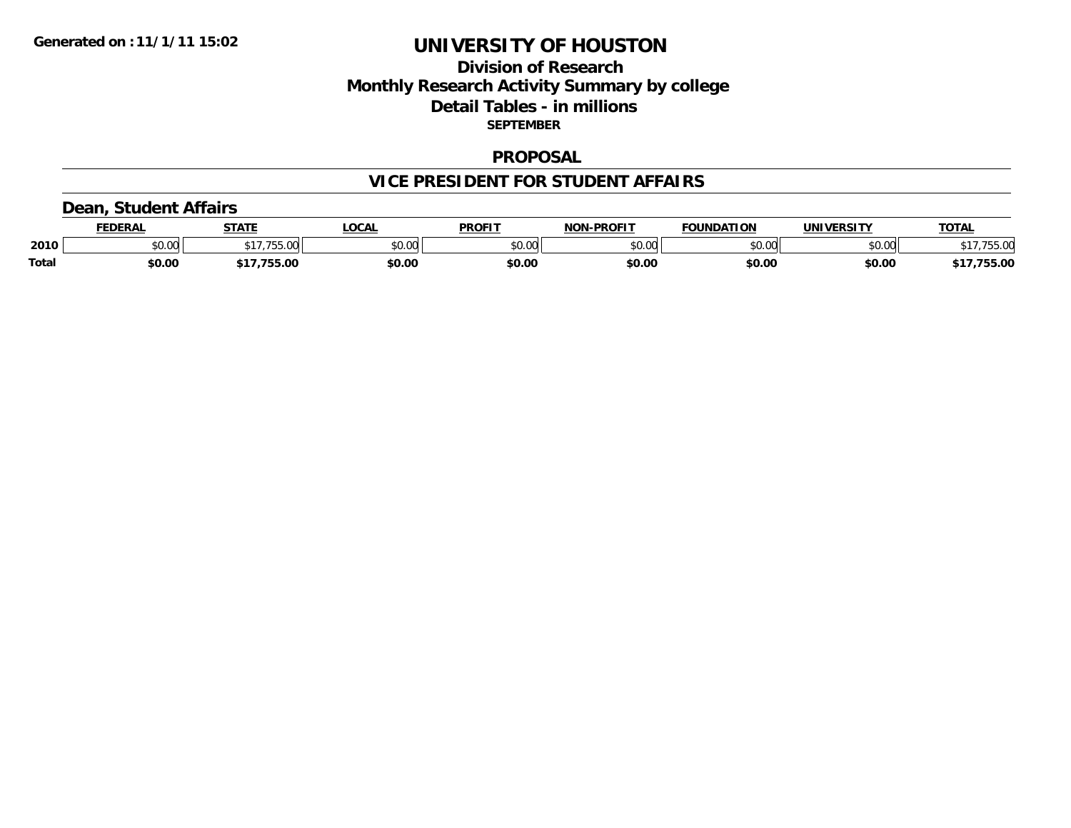Generated on :11/1/11 15:02

# UNIVERSITY OF HOUSTON

## Division of Research
## Monthly Research Activity Summary by college
## Detail Tables - in millions
### SEPTEMBER

## PROPOSAL

## VICE PRESIDENT FOR STUDENT AFFAIRS

### Dean, Student Affairs

| | FEDERAL | STATE | LOCAL | PROFIT | NON-PROFIT | FOUNDATION | UNIVERSITY | TOTAL |
|---|---|---|---|---|---|---|---|---|
| 2010 | $0.00 | $17,755.00 | $0.00 | $0.00 | $0.00 | $0.00 | $0.00 | $17,755.00 |
| **Total** | **$0.00** | **$17,755.00** | **$0.00** | **$0.00** | **$0.00** | **$0.00** | **$0.00** | **$17,755.00** |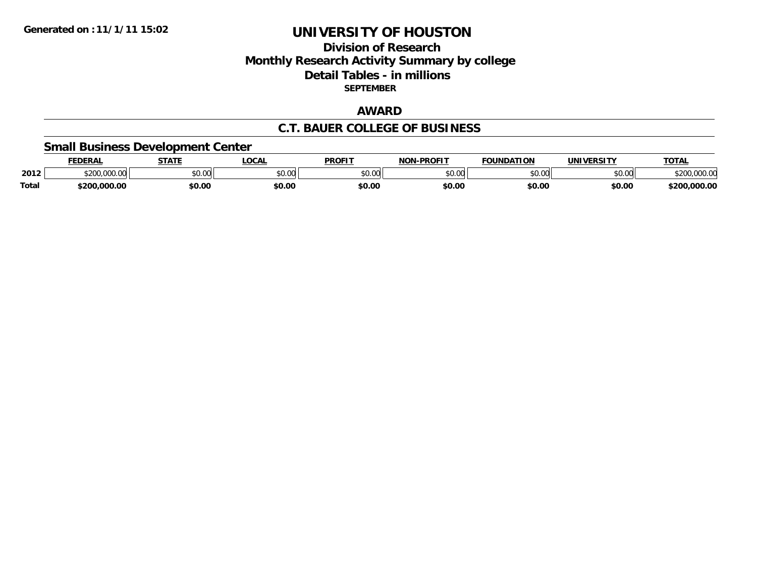# UNIVERSITY OF HOUSTON

## Division of Research
## Monthly Research Activity Summary by college
## Detail Tables - in millions
**SEPTEMBER**

Generated on : 11/1/11 15:02

### AWARD

### C.T. BAUER COLLEGE OF BUSINESS

#### Small Business Development Center

| | FEDERAL | STATE | LOCAL | PROFIT | NON-PROFIT | FOUNDATION | UNIVERSITY | TOTAL |
|---|---|---|---|---|---|---|---|---|
| 2012 | $200,000.00 | $0.00 | $0.00 | $0.00 | $0.00 | $0.00 | $0.00 | $200,000.00 |
| **Total** | **$200,000.00** | **$0.00** | **$0.00** | **$0.00** | **$0.00** | **$0.00** | **$0.00** | **$200,000.00** |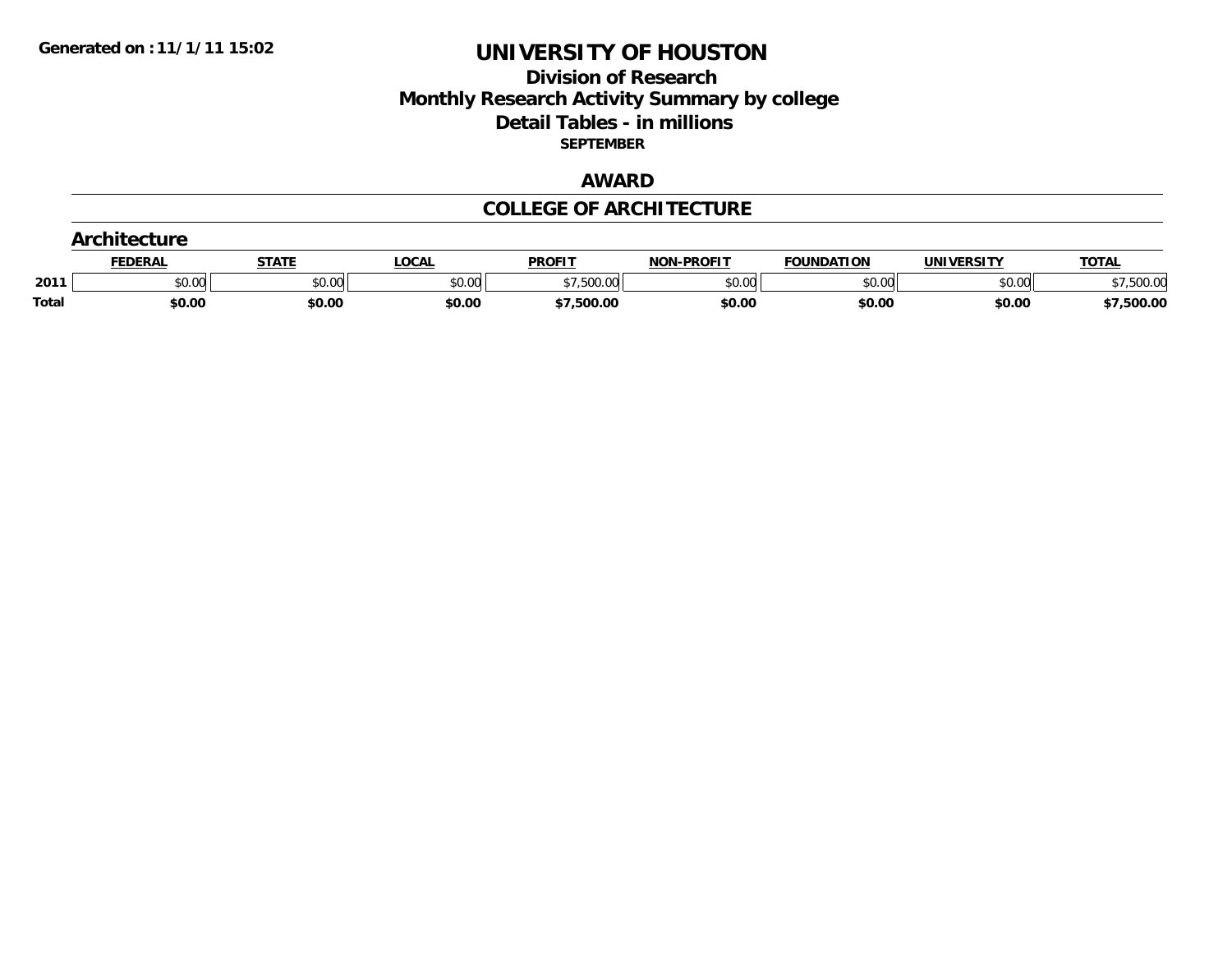Generated on :11/1/11 15:02

# UNIVERSITY OF HOUSTON

## Division of Research
## Monthly Research Activity Summary by college
## Detail Tables - in millions
**SEPTEMBER**

## AWARD

## COLLEGE OF ARCHITECTURE

### Architecture

| | FEDERAL | STATE | LOCAL | PROFIT | NON-PROFIT | FOUNDATION | UNIVERSITY | TOTAL |
|---|---|---|---|---|---|---|---|---|
| 2011 | $0.00 | $0.00 | $0.00 | $7,500.00 | $0.00 | $0.00 | $0.00 | $7,500.00 |
| **Total** | **$0.00** | **$0.00** | **$0.00** | **$7,500.00** | **$0.00** | **$0.00** | **$0.00** | **$7,500.00** |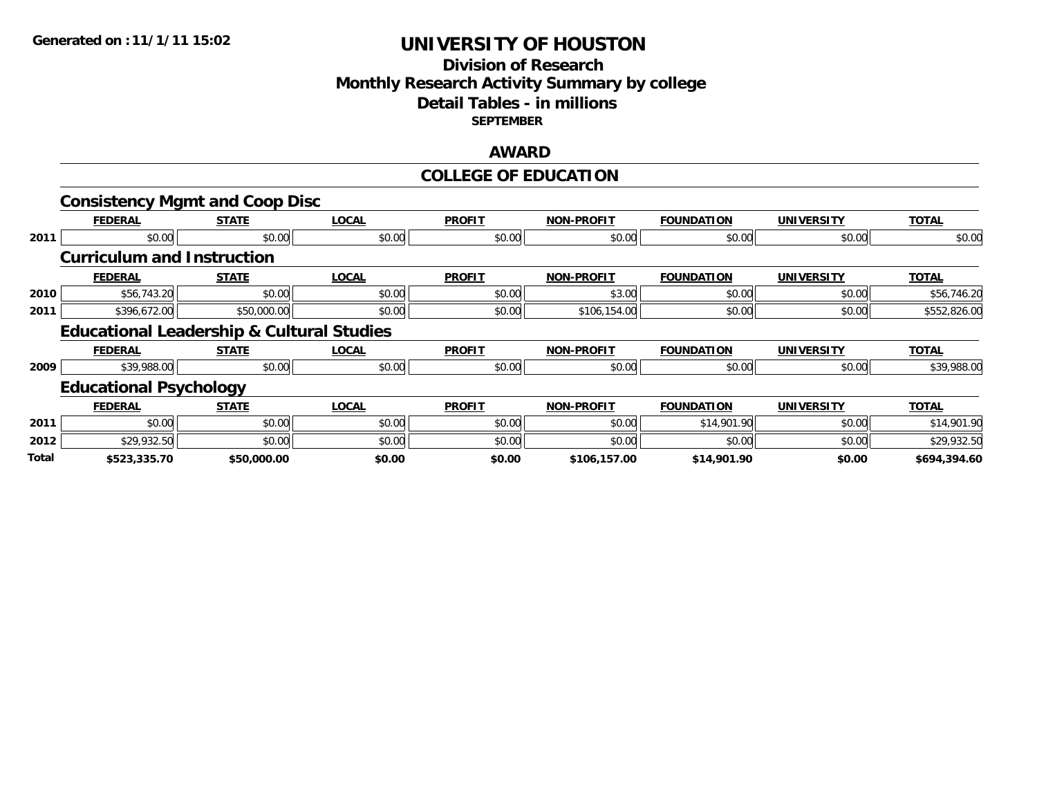**Generated on :11/1/11 15:02**

# UNIVERSITY OF HOUSTON

## Division of Research
## Monthly Research Activity Summary by college
## Detail Tables - in millions
### SEPTEMBER

## AWARD

## COLLEGE OF EDUCATION

### Consistency Mgmt and Coop Disc

| | FEDERAL | STATE | LOCAL | PROFIT | NON-PROFIT | FOUNDATION | UNIVERSITY | TOTAL |
|---|---|---|---|---|---|---|---|---|
| 2011 | $0.00 | $0.00 | $0.00 | $0.00 | $0.00 | $0.00 | $0.00 | $0.00 |

### Curriculum and Instruction

| | FEDERAL | STATE | LOCAL | PROFIT | NON-PROFIT | FOUNDATION | UNIVERSITY | TOTAL |
|---|---|---|---|---|---|---|---|---|
| 2010 | $56,743.20 | $0.00 | $0.00 | $0.00 | $3.00 | $0.00 | $0.00 | $56,746.20 |
| 2011 | $396,672.00 | $50,000.00 | $0.00 | $0.00 | $106,154.00 | $0.00 | $0.00 | $552,826.00 |

### Educational Leadership & Cultural Studies

| | FEDERAL | STATE | LOCAL | PROFIT | NON-PROFIT | FOUNDATION | UNIVERSITY | TOTAL |
|---|---|---|---|---|---|---|---|---|
| 2009 | $39,988.00 | $0.00 | $0.00 | $0.00 | $0.00 | $0.00 | $0.00 | $39,988.00 |

### Educational Psychology

| | FEDERAL | STATE | LOCAL | PROFIT | NON-PROFIT | FOUNDATION | UNIVERSITY | TOTAL |
|---|---|---|---|---|---|---|---|---|
| 2011 | $0.00 | $0.00 | $0.00 | $0.00 | $0.00 | $14,901.90 | $0.00 | $14,901.90 |
| 2012 | $29,932.50 | $0.00 | $0.00 | $0.00 | $0.00 | $0.00 | $0.00 | $29,932.50 |
| **Total** | **$523,335.70** | **$50,000.00** | **$0.00** | **$0.00** | **$106,157.00** | **$14,901.90** | **$0.00** | **$694,394.60** |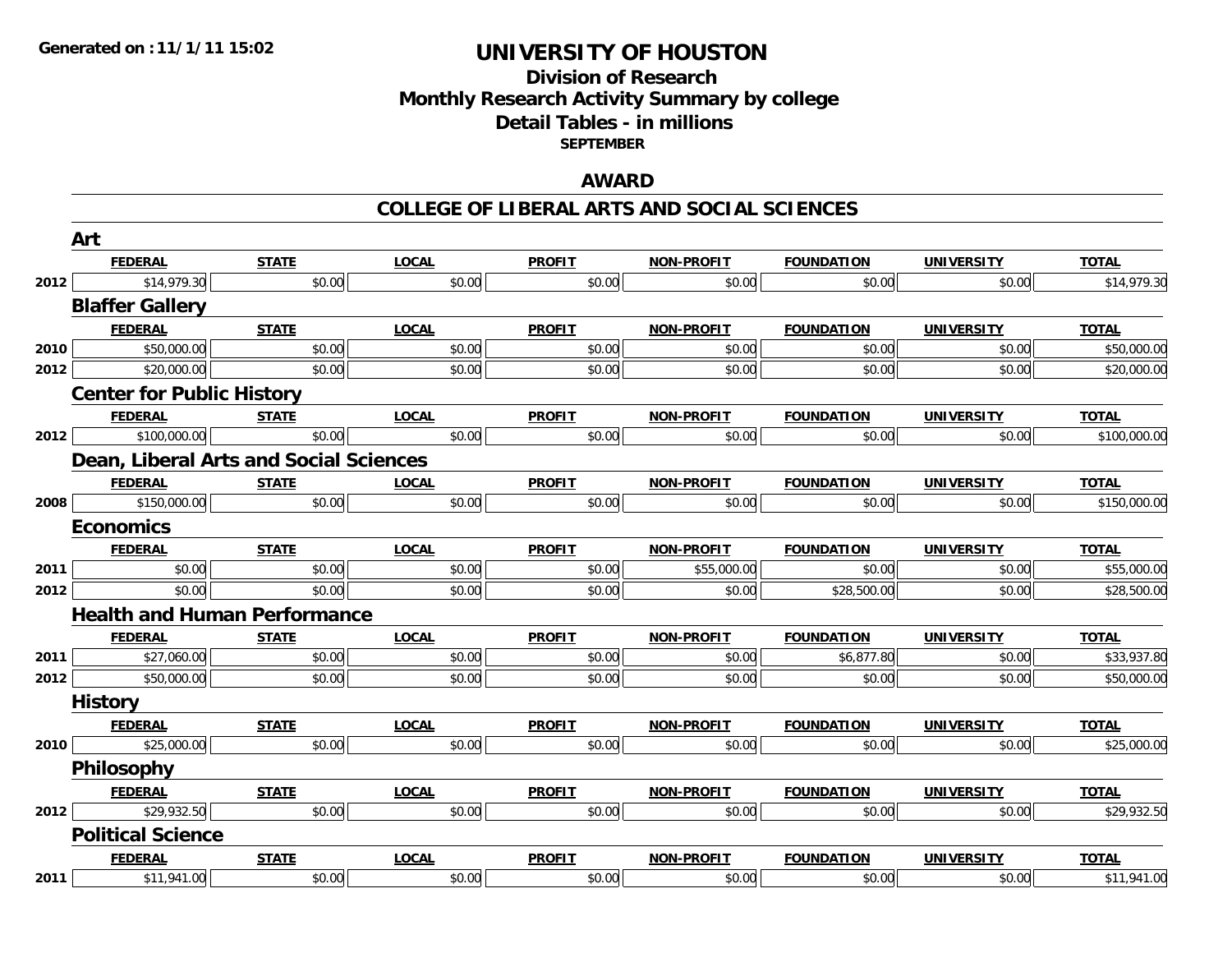**Generated on :11/1/11 15:02**

# UNIVERSITY OF HOUSTON

## Division of Research
## Monthly Research Activity Summary by college
## Detail Tables - in millions
### SEPTEMBER

### AWARD

### COLLEGE OF LIBERAL ARTS AND SOCIAL SCIENCES

#### Art

| | FEDERAL | STATE | LOCAL | PROFIT | NON-PROFIT | FOUNDATION | UNIVERSITY | TOTAL |
|---|---|---|---|---|---|---|---|---|
| 2012 | $14,979.30 | $0.00 | $0.00 | $0.00 | $0.00 | $0.00 | $0.00 | $14,979.30 |

#### Blaffer Gallery

| | FEDERAL | STATE | LOCAL | PROFIT | NON-PROFIT | FOUNDATION | UNIVERSITY | TOTAL |
|---|---|---|---|---|---|---|---|---|
| 2010 | $50,000.00 | $0.00 | $0.00 | $0.00 | $0.00 | $0.00 | $0.00 | $50,000.00 |
| 2012 | $20,000.00 | $0.00 | $0.00 | $0.00 | $0.00 | $0.00 | $0.00 | $20,000.00 |

#### Center for Public History

| | FEDERAL | STATE | LOCAL | PROFIT | NON-PROFIT | FOUNDATION | UNIVERSITY | TOTAL |
|---|---|---|---|---|---|---|---|---|
| 2012 | $100,000.00 | $0.00 | $0.00 | $0.00 | $0.00 | $0.00 | $0.00 | $100,000.00 |

#### Dean, Liberal Arts and Social Sciences

| | FEDERAL | STATE | LOCAL | PROFIT | NON-PROFIT | FOUNDATION | UNIVERSITY | TOTAL |
|---|---|---|---|---|---|---|---|---|
| 2008 | $150,000.00 | $0.00 | $0.00 | $0.00 | $0.00 | $0.00 | $0.00 | $150,000.00 |

#### Economics

| | FEDERAL | STATE | LOCAL | PROFIT | NON-PROFIT | FOUNDATION | UNIVERSITY | TOTAL |
|---|---|---|---|---|---|---|---|---|
| 2011 | $0.00 | $0.00 | $0.00 | $0.00 | $55,000.00 | $0.00 | $0.00 | $55,000.00 |
| 2012 | $0.00 | $0.00 | $0.00 | $0.00 | $0.00 | $28,500.00 | $0.00 | $28,500.00 |

#### Health and Human Performance

| | FEDERAL | STATE | LOCAL | PROFIT | NON-PROFIT | FOUNDATION | UNIVERSITY | TOTAL |
|---|---|---|---|---|---|---|---|---|
| 2011 | $27,060.00 | $0.00 | $0.00 | $0.00 | $0.00 | $6,877.80 | $0.00 | $33,937.80 |
| 2012 | $50,000.00 | $0.00 | $0.00 | $0.00 | $0.00 | $0.00 | $0.00 | $50,000.00 |

#### History

| | FEDERAL | STATE | LOCAL | PROFIT | NON-PROFIT | FOUNDATION | UNIVERSITY | TOTAL |
|---|---|---|---|---|---|---|---|---|
| 2010 | $25,000.00 | $0.00 | $0.00 | $0.00 | $0.00 | $0.00 | $0.00 | $25,000.00 |

#### Philosophy

| | FEDERAL | STATE | LOCAL | PROFIT | NON-PROFIT | FOUNDATION | UNIVERSITY | TOTAL |
|---|---|---|---|---|---|---|---|---|
| 2012 | $29,932.50 | $0.00 | $0.00 | $0.00 | $0.00 | $0.00 | $0.00 | $29,932.50 |

#### Political Science

| | FEDERAL | STATE | LOCAL | PROFIT | NON-PROFIT | FOUNDATION | UNIVERSITY | TOTAL |
|---|---|---|---|---|---|---|---|---|
| 2011 | $11,941.00 | $0.00 | $0.00 | $0.00 | $0.00 | $0.00 | $0.00 | $11,941.00 |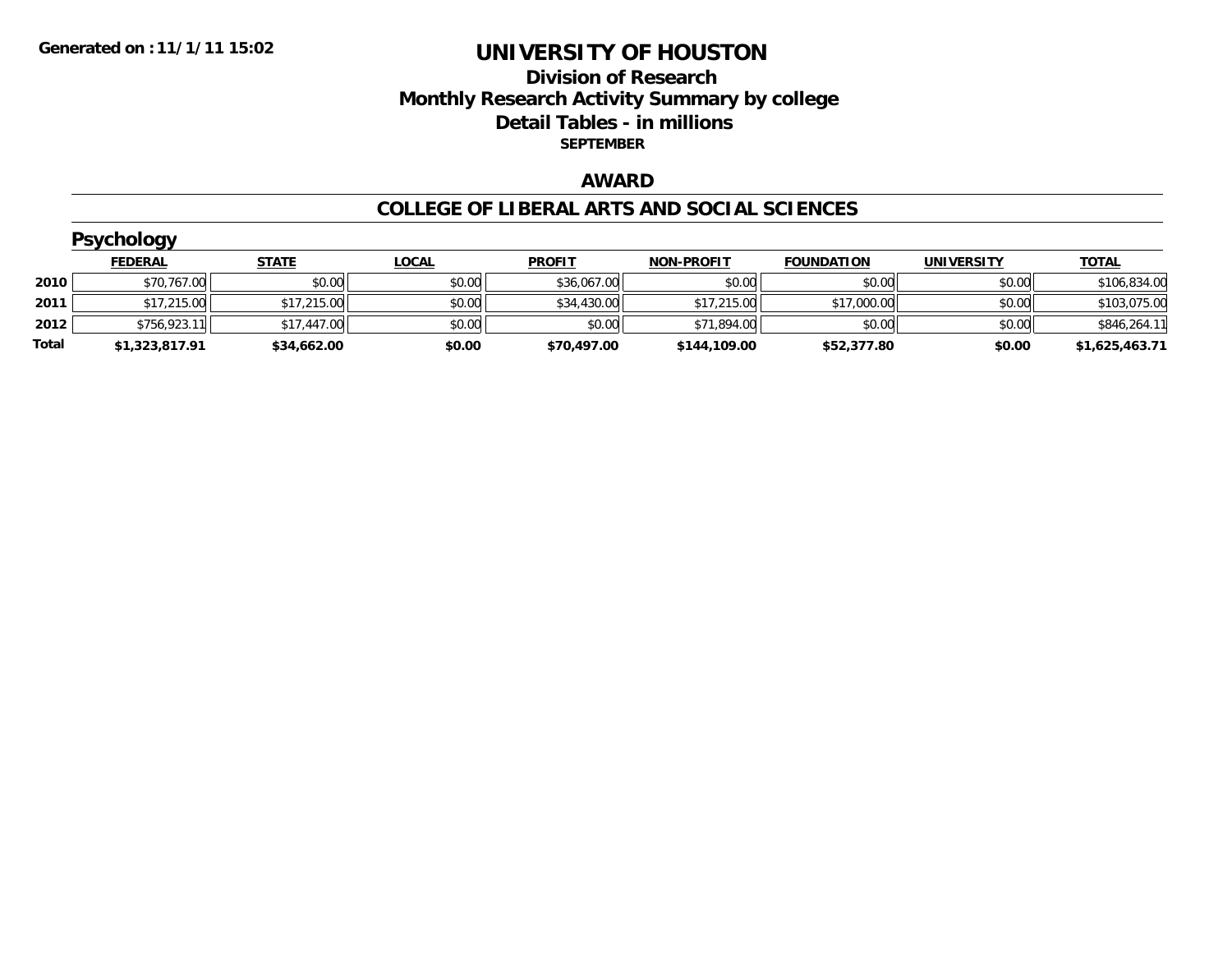**Generated on :11/1/11 15:02**

# UNIVERSITY OF HOUSTON

## Division of Research
## Monthly Research Activity Summary by college
## Detail Tables - in millions

**SEPTEMBER**

## AWARD

## COLLEGE OF LIBERAL ARTS AND SOCIAL SCIENCES

### Psychology

| | FEDERAL | STATE | LOCAL | PROFIT | NON-PROFIT | FOUNDATION | UNIVERSITY | TOTAL |
|---|---|---|---|---|---|---|---|---|
| **2010** | $70,767.00 | $0.00 | $0.00 | $36,067.00 | $0.00 | $0.00 | $0.00 | $106,834.00 |
| **2011** | $17,215.00 | $17,215.00 | $0.00 | $34,430.00 | $17,215.00 | $17,000.00 | $0.00 | $103,075.00 |
| **2012** | $756,923.11 | $17,447.00 | $0.00 | $0.00 | $71,894.00 | $0.00 | $0.00 | $846,264.11 |
| **Total** | **$1,323,817.91** | **$34,662.00** | **$0.00** | **$70,497.00** | **$144,109.00** | **$52,377.80** | **$0.00** | **$1,625,463.71** |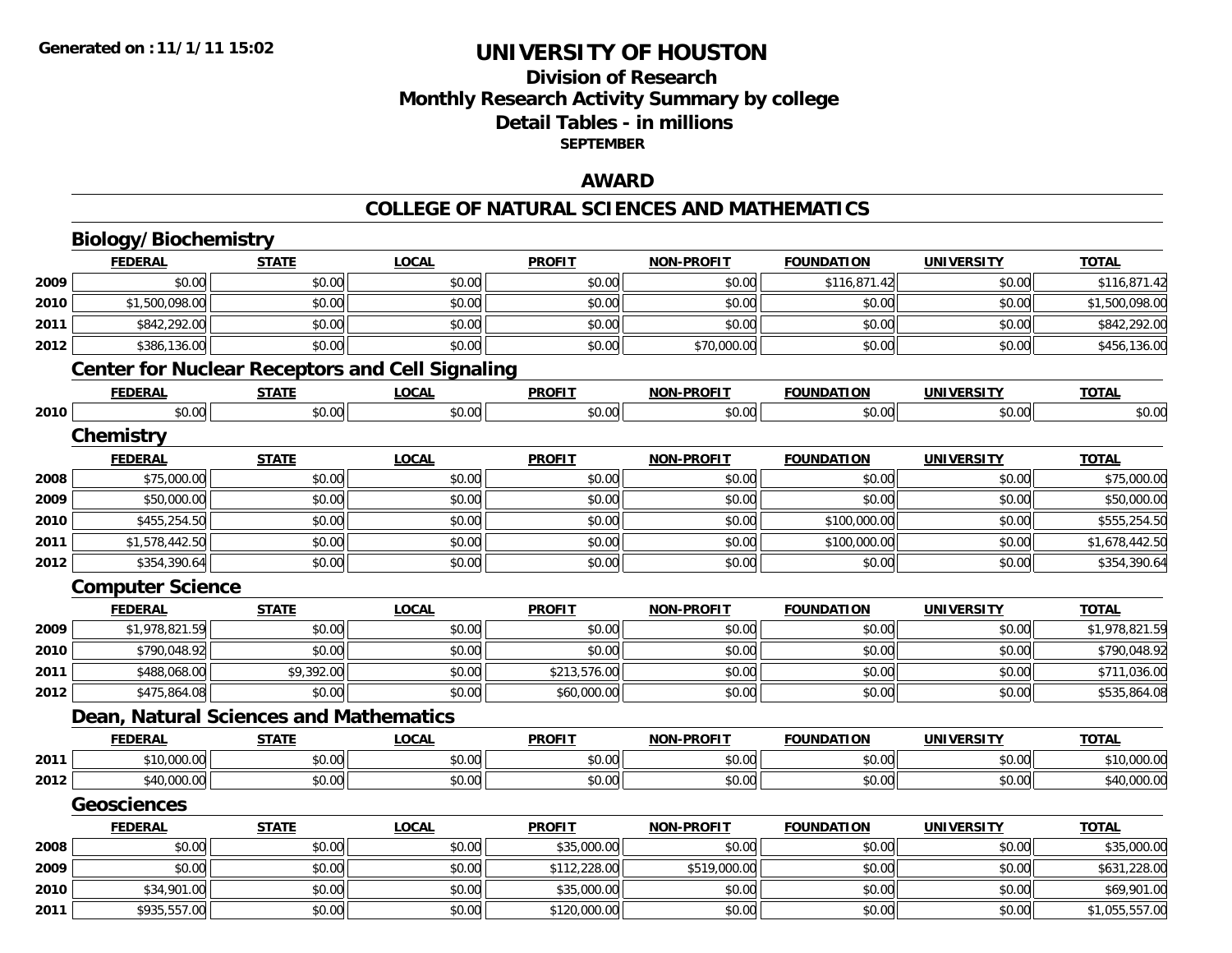Generated on :11/1/11 15:02

# UNIVERSITY OF HOUSTON

## Division of Research
## Monthly Research Activity Summary by college
## Detail Tables - in millions
### SEPTEMBER

### AWARD

### COLLEGE OF NATURAL SCIENCES AND MATHEMATICS

#### Biology/Biochemistry

| | FEDERAL | STATE | LOCAL | PROFIT | NON-PROFIT | FOUNDATION | UNIVERSITY | TOTAL |
|---|---|---|---|---|---|---|---|---|
| 2009 | $0.00 | $0.00 | $0.00 | $0.00 | $0.00 | $116,871.42 | $0.00 | $116,871.42 |
| 2010 | $1,500,098.00 | $0.00 | $0.00 | $0.00 | $0.00 | $0.00 | $0.00 | $1,500,098.00 |
| 2011 | $842,292.00 | $0.00 | $0.00 | $0.00 | $0.00 | $0.00 | $0.00 | $842,292.00 |
| 2012 | $386,136.00 | $0.00 | $0.00 | $0.00 | $70,000.00 | $0.00 | $0.00 | $456,136.00 |

#### Center for Nuclear Receptors and Cell Signaling

| | FEDERAL | STATE | LOCAL | PROFIT | NON-PROFIT | FOUNDATION | UNIVERSITY | TOTAL |
|---|---|---|---|---|---|---|---|---|
| 2010 | $0.00 | $0.00 | $0.00 | $0.00 | $0.00 | $0.00 | $0.00 | $0.00 |

#### Chemistry

| | FEDERAL | STATE | LOCAL | PROFIT | NON-PROFIT | FOUNDATION | UNIVERSITY | TOTAL |
|---|---|---|---|---|---|---|---|---|
| 2008 | $75,000.00 | $0.00 | $0.00 | $0.00 | $0.00 | $0.00 | $0.00 | $75,000.00 |
| 2009 | $50,000.00 | $0.00 | $0.00 | $0.00 | $0.00 | $0.00 | $0.00 | $50,000.00 |
| 2010 | $455,254.50 | $0.00 | $0.00 | $0.00 | $0.00 | $100,000.00 | $0.00 | $555,254.50 |
| 2011 | $1,578,442.50 | $0.00 | $0.00 | $0.00 | $0.00 | $100,000.00 | $0.00 | $1,678,442.50 |
| 2012 | $354,390.64 | $0.00 | $0.00 | $0.00 | $0.00 | $0.00 | $0.00 | $354,390.64 |

#### Computer Science

| | FEDERAL | STATE | LOCAL | PROFIT | NON-PROFIT | FOUNDATION | UNIVERSITY | TOTAL |
|---|---|---|---|---|---|---|---|---|
| 2009 | $1,978,821.59 | $0.00 | $0.00 | $0.00 | $0.00 | $0.00 | $0.00 | $1,978,821.59 |
| 2010 | $790,048.92 | $0.00 | $0.00 | $0.00 | $0.00 | $0.00 | $0.00 | $790,048.92 |
| 2011 | $488,068.00 | $9,392.00 | $0.00 | $213,576.00 | $0.00 | $0.00 | $0.00 | $711,036.00 |
| 2012 | $475,864.08 | $0.00 | $0.00 | $60,000.00 | $0.00 | $0.00 | $0.00 | $535,864.08 |

#### Dean, Natural Sciences and Mathematics

| | FEDERAL | STATE | LOCAL | PROFIT | NON-PROFIT | FOUNDATION | UNIVERSITY | TOTAL |
|---|---|---|---|---|---|---|---|---|
| 2011 | $10,000.00 | $0.00 | $0.00 | $0.00 | $0.00 | $0.00 | $0.00 | $10,000.00 |
| 2012 | $40,000.00 | $0.00 | $0.00 | $0.00 | $0.00 | $0.00 | $0.00 | $40,000.00 |

#### Geosciences

| | FEDERAL | STATE | LOCAL | PROFIT | NON-PROFIT | FOUNDATION | UNIVERSITY | TOTAL |
|---|---|---|---|---|---|---|---|---|
| 2008 | $0.00 | $0.00 | $0.00 | $35,000.00 | $0.00 | $0.00 | $0.00 | $35,000.00 |
| 2009 | $0.00 | $0.00 | $0.00 | $112,228.00 | $519,000.00 | $0.00 | $0.00 | $631,228.00 |
| 2010 | $34,901.00 | $0.00 | $0.00 | $35,000.00 | $0.00 | $0.00 | $0.00 | $69,901.00 |
| 2011 | $935,557.00 | $0.00 | $0.00 | $120,000.00 | $0.00 | $0.00 | $0.00 | $1,055,557.00 |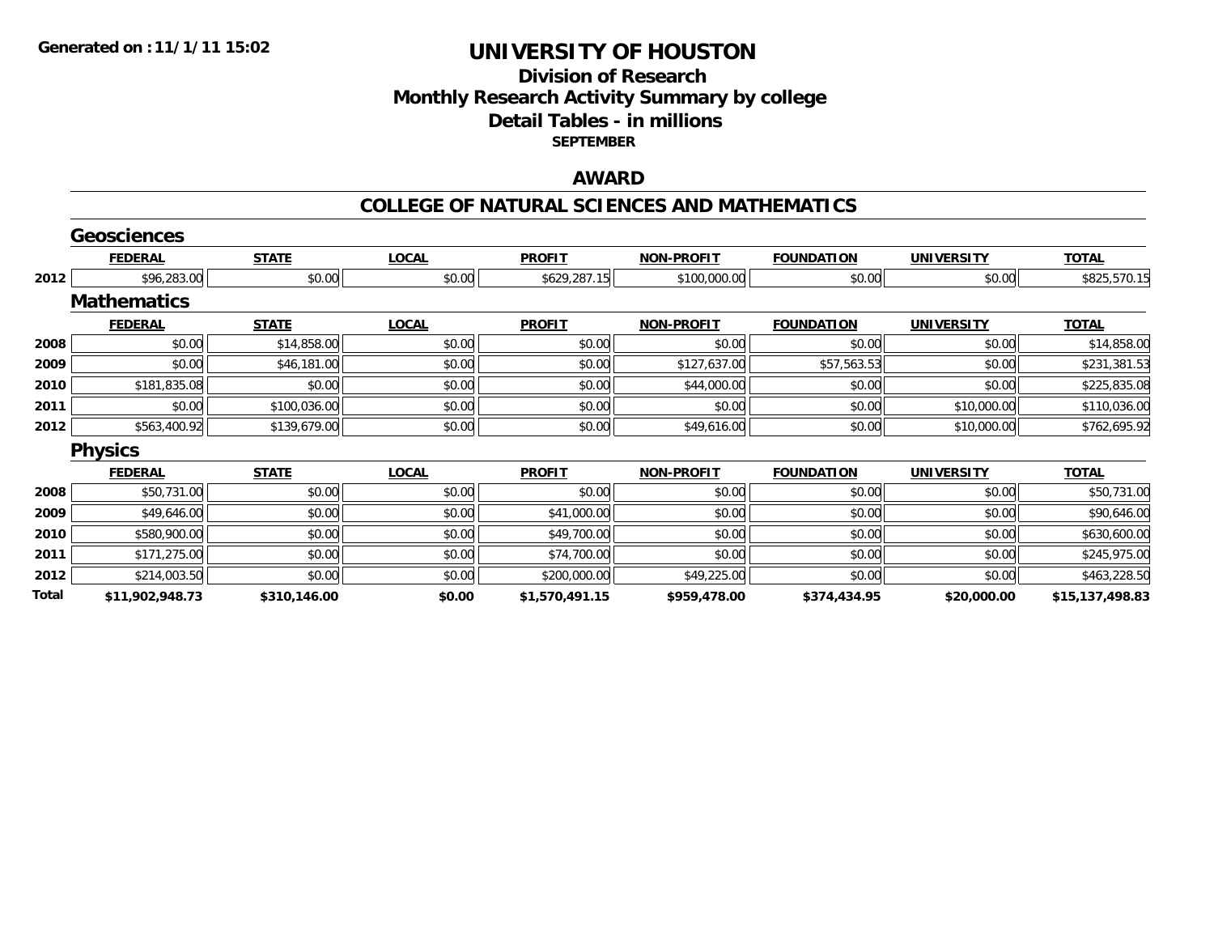**Generated on :11/1/11 15:02**

# UNIVERSITY OF HOUSTON

## Division of Research
## Monthly Research Activity Summary by college
## Detail Tables - in millions
### SEPTEMBER

## AWARD

## COLLEGE OF NATURAL SCIENCES AND MATHEMATICS

### Geosciences

| | FEDERAL | STATE | LOCAL | PROFIT | NON-PROFIT | FOUNDATION | UNIVERSITY | TOTAL |
|---|---|---|---|---|---|---|---|---|
| 2012 | $96,283.00 | $0.00 | $0.00 | $629,287.15 | $100,000.00 | $0.00 | $0.00 | $825,570.15 |

### Mathematics

| | FEDERAL | STATE | LOCAL | PROFIT | NON-PROFIT | FOUNDATION | UNIVERSITY | TOTAL |
|---|---|---|---|---|---|---|---|---|
| 2008 | $0.00 | $14,858.00 | $0.00 | $0.00 | $0.00 | $0.00 | $0.00 | $14,858.00 |
| 2009 | $0.00 | $46,181.00 | $0.00 | $0.00 | $127,637.00 | $57,563.53 | $0.00 | $231,381.53 |
| 2010 | $181,835.08 | $0.00 | $0.00 | $0.00 | $44,000.00 | $0.00 | $0.00 | $225,835.08 |
| 2011 | $0.00 | $100,036.00 | $0.00 | $0.00 | $0.00 | $0.00 | $10,000.00 | $110,036.00 |
| 2012 | $563,400.92 | $139,679.00 | $0.00 | $0.00 | $49,616.00 | $0.00 | $10,000.00 | $762,695.92 |

### Physics

| | FEDERAL | STATE | LOCAL | PROFIT | NON-PROFIT | FOUNDATION | UNIVERSITY | TOTAL |
|---|---|---|---|---|---|---|---|---|
| 2008 | $50,731.00 | $0.00 | $0.00 | $0.00 | $0.00 | $0.00 | $0.00 | $50,731.00 |
| 2009 | $49,646.00 | $0.00 | $0.00 | $41,000.00 | $0.00 | $0.00 | $0.00 | $90,646.00 |
| 2010 | $580,900.00 | $0.00 | $0.00 | $49,700.00 | $0.00 | $0.00 | $0.00 | $630,600.00 |
| 2011 | $171,275.00 | $0.00 | $0.00 | $74,700.00 | $0.00 | $0.00 | $0.00 | $245,975.00 |
| 2012 | $214,003.50 | $0.00 | $0.00 | $200,000.00 | $49,225.00 | $0.00 | $0.00 | $463,228.50 |
| **Total** | **$11,902,948.73** | **$310,146.00** | **$0.00** | **$1,570,491.15** | **$959,478.00** | **$374,434.95** | **$20,000.00** | **$15,137,498.83** |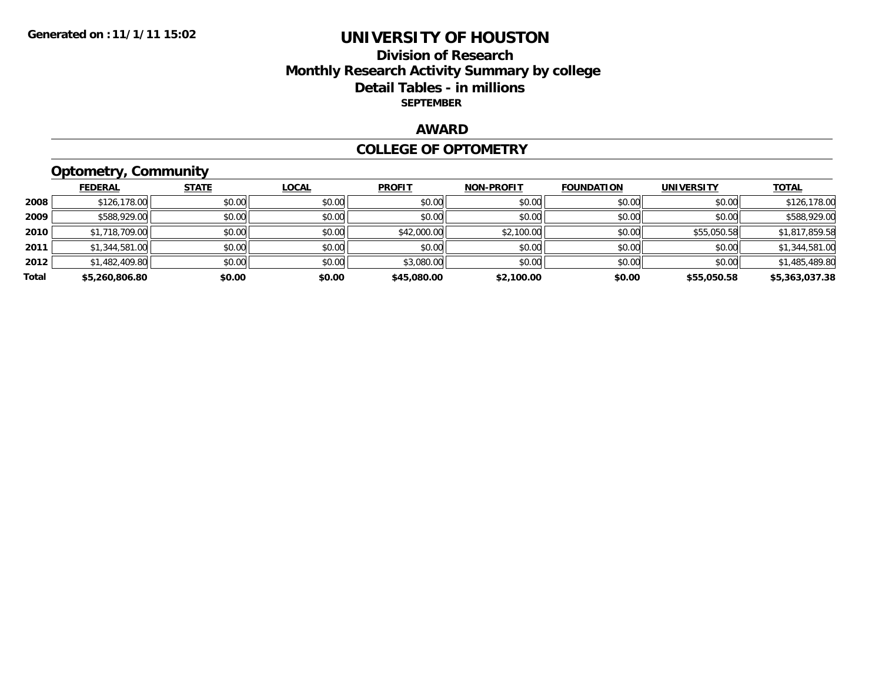**Generated on :11/1/11 15:02**

# UNIVERSITY OF HOUSTON

## Division of Research
## Monthly Research Activity Summary by college
## Detail Tables - in millions
### SEPTEMBER

### AWARD

### COLLEGE OF OPTOMETRY

### Optometry, Community

| | FEDERAL | STATE | LOCAL | PROFIT | NON-PROFIT | FOUNDATION | UNIVERSITY | TOTAL |
|---|---|---|---|---|---|---|---|---|
| 2008 | $126,178.00 | $0.00 | $0.00 | $0.00 | $0.00 | $0.00 | $0.00 | $126,178.00 |
| 2009 | $588,929.00 | $0.00 | $0.00 | $0.00 | $0.00 | $0.00 | $0.00 | $588,929.00 |
| 2010 | $1,718,709.00 | $0.00 | $0.00 | $42,000.00 | $2,100.00 | $0.00 | $55,050.58 | $1,817,859.58 |
| 2011 | $1,344,581.00 | $0.00 | $0.00 | $0.00 | $0.00 | $0.00 | $0.00 | $1,344,581.00 |
| 2012 | $1,482,409.80 | $0.00 | $0.00 | $3,080.00 | $0.00 | $0.00 | $0.00 | $1,485,489.80 |
| **Total** | **$5,260,806.80** | **$0.00** | **$0.00** | **$45,080.00** | **$2,100.00** | **$0.00** | **$55,050.58** | **$5,363,037.38** |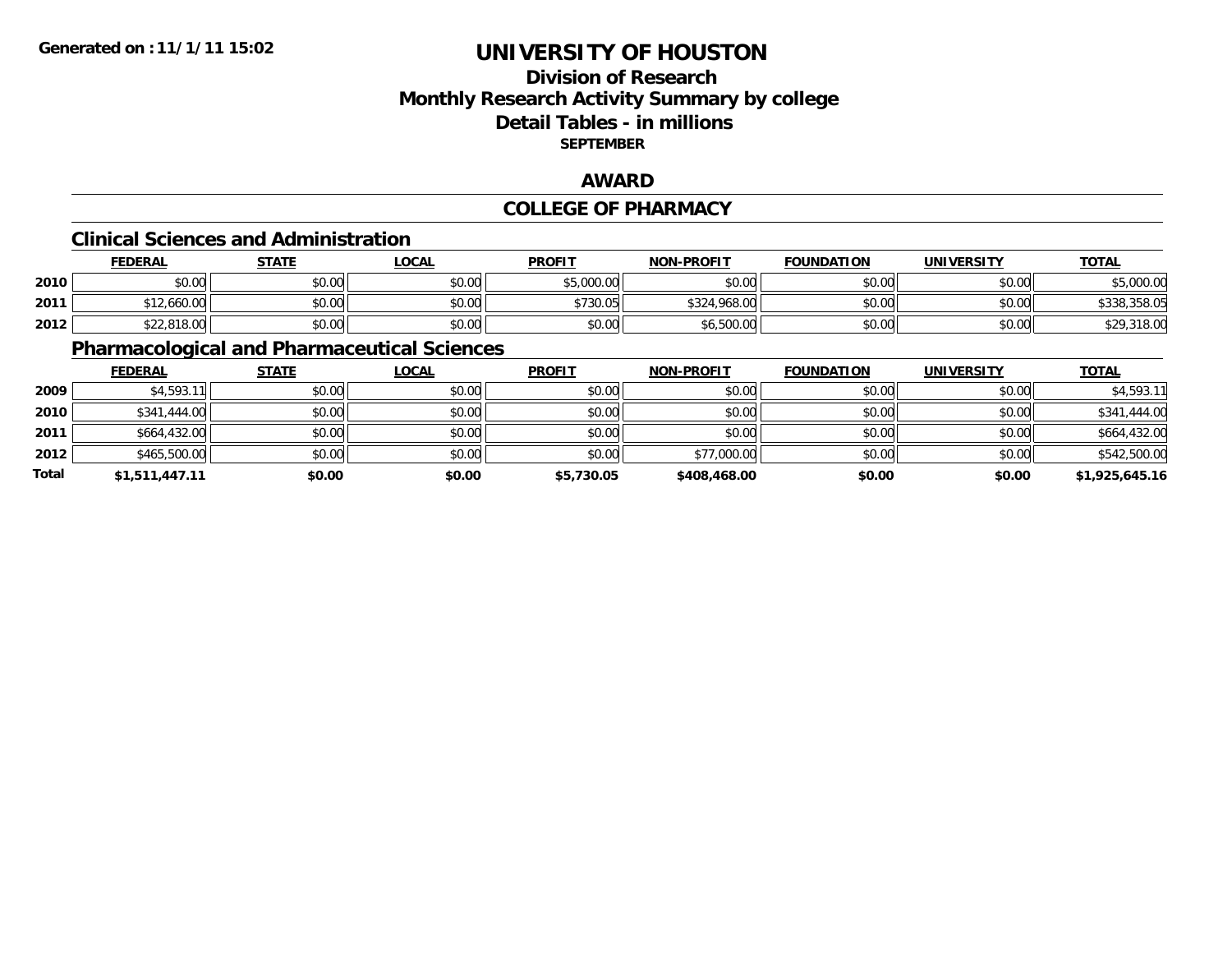# UNIVERSITY OF HOUSTON

## Division of Research
## Monthly Research Activity Summary by college
## Detail Tables - in millions
### SEPTEMBER

Generated on :11/1/11 15:02

## AWARD

## COLLEGE OF PHARMACY

### Clinical Sciences and Administration

| | FEDERAL | STATE | LOCAL | PROFIT | NON-PROFIT | FOUNDATION | UNIVERSITY | TOTAL |
|---|---|---|---|---|---|---|---|---|
| 2010 | $0.00 | $0.00 | $0.00 | $5,000.00 | $0.00 | $0.00 | $0.00 | $5,000.00 |
| 2011 | $12,660.00 | $0.00 | $0.00 | $730.05 | $324,968.00 | $0.00 | $0.00 | $338,358.05 |
| 2012 | $22,818.00 | $0.00 | $0.00 | $0.00 | $6,500.00 | $0.00 | $0.00 | $29,318.00 |

### Pharmacological and Pharmaceutical Sciences

| | FEDERAL | STATE | LOCAL | PROFIT | NON-PROFIT | FOUNDATION | UNIVERSITY | TOTAL |
|---|---|---|---|---|---|---|---|---|
| 2009 | $4,593.11 | $0.00 | $0.00 | $0.00 | $0.00 | $0.00 | $0.00 | $4,593.11 |
| 2010 | $341,444.00 | $0.00 | $0.00 | $0.00 | $0.00 | $0.00 | $0.00 | $341,444.00 |
| 2011 | $664,432.00 | $0.00 | $0.00 | $0.00 | $0.00 | $0.00 | $0.00 | $664,432.00 |
| 2012 | $465,500.00 | $0.00 | $0.00 | $0.00 | $77,000.00 | $0.00 | $0.00 | $542,500.00 |
| **Total** | **$1,511,447.11** | **$0.00** | **$0.00** | **$5,730.05** | **$408,468.00** | **$0.00** | **$0.00** | **$1,925,645.16** |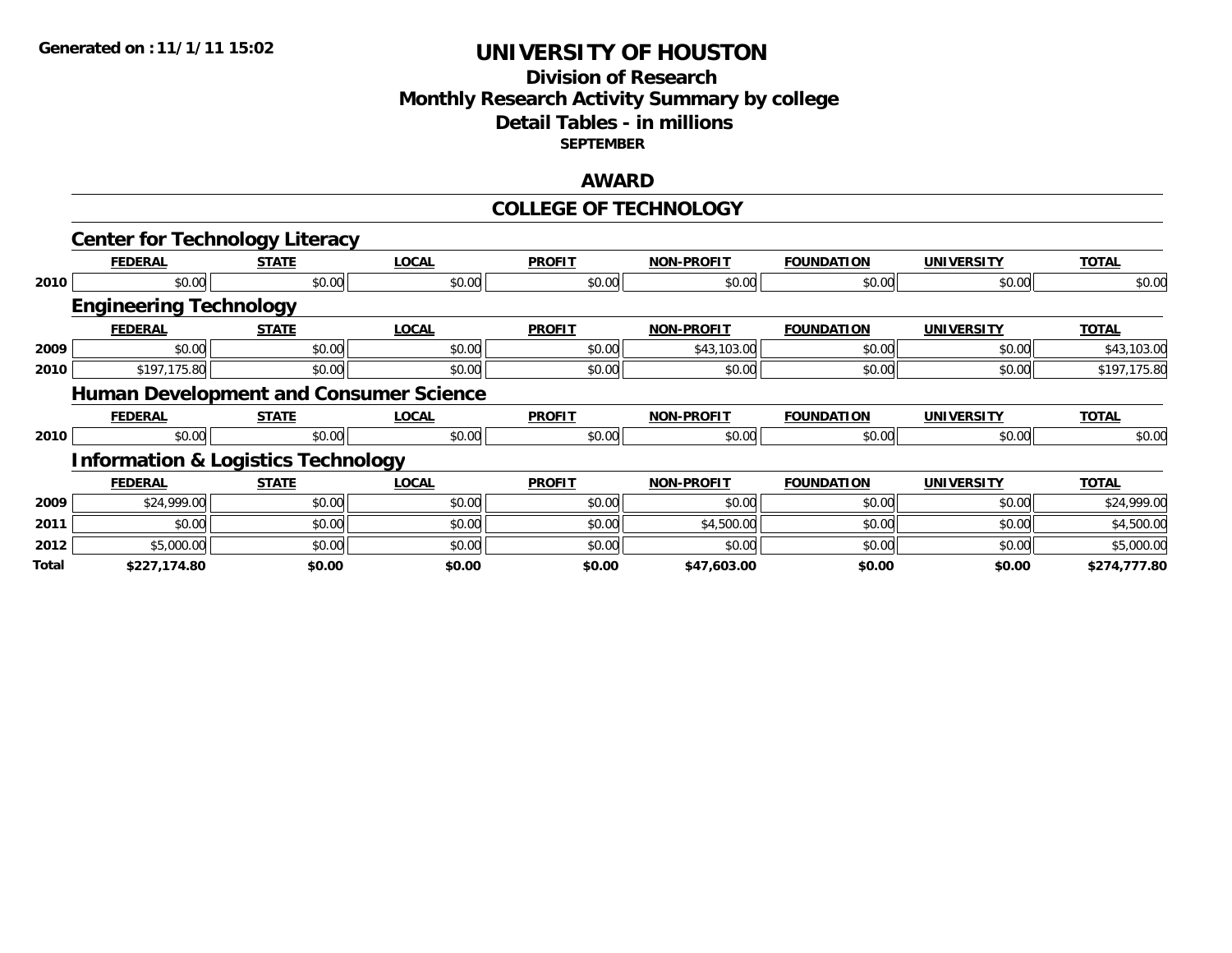Generated on :11/1/11 15:02

# UNIVERSITY OF HOUSTON

## Division of Research
## Monthly Research Activity Summary by college
## Detail Tables - in millions
### SEPTEMBER

## AWARD

## COLLEGE OF TECHNOLOGY

### Center for Technology Literacy

| | FEDERAL | STATE | LOCAL | PROFIT | NON-PROFIT | FOUNDATION | UNIVERSITY | TOTAL |
|---|---|---|---|---|---|---|---|---|
| 2010 | $0.00 | $0.00 | $0.00 | $0.00 | $0.00 | $0.00 | $0.00 | $0.00 |

### Engineering Technology

| | FEDERAL | STATE | LOCAL | PROFIT | NON-PROFIT | FOUNDATION | UNIVERSITY | TOTAL |
|---|---|---|---|---|---|---|---|---|
| 2009 | $0.00 | $0.00 | $0.00 | $0.00 | $43,103.00 | $0.00 | $0.00 | $43,103.00 |
| 2010 | $197,175.80 | $0.00 | $0.00 | $0.00 | $0.00 | $0.00 | $0.00 | $197,175.80 |

### Human Development and Consumer Science

| | FEDERAL | STATE | LOCAL | PROFIT | NON-PROFIT | FOUNDATION | UNIVERSITY | TOTAL |
|---|---|---|---|---|---|---|---|---|
| 2010 | $0.00 | $0.00 | $0.00 | $0.00 | $0.00 | $0.00 | $0.00 | $0.00 |

### Information & Logistics Technology

| | FEDERAL | STATE | LOCAL | PROFIT | NON-PROFIT | FOUNDATION | UNIVERSITY | TOTAL |
|---|---|---|---|---|---|---|---|---|
| 2009 | $24,999.00 | $0.00 | $0.00 | $0.00 | $0.00 | $0.00 | $0.00 | $24,999.00 |
| 2011 | $0.00 | $0.00 | $0.00 | $0.00 | $4,500.00 | $0.00 | $0.00 | $4,500.00 |
| 2012 | $5,000.00 | $0.00 | $0.00 | $0.00 | $0.00 | $0.00 | $0.00 | $5,000.00 |
| **Total** | **$227,174.80** | **$0.00** | **$0.00** | **$0.00** | **$47,603.00** | **$0.00** | **$0.00** | **$274,777.80** |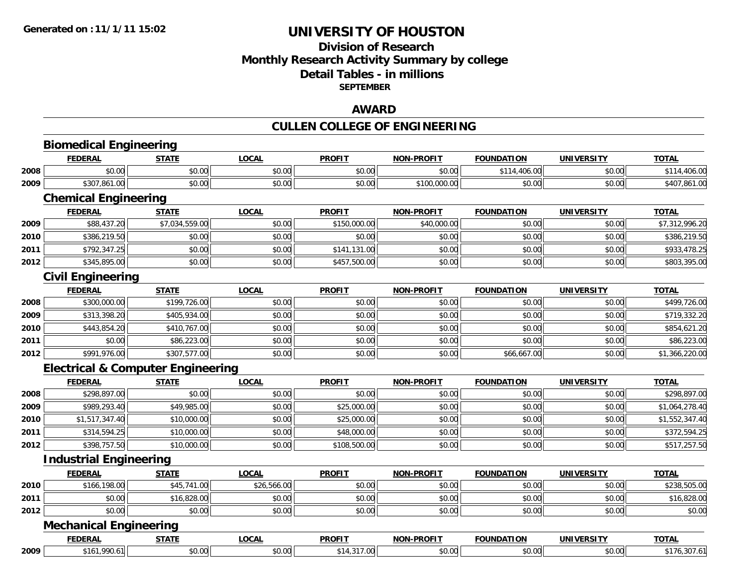**Generated on :11/1/11 15:02**

# UNIVERSITY OF HOUSTON

## Division of Research
## Monthly Research Activity Summary by college
## Detail Tables - in millions
### SEPTEMBER

## AWARD

## CULLEN COLLEGE OF ENGINEERING

### Biomedical Engineering

| | FEDERAL | STATE | LOCAL | PROFIT | NON-PROFIT | FOUNDATION | UNIVERSITY | TOTAL |
|---|---|---|---|---|---|---|---|---|
| 2008 | $0.00 | $0.00 | $0.00 | $0.00 | $0.00 | $114,406.00 | $0.00 | $114,406.00 |
| 2009 | $307,861.00 | $0.00 | $0.00 | $0.00 | $100,000.00 | $0.00 | $0.00 | $407,861.00 |

### Chemical Engineering

| | FEDERAL | STATE | LOCAL | PROFIT | NON-PROFIT | FOUNDATION | UNIVERSITY | TOTAL |
|---|---|---|---|---|---|---|---|---|
| 2009 | $88,437.20 | $7,034,559.00 | $0.00 | $150,000.00 | $40,000.00 | $0.00 | $0.00 | $7,312,996.20 |
| 2010 | $386,219.50 | $0.00 | $0.00 | $0.00 | $0.00 | $0.00 | $0.00 | $386,219.50 |
| 2011 | $792,347.25 | $0.00 | $0.00 | $141,131.00 | $0.00 | $0.00 | $0.00 | $933,478.25 |
| 2012 | $345,895.00 | $0.00 | $0.00 | $457,500.00 | $0.00 | $0.00 | $0.00 | $803,395.00 |

### Civil Engineering

| | FEDERAL | STATE | LOCAL | PROFIT | NON-PROFIT | FOUNDATION | UNIVERSITY | TOTAL |
|---|---|---|---|---|---|---|---|---|
| 2008 | $300,000.00 | $199,726.00 | $0.00 | $0.00 | $0.00 | $0.00 | $0.00 | $499,726.00 |
| 2009 | $313,398.20 | $405,934.00 | $0.00 | $0.00 | $0.00 | $0.00 | $0.00 | $719,332.20 |
| 2010 | $443,854.20 | $410,767.00 | $0.00 | $0.00 | $0.00 | $0.00 | $0.00 | $854,621.20 |
| 2011 | $0.00 | $86,223.00 | $0.00 | $0.00 | $0.00 | $0.00 | $0.00 | $86,223.00 |
| 2012 | $991,976.00 | $307,577.00 | $0.00 | $0.00 | $0.00 | $66,667.00 | $0.00 | $1,366,220.00 |

### Electrical & Computer Engineering

| | FEDERAL | STATE | LOCAL | PROFIT | NON-PROFIT | FOUNDATION | UNIVERSITY | TOTAL |
|---|---|---|---|---|---|---|---|---|
| 2008 | $298,897.00 | $0.00 | $0.00 | $0.00 | $0.00 | $0.00 | $0.00 | $298,897.00 |
| 2009 | $989,293.40 | $49,985.00 | $0.00 | $25,000.00 | $0.00 | $0.00 | $0.00 | $1,064,278.40 |
| 2010 | $1,517,347.40 | $10,000.00 | $0.00 | $25,000.00 | $0.00 | $0.00 | $0.00 | $1,552,347.40 |
| 2011 | $314,594.25 | $10,000.00 | $0.00 | $48,000.00 | $0.00 | $0.00 | $0.00 | $372,594.25 |
| 2012 | $398,757.50 | $10,000.00 | $0.00 | $108,500.00 | $0.00 | $0.00 | $0.00 | $517,257.50 |

### Industrial Engineering

| | FEDERAL | STATE | LOCAL | PROFIT | NON-PROFIT | FOUNDATION | UNIVERSITY | TOTAL |
|---|---|---|---|---|---|---|---|---|
| 2010 | $166,198.00 | $45,741.00 | $26,566.00 | $0.00 | $0.00 | $0.00 | $0.00 | $238,505.00 |
| 2011 | $0.00 | $16,828.00 | $0.00 | $0.00 | $0.00 | $0.00 | $0.00 | $16,828.00 |
| 2012 | $0.00 | $0.00 | $0.00 | $0.00 | $0.00 | $0.00 | $0.00 | $0.00 |

### Mechanical Engineering

| | FEDERAL | STATE | LOCAL | PROFIT | NON-PROFIT | FOUNDATION | UNIVERSITY | TOTAL |
|---|---|---|---|---|---|---|---|---|
| 2009 | $161,990.61 | $0.00 | $0.00 | $14,317.00 | $0.00 | $0.00 | $0.00 | $176,307.61 |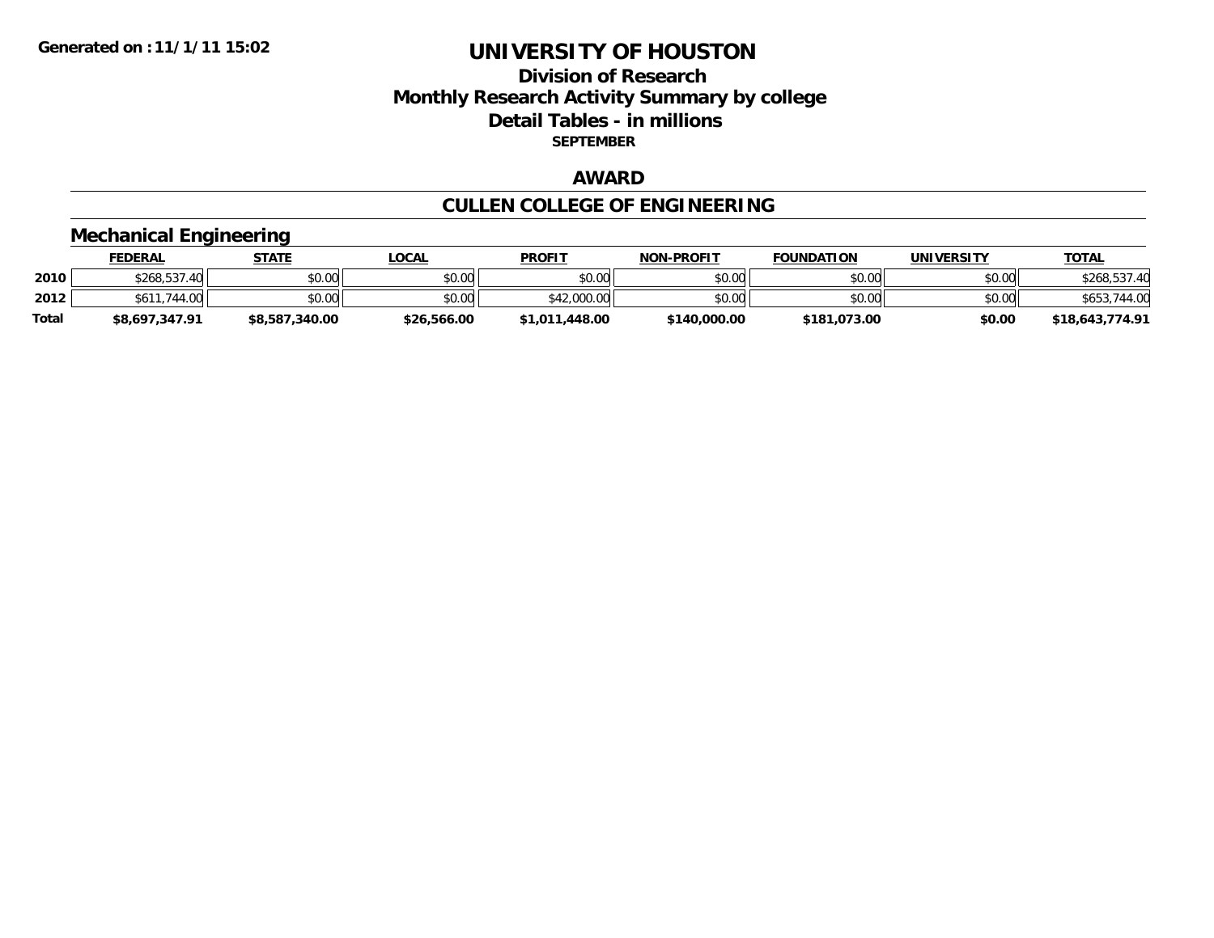Generated on :11/1/11 15:02

# UNIVERSITY OF HOUSTON

## Division of Research
## Monthly Research Activity Summary by college
## Detail Tables - in millions
### SEPTEMBER

## AWARD

## CULLEN COLLEGE OF ENGINEERING

### Mechanical Engineering

| | FEDERAL | STATE | LOCAL | PROFIT | NON-PROFIT | FOUNDATION | UNIVERSITY | TOTAL |
|---|---|---|---|---|---|---|---|---|
| 2010 | $268,537.40 | $0.00 | $0.00 | $0.00 | $0.00 | $0.00 | $0.00 | $268,537.40 |
| 2012 | $611,744.00 | $0.00 | $0.00 | $42,000.00 | $0.00 | $0.00 | $0.00 | $653,744.00 |
| **Total** | **$8,697,347.91** | **$8,587,340.00** | **$26,566.00** | **$1,011,448.00** | **$140,000.00** | **$181,073.00** | **$0.00** | **$18,643,774.91** |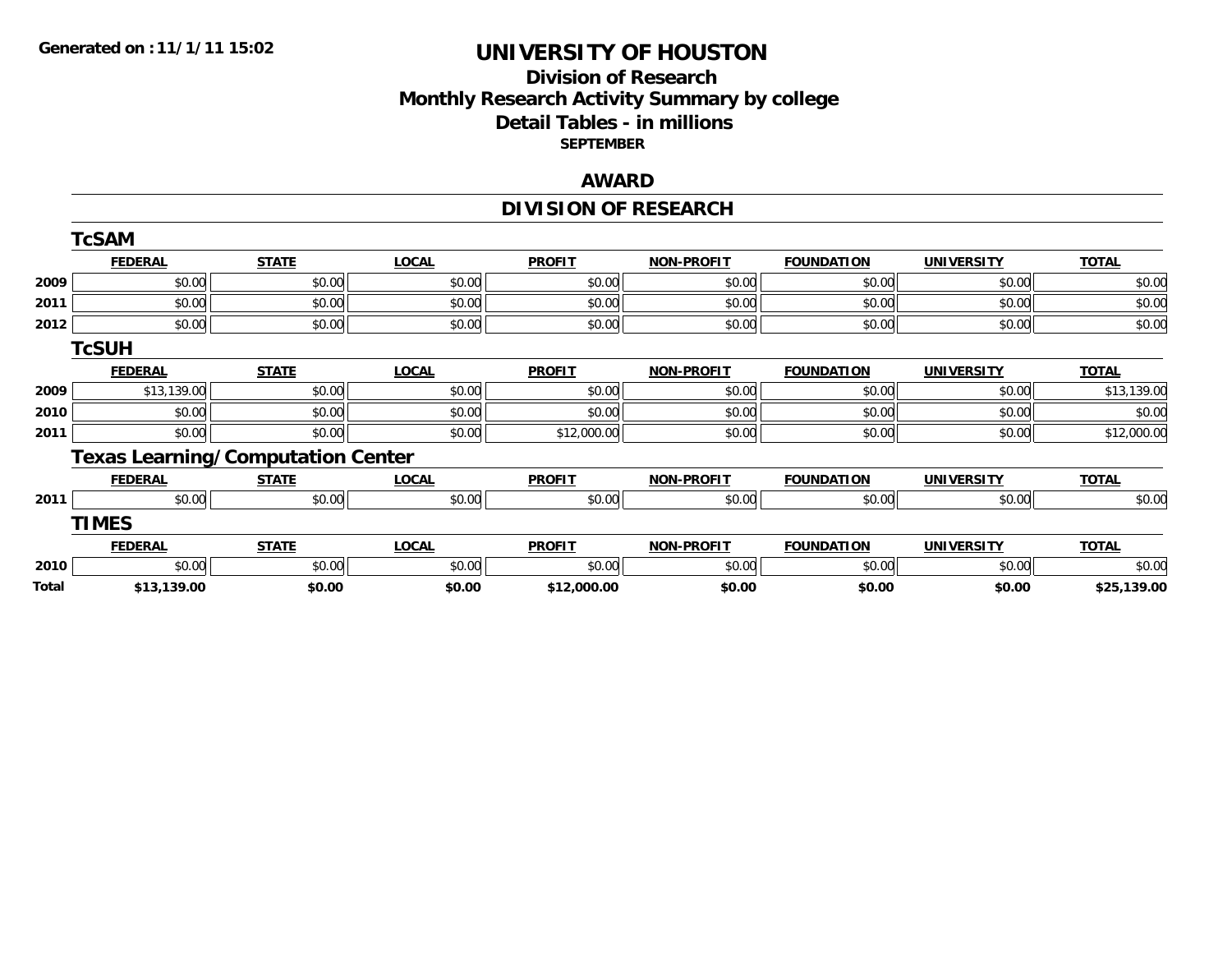Generated on :11/1/11 15:02

# UNIVERSITY OF HOUSTON

## Division of Research
## Monthly Research Activity Summary by college
## Detail Tables - in millions
### SEPTEMBER

## AWARD

## DIVISION OF RESEARCH

### TcSAM

| | FEDERAL | STATE | LOCAL | PROFIT | NON-PROFIT | FOUNDATION | UNIVERSITY | TOTAL |
|---|---|---|---|---|---|---|---|---|
| 2009 | $0.00 | $0.00 | $0.00 | $0.00 | $0.00 | $0.00 | $0.00 | $0.00 |
| 2011 | $0.00 | $0.00 | $0.00 | $0.00 | $0.00 | $0.00 | $0.00 | $0.00 |
| 2012 | $0.00 | $0.00 | $0.00 | $0.00 | $0.00 | $0.00 | $0.00 | $0.00 |

### TcSUH

| | FEDERAL | STATE | LOCAL | PROFIT | NON-PROFIT | FOUNDATION | UNIVERSITY | TOTAL |
|---|---|---|---|---|---|---|---|---|
| 2009 | $13,139.00 | $0.00 | $0.00 | $0.00 | $0.00 | $0.00 | $0.00 | $13,139.00 |
| 2010 | $0.00 | $0.00 | $0.00 | $0.00 | $0.00 | $0.00 | $0.00 | $0.00 |
| 2011 | $0.00 | $0.00 | $0.00 | $12,000.00 | $0.00 | $0.00 | $0.00 | $12,000.00 |

### Texas Learning/Computation Center

| | FEDERAL | STATE | LOCAL | PROFIT | NON-PROFIT | FOUNDATION | UNIVERSITY | TOTAL |
|---|---|---|---|---|---|---|---|---|
| 2011 | $0.00 | $0.00 | $0.00 | $0.00 | $0.00 | $0.00 | $0.00 | $0.00 |

### TIMES

| | FEDERAL | STATE | LOCAL | PROFIT | NON-PROFIT | FOUNDATION | UNIVERSITY | TOTAL |
|---|---|---|---|---|---|---|---|---|
| 2010 | $0.00 | $0.00 | $0.00 | $0.00 | $0.00 | $0.00 | $0.00 | $0.00 |
| **Total** | **$13,139.00** | **$0.00** | **$0.00** | **$12,000.00** | **$0.00** | **$0.00** | **$0.00** | **$25,139.00** |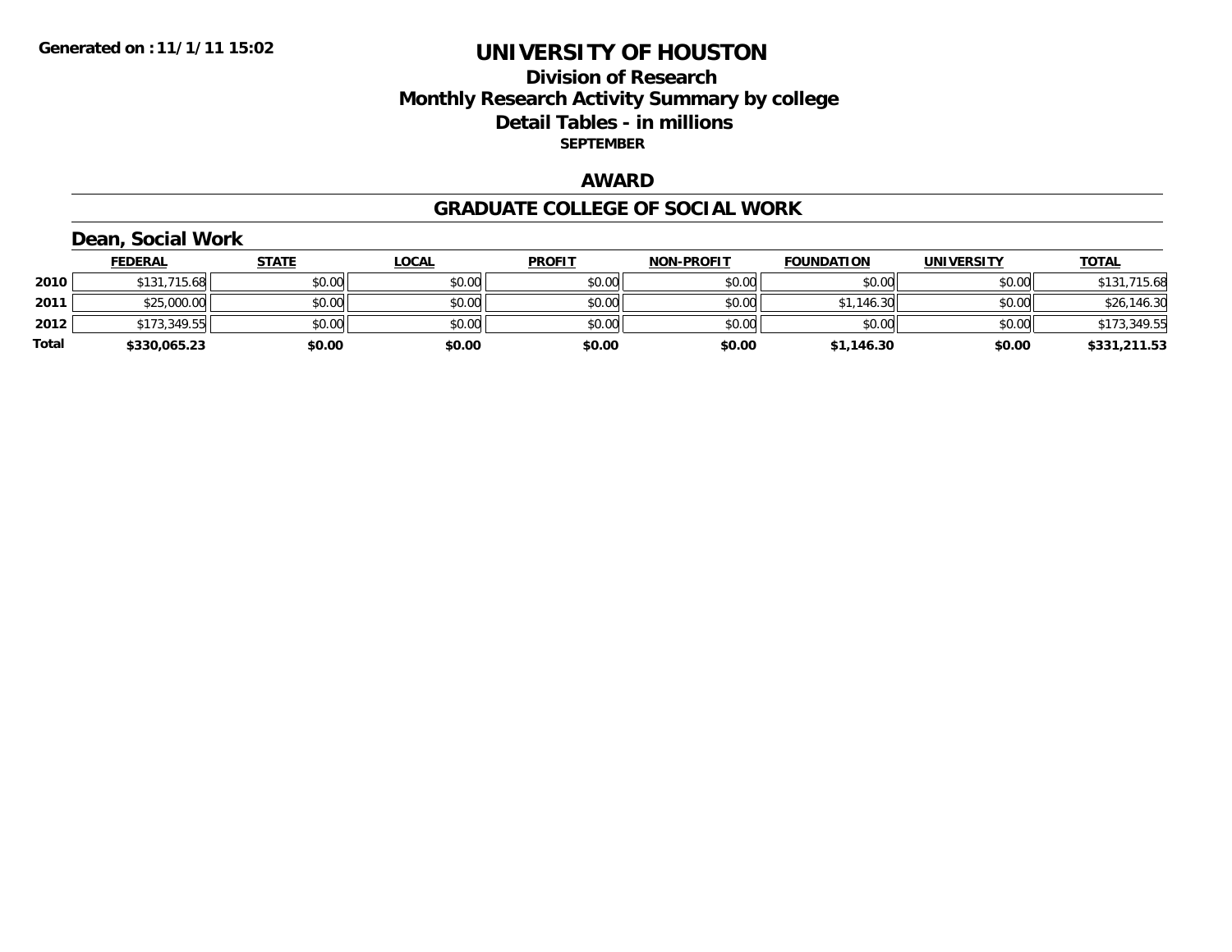**Generated on : 11/1/11 15:02**

# UNIVERSITY OF HOUSTON

## Division of Research
## Monthly Research Activity Summary by college
## Detail Tables - in millions
### SEPTEMBER

## AWARD

## GRADUATE COLLEGE OF SOCIAL WORK

### Dean, Social Work

| | FEDERAL | STATE | LOCAL | PROFIT | NON-PROFIT | FOUNDATION | UNIVERSITY | TOTAL |
|---|---|---|---|---|---|---|---|---|
| 2010 | $131,715.68 | $0.00 | $0.00 | $0.00 | $0.00 | $0.00 | $0.00 | $131,715.68 |
| 2011 | $25,000.00 | $0.00 | $0.00 | $0.00 | $0.00 | $1,146.30 | $0.00 | $26,146.30 |
| 2012 | $173,349.55 | $0.00 | $0.00 | $0.00 | $0.00 | $0.00 | $0.00 | $173,349.55 |
| **Total** | **$330,065.23** | **$0.00** | **$0.00** | **$0.00** | **$0.00** | **$1,146.30** | **$0.00** | **$331,211.53** |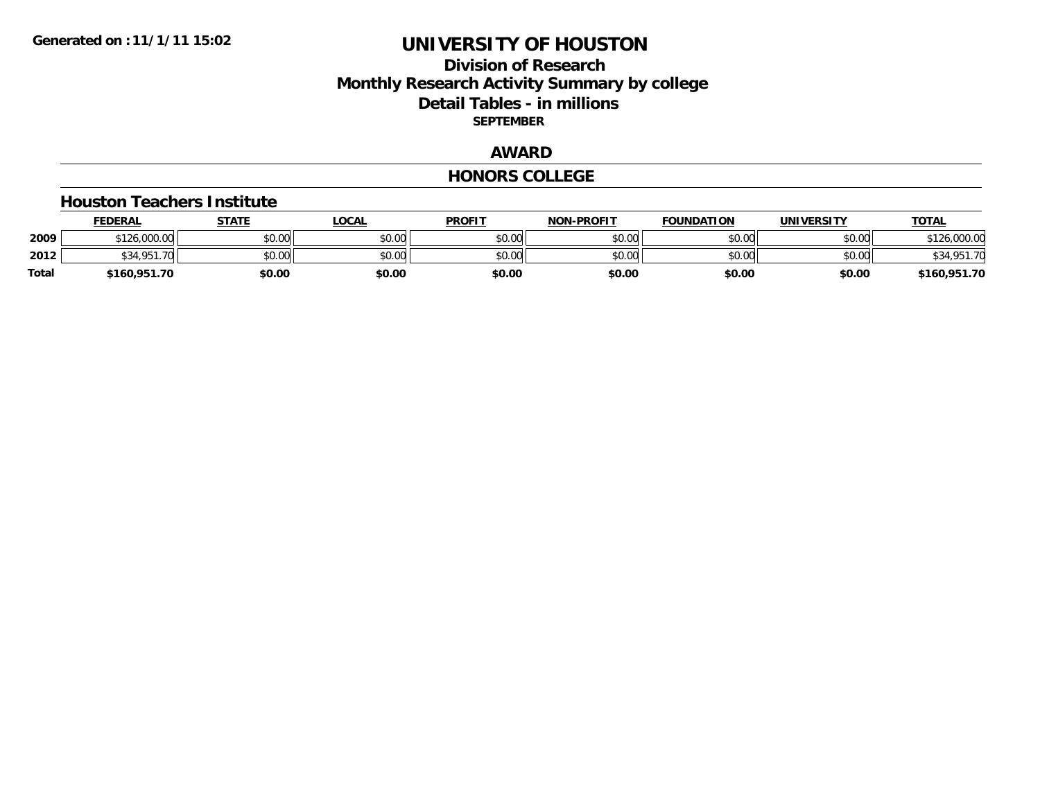Generated on :11/1/11 15:02

# UNIVERSITY OF HOUSTON

## Division of Research
## Monthly Research Activity Summary by college
## Detail Tables - in millions
**SEPTEMBER**

## AWARD

## HONORS COLLEGE

### Houston Teachers Institute

| | FEDERAL | STATE | LOCAL | PROFIT | NON-PROFIT | FOUNDATION | UNIVERSITY | TOTAL |
|---|---|---|---|---|---|---|---|---|
| 2009 | $126,000.00 | $0.00 | $0.00 | $0.00 | $0.00 | $0.00 | $0.00 | $126,000.00 |
| 2012 | $34,951.70 | $0.00 | $0.00 | $0.00 | $0.00 | $0.00 | $0.00 | $34,951.70 |
| **Total** | **$160,951.70** | **$0.00** | **$0.00** | **$0.00** | **$0.00** | **$0.00** | **$0.00** | **$160,951.70** |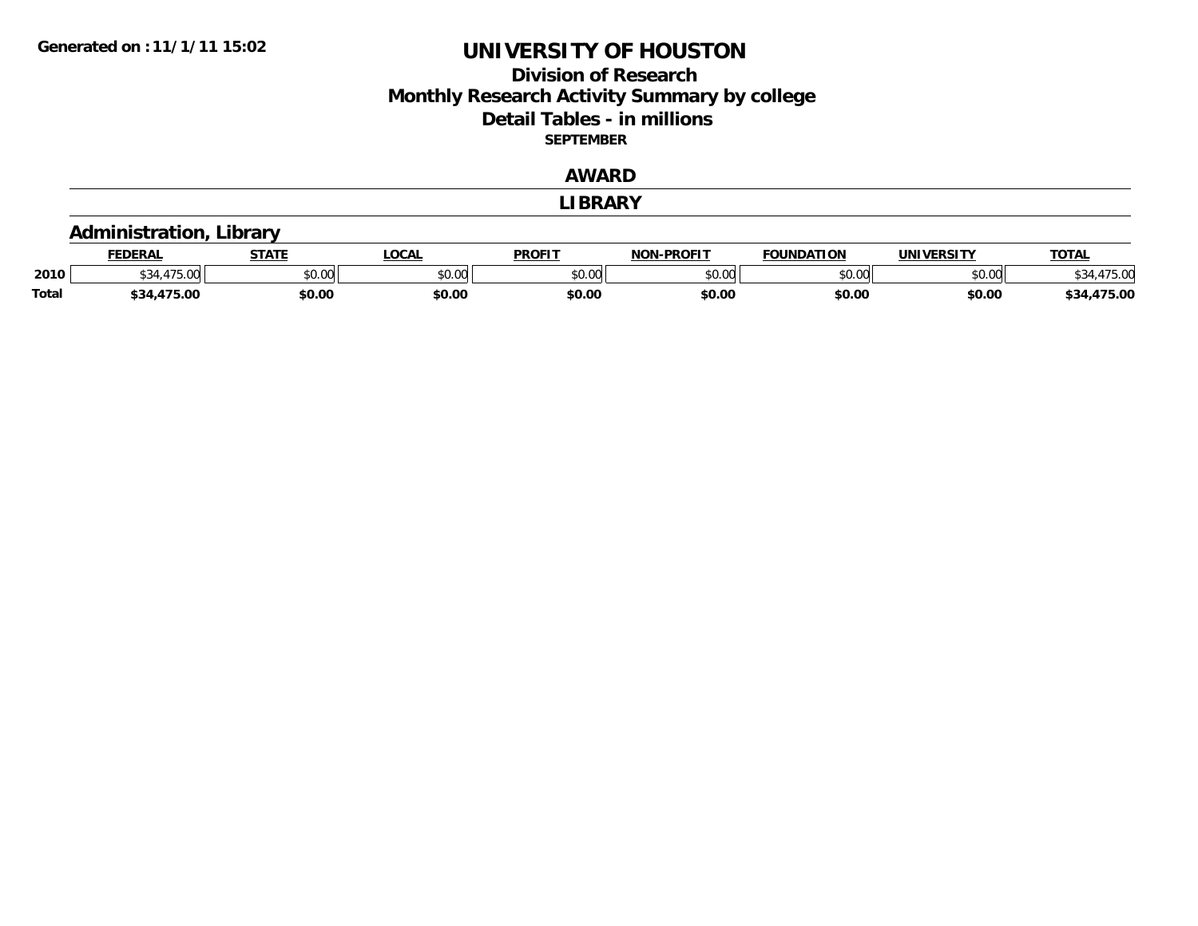**Generated on :11/1/11 15:02**

# UNIVERSITY OF HOUSTON

## Division of Research
## Monthly Research Activity Summary by college
## Detail Tables - in millions

**SEPTEMBER**

## AWARD

## LIBRARY

### Administration, Library

| | FEDERAL | STATE | LOCAL | PROFIT | NON-PROFIT | FOUNDATION | UNIVERSITY | TOTAL |
|---|---|---|---|---|---|---|---|---|
| 2010 | $34,475.00 | $0.00 | $0.00 | $0.00 | $0.00 | $0.00 | $0.00 | $34,475.00 |
| **Total** | **$34,475.00** | **$0.00** | **$0.00** | **$0.00** | **$0.00** | **$0.00** | **$0.00** | **$34,475.00** |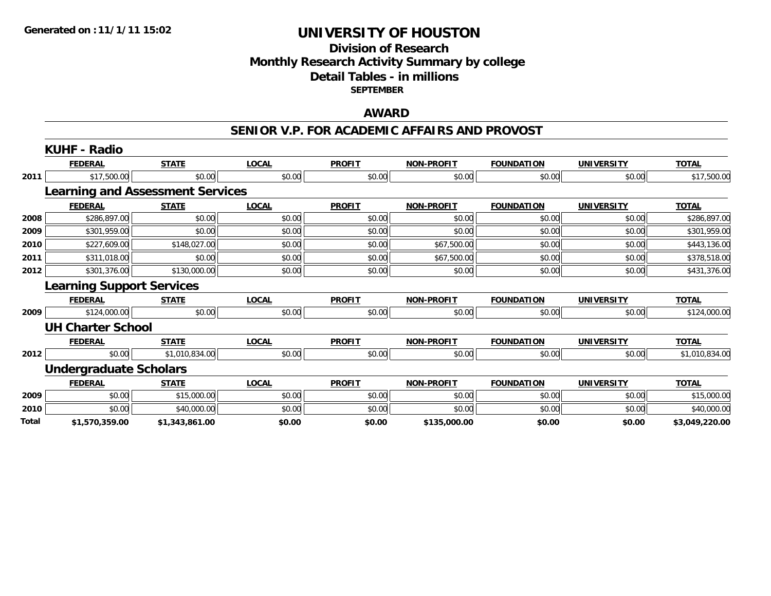**Generated on :11/1/11 15:02**

# UNIVERSITY OF HOUSTON

## Division of Research
## Monthly Research Activity Summary by college
## Detail Tables - in millions
### SEPTEMBER

### AWARD

### SENIOR V.P. FOR ACADEMIC AFFAIRS AND PROVOST

#### KUHF - Radio

| | FEDERAL | STATE | LOCAL | PROFIT | NON-PROFIT | FOUNDATION | UNIVERSITY | TOTAL |
|---|---|---|---|---|---|---|---|---|
| 2011 | $17,500.00 | $0.00 | $0.00 | $0.00 | $0.00 | $0.00 | $0.00 | $17,500.00 |

#### Learning and Assessment Services

| | FEDERAL | STATE | LOCAL | PROFIT | NON-PROFIT | FOUNDATION | UNIVERSITY | TOTAL |
|---|---|---|---|---|---|---|---|---|
| 2008 | $286,897.00 | $0.00 | $0.00 | $0.00 | $0.00 | $0.00 | $0.00 | $286,897.00 |
| 2009 | $301,959.00 | $0.00 | $0.00 | $0.00 | $0.00 | $0.00 | $0.00 | $301,959.00 |
| 2010 | $227,609.00 | $148,027.00 | $0.00 | $0.00 | $67,500.00 | $0.00 | $0.00 | $443,136.00 |
| 2011 | $311,018.00 | $0.00 | $0.00 | $0.00 | $67,500.00 | $0.00 | $0.00 | $378,518.00 |
| 2012 | $301,376.00 | $130,000.00 | $0.00 | $0.00 | $0.00 | $0.00 | $0.00 | $431,376.00 |

#### Learning Support Services

| | FEDERAL | STATE | LOCAL | PROFIT | NON-PROFIT | FOUNDATION | UNIVERSITY | TOTAL |
|---|---|---|---|---|---|---|---|---|
| 2009 | $124,000.00 | $0.00 | $0.00 | $0.00 | $0.00 | $0.00 | $0.00 | $124,000.00 |

#### UH Charter School

| | FEDERAL | STATE | LOCAL | PROFIT | NON-PROFIT | FOUNDATION | UNIVERSITY | TOTAL |
|---|---|---|---|---|---|---|---|---|
| 2012 | $0.00 | $1,010,834.00 | $0.00 | $0.00 | $0.00 | $0.00 | $0.00 | $1,010,834.00 |

#### Undergraduate Scholars

| | FEDERAL | STATE | LOCAL | PROFIT | NON-PROFIT | FOUNDATION | UNIVERSITY | TOTAL |
|---|---|---|---|---|---|---|---|---|
| 2009 | $0.00 | $15,000.00 | $0.00 | $0.00 | $0.00 | $0.00 | $0.00 | $15,000.00 |
| 2010 | $0.00 | $40,000.00 | $0.00 | $0.00 | $0.00 | $0.00 | $0.00 | $40,000.00 |
| **Total** | **$1,570,359.00** | **$1,343,861.00** | **$0.00** | **$0.00** | **$135,000.00** | **$0.00** | **$0.00** | **$3,049,220.00** |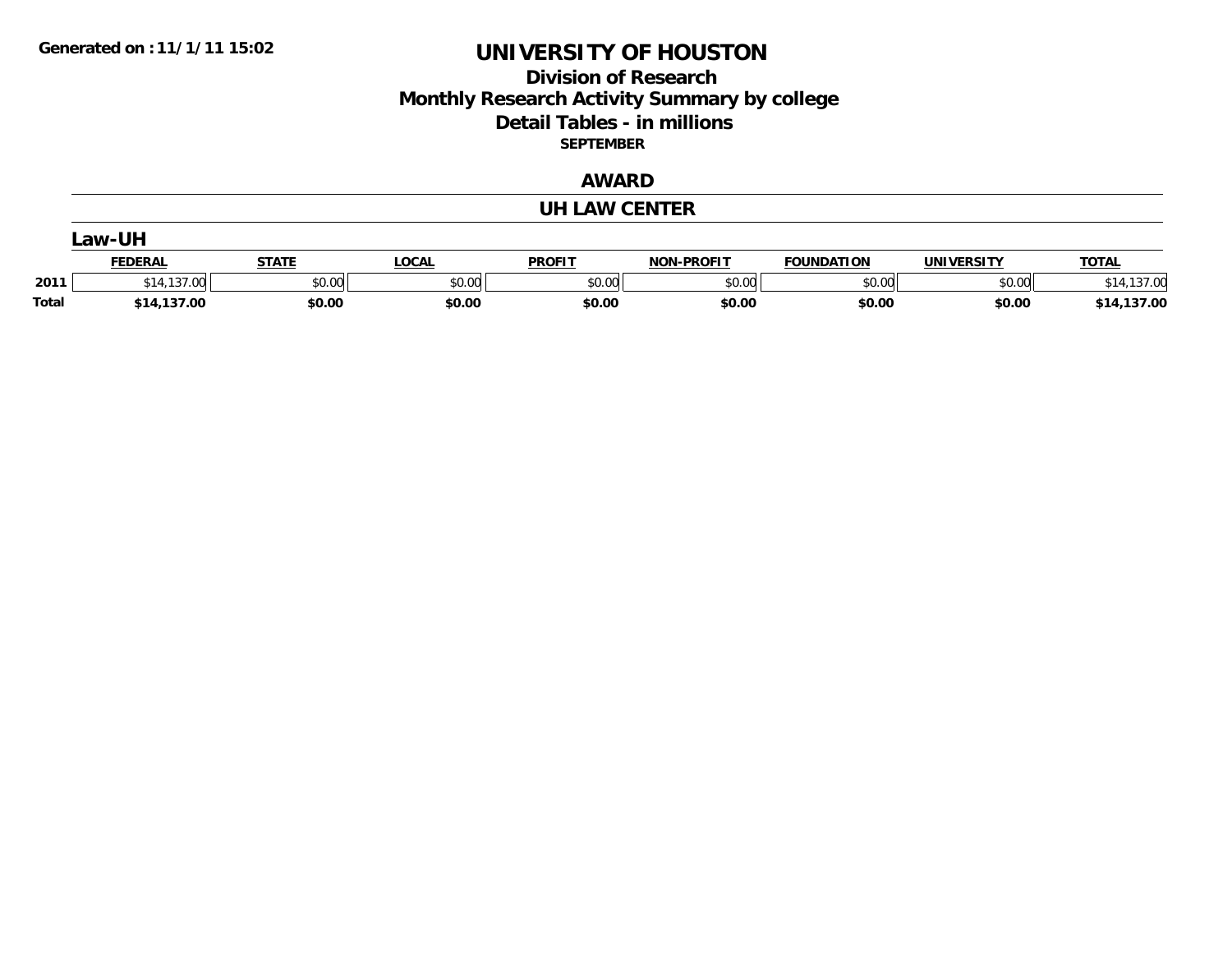Generated on :11/1/11 15:02

# UNIVERSITY OF HOUSTON

## Division of Research
## Monthly Research Activity Summary by college
## Detail Tables - in millions

**SEPTEMBER**

### AWARD

### UH LAW CENTER

### Law-UH

| | FEDERAL | STATE | LOCAL | PROFIT | NON-PROFIT | FOUNDATION | UNIVERSITY | TOTAL |
|---|---|---|---|---|---|---|---|---|
| 2011 | $14,137.00 | $0.00 | $0.00 | $0.00 | $0.00 | $0.00 | $0.00 | $14,137.00 |
| **Total** | **$14,137.00** | **$0.00** | **$0.00** | **$0.00** | **$0.00** | **$0.00** | **$0.00** | **$14,137.00** |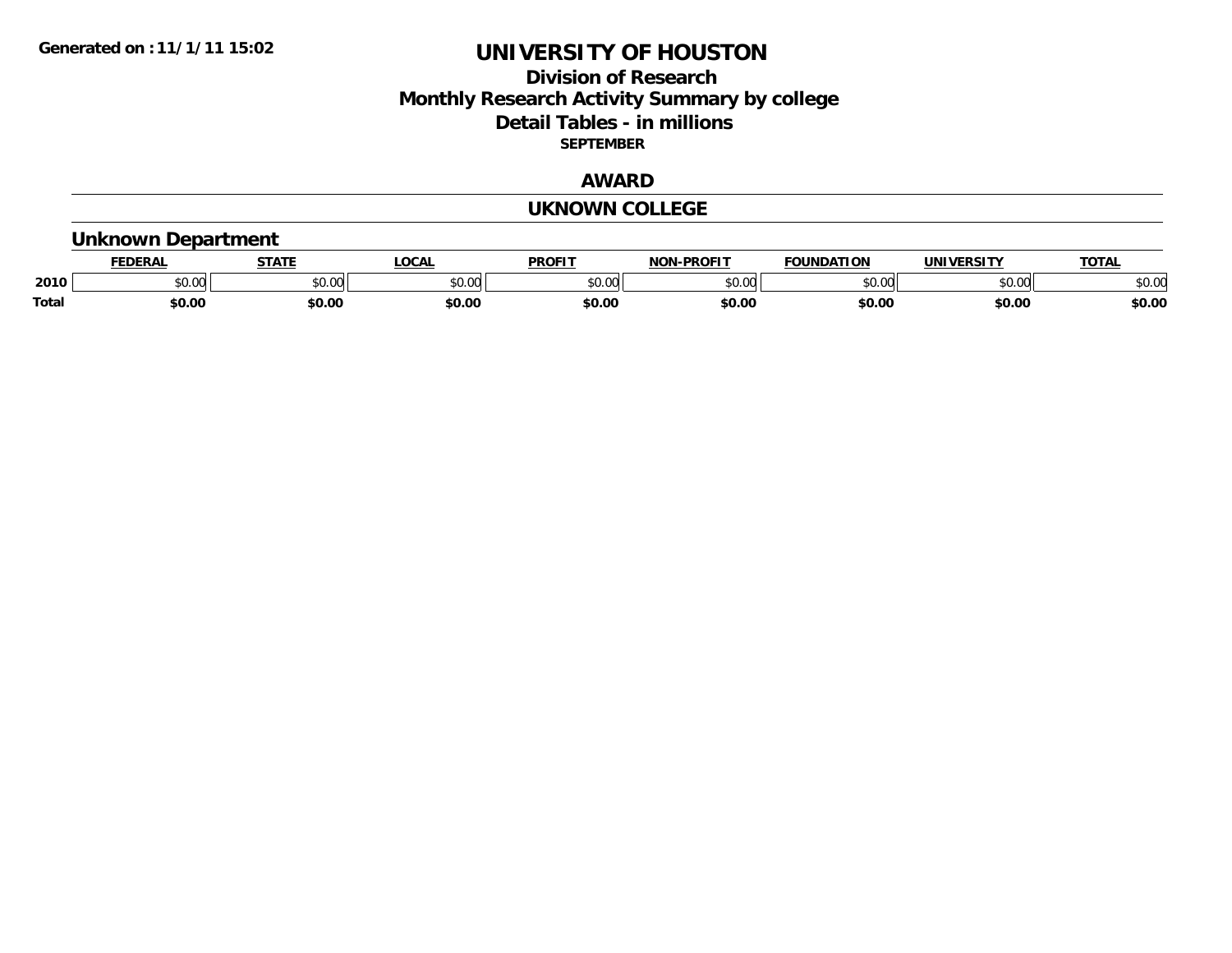Generated on :11/1/11 15:02

# UNIVERSITY OF HOUSTON

## Division of Research
## Monthly Research Activity Summary by college
## Detail Tables - in millions

**SEPTEMBER**

## AWARD

## UKNOWN COLLEGE

### Unknown Department

| | FEDERAL | STATE | LOCAL | PROFIT | NON-PROFIT | FOUNDATION | UNIVERSITY | TOTAL |
|---|---|---|---|---|---|---|---|---|
| 2010 | $0.00 | $0.00 | $0.00 | $0.00 | $0.00 | $0.00 | $0.00 | $0.00 |
| **Total** | **$0.00** | **$0.00** | **$0.00** | **$0.00** | **$0.00** | **$0.00** | **$0.00** | **$0.00** |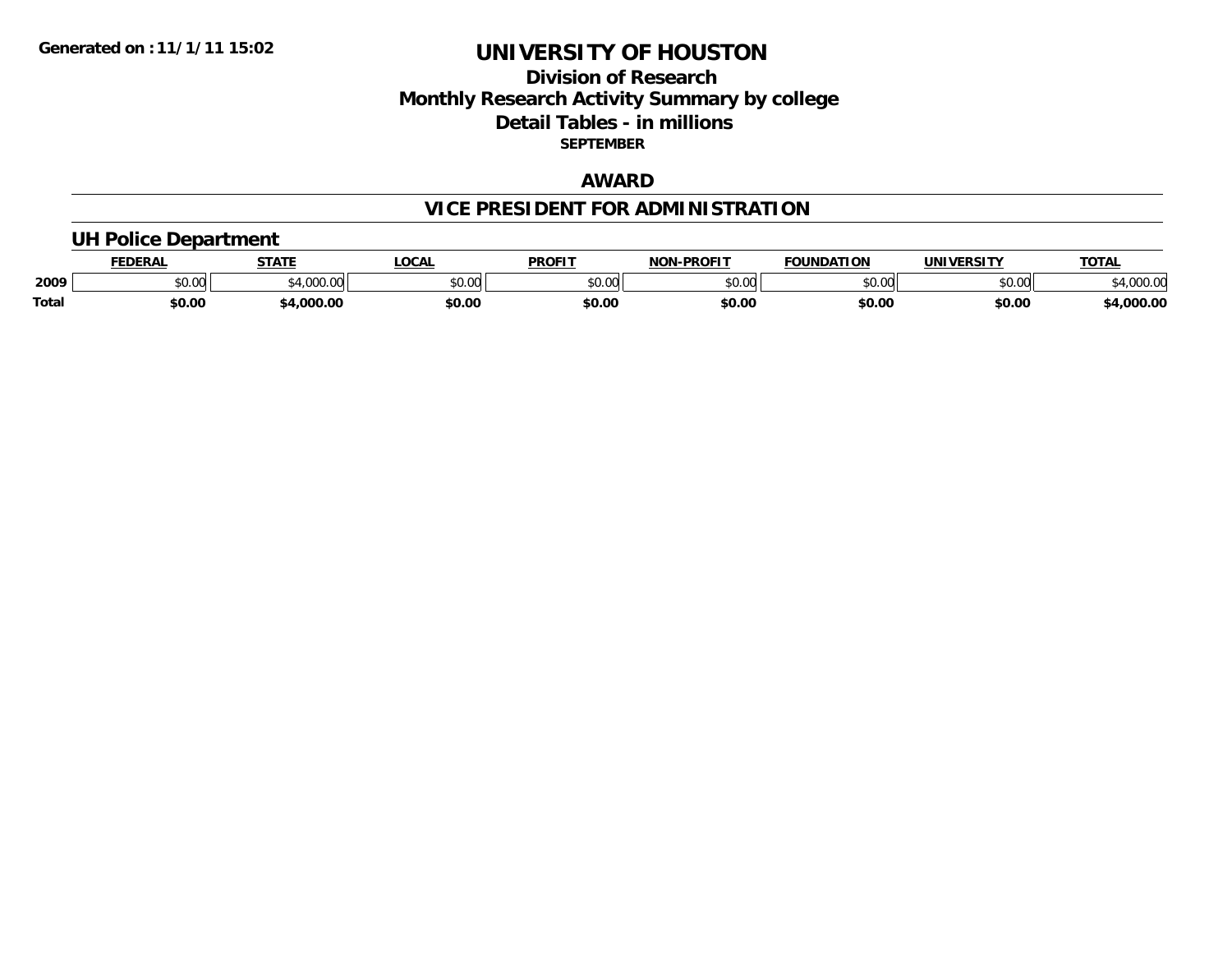**Generated on :11/1/11 15:02**

# UNIVERSITY OF HOUSTON

## Division of Research
## Monthly Research Activity Summary by college
## Detail Tables - in millions
### SEPTEMBER

## AWARD

## VICE PRESIDENT FOR ADMINISTRATION

### UH Police Department

| | FEDERAL | STATE | LOCAL | PROFIT | NON-PROFIT | FOUNDATION | UNIVERSITY | TOTAL |
|---|---|---|---|---|---|---|---|---|
| 2009 | $0.00 | $4,000.00 | $0.00 | $0.00 | $0.00 | $0.00 | $0.00 | $4,000.00 |
| **Total** | **$0.00** | **$4,000.00** | **$0.00** | **$0.00** | **$0.00** | **$0.00** | **$0.00** | **$4,000.00** |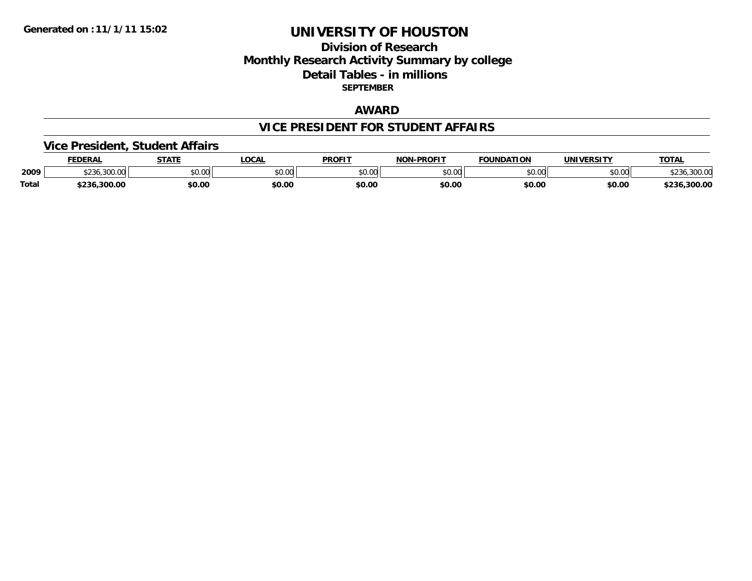Generated on :11/1/11 15:02

# UNIVERSITY OF HOUSTON

## Division of Research
## Monthly Research Activity Summary by college
## Detail Tables - in millions
### SEPTEMBER

## AWARD

## VICE PRESIDENT FOR STUDENT AFFAIRS

### Vice President, Student Affairs

| | FEDERAL | STATE | LOCAL | PROFIT | NON-PROFIT | FOUNDATION | UNIVERSITY | TOTAL |
|---|---|---|---|---|---|---|---|---|
| 2009 | $236,300.00 | $0.00 | $0.00 | $0.00 | $0.00 | $0.00 | $0.00 | $236,300.00 |
| **Total** | **$236,300.00** | **$0.00** | **$0.00** | **$0.00** | **$0.00** | **$0.00** | **$0.00** | **$236,300.00** |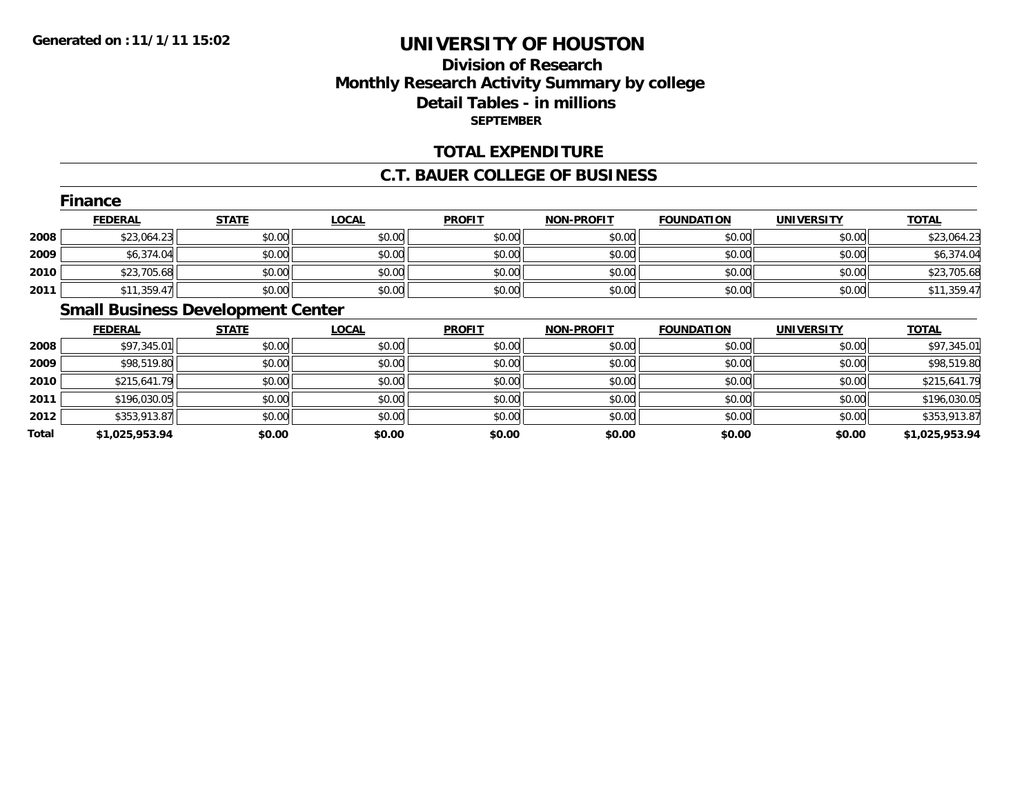Generated on :11/1/11 15:02

# UNIVERSITY OF HOUSTON

## Division of Research
## Monthly Research Activity Summary by college
## Detail Tables - in millions
### SEPTEMBER

## TOTAL EXPENDITURE

## C.T. BAUER COLLEGE OF BUSINESS

### Finance

| | FEDERAL | STATE | LOCAL | PROFIT | NON-PROFIT | FOUNDATION | UNIVERSITY | TOTAL |
|---|---|---|---|---|---|---|---|---|
| 2008 | $23,064.23 | $0.00 | $0.00 | $0.00 | $0.00 | $0.00 | $0.00 | $23,064.23 |
| 2009 | $6,374.04 | $0.00 | $0.00 | $0.00 | $0.00 | $0.00 | $0.00 | $6,374.04 |
| 2010 | $23,705.68 | $0.00 | $0.00 | $0.00 | $0.00 | $0.00 | $0.00 | $23,705.68 |
| 2011 | $11,359.47 | $0.00 | $0.00 | $0.00 | $0.00 | $0.00 | $0.00 | $11,359.47 |

### Small Business Development Center

| | FEDERAL | STATE | LOCAL | PROFIT | NON-PROFIT | FOUNDATION | UNIVERSITY | TOTAL |
|---|---|---|---|---|---|---|---|---|
| 2008 | $97,345.01 | $0.00 | $0.00 | $0.00 | $0.00 | $0.00 | $0.00 | $97,345.01 |
| 2009 | $98,519.80 | $0.00 | $0.00 | $0.00 | $0.00 | $0.00 | $0.00 | $98,519.80 |
| 2010 | $215,641.79 | $0.00 | $0.00 | $0.00 | $0.00 | $0.00 | $0.00 | $215,641.79 |
| 2011 | $196,030.05 | $0.00 | $0.00 | $0.00 | $0.00 | $0.00 | $0.00 | $196,030.05 |
| 2012 | $353,913.87 | $0.00 | $0.00 | $0.00 | $0.00 | $0.00 | $0.00 | $353,913.87 |
| **Total** | **$1,025,953.94** | **$0.00** | **$0.00** | **$0.00** | **$0.00** | **$0.00** | **$0.00** | **$1,025,953.94** |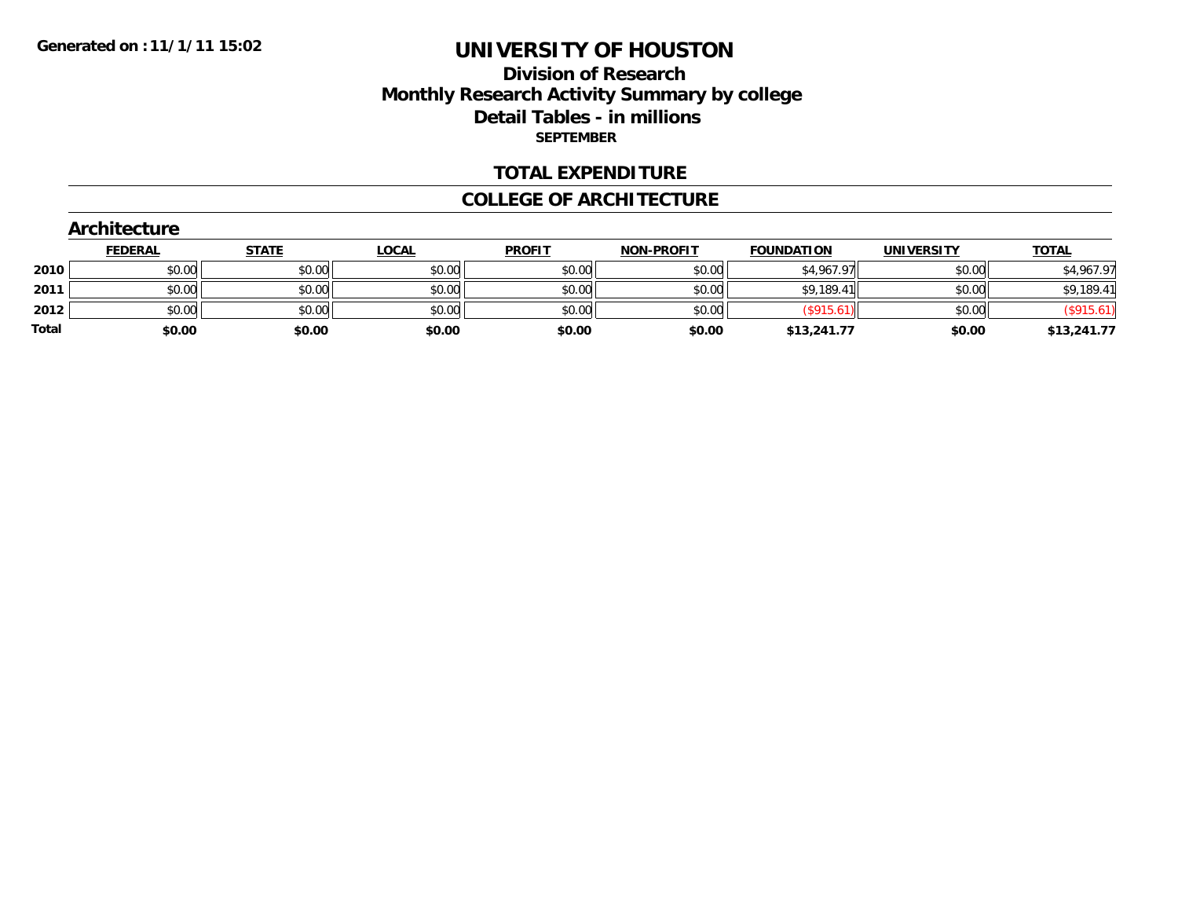Generated on :11/1/11 15:02

# UNIVERSITY OF HOUSTON

## Division of Research
## Monthly Research Activity Summary by college
## Detail Tables - in millions
### SEPTEMBER

## TOTAL EXPENDITURE

## COLLEGE OF ARCHITECTURE

### Architecture

| | FEDERAL | STATE | LOCAL | PROFIT | NON-PROFIT | FOUNDATION | UNIVERSITY | TOTAL |
|---|---|---|---|---|---|---|---|---|
| 2010 | $0.00 | $0.00 | $0.00 | $0.00 | $0.00 | $4,967.97 | $0.00 | $4,967.97 |
| 2011 | $0.00 | $0.00 | $0.00 | $0.00 | $0.00 | $9,189.41 | $0.00 | $9,189.41 |
| 2012 | $0.00 | $0.00 | $0.00 | $0.00 | $0.00 | ($915.61) | $0.00 | ($915.61) |
| **Total** | **$0.00** | **$0.00** | **$0.00** | **$0.00** | **$0.00** | **$13,241.77** | **$0.00** | **$13,241.77** |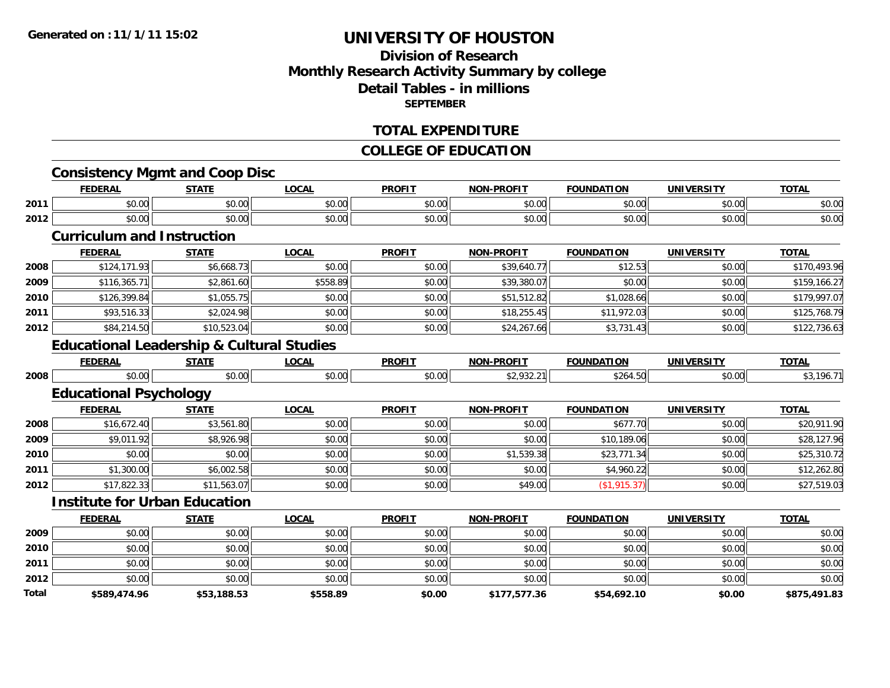**Generated on :11/1/11 15:02**

# UNIVERSITY OF HOUSTON

## Division of Research
## Monthly Research Activity Summary by college
## Detail Tables - in millions
**SEPTEMBER**

## TOTAL EXPENDITURE

## COLLEGE OF EDUCATION

### Consistency Mgmt and Coop Disc

| | FEDERAL | STATE | LOCAL | PROFIT | NON-PROFIT | FOUNDATION | UNIVERSITY | TOTAL |
|---|---|---|---|---|---|---|---|---|
| 2011 | $0.00 | $0.00 | $0.00 | $0.00 | $0.00 | $0.00 | $0.00 | $0.00 |
| 2012 | $0.00 | $0.00 | $0.00 | $0.00 | $0.00 | $0.00 | $0.00 | $0.00 |

### Curriculum and Instruction

| | FEDERAL | STATE | LOCAL | PROFIT | NON-PROFIT | FOUNDATION | UNIVERSITY | TOTAL |
|---|---|---|---|---|---|---|---|---|
| 2008 | $124,171.93 | $6,668.73 | $0.00 | $0.00 | $39,640.77 | $12.53 | $0.00 | $170,493.96 |
| 2009 | $116,365.71 | $2,861.60 | $558.89 | $0.00 | $39,380.07 | $0.00 | $0.00 | $159,166.27 |
| 2010 | $126,399.84 | $1,055.75 | $0.00 | $0.00 | $51,512.82 | $1,028.66 | $0.00 | $179,997.07 |
| 2011 | $93,516.33 | $2,024.98 | $0.00 | $0.00 | $18,255.45 | $11,972.03 | $0.00 | $125,768.79 |
| 2012 | $84,214.50 | $10,523.04 | $0.00 | $0.00 | $24,267.66 | $3,731.43 | $0.00 | $122,736.63 |

### Educational Leadership & Cultural Studies

| | FEDERAL | STATE | LOCAL | PROFIT | NON-PROFIT | FOUNDATION | UNIVERSITY | TOTAL |
|---|---|---|---|---|---|---|---|---|
| 2008 | $0.00 | $0.00 | $0.00 | $0.00 | $2,932.21 | $264.50 | $0.00 | $3,196.71 |

### Educational Psychology

| | FEDERAL | STATE | LOCAL | PROFIT | NON-PROFIT | FOUNDATION | UNIVERSITY | TOTAL |
|---|---|---|---|---|---|---|---|---|
| 2008 | $16,672.40 | $3,561.80 | $0.00 | $0.00 | $0.00 | $677.70 | $0.00 | $20,911.90 |
| 2009 | $9,011.92 | $8,926.98 | $0.00 | $0.00 | $0.00 | $10,189.06 | $0.00 | $28,127.96 |
| 2010 | $0.00 | $0.00 | $0.00 | $0.00 | $1,539.38 | $23,771.34 | $0.00 | $25,310.72 |
| 2011 | $1,300.00 | $6,002.58 | $0.00 | $0.00 | $0.00 | $4,960.22 | $0.00 | $12,262.80 |
| 2012 | $17,822.33 | $11,563.07 | $0.00 | $0.00 | $49.00 | ($1,915.37) | $0.00 | $27,519.03 |

### Institute for Urban Education

| | FEDERAL | STATE | LOCAL | PROFIT | NON-PROFIT | FOUNDATION | UNIVERSITY | TOTAL |
|---|---|---|---|---|---|---|---|---|
| 2009 | $0.00 | $0.00 | $0.00 | $0.00 | $0.00 | $0.00 | $0.00 | $0.00 |
| 2010 | $0.00 | $0.00 | $0.00 | $0.00 | $0.00 | $0.00 | $0.00 | $0.00 |
| 2011 | $0.00 | $0.00 | $0.00 | $0.00 | $0.00 | $0.00 | $0.00 | $0.00 |
| 2012 | $0.00 | $0.00 | $0.00 | $0.00 | $0.00 | $0.00 | $0.00 | $0.00 |
| **Total** | **$589,474.96** | **$53,188.53** | **$558.89** | **$0.00** | **$177,577.36** | **$54,692.10** | **$0.00** | **$875,491.83** |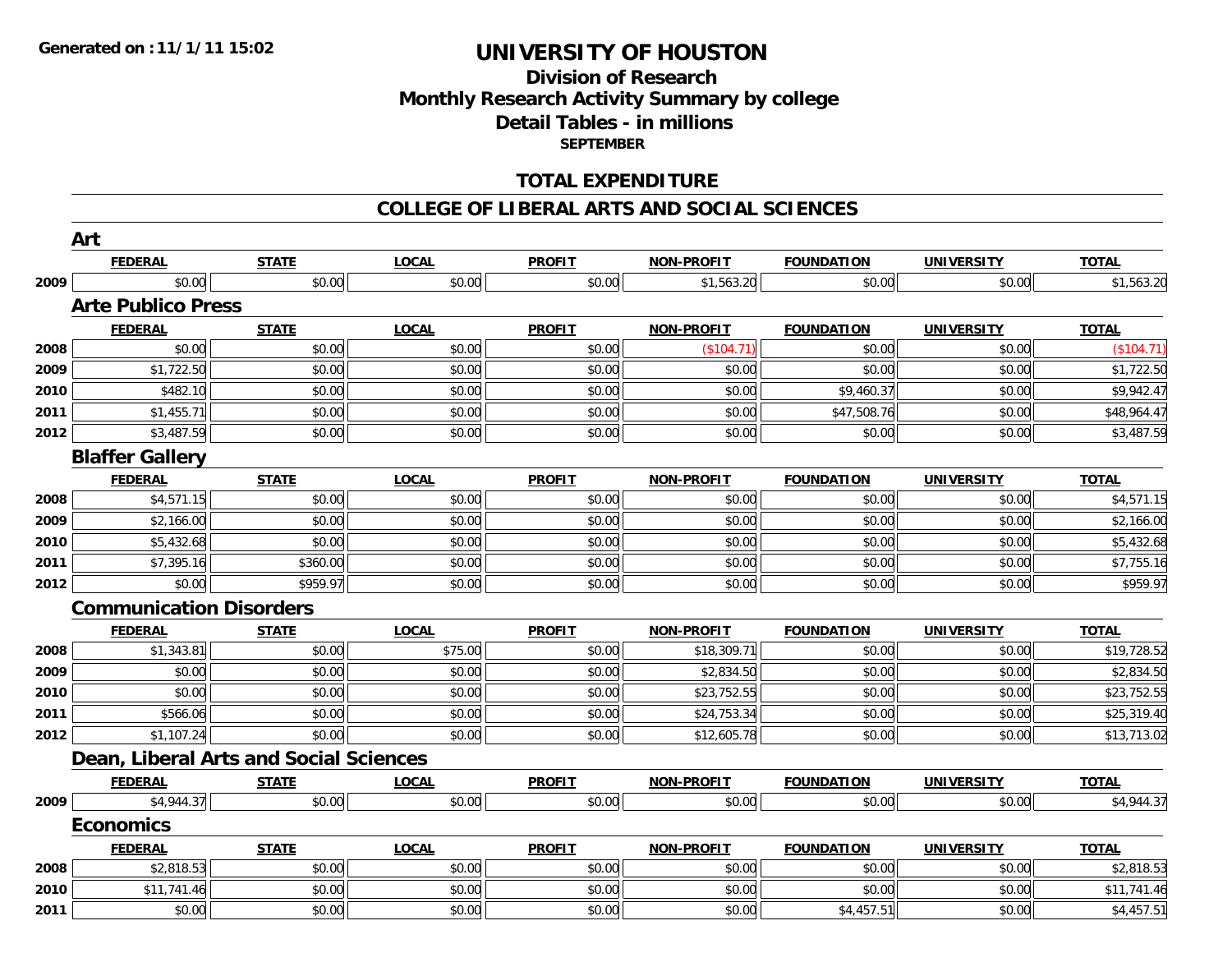Generated on :11/1/11 15:02

# UNIVERSITY OF HOUSTON

## Division of Research
## Monthly Research Activity Summary by college
## Detail Tables - in millions
### SEPTEMBER

## TOTAL EXPENDITURE

## COLLEGE OF LIBERAL ARTS AND SOCIAL SCIENCES

### Art

| | FEDERAL | STATE | LOCAL | PROFIT | NON-PROFIT | FOUNDATION | UNIVERSITY | TOTAL |
|---|---|---|---|---|---|---|---|---|
| 2009 | $0.00 | $0.00 | $0.00 | $0.00 | $1,563.20 | $0.00 | $0.00 | $1,563.20 |

### Arte Publico Press

| | FEDERAL | STATE | LOCAL | PROFIT | NON-PROFIT | FOUNDATION | UNIVERSITY | TOTAL |
|---|---|---|---|---|---|---|---|---|
| 2008 | $0.00 | $0.00 | $0.00 | $0.00 | ($104.71) | $0.00 | $0.00 | ($104.71) |
| 2009 | $1,722.50 | $0.00 | $0.00 | $0.00 | $0.00 | $0.00 | $0.00 | $1,722.50 |
| 2010 | $482.10 | $0.00 | $0.00 | $0.00 | $0.00 | $9,460.37 | $0.00 | $9,942.47 |
| 2011 | $1,455.71 | $0.00 | $0.00 | $0.00 | $0.00 | $47,508.76 | $0.00 | $48,964.47 |
| 2012 | $3,487.59 | $0.00 | $0.00 | $0.00 | $0.00 | $0.00 | $0.00 | $3,487.59 |

### Blaffer Gallery

| | FEDERAL | STATE | LOCAL | PROFIT | NON-PROFIT | FOUNDATION | UNIVERSITY | TOTAL |
|---|---|---|---|---|---|---|---|---|
| 2008 | $4,571.15 | $0.00 | $0.00 | $0.00 | $0.00 | $0.00 | $0.00 | $4,571.15 |
| 2009 | $2,166.00 | $0.00 | $0.00 | $0.00 | $0.00 | $0.00 | $0.00 | $2,166.00 |
| 2010 | $5,432.68 | $0.00 | $0.00 | $0.00 | $0.00 | $0.00 | $0.00 | $5,432.68 |
| 2011 | $7,395.16 | $360.00 | $0.00 | $0.00 | $0.00 | $0.00 | $0.00 | $7,755.16 |
| 2012 | $0.00 | $959.97 | $0.00 | $0.00 | $0.00 | $0.00 | $0.00 | $959.97 |

### Communication Disorders

| | FEDERAL | STATE | LOCAL | PROFIT | NON-PROFIT | FOUNDATION | UNIVERSITY | TOTAL |
|---|---|---|---|---|---|---|---|---|
| 2008 | $1,343.81 | $0.00 | $75.00 | $0.00 | $18,309.71 | $0.00 | $0.00 | $19,728.52 |
| 2009 | $0.00 | $0.00 | $0.00 | $0.00 | $2,834.50 | $0.00 | $0.00 | $2,834.50 |
| 2010 | $0.00 | $0.00 | $0.00 | $0.00 | $23,752.55 | $0.00 | $0.00 | $23,752.55 |
| 2011 | $566.06 | $0.00 | $0.00 | $0.00 | $24,753.34 | $0.00 | $0.00 | $25,319.40 |
| 2012 | $1,107.24 | $0.00 | $0.00 | $0.00 | $12,605.78 | $0.00 | $0.00 | $13,713.02 |

### Dean, Liberal Arts and Social Sciences

| | FEDERAL | STATE | LOCAL | PROFIT | NON-PROFIT | FOUNDATION | UNIVERSITY | TOTAL |
|---|---|---|---|---|---|---|---|---|
| 2009 | $4,944.37 | $0.00 | $0.00 | $0.00 | $0.00 | $0.00 | $0.00 | $4,944.37 |

### Economics

| | FEDERAL | STATE | LOCAL | PROFIT | NON-PROFIT | FOUNDATION | UNIVERSITY | TOTAL |
|---|---|---|---|---|---|---|---|---|
| 2008 | $2,818.53 | $0.00 | $0.00 | $0.00 | $0.00 | $0.00 | $0.00 | $2,818.53 |
| 2010 | $11,741.46 | $0.00 | $0.00 | $0.00 | $0.00 | $0.00 | $0.00 | $11,741.46 |
| 2011 | $0.00 | $0.00 | $0.00 | $0.00 | $0.00 | $4,457.51 | $0.00 | $4,457.51 |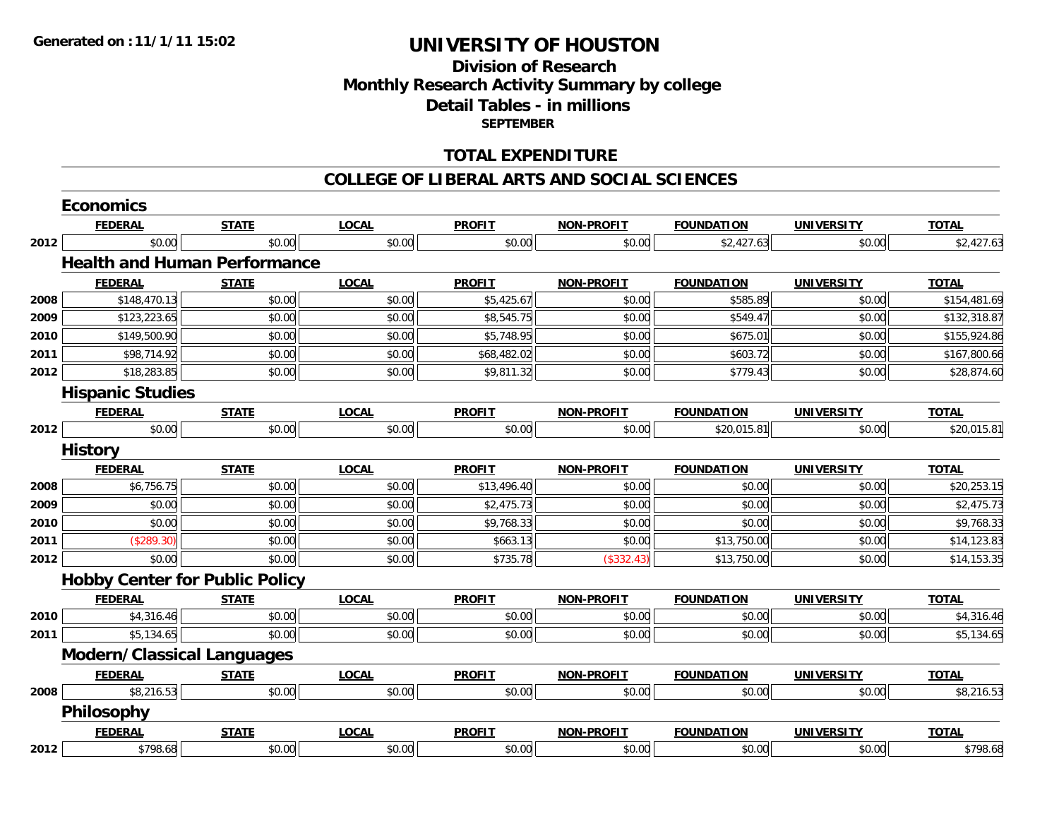Generated on :11/1/11 15:02

# UNIVERSITY OF HOUSTON

## Division of Research
## Monthly Research Activity Summary by college
## Detail Tables - in millions
**SEPTEMBER**

## TOTAL EXPENDITURE

## COLLEGE OF LIBERAL ARTS AND SOCIAL SCIENCES

### Economics

| | FEDERAL | STATE | LOCAL | PROFIT | NON-PROFIT | FOUNDATION | UNIVERSITY | TOTAL |
|---|---|---|---|---|---|---|---|---|
| 2012 | $0.00 | $0.00 | $0.00 | $0.00 | $0.00 | $2,427.63 | $0.00 | $2,427.63 |

### Health and Human Performance

| | FEDERAL | STATE | LOCAL | PROFIT | NON-PROFIT | FOUNDATION | UNIVERSITY | TOTAL |
|---|---|---|---|---|---|---|---|---|
| 2008 | $148,470.13 | $0.00 | $0.00 | $5,425.67 | $0.00 | $585.89 | $0.00 | $154,481.69 |
| 2009 | $123,223.65 | $0.00 | $0.00 | $8,545.75 | $0.00 | $549.47 | $0.00 | $132,318.87 |
| 2010 | $149,500.90 | $0.00 | $0.00 | $5,748.95 | $0.00 | $675.01 | $0.00 | $155,924.86 |
| 2011 | $98,714.92 | $0.00 | $0.00 | $68,482.02 | $0.00 | $603.72 | $0.00 | $167,800.66 |
| 2012 | $18,283.85 | $0.00 | $0.00 | $9,811.32 | $0.00 | $779.43 | $0.00 | $28,874.60 |

### Hispanic Studies

| | FEDERAL | STATE | LOCAL | PROFIT | NON-PROFIT | FOUNDATION | UNIVERSITY | TOTAL |
|---|---|---|---|---|---|---|---|---|
| 2012 | $0.00 | $0.00 | $0.00 | $0.00 | $0.00 | $20,015.81 | $0.00 | $20,015.81 |

### History

| | FEDERAL | STATE | LOCAL | PROFIT | NON-PROFIT | FOUNDATION | UNIVERSITY | TOTAL |
|---|---|---|---|---|---|---|---|---|
| 2008 | $6,756.75 | $0.00 | $0.00 | $13,496.40 | $0.00 | $0.00 | $0.00 | $20,253.15 |
| 2009 | $0.00 | $0.00 | $0.00 | $2,475.73 | $0.00 | $0.00 | $0.00 | $2,475.73 |
| 2010 | $0.00 | $0.00 | $0.00 | $9,768.33 | $0.00 | $0.00 | $0.00 | $9,768.33 |
| 2011 | ($289.30) | $0.00 | $0.00 | $663.13 | $0.00 | $13,750.00 | $0.00 | $14,123.83 |
| 2012 | $0.00 | $0.00 | $0.00 | $735.78 | ($332.43) | $13,750.00 | $0.00 | $14,153.35 |

### Hobby Center for Public Policy

| | FEDERAL | STATE | LOCAL | PROFIT | NON-PROFIT | FOUNDATION | UNIVERSITY | TOTAL |
|---|---|---|---|---|---|---|---|---|
| 2010 | $4,316.46 | $0.00 | $0.00 | $0.00 | $0.00 | $0.00 | $0.00 | $4,316.46 |
| 2011 | $5,134.65 | $0.00 | $0.00 | $0.00 | $0.00 | $0.00 | $0.00 | $5,134.65 |

### Modern/Classical Languages

| | FEDERAL | STATE | LOCAL | PROFIT | NON-PROFIT | FOUNDATION | UNIVERSITY | TOTAL |
|---|---|---|---|---|---|---|---|---|
| 2008 | $8,216.53 | $0.00 | $0.00 | $0.00 | $0.00 | $0.00 | $0.00 | $8,216.53 |

### Philosophy

| | FEDERAL | STATE | LOCAL | PROFIT | NON-PROFIT | FOUNDATION | UNIVERSITY | TOTAL |
|---|---|---|---|---|---|---|---|---|
| 2012 | $798.68 | $0.00 | $0.00 | $0.00 | $0.00 | $0.00 | $0.00 | $798.68 |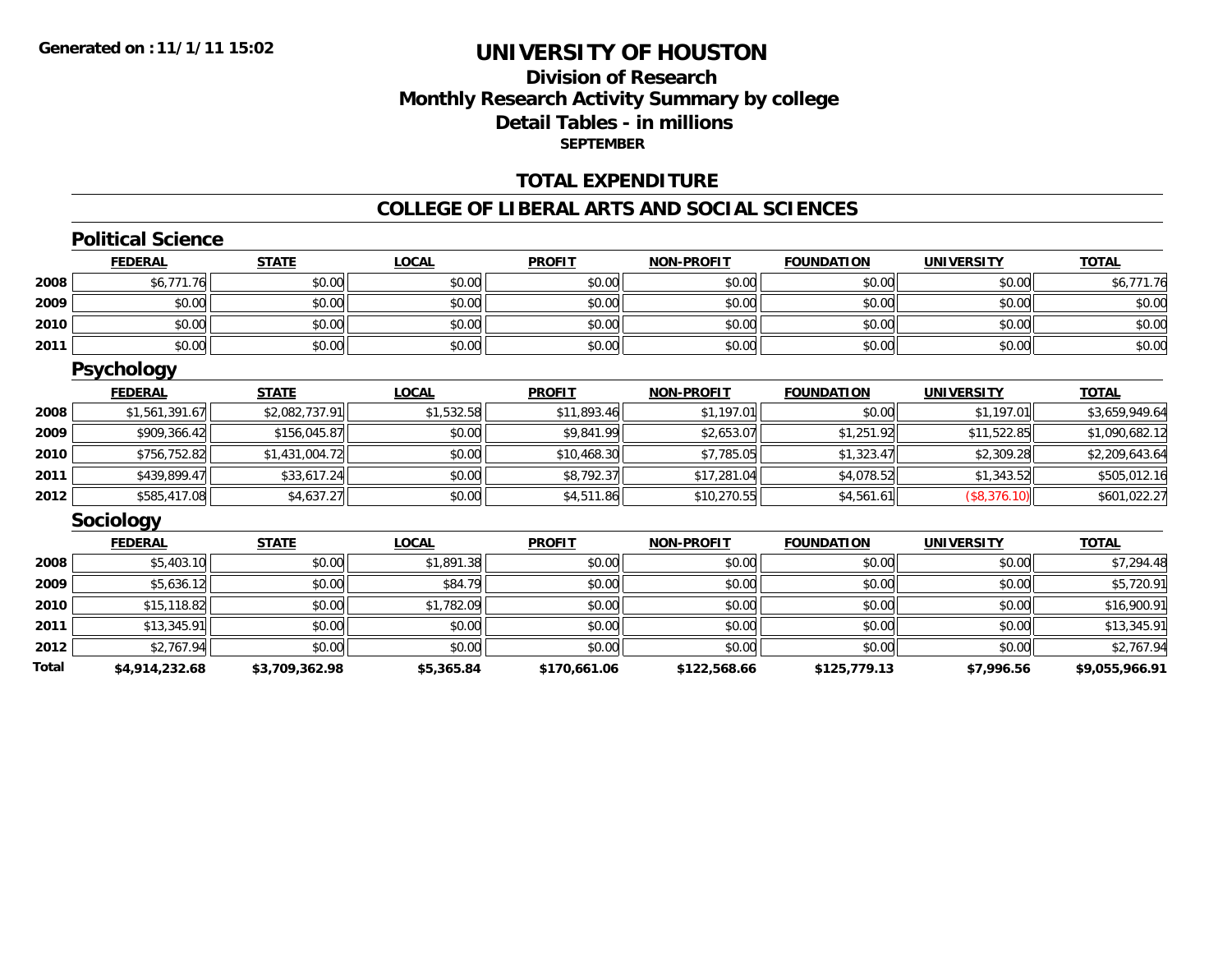Generated on :11/1/11 15:02

# UNIVERSITY OF HOUSTON

## Division of Research
## Monthly Research Activity Summary by college
## Detail Tables - in millions
### SEPTEMBER

## TOTAL EXPENDITURE

## COLLEGE OF LIBERAL ARTS AND SOCIAL SCIENCES

### Political Science

| | FEDERAL | STATE | LOCAL | PROFIT | NON-PROFIT | FOUNDATION | UNIVERSITY | TOTAL |
|---|---|---|---|---|---|---|---|---|
| 2008 | $6,771.76 | $0.00 | $0.00 | $0.00 | $0.00 | $0.00 | $0.00 | $6,771.76 |
| 2009 | $0.00 | $0.00 | $0.00 | $0.00 | $0.00 | $0.00 | $0.00 | $0.00 |
| 2010 | $0.00 | $0.00 | $0.00 | $0.00 | $0.00 | $0.00 | $0.00 | $0.00 |
| 2011 | $0.00 | $0.00 | $0.00 | $0.00 | $0.00 | $0.00 | $0.00 | $0.00 |

### Psychology

| | FEDERAL | STATE | LOCAL | PROFIT | NON-PROFIT | FOUNDATION | UNIVERSITY | TOTAL |
|---|---|---|---|---|---|---|---|---|
| 2008 | $1,561,391.67 | $2,082,737.91 | $1,532.58 | $11,893.46 | $1,197.01 | $0.00 | $1,197.01 | $3,659,949.64 |
| 2009 | $909,366.42 | $156,045.87 | $0.00 | $9,841.99 | $2,653.07 | $1,251.92 | $11,522.85 | $1,090,682.12 |
| 2010 | $756,752.82 | $1,431,004.72 | $0.00 | $10,468.30 | $7,785.05 | $1,323.47 | $2,309.28 | $2,209,643.64 |
| 2011 | $439,899.47 | $33,617.24 | $0.00 | $8,792.37 | $17,281.04 | $4,078.52 | $1,343.52 | $505,012.16 |
| 2012 | $585,417.08 | $4,637.27 | $0.00 | $4,511.86 | $10,270.55 | $4,561.61 | ($8,376.10) | $601,022.27 |

### Sociology

| | FEDERAL | STATE | LOCAL | PROFIT | NON-PROFIT | FOUNDATION | UNIVERSITY | TOTAL |
|---|---|---|---|---|---|---|---|---|
| 2008 | $5,403.10 | $0.00 | $1,891.38 | $0.00 | $0.00 | $0.00 | $0.00 | $7,294.48 |
| 2009 | $5,636.12 | $0.00 | $84.79 | $0.00 | $0.00 | $0.00 | $0.00 | $5,720.91 |
| 2010 | $15,118.82 | $0.00 | $1,782.09 | $0.00 | $0.00 | $0.00 | $0.00 | $16,900.91 |
| 2011 | $13,345.91 | $0.00 | $0.00 | $0.00 | $0.00 | $0.00 | $0.00 | $13,345.91 |
| 2012 | $2,767.94 | $0.00 | $0.00 | $0.00 | $0.00 | $0.00 | $0.00 | $2,767.94 |
| **Total** | **$4,914,232.68** | **$3,709,362.98** | **$5,365.84** | **$170,661.06** | **$122,568.66** | **$125,779.13** | **$7,996.56** | **$9,055,966.91** |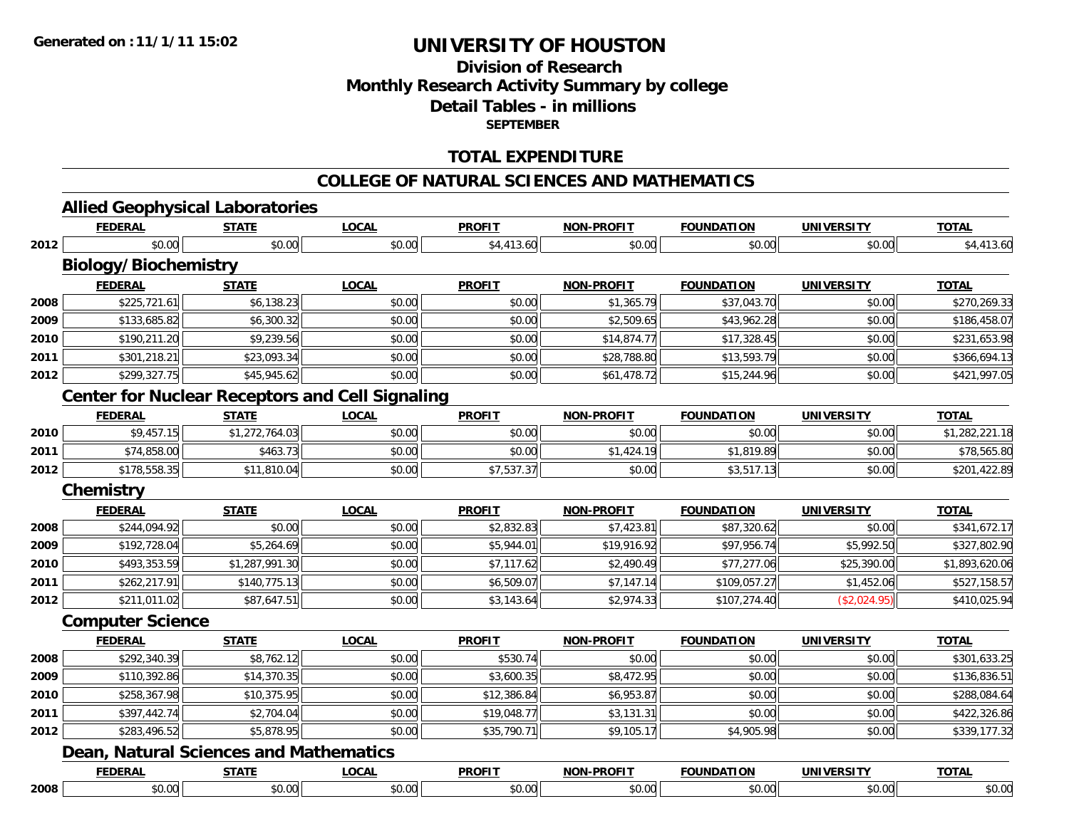Generated on :11/1/11 15:02

# UNIVERSITY OF HOUSTON

## Division of Research
## Monthly Research Activity Summary by college
## Detail Tables - in millions
### SEPTEMBER

## TOTAL EXPENDITURE

## COLLEGE OF NATURAL SCIENCES AND MATHEMATICS

### Allied Geophysical Laboratories

| | FEDERAL | STATE | LOCAL | PROFIT | NON-PROFIT | FOUNDATION | UNIVERSITY | TOTAL |
|---|---|---|---|---|---|---|---|---|
| 2012 | $0.00 | $0.00 | $0.00 | $4,413.60 | $0.00 | $0.00 | $0.00 | $4,413.60 |

### Biology/Biochemistry

| | FEDERAL | STATE | LOCAL | PROFIT | NON-PROFIT | FOUNDATION | UNIVERSITY | TOTAL |
|---|---|---|---|---|---|---|---|---|
| 2008 | $225,721.61 | $6,138.23 | $0.00 | $0.00 | $1,365.79 | $37,043.70 | $0.00 | $270,269.33 |
| 2009 | $133,685.82 | $6,300.32 | $0.00 | $0.00 | $2,509.65 | $43,962.28 | $0.00 | $186,458.07 |
| 2010 | $190,211.20 | $9,239.56 | $0.00 | $0.00 | $14,874.77 | $17,328.45 | $0.00 | $231,653.98 |
| 2011 | $301,218.21 | $23,093.34 | $0.00 | $0.00 | $28,788.80 | $13,593.79 | $0.00 | $366,694.13 |
| 2012 | $299,327.75 | $45,945.62 | $0.00 | $0.00 | $61,478.72 | $15,244.96 | $0.00 | $421,997.05 |

### Center for Nuclear Receptors and Cell Signaling

| | FEDERAL | STATE | LOCAL | PROFIT | NON-PROFIT | FOUNDATION | UNIVERSITY | TOTAL |
|---|---|---|---|---|---|---|---|---|
| 2010 | $9,457.15 | $1,272,764.03 | $0.00 | $0.00 | $0.00 | $0.00 | $0.00 | $1,282,221.18 |
| 2011 | $74,858.00 | $463.73 | $0.00 | $0.00 | $1,424.19 | $1,819.89 | $0.00 | $78,565.80 |
| 2012 | $178,558.35 | $11,810.04 | $0.00 | $7,537.37 | $0.00 | $3,517.13 | $0.00 | $201,422.89 |

### Chemistry

| | FEDERAL | STATE | LOCAL | PROFIT | NON-PROFIT | FOUNDATION | UNIVERSITY | TOTAL |
|---|---|---|---|---|---|---|---|---|
| 2008 | $244,094.92 | $0.00 | $0.00 | $2,832.83 | $7,423.81 | $87,320.62 | $0.00 | $341,672.17 |
| 2009 | $192,728.04 | $5,264.69 | $0.00 | $5,944.01 | $19,916.92 | $97,956.74 | $5,992.50 | $327,802.90 |
| 2010 | $493,353.59 | $1,287,991.30 | $0.00 | $7,117.62 | $2,490.49 | $77,277.06 | $25,390.00 | $1,893,620.06 |
| 2011 | $262,217.91 | $140,775.13 | $0.00 | $6,509.07 | $7,147.14 | $109,057.27 | $1,452.06 | $527,158.57 |
| 2012 | $211,011.02 | $87,647.51 | $0.00 | $3,143.64 | $2,974.33 | $107,274.40 | ($2,024.95) | $410,025.94 |

### Computer Science

| | FEDERAL | STATE | LOCAL | PROFIT | NON-PROFIT | FOUNDATION | UNIVERSITY | TOTAL |
|---|---|---|---|---|---|---|---|---|
| 2008 | $292,340.39 | $8,762.12 | $0.00 | $530.74 | $0.00 | $0.00 | $0.00 | $301,633.25 |
| 2009 | $110,392.86 | $14,370.35 | $0.00 | $3,600.35 | $8,472.95 | $0.00 | $0.00 | $136,836.51 |
| 2010 | $258,367.98 | $10,375.95 | $0.00 | $12,386.84 | $6,953.87 | $0.00 | $0.00 | $288,084.64 |
| 2011 | $397,442.74 | $2,704.04 | $0.00 | $19,048.77 | $3,131.31 | $0.00 | $0.00 | $422,326.86 |
| 2012 | $283,496.52 | $5,878.95 | $0.00 | $35,790.71 | $9,105.17 | $4,905.98 | $0.00 | $339,177.32 |

### Dean, Natural Sciences and Mathematics

| | FEDERAL | STATE | LOCAL | PROFIT | NON-PROFIT | FOUNDATION | UNIVERSITY | TOTAL |
|---|---|---|---|---|---|---|---|---|
| 2008 | $0.00 | $0.00 | $0.00 | $0.00 | $0.00 | $0.00 | $0.00 | $0.00 |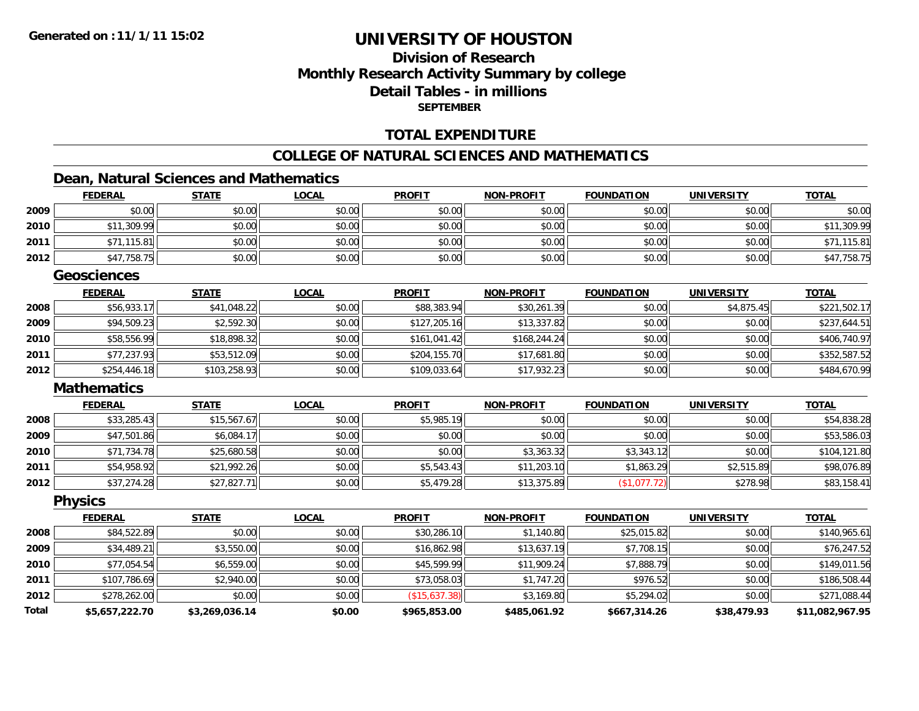Generated on :11/1/11 15:02

# UNIVERSITY OF HOUSTON

## Division of Research
## Monthly Research Activity Summary by college
## Detail Tables - in millions
### SEPTEMBER

## TOTAL EXPENDITURE

## COLLEGE OF NATURAL SCIENCES AND MATHEMATICS

### Dean, Natural Sciences and Mathematics

| | FEDERAL | STATE | LOCAL | PROFIT | NON-PROFIT | FOUNDATION | UNIVERSITY | TOTAL |
|---|---|---|---|---|---|---|---|---|
| 2009 | $0.00 | $0.00 | $0.00 | $0.00 | $0.00 | $0.00 | $0.00 | $0.00 |
| 2010 | $11,309.99 | $0.00 | $0.00 | $0.00 | $0.00 | $0.00 | $0.00 | $11,309.99 |
| 2011 | $71,115.81 | $0.00 | $0.00 | $0.00 | $0.00 | $0.00 | $0.00 | $71,115.81 |
| 2012 | $47,758.75 | $0.00 | $0.00 | $0.00 | $0.00 | $0.00 | $0.00 | $47,758.75 |

### Geosciences

| | FEDERAL | STATE | LOCAL | PROFIT | NON-PROFIT | FOUNDATION | UNIVERSITY | TOTAL |
|---|---|---|---|---|---|---|---|---|
| 2008 | $56,933.17 | $41,048.22 | $0.00 | $88,383.94 | $30,261.39 | $0.00 | $4,875.45 | $221,502.17 |
| 2009 | $94,509.23 | $2,592.30 | $0.00 | $127,205.16 | $13,337.82 | $0.00 | $0.00 | $237,644.51 |
| 2010 | $58,556.99 | $18,898.32 | $0.00 | $161,041.42 | $168,244.24 | $0.00 | $0.00 | $406,740.97 |
| 2011 | $77,237.93 | $53,512.09 | $0.00 | $204,155.70 | $17,681.80 | $0.00 | $0.00 | $352,587.52 |
| 2012 | $254,446.18 | $103,258.93 | $0.00 | $109,033.64 | $17,932.23 | $0.00 | $0.00 | $484,670.99 |

### Mathematics

| | FEDERAL | STATE | LOCAL | PROFIT | NON-PROFIT | FOUNDATION | UNIVERSITY | TOTAL |
|---|---|---|---|---|---|---|---|---|
| 2008 | $33,285.43 | $15,567.67 | $0.00 | $5,985.19 | $0.00 | $0.00 | $0.00 | $54,838.28 |
| 2009 | $47,501.86 | $6,084.17 | $0.00 | $0.00 | $0.00 | $0.00 | $0.00 | $53,586.03 |
| 2010 | $71,734.78 | $25,680.58 | $0.00 | $0.00 | $3,363.32 | $3,343.12 | $0.00 | $104,121.80 |
| 2011 | $54,958.92 | $21,992.26 | $0.00 | $5,543.43 | $11,203.10 | $1,863.29 | $2,515.89 | $98,076.89 |
| 2012 | $37,274.28 | $27,827.71 | $0.00 | $5,479.28 | $13,375.89 | ($1,077.72) | $278.98 | $83,158.41 |

### Physics

| | FEDERAL | STATE | LOCAL | PROFIT | NON-PROFIT | FOUNDATION | UNIVERSITY | TOTAL |
|---|---|---|---|---|---|---|---|---|
| 2008 | $84,522.89 | $0.00 | $0.00 | $30,286.10 | $1,140.80 | $25,015.82 | $0.00 | $140,965.61 |
| 2009 | $34,489.21 | $3,550.00 | $0.00 | $16,862.98 | $13,637.19 | $7,708.15 | $0.00 | $76,247.52 |
| 2010 | $77,054.54 | $6,559.00 | $0.00 | $45,599.99 | $11,909.24 | $7,888.79 | $0.00 | $149,011.56 |
| 2011 | $107,786.69 | $2,940.00 | $0.00 | $73,058.03 | $1,747.20 | $976.52 | $0.00 | $186,508.44 |
| 2012 | $278,262.00 | $0.00 | $0.00 | ($15,637.38) | $3,169.80 | $5,294.02 | $0.00 | $271,088.44 |
| **Total** | **$5,657,222.70** | **$3,269,036.14** | **$0.00** | **$965,853.00** | **$485,061.92** | **$667,314.26** | **$38,479.93** | **$11,082,967.95** |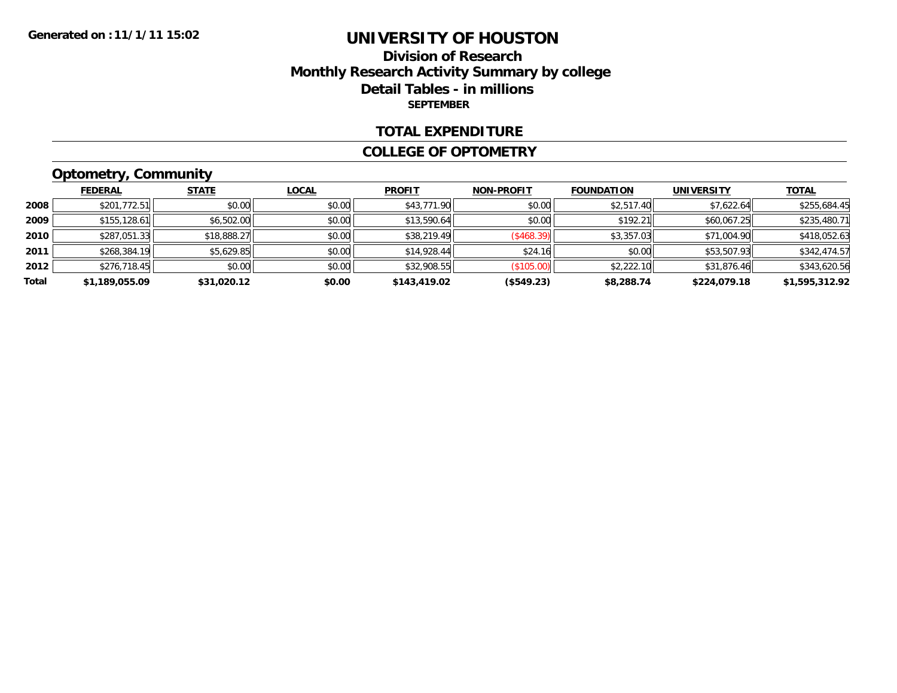Generated on :11/1/11 15:02

# UNIVERSITY OF HOUSTON

## Division of Research
## Monthly Research Activity Summary by college
## Detail Tables - in millions
### SEPTEMBER

### TOTAL EXPENDITURE

### COLLEGE OF OPTOMETRY

### Optometry, Community

| | FEDERAL | STATE | LOCAL | PROFIT | NON-PROFIT | FOUNDATION | UNIVERSITY | TOTAL |
|---|---|---|---|---|---|---|---|---|
| 2008 | $201,772.51 | $0.00 | $0.00 | $43,771.90 | $0.00 | $2,517.40 | $7,622.64 | $255,684.45 |
| 2009 | $155,128.61 | $6,502.00 | $0.00 | $13,590.64 | $0.00 | $192.21 | $60,067.25 | $235,480.71 |
| 2010 | $287,051.33 | $18,888.27 | $0.00 | $38,219.49 | ($468.39) | $3,357.03 | $71,004.90 | $418,052.63 |
| 2011 | $268,384.19 | $5,629.85 | $0.00 | $14,928.44 | $24.16 | $0.00 | $53,507.93 | $342,474.57 |
| 2012 | $276,718.45 | $0.00 | $0.00 | $32,908.55 | ($105.00) | $2,222.10 | $31,876.46 | $343,620.56 |
| **Total** | **$1,189,055.09** | **$31,020.12** | **$0.00** | **$143,419.02** | **($549.23)** | **$8,288.74** | **$224,079.18** | **$1,595,312.92** |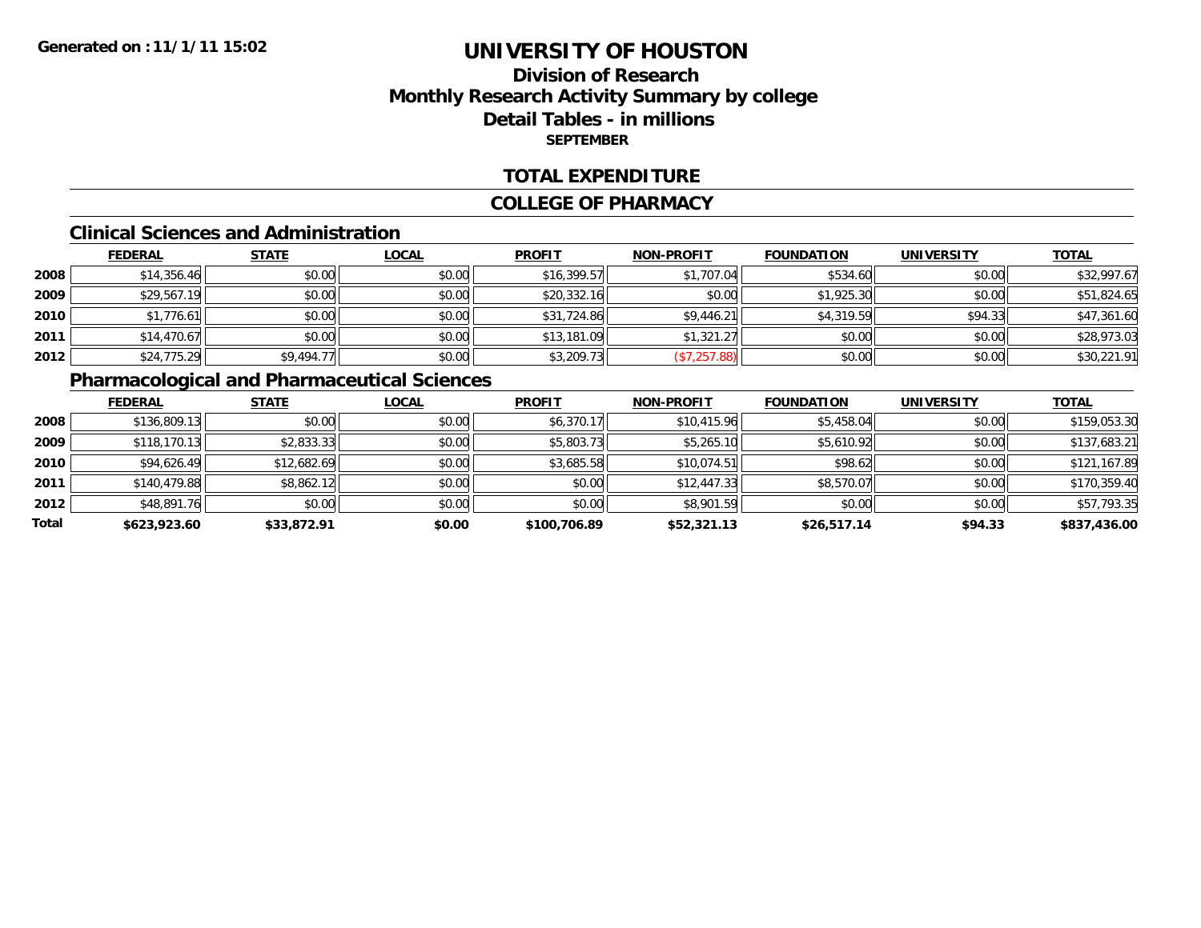**Generated on :11/1/11 15:02**

# UNIVERSITY OF HOUSTON

## Division of Research
## Monthly Research Activity Summary by college
## Detail Tables - in millions
### SEPTEMBER

## TOTAL EXPENDITURE

## COLLEGE OF PHARMACY

### Clinical Sciences and Administration

| | FEDERAL | STATE | LOCAL | PROFIT | NON-PROFIT | FOUNDATION | UNIVERSITY | TOTAL |
|---|---|---|---|---|---|---|---|---|
| 2008 | $14,356.46 | $0.00 | $0.00 | $16,399.57 | $1,707.04 | $534.60 | $0.00 | $32,997.67 |
| 2009 | $29,567.19 | $0.00 | $0.00 | $20,332.16 | $0.00 | $1,925.30 | $0.00 | $51,824.65 |
| 2010 | $1,776.61 | $0.00 | $0.00 | $31,724.86 | $9,446.21 | $4,319.59 | $94.33 | $47,361.60 |
| 2011 | $14,470.67 | $0.00 | $0.00 | $13,181.09 | $1,321.27 | $0.00 | $0.00 | $28,973.03 |
| 2012 | $24,775.29 | $9,494.77 | $0.00 | $3,209.73 | ($7,257.88) | $0.00 | $0.00 | $30,221.91 |

### Pharmacological and Pharmaceutical Sciences

| | FEDERAL | STATE | LOCAL | PROFIT | NON-PROFIT | FOUNDATION | UNIVERSITY | TOTAL |
|---|---|---|---|---|---|---|---|---|
| 2008 | $136,809.13 | $0.00 | $0.00 | $6,370.17 | $10,415.96 | $5,458.04 | $0.00 | $159,053.30 |
| 2009 | $118,170.13 | $2,833.33 | $0.00 | $5,803.73 | $5,265.10 | $5,610.92 | $0.00 | $137,683.21 |
| 2010 | $94,626.49 | $12,682.69 | $0.00 | $3,685.58 | $10,074.51 | $98.62 | $0.00 | $121,167.89 |
| 2011 | $140,479.88 | $8,862.12 | $0.00 | $0.00 | $12,447.33 | $8,570.07 | $0.00 | $170,359.40 |
| 2012 | $48,891.76 | $0.00 | $0.00 | $0.00 | $8,901.59 | $0.00 | $0.00 | $57,793.35 |
| **Total** | **$623,923.60** | **$33,872.91** | **$0.00** | **$100,706.89** | **$52,321.13** | **$26,517.14** | **$94.33** | **$837,436.00** |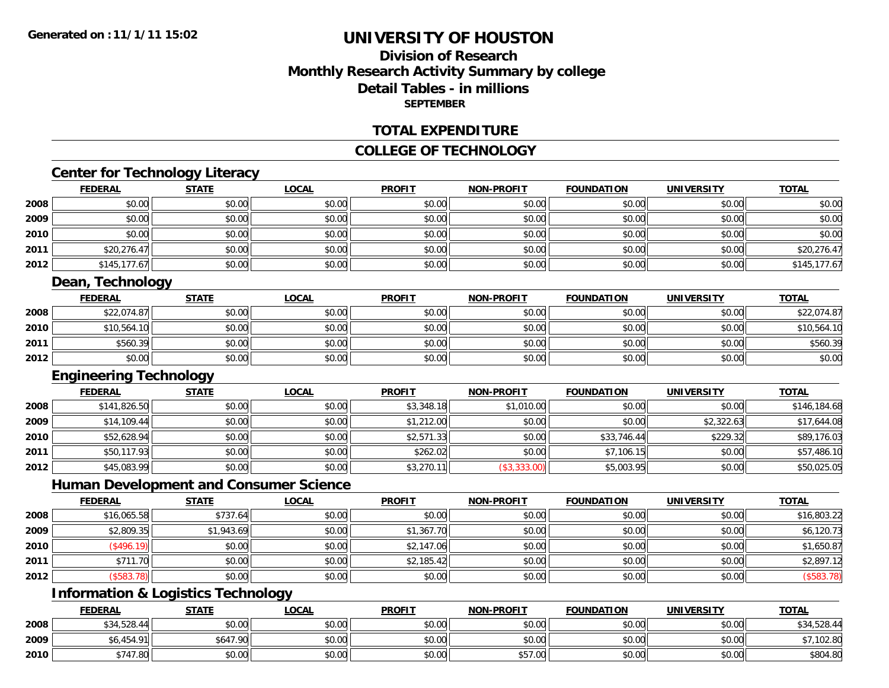Generated on :11/1/11 15:02

# UNIVERSITY OF HOUSTON

## Division of Research
## Monthly Research Activity Summary by college
## Detail Tables - in millions
### SEPTEMBER

## TOTAL EXPENDITURE

## COLLEGE OF TECHNOLOGY

### Center for Technology Literacy

| | FEDERAL | STATE | LOCAL | PROFIT | NON-PROFIT | FOUNDATION | UNIVERSITY | TOTAL |
|---|---|---|---|---|---|---|---|---|
| 2008 | $0.00 | $0.00 | $0.00 | $0.00 | $0.00 | $0.00 | $0.00 | $0.00 |
| 2009 | $0.00 | $0.00 | $0.00 | $0.00 | $0.00 | $0.00 | $0.00 | $0.00 |
| 2010 | $0.00 | $0.00 | $0.00 | $0.00 | $0.00 | $0.00 | $0.00 | $0.00 |
| 2011 | $20,276.47 | $0.00 | $0.00 | $0.00 | $0.00 | $0.00 | $0.00 | $20,276.47 |
| 2012 | $145,177.67 | $0.00 | $0.00 | $0.00 | $0.00 | $0.00 | $0.00 | $145,177.67 |

### Dean, Technology

| | FEDERAL | STATE | LOCAL | PROFIT | NON-PROFIT | FOUNDATION | UNIVERSITY | TOTAL |
|---|---|---|---|---|---|---|---|---|
| 2008 | $22,074.87 | $0.00 | $0.00 | $0.00 | $0.00 | $0.00 | $0.00 | $22,074.87 |
| 2010 | $10,564.10 | $0.00 | $0.00 | $0.00 | $0.00 | $0.00 | $0.00 | $10,564.10 |
| 2011 | $560.39 | $0.00 | $0.00 | $0.00 | $0.00 | $0.00 | $0.00 | $560.39 |
| 2012 | $0.00 | $0.00 | $0.00 | $0.00 | $0.00 | $0.00 | $0.00 | $0.00 |

### Engineering Technology

| | FEDERAL | STATE | LOCAL | PROFIT | NON-PROFIT | FOUNDATION | UNIVERSITY | TOTAL |
|---|---|---|---|---|---|---|---|---|
| 2008 | $141,826.50 | $0.00 | $0.00 | $3,348.18 | $1,010.00 | $0.00 | $0.00 | $146,184.68 |
| 2009 | $14,109.44 | $0.00 | $0.00 | $1,212.00 | $0.00 | $0.00 | $2,322.63 | $17,644.08 |
| 2010 | $52,628.94 | $0.00 | $0.00 | $2,571.33 | $0.00 | $33,746.44 | $229.32 | $89,176.03 |
| 2011 | $50,117.93 | $0.00 | $0.00 | $262.02 | $0.00 | $7,106.15 | $0.00 | $57,486.10 |
| 2012 | $45,083.99 | $0.00 | $0.00 | $3,270.11 | ($3,333.00) | $5,003.95 | $0.00 | $50,025.05 |

### Human Development and Consumer Science

| | FEDERAL | STATE | LOCAL | PROFIT | NON-PROFIT | FOUNDATION | UNIVERSITY | TOTAL |
|---|---|---|---|---|---|---|---|---|
| 2008 | $16,065.58 | $737.64 | $0.00 | $0.00 | $0.00 | $0.00 | $0.00 | $16,803.22 |
| 2009 | $2,809.35 | $1,943.69 | $0.00 | $1,367.70 | $0.00 | $0.00 | $0.00 | $6,120.73 |
| 2010 | ($496.19) | $0.00 | $0.00 | $2,147.06 | $0.00 | $0.00 | $0.00 | $1,650.87 |
| 2011 | $711.70 | $0.00 | $0.00 | $2,185.42 | $0.00 | $0.00 | $0.00 | $2,897.12 |
| 2012 | ($583.78) | $0.00 | $0.00 | $0.00 | $0.00 | $0.00 | $0.00 | ($583.78) |

### Information & Logistics Technology

| | FEDERAL | STATE | LOCAL | PROFIT | NON-PROFIT | FOUNDATION | UNIVERSITY | TOTAL |
|---|---|---|---|---|---|---|---|---|
| 2008 | $34,528.44 | $0.00 | $0.00 | $0.00 | $0.00 | $0.00 | $0.00 | $34,528.44 |
| 2009 | $6,454.91 | $647.90 | $0.00 | $0.00 | $0.00 | $0.00 | $0.00 | $7,102.80 |
| 2010 | $747.80 | $0.00 | $0.00 | $0.00 | $57.00 | $0.00 | $0.00 | $804.80 |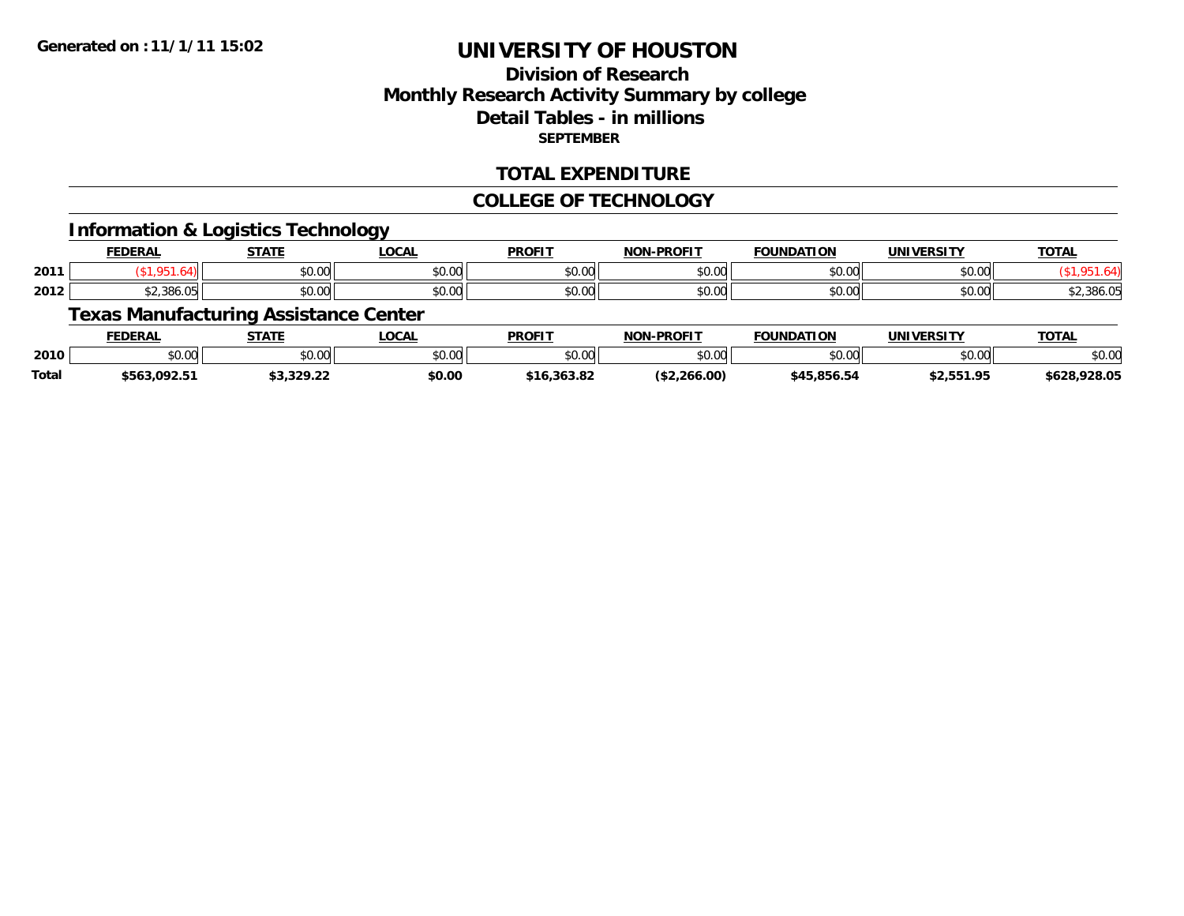**Generated on :11/1/11 15:02**

# UNIVERSITY OF HOUSTON

## Division of Research
## Monthly Research Activity Summary by college
## Detail Tables - in millions
### SEPTEMBER

### TOTAL EXPENDITURE

### COLLEGE OF TECHNOLOGY

### Information & Logistics Technology

| | FEDERAL | STATE | LOCAL | PROFIT | NON-PROFIT | FOUNDATION | UNIVERSITY | TOTAL |
|---|---|---|---|---|---|---|---|---|
| 2011 | ($1,951.64) | $0.00 | $0.00 | $0.00 | $0.00 | $0.00 | $0.00 | ($1,951.64) |
| 2012 | $2,386.05 | $0.00 | $0.00 | $0.00 | $0.00 | $0.00 | $0.00 | $2,386.05 |

### Texas Manufacturing Assistance Center

| | FEDERAL | STATE | LOCAL | PROFIT | NON-PROFIT | FOUNDATION | UNIVERSITY | TOTAL |
|---|---|---|---|---|---|---|---|---|
| 2010 | $0.00 | $0.00 | $0.00 | $0.00 | $0.00 | $0.00 | $0.00 | $0.00 |
| **Total** | **$563,092.51** | **$3,329.22** | **$0.00** | **$16,363.82** | **($2,266.00)** | **$45,856.54** | **$2,551.95** | **$628,928.05** |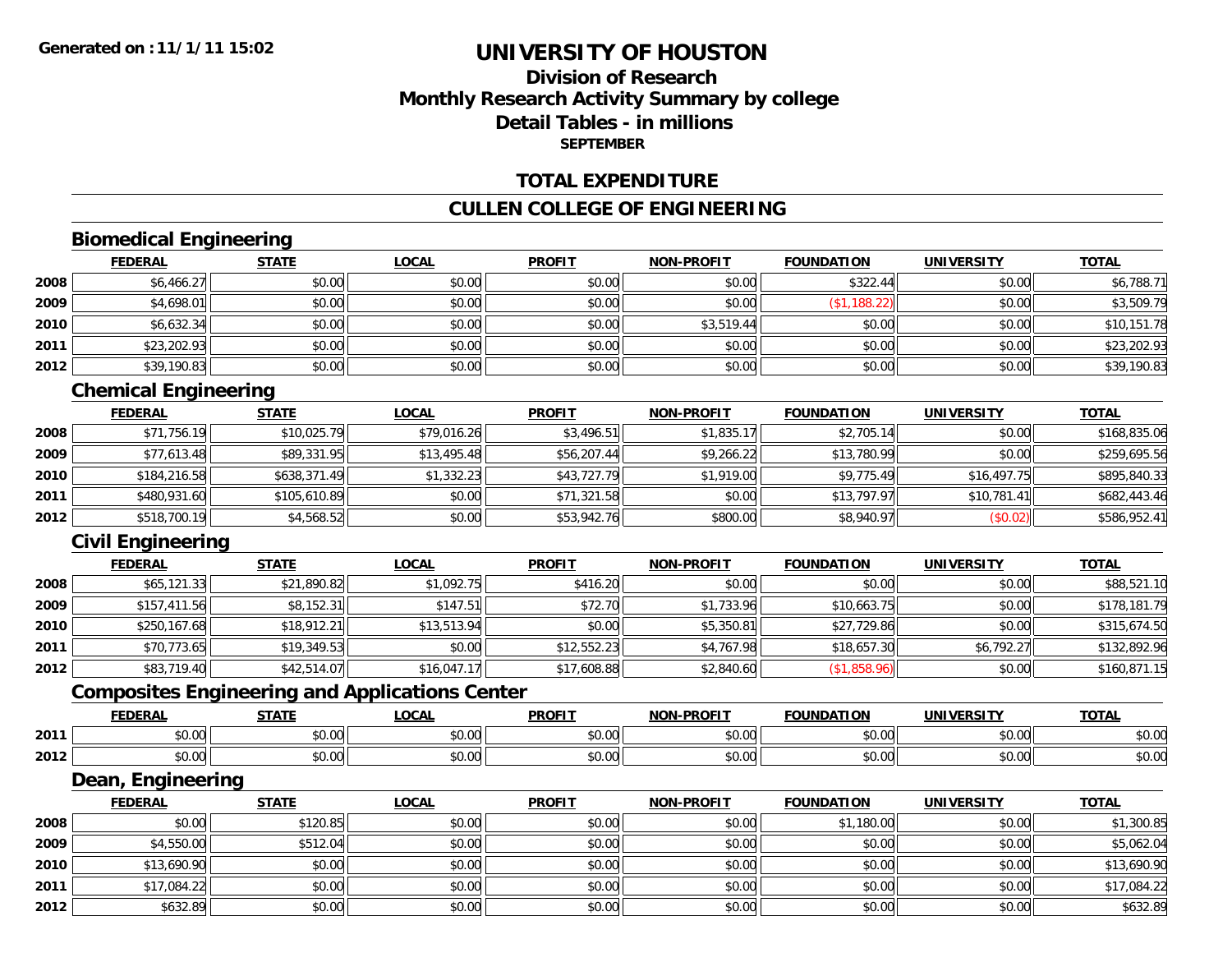Generated on :11/1/11 15:02

# UNIVERSITY OF HOUSTON

## Division of Research
## Monthly Research Activity Summary by college
## Detail Tables - in millions
### SEPTEMBER

## TOTAL EXPENDITURE

## CULLEN COLLEGE OF ENGINEERING

### Biomedical Engineering

| | FEDERAL | STATE | LOCAL | PROFIT | NON-PROFIT | FOUNDATION | UNIVERSITY | TOTAL |
|---|---|---|---|---|---|---|---|---|
| 2008 | $6,466.27 | $0.00 | $0.00 | $0.00 | $0.00 | $322.44 | $0.00 | $6,788.71 |
| 2009 | $4,698.01 | $0.00 | $0.00 | $0.00 | $0.00 | ($1,188.22) | $0.00 | $3,509.79 |
| 2010 | $6,632.34 | $0.00 | $0.00 | $0.00 | $3,519.44 | $0.00 | $0.00 | $10,151.78 |
| 2011 | $23,202.93 | $0.00 | $0.00 | $0.00 | $0.00 | $0.00 | $0.00 | $23,202.93 |
| 2012 | $39,190.83 | $0.00 | $0.00 | $0.00 | $0.00 | $0.00 | $0.00 | $39,190.83 |

### Chemical Engineering

| | FEDERAL | STATE | LOCAL | PROFIT | NON-PROFIT | FOUNDATION | UNIVERSITY | TOTAL |
|---|---|---|---|---|---|---|---|---|
| 2008 | $71,756.19 | $10,025.79 | $79,016.26 | $3,496.51 | $1,835.17 | $2,705.14 | $0.00 | $168,835.06 |
| 2009 | $77,613.48 | $89,331.95 | $13,495.48 | $56,207.44 | $9,266.22 | $13,780.99 | $0.00 | $259,695.56 |
| 2010 | $184,216.58 | $638,371.49 | $1,332.23 | $43,727.79 | $1,919.00 | $9,775.49 | $16,497.75 | $895,840.33 |
| 2011 | $480,931.60 | $105,610.89 | $0.00 | $71,321.58 | $0.00 | $13,797.97 | $10,781.41 | $682,443.46 |
| 2012 | $518,700.19 | $4,568.52 | $0.00 | $53,942.76 | $800.00 | $8,940.97 | ($0.02) | $586,952.41 |

### Civil Engineering

| | FEDERAL | STATE | LOCAL | PROFIT | NON-PROFIT | FOUNDATION | UNIVERSITY | TOTAL |
|---|---|---|---|---|---|---|---|---|
| 2008 | $65,121.33 | $21,890.82 | $1,092.75 | $416.20 | $0.00 | $0.00 | $0.00 | $88,521.10 |
| 2009 | $157,411.56 | $8,152.31 | $147.51 | $72.70 | $1,733.96 | $10,663.75 | $0.00 | $178,181.79 |
| 2010 | $250,167.68 | $18,912.21 | $13,513.94 | $0.00 | $5,350.81 | $27,729.86 | $0.00 | $315,674.50 |
| 2011 | $70,773.65 | $19,349.53 | $0.00 | $12,552.23 | $4,767.98 | $18,657.30 | $6,792.27 | $132,892.96 |
| 2012 | $83,719.40 | $42,514.07 | $16,047.17 | $17,608.88 | $2,840.60 | ($1,858.96) | $0.00 | $160,871.15 |

### Composites Engineering and Applications Center

| | FEDERAL | STATE | LOCAL | PROFIT | NON-PROFIT | FOUNDATION | UNIVERSITY | TOTAL |
|---|---|---|---|---|---|---|---|---|
| 2011 | $0.00 | $0.00 | $0.00 | $0.00 | $0.00 | $0.00 | $0.00 | $0.00 |
| 2012 | $0.00 | $0.00 | $0.00 | $0.00 | $0.00 | $0.00 | $0.00 | $0.00 |

### Dean, Engineering

| | FEDERAL | STATE | LOCAL | PROFIT | NON-PROFIT | FOUNDATION | UNIVERSITY | TOTAL |
|---|---|---|---|---|---|---|---|---|
| 2008 | $0.00 | $120.85 | $0.00 | $0.00 | $0.00 | $1,180.00 | $0.00 | $1,300.85 |
| 2009 | $4,550.00 | $512.04 | $0.00 | $0.00 | $0.00 | $0.00 | $0.00 | $5,062.04 |
| 2010 | $13,690.90 | $0.00 | $0.00 | $0.00 | $0.00 | $0.00 | $0.00 | $13,690.90 |
| 2011 | $17,084.22 | $0.00 | $0.00 | $0.00 | $0.00 | $0.00 | $0.00 | $17,084.22 |
| 2012 | $632.89 | $0.00 | $0.00 | $0.00 | $0.00 | $0.00 | $0.00 | $632.89 |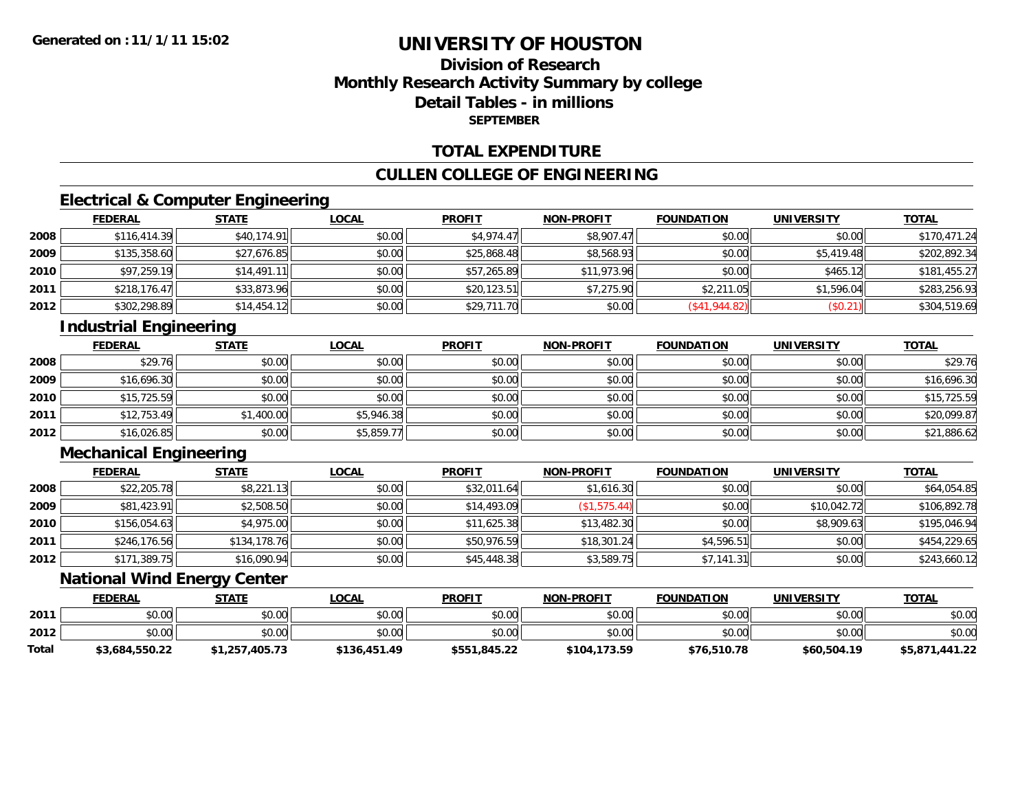**Generated on :11/1/11 15:02**

# UNIVERSITY OF HOUSTON

## Division of Research
## Monthly Research Activity Summary by college
## Detail Tables - in millions
### SEPTEMBER

## TOTAL EXPENDITURE

## CULLEN COLLEGE OF ENGINEERING

### Electrical & Computer Engineering

| | FEDERAL | STATE | LOCAL | PROFIT | NON-PROFIT | FOUNDATION | UNIVERSITY | TOTAL |
|---|---|---|---|---|---|---|---|---|
| 2008 | $116,414.39 | $40,174.91 | $0.00 | $4,974.47 | $8,907.47 | $0.00 | $0.00 | $170,471.24 |
| 2009 | $135,358.60 | $27,676.85 | $0.00 | $25,868.48 | $8,568.93 | $0.00 | $5,419.48 | $202,892.34 |
| 2010 | $97,259.19 | $14,491.11 | $0.00 | $57,265.89 | $11,973.96 | $0.00 | $465.12 | $181,455.27 |
| 2011 | $218,176.47 | $33,873.96 | $0.00 | $20,123.51 | $7,275.90 | $2,211.05 | $1,596.04 | $283,256.93 |
| 2012 | $302,298.89 | $14,454.12 | $0.00 | $29,711.70 | $0.00 | ($41,944.82) | ($0.21) | $304,519.69 |

### Industrial Engineering

| | FEDERAL | STATE | LOCAL | PROFIT | NON-PROFIT | FOUNDATION | UNIVERSITY | TOTAL |
|---|---|---|---|---|---|---|---|---|
| 2008 | $29.76 | $0.00 | $0.00 | $0.00 | $0.00 | $0.00 | $0.00 | $29.76 |
| 2009 | $16,696.30 | $0.00 | $0.00 | $0.00 | $0.00 | $0.00 | $0.00 | $16,696.30 |
| 2010 | $15,725.59 | $0.00 | $0.00 | $0.00 | $0.00 | $0.00 | $0.00 | $15,725.59 |
| 2011 | $12,753.49 | $1,400.00 | $5,946.38 | $0.00 | $0.00 | $0.00 | $0.00 | $20,099.87 |
| 2012 | $16,026.85 | $0.00 | $5,859.77 | $0.00 | $0.00 | $0.00 | $0.00 | $21,886.62 |

### Mechanical Engineering

| | FEDERAL | STATE | LOCAL | PROFIT | NON-PROFIT | FOUNDATION | UNIVERSITY | TOTAL |
|---|---|---|---|---|---|---|---|---|
| 2008 | $22,205.78 | $8,221.13 | $0.00 | $32,011.64 | $1,616.30 | $0.00 | $0.00 | $64,054.85 |
| 2009 | $81,423.91 | $2,508.50 | $0.00 | $14,493.09 | ($1,575.44) | $0.00 | $10,042.72 | $106,892.78 |
| 2010 | $156,054.63 | $4,975.00 | $0.00 | $11,625.38 | $13,482.30 | $0.00 | $8,909.63 | $195,046.94 |
| 2011 | $246,176.56 | $134,178.76 | $0.00 | $50,976.59 | $18,301.24 | $4,596.51 | $0.00 | $454,229.65 |
| 2012 | $171,389.75 | $16,090.94 | $0.00 | $45,448.38 | $3,589.75 | $7,141.31 | $0.00 | $243,660.12 |

### National Wind Energy Center

| | FEDERAL | STATE | LOCAL | PROFIT | NON-PROFIT | FOUNDATION | UNIVERSITY | TOTAL |
|---|---|---|---|---|---|---|---|---|
| 2011 | $0.00 | $0.00 | $0.00 | $0.00 | $0.00 | $0.00 | $0.00 | $0.00 |
| 2012 | $0.00 | $0.00 | $0.00 | $0.00 | $0.00 | $0.00 | $0.00 | $0.00 |
| **Total** | **$3,684,550.22** | **$1,257,405.73** | **$136,451.49** | **$551,845.22** | **$104,173.59** | **$76,510.78** | **$60,504.19** | **$5,871,441.22** |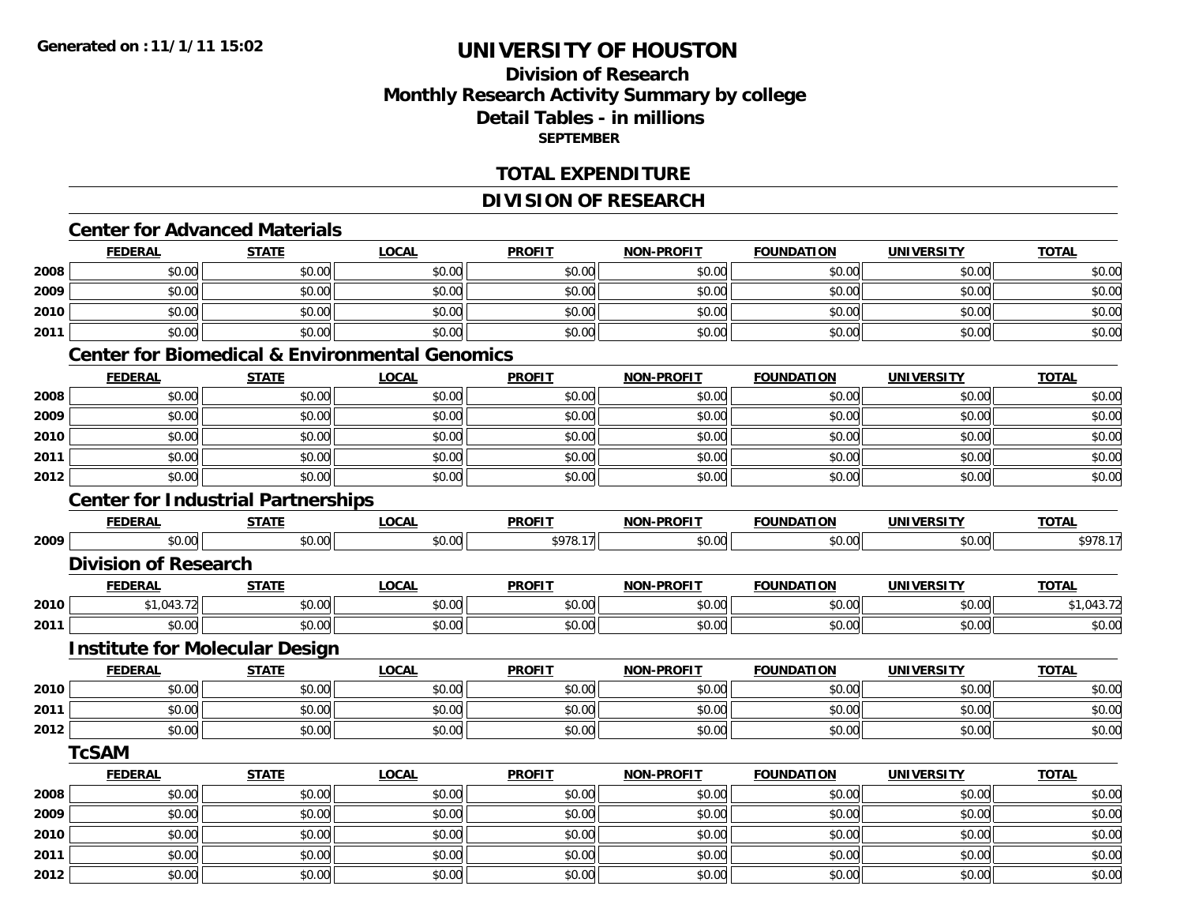**Generated on : 11/1/11 15:02**

# UNIVERSITY OF HOUSTON

## Division of Research
## Monthly Research Activity Summary by college
## Detail Tables - in millions
### SEPTEMBER

## TOTAL EXPENDITURE

## DIVISION OF RESEARCH

### Center for Advanced Materials

| | FEDERAL | STATE | LOCAL | PROFIT | NON-PROFIT | FOUNDATION | UNIVERSITY | TOTAL |
|---|---|---|---|---|---|---|---|---|
| 2008 | $0.00 | $0.00 | $0.00 | $0.00 | $0.00 | $0.00 | $0.00 | $0.00 |
| 2009 | $0.00 | $0.00 | $0.00 | $0.00 | $0.00 | $0.00 | $0.00 | $0.00 |
| 2010 | $0.00 | $0.00 | $0.00 | $0.00 | $0.00 | $0.00 | $0.00 | $0.00 |
| 2011 | $0.00 | $0.00 | $0.00 | $0.00 | $0.00 | $0.00 | $0.00 | $0.00 |

### Center for Biomedical & Environmental Genomics

| | FEDERAL | STATE | LOCAL | PROFIT | NON-PROFIT | FOUNDATION | UNIVERSITY | TOTAL |
|---|---|---|---|---|---|---|---|---|
| 2008 | $0.00 | $0.00 | $0.00 | $0.00 | $0.00 | $0.00 | $0.00 | $0.00 |
| 2009 | $0.00 | $0.00 | $0.00 | $0.00 | $0.00 | $0.00 | $0.00 | $0.00 |
| 2010 | $0.00 | $0.00 | $0.00 | $0.00 | $0.00 | $0.00 | $0.00 | $0.00 |
| 2011 | $0.00 | $0.00 | $0.00 | $0.00 | $0.00 | $0.00 | $0.00 | $0.00 |
| 2012 | $0.00 | $0.00 | $0.00 | $0.00 | $0.00 | $0.00 | $0.00 | $0.00 |

### Center for Industrial Partnerships

| | FEDERAL | STATE | LOCAL | PROFIT | NON-PROFIT | FOUNDATION | UNIVERSITY | TOTAL |
|---|---|---|---|---|---|---|---|---|
| 2009 | $0.00 | $0.00 | $0.00 | $978.17 | $0.00 | $0.00 | $0.00 | $978.17 |

### Division of Research

| | FEDERAL | STATE | LOCAL | PROFIT | NON-PROFIT | FOUNDATION | UNIVERSITY | TOTAL |
|---|---|---|---|---|---|---|---|---|
| 2010 | $1,043.72 | $0.00 | $0.00 | $0.00 | $0.00 | $0.00 | $0.00 | $1,043.72 |
| 2011 | $0.00 | $0.00 | $0.00 | $0.00 | $0.00 | $0.00 | $0.00 | $0.00 |

### Institute for Molecular Design

| | FEDERAL | STATE | LOCAL | PROFIT | NON-PROFIT | FOUNDATION | UNIVERSITY | TOTAL |
|---|---|---|---|---|---|---|---|---|
| 2010 | $0.00 | $0.00 | $0.00 | $0.00 | $0.00 | $0.00 | $0.00 | $0.00 |
| 2011 | $0.00 | $0.00 | $0.00 | $0.00 | $0.00 | $0.00 | $0.00 | $0.00 |
| 2012 | $0.00 | $0.00 | $0.00 | $0.00 | $0.00 | $0.00 | $0.00 | $0.00 |

### TcSAM

| | FEDERAL | STATE | LOCAL | PROFIT | NON-PROFIT | FOUNDATION | UNIVERSITY | TOTAL |
|---|---|---|---|---|---|---|---|---|
| 2008 | $0.00 | $0.00 | $0.00 | $0.00 | $0.00 | $0.00 | $0.00 | $0.00 |
| 2009 | $0.00 | $0.00 | $0.00 | $0.00 | $0.00 | $0.00 | $0.00 | $0.00 |
| 2010 | $0.00 | $0.00 | $0.00 | $0.00 | $0.00 | $0.00 | $0.00 | $0.00 |
| 2011 | $0.00 | $0.00 | $0.00 | $0.00 | $0.00 | $0.00 | $0.00 | $0.00 |
| 2012 | $0.00 | $0.00 | $0.00 | $0.00 | $0.00 | $0.00 | $0.00 | $0.00 |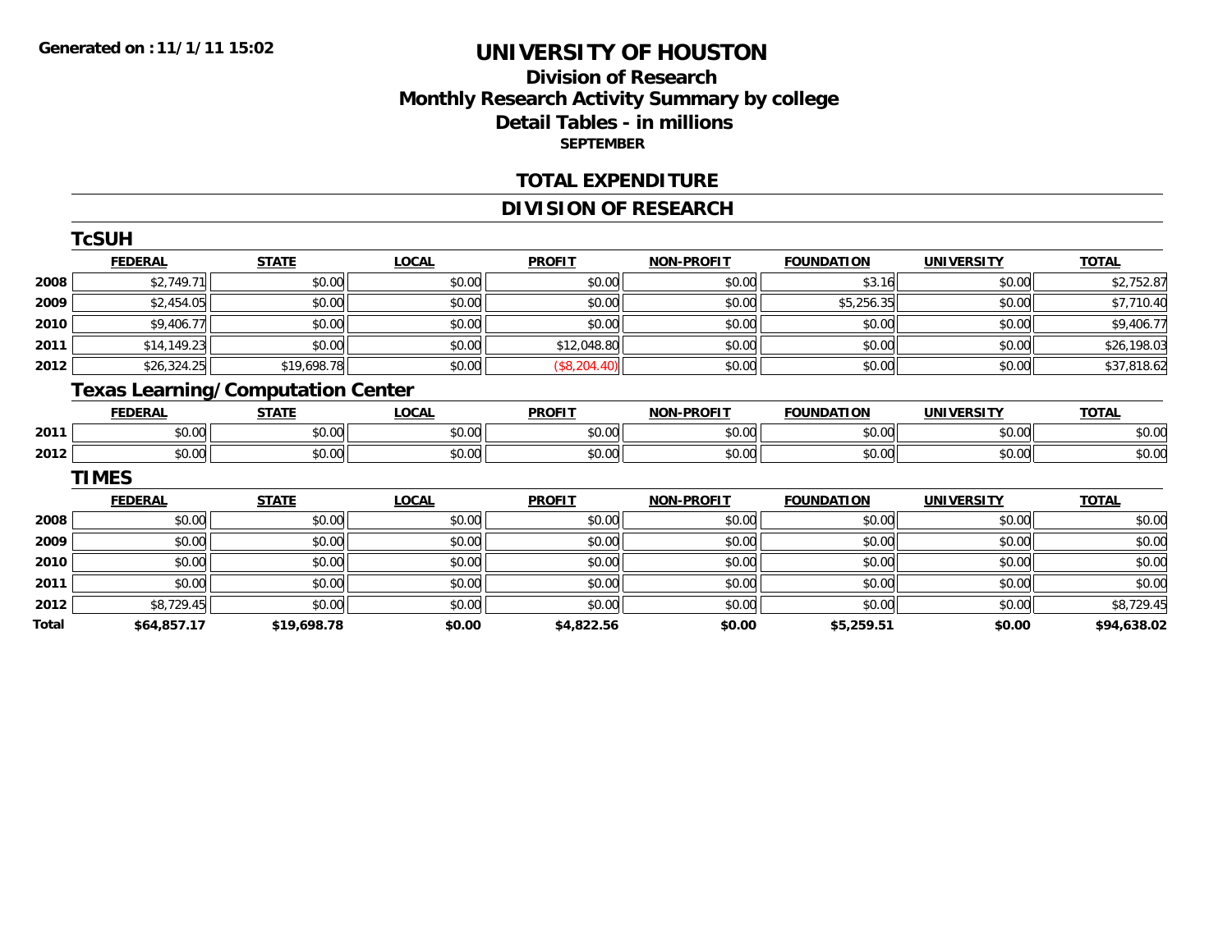**Generated on : 11/1/11 15:02**

# UNIVERSITY OF HOUSTON

## Division of Research
## Monthly Research Activity Summary by college
## Detail Tables - in millions
### SEPTEMBER

## TOTAL EXPENDITURE

## DIVISION OF RESEARCH

### TcSUH

| | FEDERAL | STATE | LOCAL | PROFIT | NON-PROFIT | FOUNDATION | UNIVERSITY | TOTAL |
|---|---|---|---|---|---|---|---|---|
| 2008 | $2,749.71 | $0.00 | $0.00 | $0.00 | $0.00 | $3.16 | $0.00 | $2,752.87 |
| 2009 | $2,454.05 | $0.00 | $0.00 | $0.00 | $0.00 | $5,256.35 | $0.00 | $7,710.40 |
| 2010 | $9,406.77 | $0.00 | $0.00 | $0.00 | $0.00 | $0.00 | $0.00 | $9,406.77 |
| 2011 | $14,149.23 | $0.00 | $0.00 | $12,048.80 | $0.00 | $0.00 | $0.00 | $26,198.03 |
| 2012 | $26,324.25 | $19,698.78 | $0.00 | ($8,204.40) | $0.00 | $0.00 | $0.00 | $37,818.62 |

### Texas Learning/Computation Center

| | FEDERAL | STATE | LOCAL | PROFIT | NON-PROFIT | FOUNDATION | UNIVERSITY | TOTAL |
|---|---|---|---|---|---|---|---|---|
| 2011 | $0.00 | $0.00 | $0.00 | $0.00 | $0.00 | $0.00 | $0.00 | $0.00 |
| 2012 | $0.00 | $0.00 | $0.00 | $0.00 | $0.00 | $0.00 | $0.00 | $0.00 |

### TIMES

| | FEDERAL | STATE | LOCAL | PROFIT | NON-PROFIT | FOUNDATION | UNIVERSITY | TOTAL |
|---|---|---|---|---|---|---|---|---|
| 2008 | $0.00 | $0.00 | $0.00 | $0.00 | $0.00 | $0.00 | $0.00 | $0.00 |
| 2009 | $0.00 | $0.00 | $0.00 | $0.00 | $0.00 | $0.00 | $0.00 | $0.00 |
| 2010 | $0.00 | $0.00 | $0.00 | $0.00 | $0.00 | $0.00 | $0.00 | $0.00 |
| 2011 | $0.00 | $0.00 | $0.00 | $0.00 | $0.00 | $0.00 | $0.00 | $0.00 |
| 2012 | $8,729.45 | $0.00 | $0.00 | $0.00 | $0.00 | $0.00 | $0.00 | $8,729.45 |
| **Total** | **$64,857.17** | **$19,698.78** | **$0.00** | **$4,822.56** | **$0.00** | **$5,259.51** | **$0.00** | **$94,638.02** |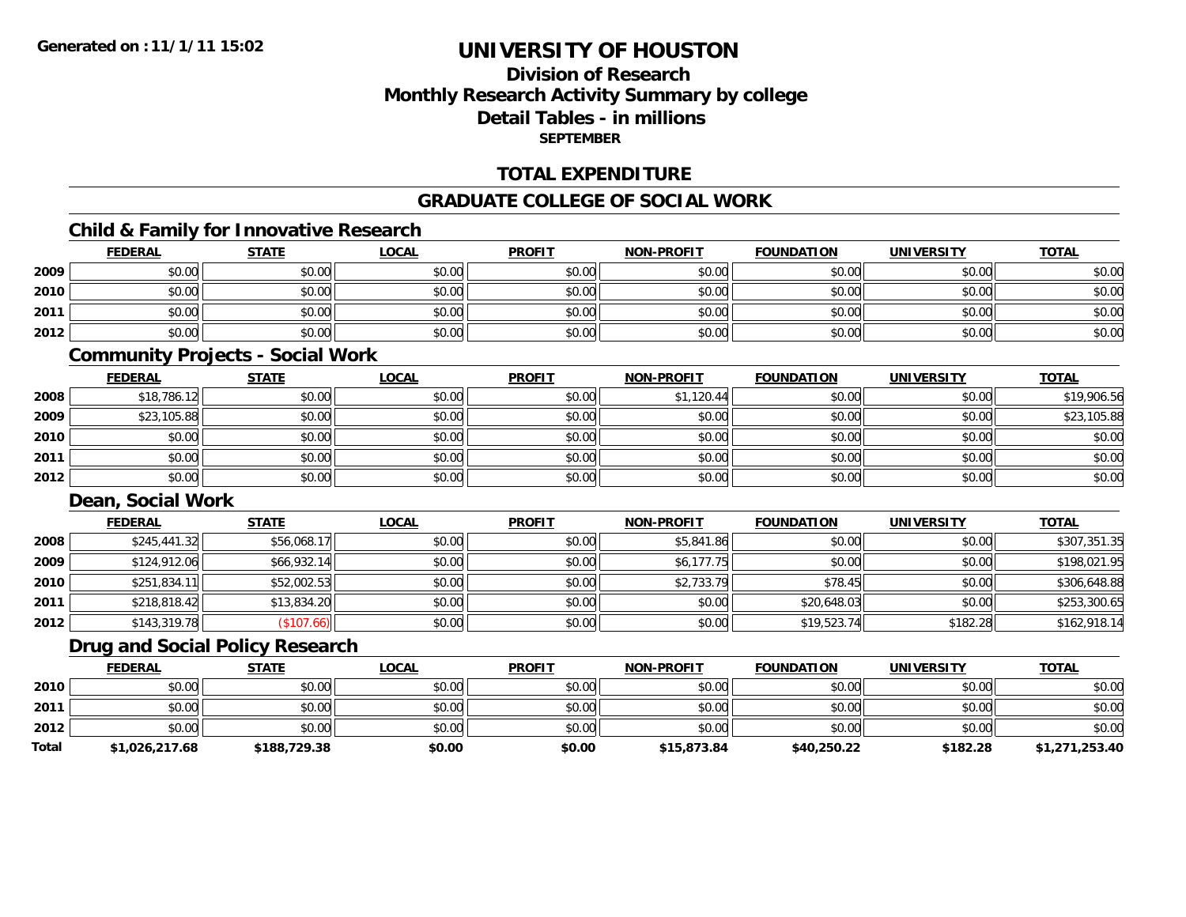**Generated on :11/1/11 15:02**

# UNIVERSITY OF HOUSTON

## Division of Research
## Monthly Research Activity Summary by college
## Detail Tables - in millions
### SEPTEMBER

## TOTAL EXPENDITURE

## GRADUATE COLLEGE OF SOCIAL WORK

### Child & Family for Innovative Research

| | FEDERAL | STATE | LOCAL | PROFIT | NON-PROFIT | FOUNDATION | UNIVERSITY | TOTAL |
|---|---|---|---|---|---|---|---|---|
| 2009 | $0.00 | $0.00 | $0.00 | $0.00 | $0.00 | $0.00 | $0.00 | $0.00 |
| 2010 | $0.00 | $0.00 | $0.00 | $0.00 | $0.00 | $0.00 | $0.00 | $0.00 |
| 2011 | $0.00 | $0.00 | $0.00 | $0.00 | $0.00 | $0.00 | $0.00 | $0.00 |
| 2012 | $0.00 | $0.00 | $0.00 | $0.00 | $0.00 | $0.00 | $0.00 | $0.00 |

### Community Projects - Social Work

| | FEDERAL | STATE | LOCAL | PROFIT | NON-PROFIT | FOUNDATION | UNIVERSITY | TOTAL |
|---|---|---|---|---|---|---|---|---|
| 2008 | $18,786.12 | $0.00 | $0.00 | $0.00 | $1,120.44 | $0.00 | $0.00 | $19,906.56 |
| 2009 | $23,105.88 | $0.00 | $0.00 | $0.00 | $0.00 | $0.00 | $0.00 | $23,105.88 |
| 2010 | $0.00 | $0.00 | $0.00 | $0.00 | $0.00 | $0.00 | $0.00 | $0.00 |
| 2011 | $0.00 | $0.00 | $0.00 | $0.00 | $0.00 | $0.00 | $0.00 | $0.00 |
| 2012 | $0.00 | $0.00 | $0.00 | $0.00 | $0.00 | $0.00 | $0.00 | $0.00 |

### Dean, Social Work

| | FEDERAL | STATE | LOCAL | PROFIT | NON-PROFIT | FOUNDATION | UNIVERSITY | TOTAL |
|---|---|---|---|---|---|---|---|---|
| 2008 | $245,441.32 | $56,068.17 | $0.00 | $0.00 | $5,841.86 | $0.00 | $0.00 | $307,351.35 |
| 2009 | $124,912.06 | $66,932.14 | $0.00 | $0.00 | $6,177.75 | $0.00 | $0.00 | $198,021.95 |
| 2010 | $251,834.11 | $52,002.53 | $0.00 | $0.00 | $2,733.79 | $78.45 | $0.00 | $306,648.88 |
| 2011 | $218,818.42 | $13,834.20 | $0.00 | $0.00 | $0.00 | $20,648.03 | $0.00 | $253,300.65 |
| 2012 | $143,319.78 | ($107.66) | $0.00 | $0.00 | $0.00 | $19,523.74 | $182.28 | $162,918.14 |

### Drug and Social Policy Research

| | FEDERAL | STATE | LOCAL | PROFIT | NON-PROFIT | FOUNDATION | UNIVERSITY | TOTAL |
|---|---|---|---|---|---|---|---|---|
| 2010 | $0.00 | $0.00 | $0.00 | $0.00 | $0.00 | $0.00 | $0.00 | $0.00 |
| 2011 | $0.00 | $0.00 | $0.00 | $0.00 | $0.00 | $0.00 | $0.00 | $0.00 |
| 2012 | $0.00 | $0.00 | $0.00 | $0.00 | $0.00 | $0.00 | $0.00 | $0.00 |
| **Total** | **$1,026,217.68** | **$188,729.38** | **$0.00** | **$0.00** | **$15,873.84** | **$40,250.22** | **$182.28** | **$1,271,253.40** |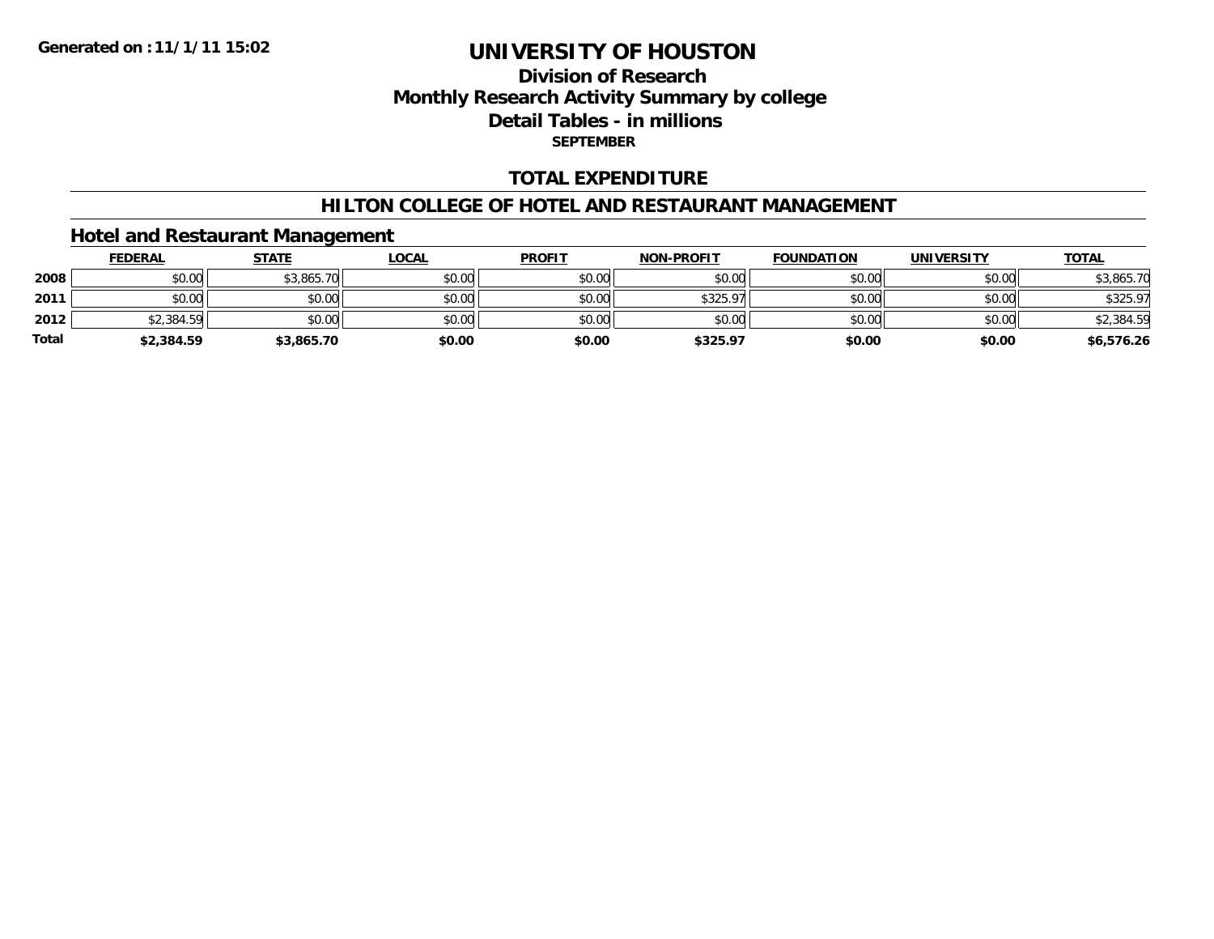**Generated on :11/1/11 15:02**

# UNIVERSITY OF HOUSTON

## Division of Research
## Monthly Research Activity Summary by college
## Detail Tables - in millions
### SEPTEMBER

## TOTAL EXPENDITURE

## HILTON COLLEGE OF HOTEL AND RESTAURANT MANAGEMENT

### Hotel and Restaurant Management

| | FEDERAL | STATE | LOCAL | PROFIT | NON-PROFIT | FOUNDATION | UNIVERSITY | TOTAL |
|---|---|---|---|---|---|---|---|---|
| 2008 | $0.00 | $3,865.70 | $0.00 | $0.00 | $0.00 | $0.00 | $0.00 | $3,865.70 |
| 2011 | $0.00 | $0.00 | $0.00 | $0.00 | $325.97 | $0.00 | $0.00 | $325.97 |
| 2012 | $2,384.59 | $0.00 | $0.00 | $0.00 | $0.00 | $0.00 | $0.00 | $2,384.59 |
| **Total** | **$2,384.59** | **$3,865.70** | **$0.00** | **$0.00** | **$325.97** | **$0.00** | **$0.00** | **$6,576.26** |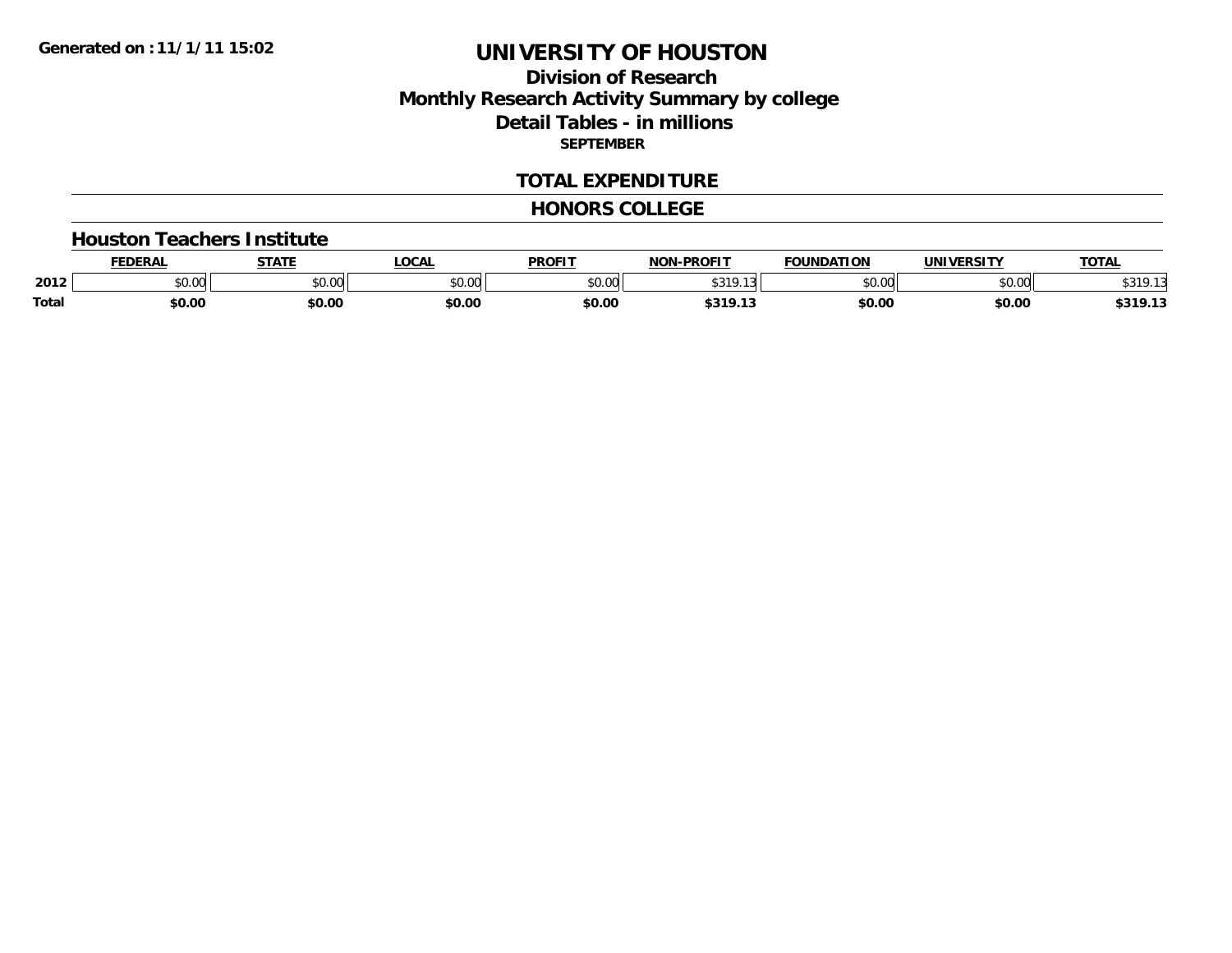**Generated on :11/1/11 15:02**

# UNIVERSITY OF HOUSTON

## Division of Research
## Monthly Research Activity Summary by college
## Detail Tables - in millions

**SEPTEMBER**

## TOTAL EXPENDITURE

## HONORS COLLEGE

### Houston Teachers Institute

| | FEDERAL | STATE | LOCAL | PROFIT | NON-PROFIT | FOUNDATION | UNIVERSITY | TOTAL |
|---|---|---|---|---|---|---|---|---|
| 2012 | $0.00 | $0.00 | $0.00 | $0.00 | $319.13 | $0.00 | $0.00 | $319.13 |
| **Total** | **$0.00** | **$0.00** | **$0.00** | **$0.00** | **$319.13** | **$0.00** | **$0.00** | **$319.13** |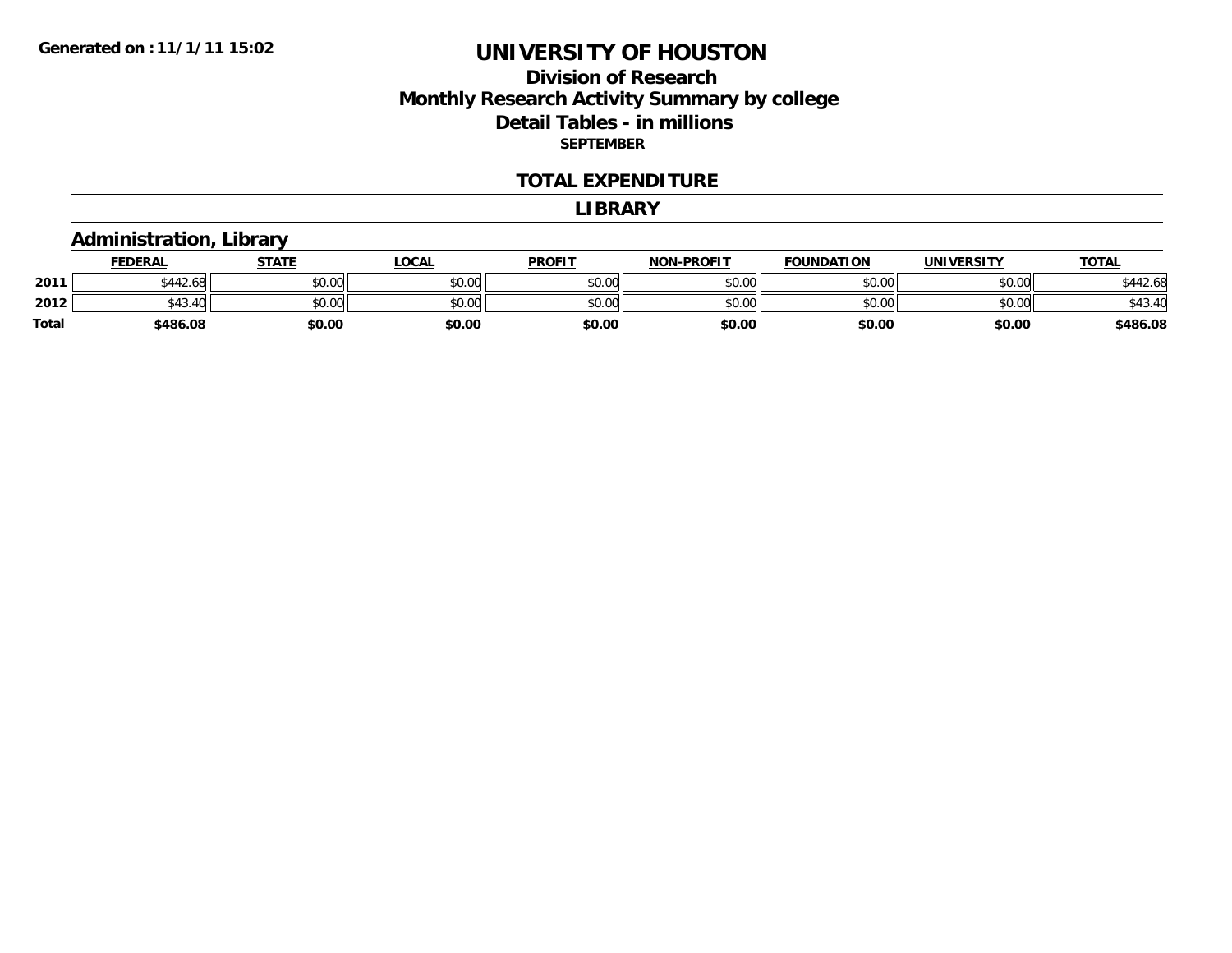Generated on :11/1/11 15:02

# UNIVERSITY OF HOUSTON

## Division of Research
## Monthly Research Activity Summary by college
## Detail Tables - in millions
### SEPTEMBER

### TOTAL EXPENDITURE

### LIBRARY

### Administration, Library

| | FEDERAL | STATE | LOCAL | PROFIT | NON-PROFIT | FOUNDATION | UNIVERSITY | TOTAL |
|---|---|---|---|---|---|---|---|---|
| 2011 | $442.68 | $0.00 | $0.00 | $0.00 | $0.00 | $0.00 | $0.00 | $442.68 |
| 2012 | $43.40 | $0.00 | $0.00 | $0.00 | $0.00 | $0.00 | $0.00 | $43.40 |
| Total | $486.08 | $0.00 | $0.00 | $0.00 | $0.00 | $0.00 | $0.00 | $486.08 |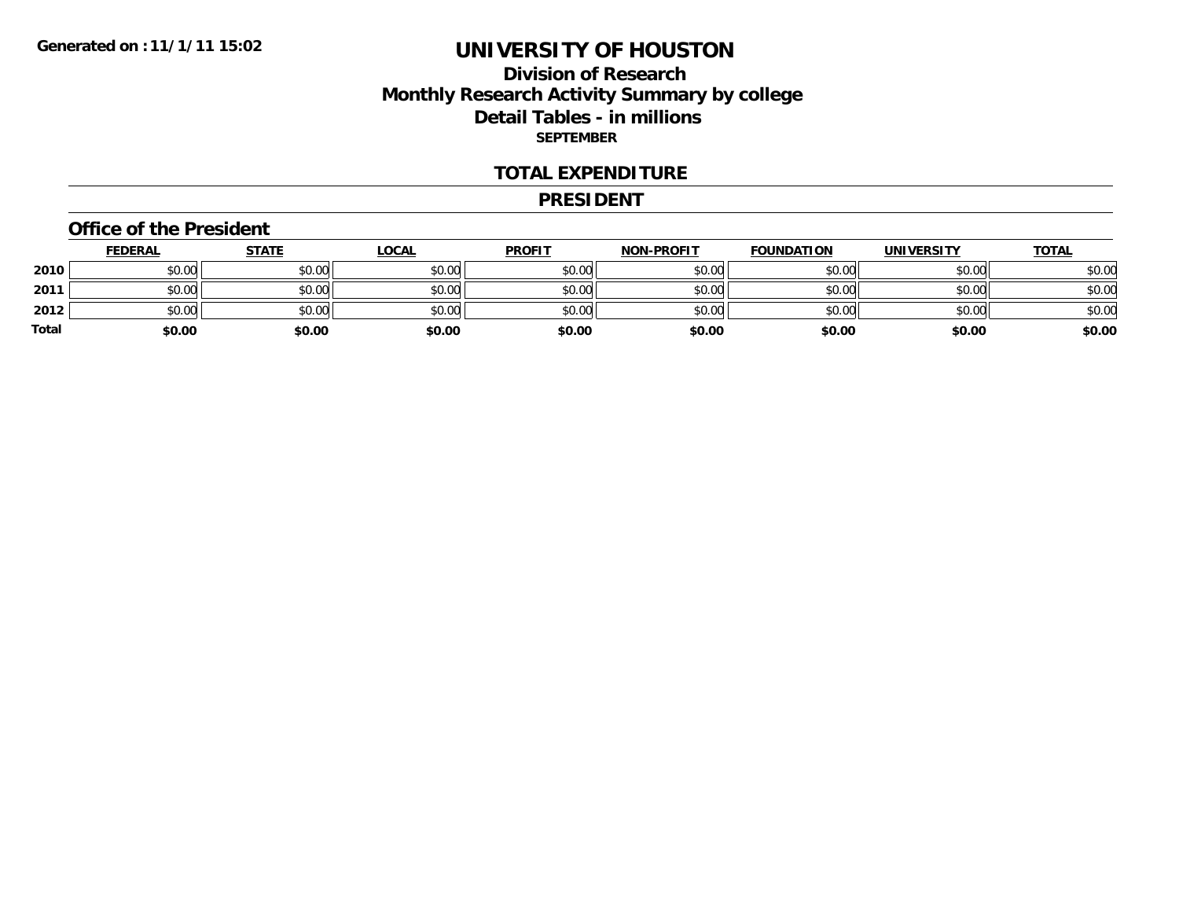Generated on :11/1/11 15:02

# UNIVERSITY OF HOUSTON

## Division of Research
## Monthly Research Activity Summary by college
## Detail Tables - in millions
### SEPTEMBER

### TOTAL EXPENDITURE

### PRESIDENT

#### Office of the President

| | FEDERAL | STATE | LOCAL | PROFIT | NON-PROFIT | FOUNDATION | UNIVERSITY | TOTAL |
|---|---|---|---|---|---|---|---|---|
| 2010 | $0.00 | $0.00 | $0.00 | $0.00 | $0.00 | $0.00 | $0.00 | $0.00 |
| 2011 | $0.00 | $0.00 | $0.00 | $0.00 | $0.00 | $0.00 | $0.00 | $0.00 |
| 2012 | $0.00 | $0.00 | $0.00 | $0.00 | $0.00 | $0.00 | $0.00 | $0.00 |
| **Total** | **$0.00** | **$0.00** | **$0.00** | **$0.00** | **$0.00** | **$0.00** | **$0.00** | **$0.00** |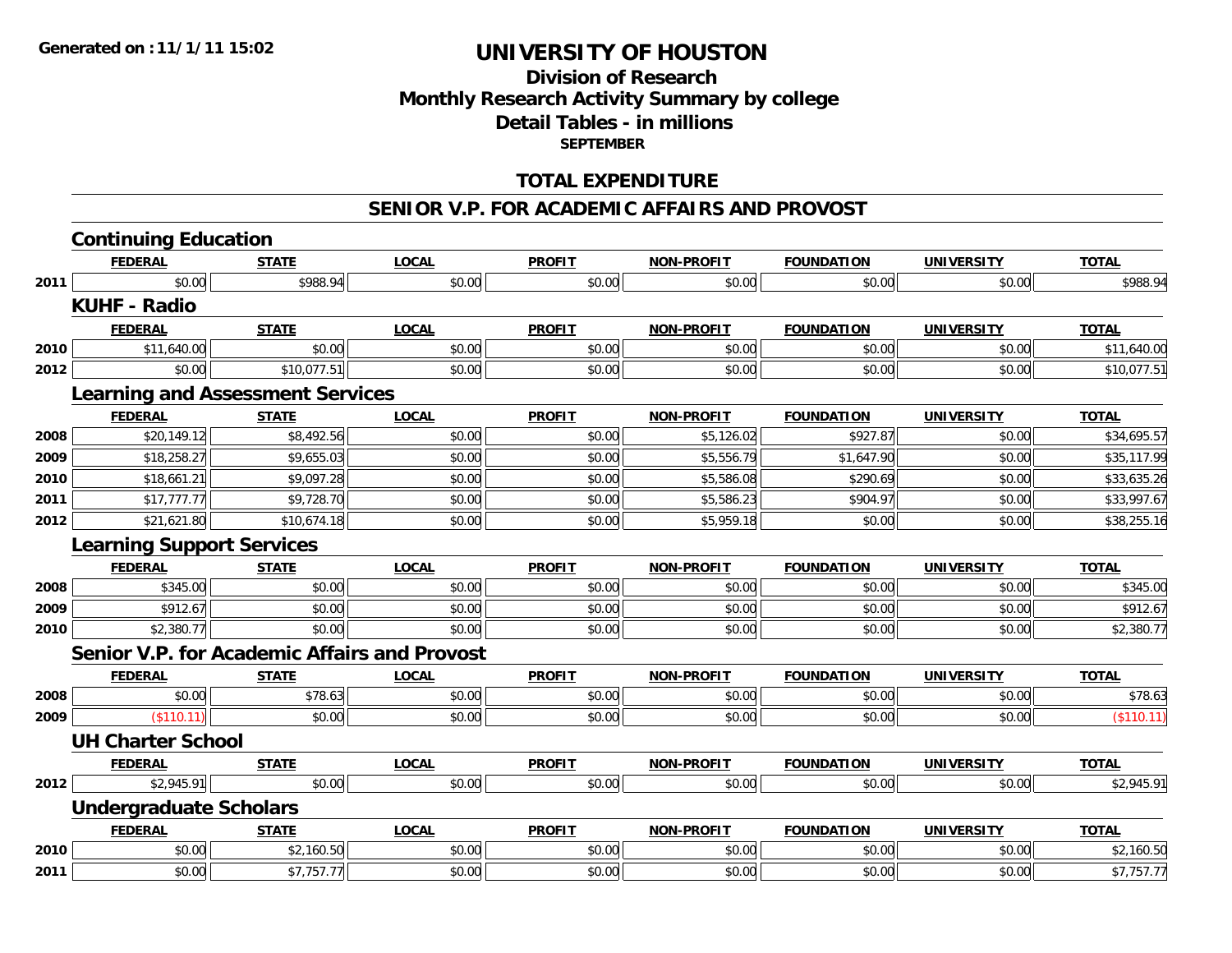Generated on :11/1/11 15:02

# UNIVERSITY OF HOUSTON

## Division of Research
## Monthly Research Activity Summary by college
## Detail Tables - in millions
### SEPTEMBER

## TOTAL EXPENDITURE

## SENIOR V.P. FOR ACADEMIC AFFAIRS AND PROVOST

### Continuing Education

| | FEDERAL | STATE | LOCAL | PROFIT | NON-PROFIT | FOUNDATION | UNIVERSITY | TOTAL |
|---|---|---|---|---|---|---|---|---|
| 2011 | $0.00 | $988.94 | $0.00 | $0.00 | $0.00 | $0.00 | $0.00 | $988.94 |

### KUHF - Radio

| | FEDERAL | STATE | LOCAL | PROFIT | NON-PROFIT | FOUNDATION | UNIVERSITY | TOTAL |
|---|---|---|---|---|---|---|---|---|
| 2010 | $11,640.00 | $0.00 | $0.00 | $0.00 | $0.00 | $0.00 | $0.00 | $11,640.00 |
| 2012 | $0.00 | $10,077.51 | $0.00 | $0.00 | $0.00 | $0.00 | $0.00 | $10,077.51 |

### Learning and Assessment Services

| | FEDERAL | STATE | LOCAL | PROFIT | NON-PROFIT | FOUNDATION | UNIVERSITY | TOTAL |
|---|---|---|---|---|---|---|---|---|
| 2008 | $20,149.12 | $8,492.56 | $0.00 | $0.00 | $5,126.02 | $927.87 | $0.00 | $34,695.57 |
| 2009 | $18,258.27 | $9,655.03 | $0.00 | $0.00 | $5,556.79 | $1,647.90 | $0.00 | $35,117.99 |
| 2010 | $18,661.21 | $9,097.28 | $0.00 | $0.00 | $5,586.08 | $290.69 | $0.00 | $33,635.26 |
| 2011 | $17,777.77 | $9,728.70 | $0.00 | $0.00 | $5,586.23 | $904.97 | $0.00 | $33,997.67 |
| 2012 | $21,621.80 | $10,674.18 | $0.00 | $0.00 | $5,959.18 | $0.00 | $0.00 | $38,255.16 |

### Learning Support Services

| | FEDERAL | STATE | LOCAL | PROFIT | NON-PROFIT | FOUNDATION | UNIVERSITY | TOTAL |
|---|---|---|---|---|---|---|---|---|
| 2008 | $345.00 | $0.00 | $0.00 | $0.00 | $0.00 | $0.00 | $0.00 | $345.00 |
| 2009 | $912.67 | $0.00 | $0.00 | $0.00 | $0.00 | $0.00 | $0.00 | $912.67 |
| 2010 | $2,380.77 | $0.00 | $0.00 | $0.00 | $0.00 | $0.00 | $0.00 | $2,380.77 |

### Senior V.P. for Academic Affairs and Provost

| | FEDERAL | STATE | LOCAL | PROFIT | NON-PROFIT | FOUNDATION | UNIVERSITY | TOTAL |
|---|---|---|---|---|---|---|---|---|
| 2008 | $0.00 | $78.63 | $0.00 | $0.00 | $0.00 | $0.00 | $0.00 | $78.63 |
| 2009 | ($110.11) | $0.00 | $0.00 | $0.00 | $0.00 | $0.00 | $0.00 | ($110.11) |

### UH Charter School

| | FEDERAL | STATE | LOCAL | PROFIT | NON-PROFIT | FOUNDATION | UNIVERSITY | TOTAL |
|---|---|---|---|---|---|---|---|---|
| 2012 | $2,945.91 | $0.00 | $0.00 | $0.00 | $0.00 | $0.00 | $0.00 | $2,945.91 |

### Undergraduate Scholars

| | FEDERAL | STATE | LOCAL | PROFIT | NON-PROFIT | FOUNDATION | UNIVERSITY | TOTAL |
|---|---|---|---|---|---|---|---|---|
| 2010 | $0.00 | $2,160.50 | $0.00 | $0.00 | $0.00 | $0.00 | $0.00 | $2,160.50 |
| 2011 | $0.00 | $7,757.77 | $0.00 | $0.00 | $0.00 | $0.00 | $0.00 | $7,757.77 |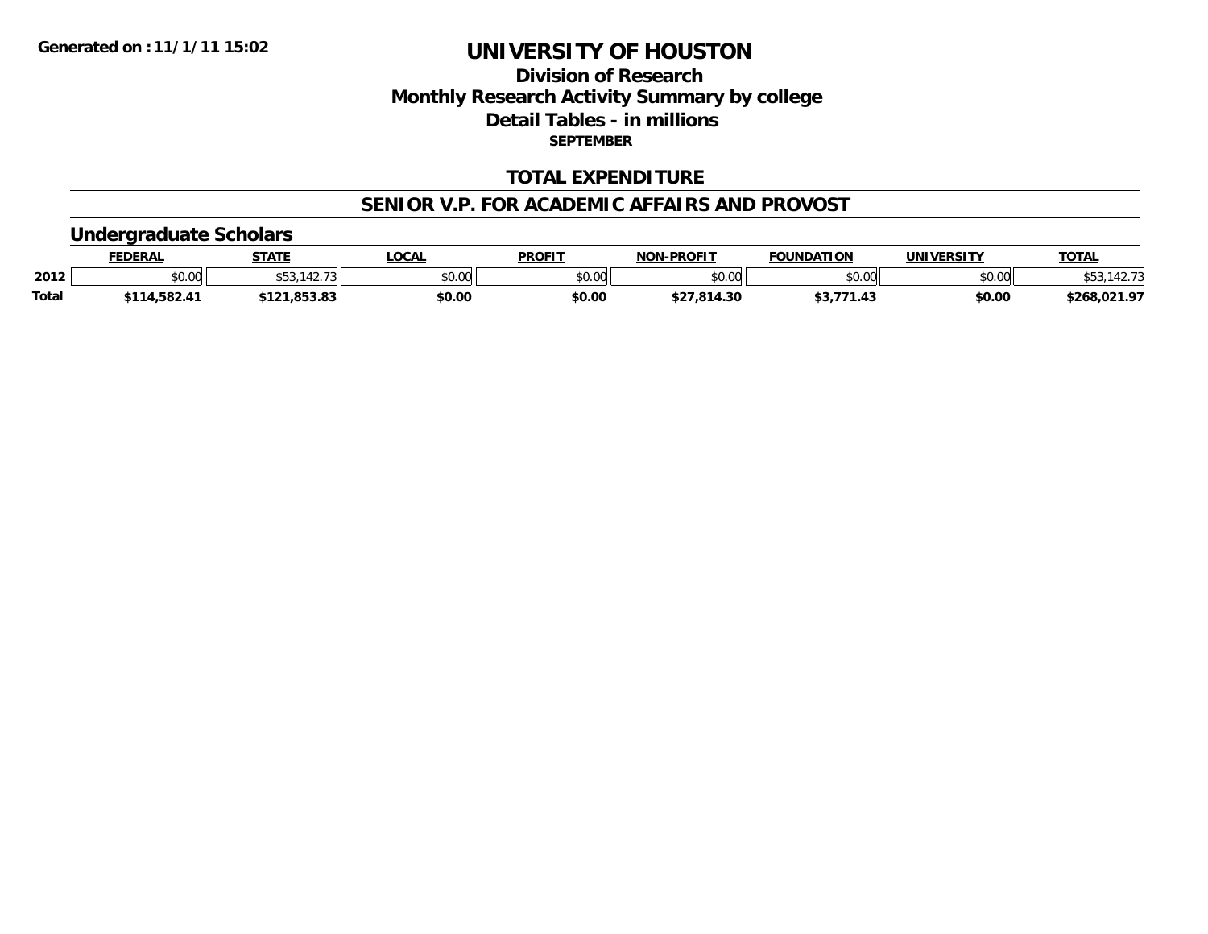**Generated on :11/1/11 15:02**

# UNIVERSITY OF HOUSTON

## Division of Research
## Monthly Research Activity Summary by college
## Detail Tables - in millions
### SEPTEMBER

## TOTAL EXPENDITURE

## SENIOR V.P. FOR ACADEMIC AFFAIRS AND PROVOST

### Undergraduate Scholars

| | FEDERAL | STATE | LOCAL | PROFIT | NON-PROFIT | FOUNDATION | UNIVERSITY | TOTAL |
|---|---|---|---|---|---|---|---|---|
| 2012 | $0.00 | $53,142.73 | $0.00 | $0.00 | $0.00 | $0.00 | $0.00 | $53,142.73 |
| **Total** | **$114,582.41** | **$121,853.83** | **$0.00** | **$0.00** | **$27,814.30** | **$3,771.43** | **$0.00** | **$268,021.97** |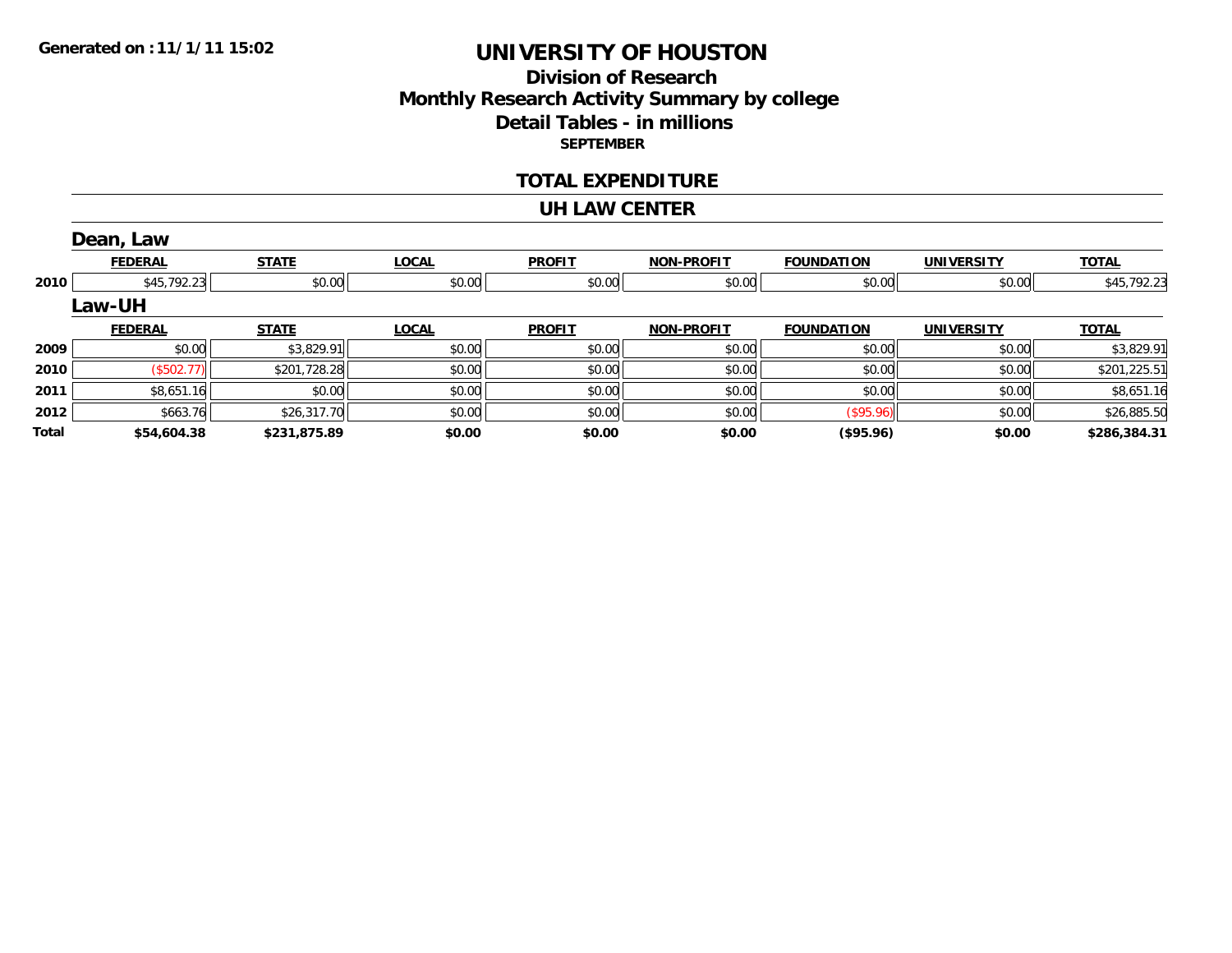**Generated on :11/1/11 15:02**

# UNIVERSITY OF HOUSTON

## Division of Research
## Monthly Research Activity Summary by college
## Detail Tables - in millions
### SEPTEMBER

## TOTAL EXPENDITURE

## UH LAW CENTER

### Dean, Law

| | FEDERAL | STATE | LOCAL | PROFIT | NON-PROFIT | FOUNDATION | UNIVERSITY | TOTAL |
|---|---|---|---|---|---|---|---|---|
| 2010 | $45,792.23 | $0.00 | $0.00 | $0.00 | $0.00 | $0.00 | $0.00 | $45,792.23 |

### Law-UH

| | FEDERAL | STATE | LOCAL | PROFIT | NON-PROFIT | FOUNDATION | UNIVERSITY | TOTAL |
|---|---|---|---|---|---|---|---|---|
| 2009 | $0.00 | $3,829.91 | $0.00 | $0.00 | $0.00 | $0.00 | $0.00 | $3,829.91 |
| 2010 | ($502.77) | $201,728.28 | $0.00 | $0.00 | $0.00 | $0.00 | $0.00 | $201,225.51 |
| 2011 | $8,651.16 | $0.00 | $0.00 | $0.00 | $0.00 | $0.00 | $0.00 | $8,651.16 |
| 2012 | $663.76 | $26,317.70 | $0.00 | $0.00 | $0.00 | ($95.96) | $0.00 | $26,885.50 |
| **Total** | **$54,604.38** | **$231,875.89** | **$0.00** | **$0.00** | **$0.00** | **($95.96)** | **$0.00** | **$286,384.31** |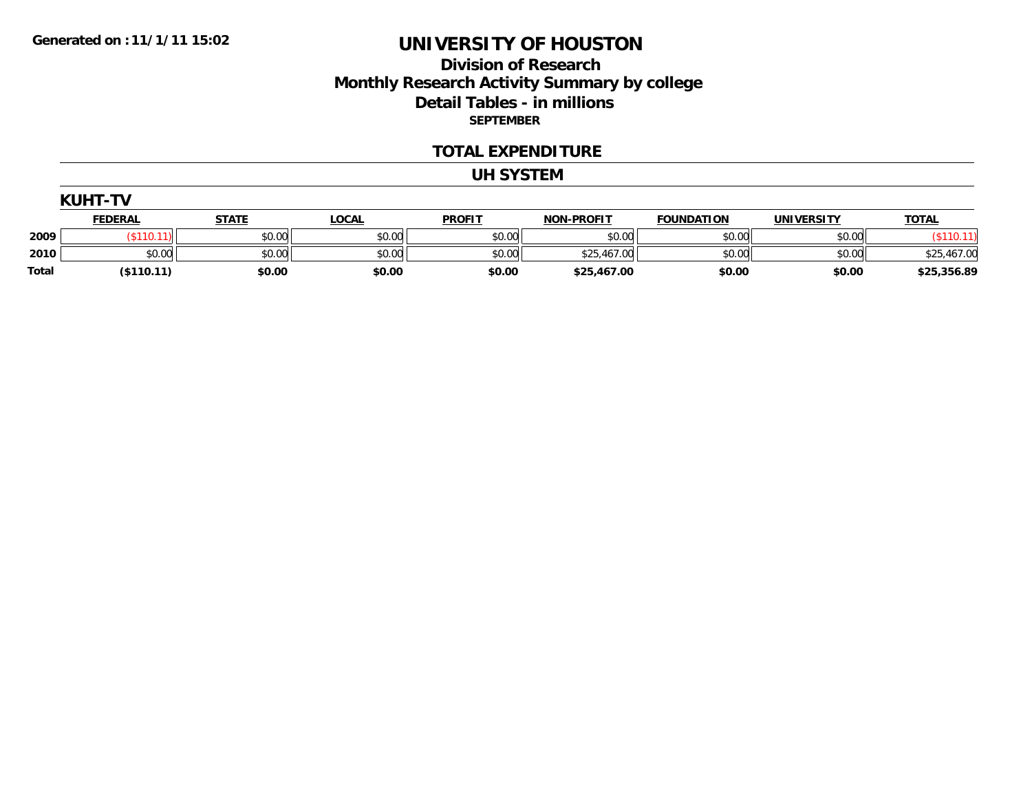**Generated on : 11/1/11 15:02**

# UNIVERSITY OF HOUSTON

## Division of Research
## Monthly Research Activity Summary by college
## Detail Tables - in millions
### SEPTEMBER

## TOTAL EXPENDITURE

## UH SYSTEM

### KUHT-TV

| | FEDERAL | STATE | LOCAL | PROFIT | NON-PROFIT | FOUNDATION | UNIVERSITY | TOTAL |
|---|---|---|---|---|---|---|---|---|
| 2009 | ($110.11) | $0.00 | $0.00 | $0.00 | $0.00 | $0.00 | $0.00 | ($110.11) |
| 2010 | $0.00 | $0.00 | $0.00 | $0.00 | $25,467.00 | $0.00 | $0.00 | $25,467.00 |
| **Total** | **($110.11)** | **$0.00** | **$0.00** | **$0.00** | **$25,467.00** | **$0.00** | **$0.00** | **$25,356.89** |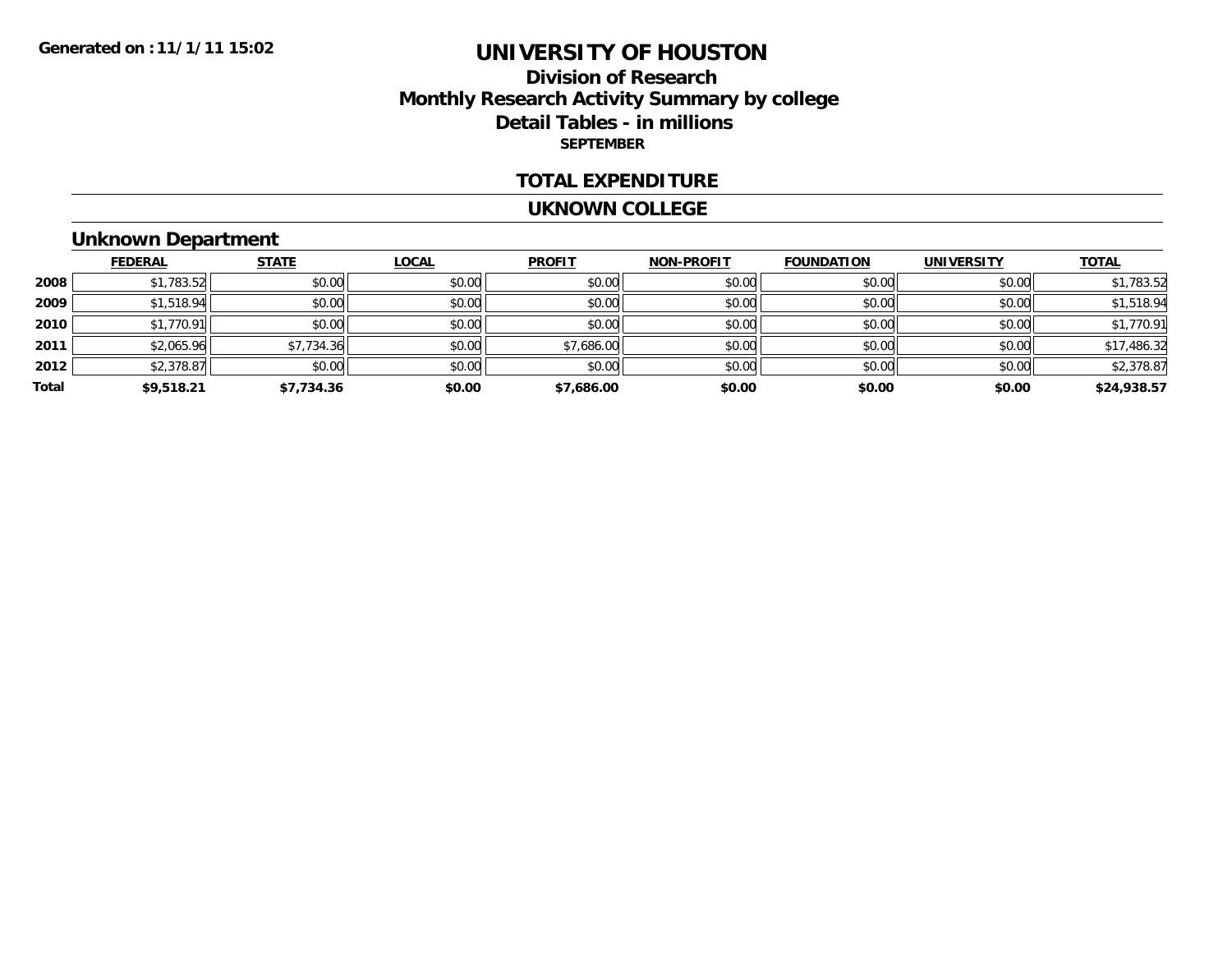**Generated on :11/1/11 15:02**

# UNIVERSITY OF HOUSTON

## Division of Research
## Monthly Research Activity Summary by college
## Detail Tables - in millions
**SEPTEMBER**

### TOTAL EXPENDITURE

### UKNOWN COLLEGE

### Unknown Department

| | FEDERAL | STATE | LOCAL | PROFIT | NON-PROFIT | FOUNDATION | UNIVERSITY | TOTAL |
|---|---|---|---|---|---|---|---|---|
| **2008** | $1,783.52 | $0.00 | $0.00 | $0.00 | $0.00 | $0.00 | $0.00 | $1,783.52 |
| **2009** | $1,518.94 | $0.00 | $0.00 | $0.00 | $0.00 | $0.00 | $0.00 | $1,518.94 |
| **2010** | $1,770.91 | $0.00 | $0.00 | $0.00 | $0.00 | $0.00 | $0.00 | $1,770.91 |
| **2011** | $2,065.96 | $7,734.36 | $0.00 | $7,686.00 | $0.00 | $0.00 | $0.00 | $17,486.32 |
| **2012** | $2,378.87 | $0.00 | $0.00 | $0.00 | $0.00 | $0.00 | $0.00 | $2,378.87 |
| **Total** | **$9,518.21** | **$7,734.36** | **$0.00** | **$7,686.00** | **$0.00** | **$0.00** | **$0.00** | **$24,938.57** |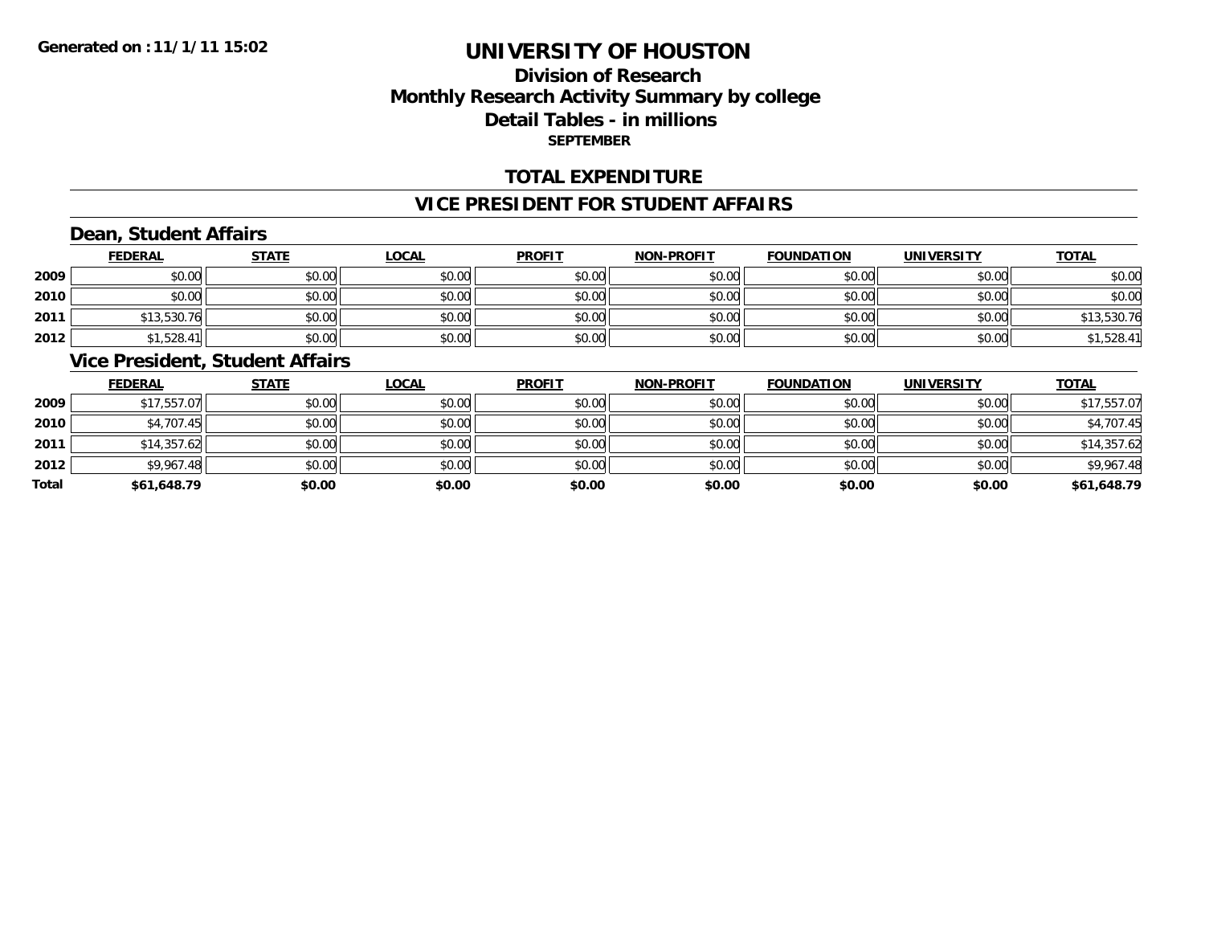**Generated on :11/1/11 15:02**

# UNIVERSITY OF HOUSTON

## Division of Research
## Monthly Research Activity Summary by college
## Detail Tables - in millions
### SEPTEMBER

## TOTAL EXPENDITURE

## VICE PRESIDENT FOR STUDENT AFFAIRS

### Dean, Student Affairs

| | FEDERAL | STATE | LOCAL | PROFIT | NON-PROFIT | FOUNDATION | UNIVERSITY | TOTAL |
|---|---|---|---|---|---|---|---|---|
| 2009 | $0.00 | $0.00 | $0.00 | $0.00 | $0.00 | $0.00 | $0.00 | $0.00 |
| 2010 | $0.00 | $0.00 | $0.00 | $0.00 | $0.00 | $0.00 | $0.00 | $0.00 |
| 2011 | $13,530.76 | $0.00 | $0.00 | $0.00 | $0.00 | $0.00 | $0.00 | $13,530.76 |
| 2012 | $1,528.41 | $0.00 | $0.00 | $0.00 | $0.00 | $0.00 | $0.00 | $1,528.41 |

### Vice President, Student Affairs

| | FEDERAL | STATE | LOCAL | PROFIT | NON-PROFIT | FOUNDATION | UNIVERSITY | TOTAL |
|---|---|---|---|---|---|---|---|---|
| 2009 | $17,557.07 | $0.00 | $0.00 | $0.00 | $0.00 | $0.00 | $0.00 | $17,557.07 |
| 2010 | $4,707.45 | $0.00 | $0.00 | $0.00 | $0.00 | $0.00 | $0.00 | $4,707.45 |
| 2011 | $14,357.62 | $0.00 | $0.00 | $0.00 | $0.00 | $0.00 | $0.00 | $14,357.62 |
| 2012 | $9,967.48 | $0.00 | $0.00 | $0.00 | $0.00 | $0.00 | $0.00 | $9,967.48 |
| **Total** | **$61,648.79** | **$0.00** | **$0.00** | **$0.00** | **$0.00** | **$0.00** | **$0.00** | **$61,648.79** |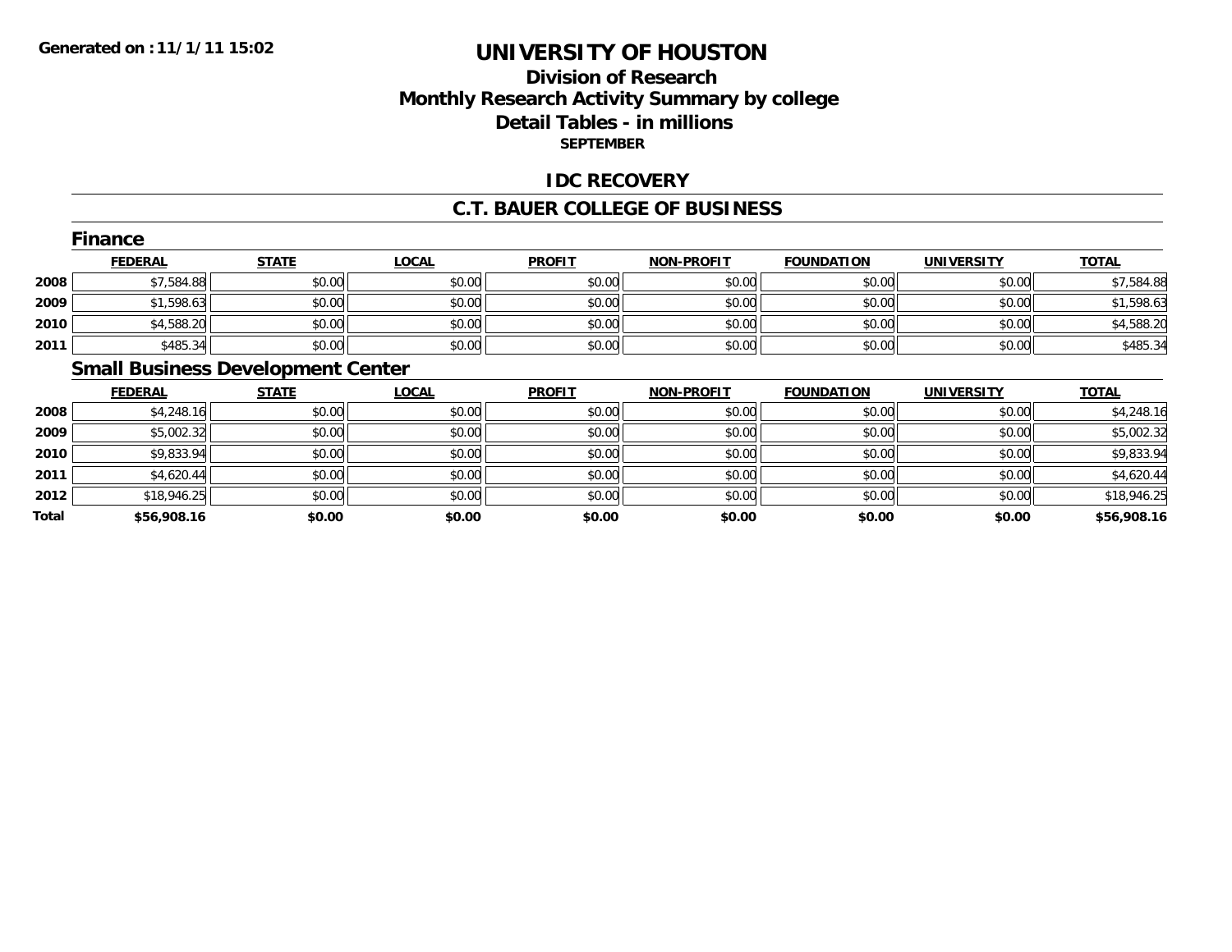**Generated on :11/1/11 15:02**

# UNIVERSITY OF HOUSTON

## Division of Research
## Monthly Research Activity Summary by college
## Detail Tables - in millions
### SEPTEMBER

## IDC RECOVERY

## C.T. BAUER COLLEGE OF BUSINESS

### Finance

| | FEDERAL | STATE | LOCAL | PROFIT | NON-PROFIT | FOUNDATION | UNIVERSITY | TOTAL |
|---|---|---|---|---|---|---|---|---|
| 2008 | $7,584.88 | $0.00 | $0.00 | $0.00 | $0.00 | $0.00 | $0.00 | $7,584.88 |
| 2009 | $1,598.63 | $0.00 | $0.00 | $0.00 | $0.00 | $0.00 | $0.00 | $1,598.63 |
| 2010 | $4,588.20 | $0.00 | $0.00 | $0.00 | $0.00 | $0.00 | $0.00 | $4,588.20 |
| 2011 | $485.34 | $0.00 | $0.00 | $0.00 | $0.00 | $0.00 | $0.00 | $485.34 |

### Small Business Development Center

| | FEDERAL | STATE | LOCAL | PROFIT | NON-PROFIT | FOUNDATION | UNIVERSITY | TOTAL |
|---|---|---|---|---|---|---|---|---|
| 2008 | $4,248.16 | $0.00 | $0.00 | $0.00 | $0.00 | $0.00 | $0.00 | $4,248.16 |
| 2009 | $5,002.32 | $0.00 | $0.00 | $0.00 | $0.00 | $0.00 | $0.00 | $5,002.32 |
| 2010 | $9,833.94 | $0.00 | $0.00 | $0.00 | $0.00 | $0.00 | $0.00 | $9,833.94 |
| 2011 | $4,620.44 | $0.00 | $0.00 | $0.00 | $0.00 | $0.00 | $0.00 | $4,620.44 |
| 2012 | $18,946.25 | $0.00 | $0.00 | $0.00 | $0.00 | $0.00 | $0.00 | $18,946.25 |
| **Total** | **$56,908.16** | **$0.00** | **$0.00** | **$0.00** | **$0.00** | **$0.00** | **$0.00** | **$56,908.16** |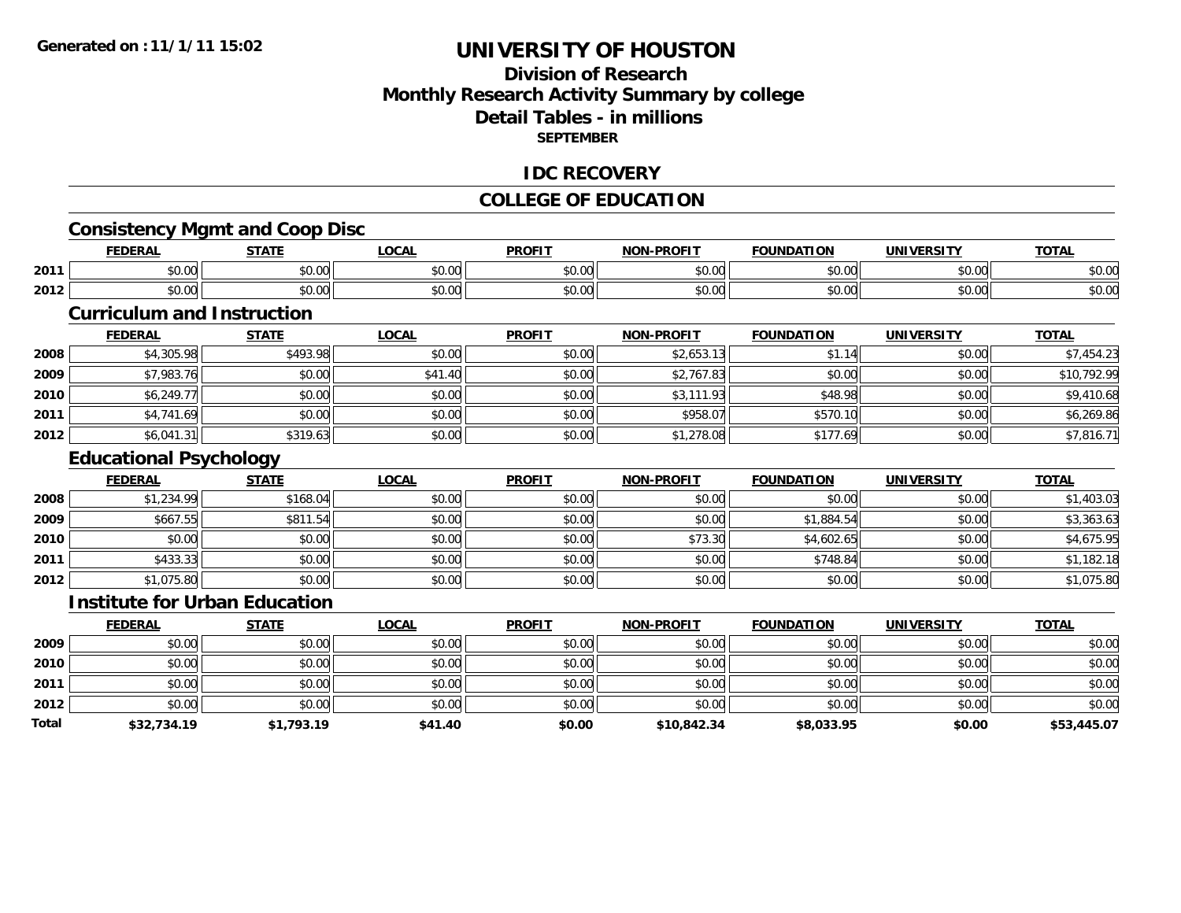**Generated on :11/1/11 15:02**

# UNIVERSITY OF HOUSTON

## Division of Research
## Monthly Research Activity Summary by college
## Detail Tables - in millions
### SEPTEMBER

## IDC RECOVERY

## COLLEGE OF EDUCATION

### Consistency Mgmt and Coop Disc

| | FEDERAL | STATE | LOCAL | PROFIT | NON-PROFIT | FOUNDATION | UNIVERSITY | TOTAL |
|---|---|---|---|---|---|---|---|---|
| 2011 | $0.00 | $0.00 | $0.00 | $0.00 | $0.00 | $0.00 | $0.00 | $0.00 |
| 2012 | $0.00 | $0.00 | $0.00 | $0.00 | $0.00 | $0.00 | $0.00 | $0.00 |

### Curriculum and Instruction

| | FEDERAL | STATE | LOCAL | PROFIT | NON-PROFIT | FOUNDATION | UNIVERSITY | TOTAL |
|---|---|---|---|---|---|---|---|---|
| 2008 | $4,305.98 | $493.98 | $0.00 | $0.00 | $2,653.13 | $1.14 | $0.00 | $7,454.23 |
| 2009 | $7,983.76 | $0.00 | $41.40 | $0.00 | $2,767.83 | $0.00 | $0.00 | $10,792.99 |
| 2010 | $6,249.77 | $0.00 | $0.00 | $0.00 | $3,111.93 | $48.98 | $0.00 | $9,410.68 |
| 2011 | $4,741.69 | $0.00 | $0.00 | $0.00 | $958.07 | $570.10 | $0.00 | $6,269.86 |
| 2012 | $6,041.31 | $319.63 | $0.00 | $0.00 | $1,278.08 | $177.69 | $0.00 | $7,816.71 |

### Educational Psychology

| | FEDERAL | STATE | LOCAL | PROFIT | NON-PROFIT | FOUNDATION | UNIVERSITY | TOTAL |
|---|---|---|---|---|---|---|---|---|
| 2008 | $1,234.99 | $168.04 | $0.00 | $0.00 | $0.00 | $0.00 | $0.00 | $1,403.03 |
| 2009 | $667.55 | $811.54 | $0.00 | $0.00 | $0.00 | $1,884.54 | $0.00 | $3,363.63 |
| 2010 | $0.00 | $0.00 | $0.00 | $0.00 | $73.30 | $4,602.65 | $0.00 | $4,675.95 |
| 2011 | $433.33 | $0.00 | $0.00 | $0.00 | $0.00 | $748.84 | $0.00 | $1,182.18 |
| 2012 | $1,075.80 | $0.00 | $0.00 | $0.00 | $0.00 | $0.00 | $0.00 | $1,075.80 |

### Institute for Urban Education

| | FEDERAL | STATE | LOCAL | PROFIT | NON-PROFIT | FOUNDATION | UNIVERSITY | TOTAL |
|---|---|---|---|---|---|---|---|---|
| 2009 | $0.00 | $0.00 | $0.00 | $0.00 | $0.00 | $0.00 | $0.00 | $0.00 |
| 2010 | $0.00 | $0.00 | $0.00 | $0.00 | $0.00 | $0.00 | $0.00 | $0.00 |
| 2011 | $0.00 | $0.00 | $0.00 | $0.00 | $0.00 | $0.00 | $0.00 | $0.00 |
| 2012 | $0.00 | $0.00 | $0.00 | $0.00 | $0.00 | $0.00 | $0.00 | $0.00 |
| **Total** | **$32,734.19** | **$1,793.19** | **$41.40** | **$0.00** | **$10,842.34** | **$8,033.95** | **$0.00** | **$53,445.07** |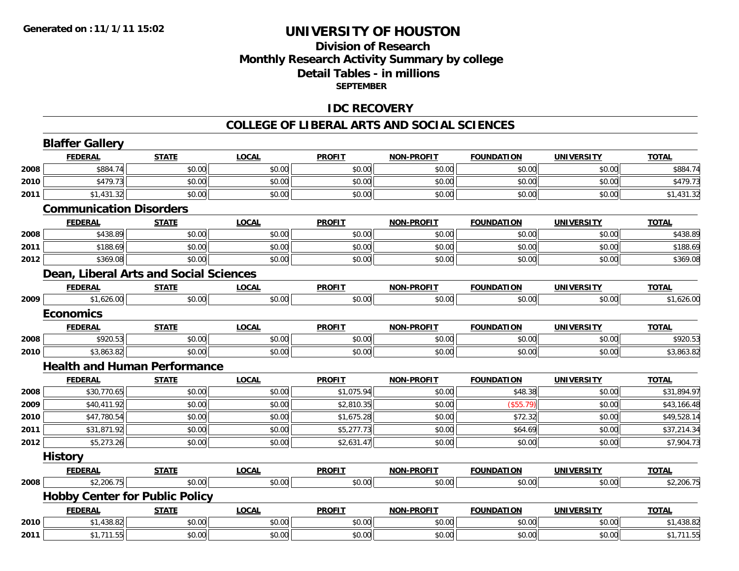# UNIVERSITY OF HOUSTON

## Division of Research
## Monthly Research Activity Summary by college
## Detail Tables - in millions
### SEPTEMBER

## IDC RECOVERY

## COLLEGE OF LIBERAL ARTS AND SOCIAL SCIENCES

### Blaffer Gallery

| | FEDERAL | STATE | LOCAL | PROFIT | NON-PROFIT | FOUNDATION | UNIVERSITY | TOTAL |
|---|---|---|---|---|---|---|---|---|
| 2008 | $884.74 | $0.00 | $0.00 | $0.00 | $0.00 | $0.00 | $0.00 | $884.74 |
| 2010 | $479.73 | $0.00 | $0.00 | $0.00 | $0.00 | $0.00 | $0.00 | $479.73 |
| 2011 | $1,431.32 | $0.00 | $0.00 | $0.00 | $0.00 | $0.00 | $0.00 | $1,431.32 |

### Communication Disorders

| | FEDERAL | STATE | LOCAL | PROFIT | NON-PROFIT | FOUNDATION | UNIVERSITY | TOTAL |
|---|---|---|---|---|---|---|---|---|
| 2008 | $438.89 | $0.00 | $0.00 | $0.00 | $0.00 | $0.00 | $0.00 | $438.89 |
| 2011 | $188.69 | $0.00 | $0.00 | $0.00 | $0.00 | $0.00 | $0.00 | $188.69 |
| 2012 | $369.08 | $0.00 | $0.00 | $0.00 | $0.00 | $0.00 | $0.00 | $369.08 |

### Dean, Liberal Arts and Social Sciences

| | FEDERAL | STATE | LOCAL | PROFIT | NON-PROFIT | FOUNDATION | UNIVERSITY | TOTAL |
|---|---|---|---|---|---|---|---|---|
| 2009 | $1,626.00 | $0.00 | $0.00 | $0.00 | $0.00 | $0.00 | $0.00 | $1,626.00 |

### Economics

| | FEDERAL | STATE | LOCAL | PROFIT | NON-PROFIT | FOUNDATION | UNIVERSITY | TOTAL |
|---|---|---|---|---|---|---|---|---|
| 2008 | $920.53 | $0.00 | $0.00 | $0.00 | $0.00 | $0.00 | $0.00 | $920.53 |
| 2010 | $3,863.82 | $0.00 | $0.00 | $0.00 | $0.00 | $0.00 | $0.00 | $3,863.82 |

### Health and Human Performance

| | FEDERAL | STATE | LOCAL | PROFIT | NON-PROFIT | FOUNDATION | UNIVERSITY | TOTAL |
|---|---|---|---|---|---|---|---|---|
| 2008 | $30,770.65 | $0.00 | $0.00 | $1,075.94 | $0.00 | $48.38 | $0.00 | $31,894.97 |
| 2009 | $40,411.92 | $0.00 | $0.00 | $2,810.35 | $0.00 | ($55.79) | $0.00 | $43,166.48 |
| 2010 | $47,780.54 | $0.00 | $0.00 | $1,675.28 | $0.00 | $72.32 | $0.00 | $49,528.14 |
| 2011 | $31,871.92 | $0.00 | $0.00 | $5,277.73 | $0.00 | $64.69 | $0.00 | $37,214.34 |
| 2012 | $5,273.26 | $0.00 | $0.00 | $2,631.47 | $0.00 | $0.00 | $0.00 | $7,904.73 |

### History

| | FEDERAL | STATE | LOCAL | PROFIT | NON-PROFIT | FOUNDATION | UNIVERSITY | TOTAL |
|---|---|---|---|---|---|---|---|---|
| 2008 | $2,206.75 | $0.00 | $0.00 | $0.00 | $0.00 | $0.00 | $0.00 | $2,206.75 |

### Hobby Center for Public Policy

| | FEDERAL | STATE | LOCAL | PROFIT | NON-PROFIT | FOUNDATION | UNIVERSITY | TOTAL |
|---|---|---|---|---|---|---|---|---|
| 2010 | $1,438.82 | $0.00 | $0.00 | $0.00 | $0.00 | $0.00 | $0.00 | $1,438.82 |
| 2011 | $1,711.55 | $0.00 | $0.00 | $0.00 | $0.00 | $0.00 | $0.00 | $1,711.55 |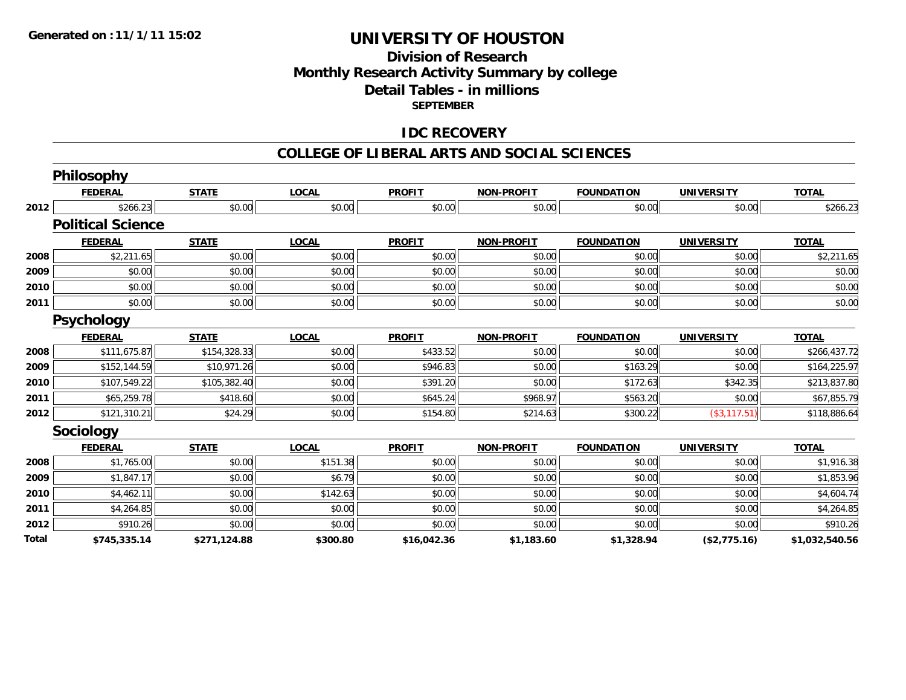**Generated on :11/1/11 15:02**

# UNIVERSITY OF HOUSTON

## Division of Research
## Monthly Research Activity Summary by college
## Detail Tables - in millions
### SEPTEMBER

## IDC RECOVERY

## COLLEGE OF LIBERAL ARTS AND SOCIAL SCIENCES

### Philosophy

| | FEDERAL | STATE | LOCAL | PROFIT | NON-PROFIT | FOUNDATION | UNIVERSITY | TOTAL |
|---|---|---|---|---|---|---|---|---|
| 2012 | $266.23 | $0.00 | $0.00 | $0.00 | $0.00 | $0.00 | $0.00 | $266.23 |

### Political Science

| | FEDERAL | STATE | LOCAL | PROFIT | NON-PROFIT | FOUNDATION | UNIVERSITY | TOTAL |
|---|---|---|---|---|---|---|---|---|
| 2008 | $2,211.65 | $0.00 | $0.00 | $0.00 | $0.00 | $0.00 | $0.00 | $2,211.65 |
| 2009 | $0.00 | $0.00 | $0.00 | $0.00 | $0.00 | $0.00 | $0.00 | $0.00 |
| 2010 | $0.00 | $0.00 | $0.00 | $0.00 | $0.00 | $0.00 | $0.00 | $0.00 |
| 2011 | $0.00 | $0.00 | $0.00 | $0.00 | $0.00 | $0.00 | $0.00 | $0.00 |

### Psychology

| | FEDERAL | STATE | LOCAL | PROFIT | NON-PROFIT | FOUNDATION | UNIVERSITY | TOTAL |
|---|---|---|---|---|---|---|---|---|
| 2008 | $111,675.87 | $154,328.33 | $0.00 | $433.52 | $0.00 | $0.00 | $0.00 | $266,437.72 |
| 2009 | $152,144.59 | $10,971.26 | $0.00 | $946.83 | $0.00 | $163.29 | $0.00 | $164,225.97 |
| 2010 | $107,549.22 | $105,382.40 | $0.00 | $391.20 | $0.00 | $172.63 | $342.35 | $213,837.80 |
| 2011 | $65,259.78 | $418.60 | $0.00 | $645.24 | $968.97 | $563.20 | $0.00 | $67,855.79 |
| 2012 | $121,310.21 | $24.29 | $0.00 | $154.80 | $214.63 | $300.22 | ($3,117.51) | $118,886.64 |

### Sociology

| | FEDERAL | STATE | LOCAL | PROFIT | NON-PROFIT | FOUNDATION | UNIVERSITY | TOTAL |
|---|---|---|---|---|---|---|---|---|
| 2008 | $1,765.00 | $0.00 | $151.38 | $0.00 | $0.00 | $0.00 | $0.00 | $1,916.38 |
| 2009 | $1,847.17 | $0.00 | $6.79 | $0.00 | $0.00 | $0.00 | $0.00 | $1,853.96 |
| 2010 | $4,462.11 | $0.00 | $142.63 | $0.00 | $0.00 | $0.00 | $0.00 | $4,604.74 |
| 2011 | $4,264.85 | $0.00 | $0.00 | $0.00 | $0.00 | $0.00 | $0.00 | $4,264.85 |
| 2012 | $910.26 | $0.00 | $0.00 | $0.00 | $0.00 | $0.00 | $0.00 | $910.26 |
| **Total** | **$745,335.14** | **$271,124.88** | **$300.80** | **$16,042.36** | **$1,183.60** | **$1,328.94** | **($2,775.16)** | **$1,032,540.56** |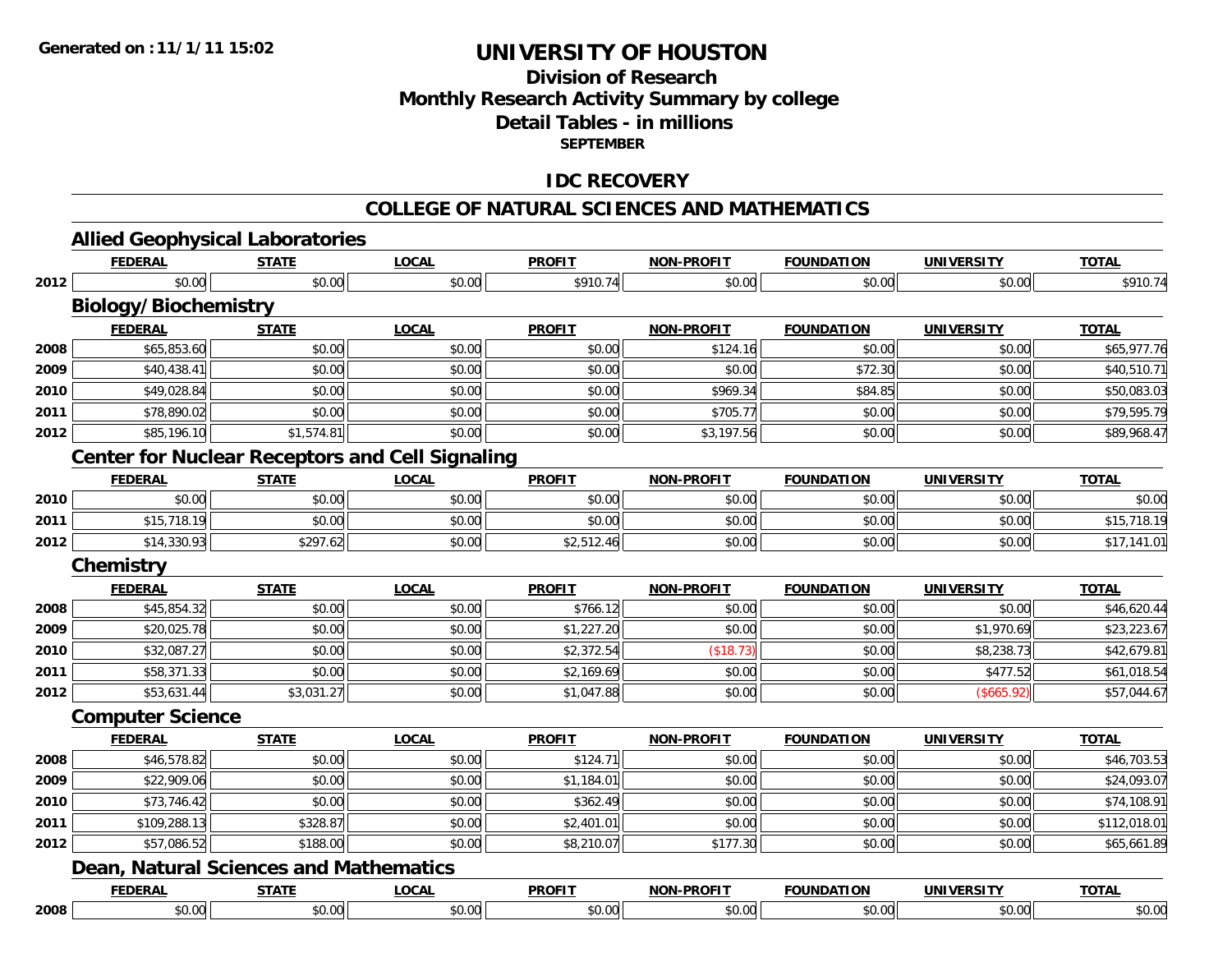**Generated on :11/1/11 15:02**

# UNIVERSITY OF HOUSTON

## Division of Research
## Monthly Research Activity Summary by college
## Detail Tables - in millions
### SEPTEMBER

## IDC RECOVERY

## COLLEGE OF NATURAL SCIENCES AND MATHEMATICS

### Allied Geophysical Laboratories

| | FEDERAL | STATE | LOCAL | PROFIT | NON-PROFIT | FOUNDATION | UNIVERSITY | TOTAL |
|---|---|---|---|---|---|---|---|---|
| 2012 | $0.00 | $0.00 | $0.00 | $910.74 | $0.00 | $0.00 | $0.00 | $910.74 |

### Biology/Biochemistry

| | FEDERAL | STATE | LOCAL | PROFIT | NON-PROFIT | FOUNDATION | UNIVERSITY | TOTAL |
|---|---|---|---|---|---|---|---|---|
| 2008 | $65,853.60 | $0.00 | $0.00 | $0.00 | $124.16 | $0.00 | $0.00 | $65,977.76 |
| 2009 | $40,438.41 | $0.00 | $0.00 | $0.00 | $0.00 | $72.30 | $0.00 | $40,510.71 |
| 2010 | $49,028.84 | $0.00 | $0.00 | $0.00 | $969.34 | $84.85 | $0.00 | $50,083.03 |
| 2011 | $78,890.02 | $0.00 | $0.00 | $0.00 | $705.77 | $0.00 | $0.00 | $79,595.79 |
| 2012 | $85,196.10 | $1,574.81 | $0.00 | $0.00 | $3,197.56 | $0.00 | $0.00 | $89,968.47 |

### Center for Nuclear Receptors and Cell Signaling

| | FEDERAL | STATE | LOCAL | PROFIT | NON-PROFIT | FOUNDATION | UNIVERSITY | TOTAL |
|---|---|---|---|---|---|---|---|---|
| 2010 | $0.00 | $0.00 | $0.00 | $0.00 | $0.00 | $0.00 | $0.00 | $0.00 |
| 2011 | $15,718.19 | $0.00 | $0.00 | $0.00 | $0.00 | $0.00 | $0.00 | $15,718.19 |
| 2012 | $14,330.93 | $297.62 | $0.00 | $2,512.46 | $0.00 | $0.00 | $0.00 | $17,141.01 |

### Chemistry

| | FEDERAL | STATE | LOCAL | PROFIT | NON-PROFIT | FOUNDATION | UNIVERSITY | TOTAL |
|---|---|---|---|---|---|---|---|---|
| 2008 | $45,854.32 | $0.00 | $0.00 | $766.12 | $0.00 | $0.00 | $0.00 | $46,620.44 |
| 2009 | $20,025.78 | $0.00 | $0.00 | $1,227.20 | $0.00 | $0.00 | $1,970.69 | $23,223.67 |
| 2010 | $32,087.27 | $0.00 | $0.00 | $2,372.54 | ($18.73) | $0.00 | $8,238.73 | $42,679.81 |
| 2011 | $58,371.33 | $0.00 | $0.00 | $2,169.69 | $0.00 | $0.00 | $477.52 | $61,018.54 |
| 2012 | $53,631.44 | $3,031.27 | $0.00 | $1,047.88 | $0.00 | $0.00 | ($665.92) | $57,044.67 |

### Computer Science

| | FEDERAL | STATE | LOCAL | PROFIT | NON-PROFIT | FOUNDATION | UNIVERSITY | TOTAL |
|---|---|---|---|---|---|---|---|---|
| 2008 | $46,578.82 | $0.00 | $0.00 | $124.71 | $0.00 | $0.00 | $0.00 | $46,703.53 |
| 2009 | $22,909.06 | $0.00 | $0.00 | $1,184.01 | $0.00 | $0.00 | $0.00 | $24,093.07 |
| 2010 | $73,746.42 | $0.00 | $0.00 | $362.49 | $0.00 | $0.00 | $0.00 | $74,108.91 |
| 2011 | $109,288.13 | $328.87 | $0.00 | $2,401.01 | $0.00 | $0.00 | $0.00 | $112,018.01 |
| 2012 | $57,086.52 | $188.00 | $0.00 | $8,210.07 | $177.30 | $0.00 | $0.00 | $65,661.89 |

### Dean, Natural Sciences and Mathematics

| | FEDERAL | STATE | LOCAL | PROFIT | NON-PROFIT | FOUNDATION | UNIVERSITY | TOTAL |
|---|---|---|---|---|---|---|---|---|
| 2008 | $0.00 | $0.00 | $0.00 | $0.00 | $0.00 | $0.00 | $0.00 | $0.00 |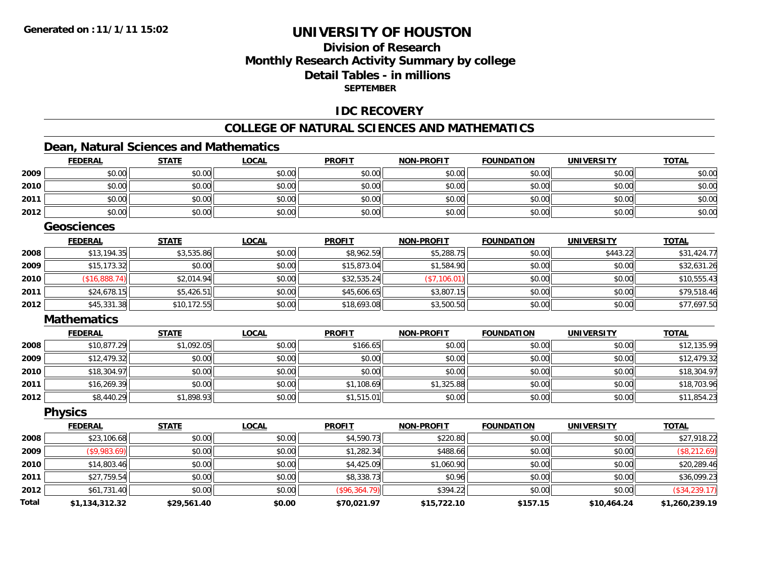**Generated on :11/1/11 15:02**

# UNIVERSITY OF HOUSTON

## Division of Research
## Monthly Research Activity Summary by college
## Detail Tables - in millions
**SEPTEMBER**

## IDC RECOVERY

## COLLEGE OF NATURAL SCIENCES AND MATHEMATICS

### Dean, Natural Sciences and Mathematics

| | FEDERAL | STATE | LOCAL | PROFIT | NON-PROFIT | FOUNDATION | UNIVERSITY | TOTAL |
|---|---|---|---|---|---|---|---|---|
| 2009 | $0.00 | $0.00 | $0.00 | $0.00 | $0.00 | $0.00 | $0.00 | $0.00 |
| 2010 | $0.00 | $0.00 | $0.00 | $0.00 | $0.00 | $0.00 | $0.00 | $0.00 |
| 2011 | $0.00 | $0.00 | $0.00 | $0.00 | $0.00 | $0.00 | $0.00 | $0.00 |
| 2012 | $0.00 | $0.00 | $0.00 | $0.00 | $0.00 | $0.00 | $0.00 | $0.00 |

### Geosciences

| | FEDERAL | STATE | LOCAL | PROFIT | NON-PROFIT | FOUNDATION | UNIVERSITY | TOTAL |
|---|---|---|---|---|---|---|---|---|
| 2008 | $13,194.35 | $3,535.86 | $0.00 | $8,962.59 | $5,288.75 | $0.00 | $443.22 | $31,424.77 |
| 2009 | $15,173.32 | $0.00 | $0.00 | $15,873.04 | $1,584.90 | $0.00 | $0.00 | $32,631.26 |
| 2010 | ($16,888.74) | $2,014.94 | $0.00 | $32,535.24 | ($7,106.01) | $0.00 | $0.00 | $10,555.43 |
| 2011 | $24,678.15 | $5,426.51 | $0.00 | $45,606.65 | $3,807.15 | $0.00 | $0.00 | $79,518.46 |
| 2012 | $45,331.38 | $10,172.55 | $0.00 | $18,693.08 | $3,500.50 | $0.00 | $0.00 | $77,697.50 |

### Mathematics

| | FEDERAL | STATE | LOCAL | PROFIT | NON-PROFIT | FOUNDATION | UNIVERSITY | TOTAL |
|---|---|---|---|---|---|---|---|---|
| 2008 | $10,877.29 | $1,092.05 | $0.00 | $166.65 | $0.00 | $0.00 | $0.00 | $12,135.99 |
| 2009 | $12,479.32 | $0.00 | $0.00 | $0.00 | $0.00 | $0.00 | $0.00 | $12,479.32 |
| 2010 | $18,304.97 | $0.00 | $0.00 | $0.00 | $0.00 | $0.00 | $0.00 | $18,304.97 |
| 2011 | $16,269.39 | $0.00 | $0.00 | $1,108.69 | $1,325.88 | $0.00 | $0.00 | $18,703.96 |
| 2012 | $8,440.29 | $1,898.93 | $0.00 | $1,515.01 | $0.00 | $0.00 | $0.00 | $11,854.23 |

### Physics

| | FEDERAL | STATE | LOCAL | PROFIT | NON-PROFIT | FOUNDATION | UNIVERSITY | TOTAL |
|---|---|---|---|---|---|---|---|---|
| 2008 | $23,106.68 | $0.00 | $0.00 | $4,590.73 | $220.80 | $0.00 | $0.00 | $27,918.22 |
| 2009 | ($9,983.69) | $0.00 | $0.00 | $1,282.34 | $488.66 | $0.00 | $0.00 | ($8,212.69) |
| 2010 | $14,803.46 | $0.00 | $0.00 | $4,425.09 | $1,060.90 | $0.00 | $0.00 | $20,289.46 |
| 2011 | $27,759.54 | $0.00 | $0.00 | $8,338.73 | $0.96 | $0.00 | $0.00 | $36,099.23 |
| 2012 | $61,731.40 | $0.00 | $0.00 | ($96,364.79) | $394.22 | $0.00 | $0.00 | ($34,239.17) |
| **Total** | **$1,134,312.32** | **$29,561.40** | **$0.00** | **$70,021.97** | **$15,722.10** | **$157.15** | **$10,464.24** | **$1,260,239.19** |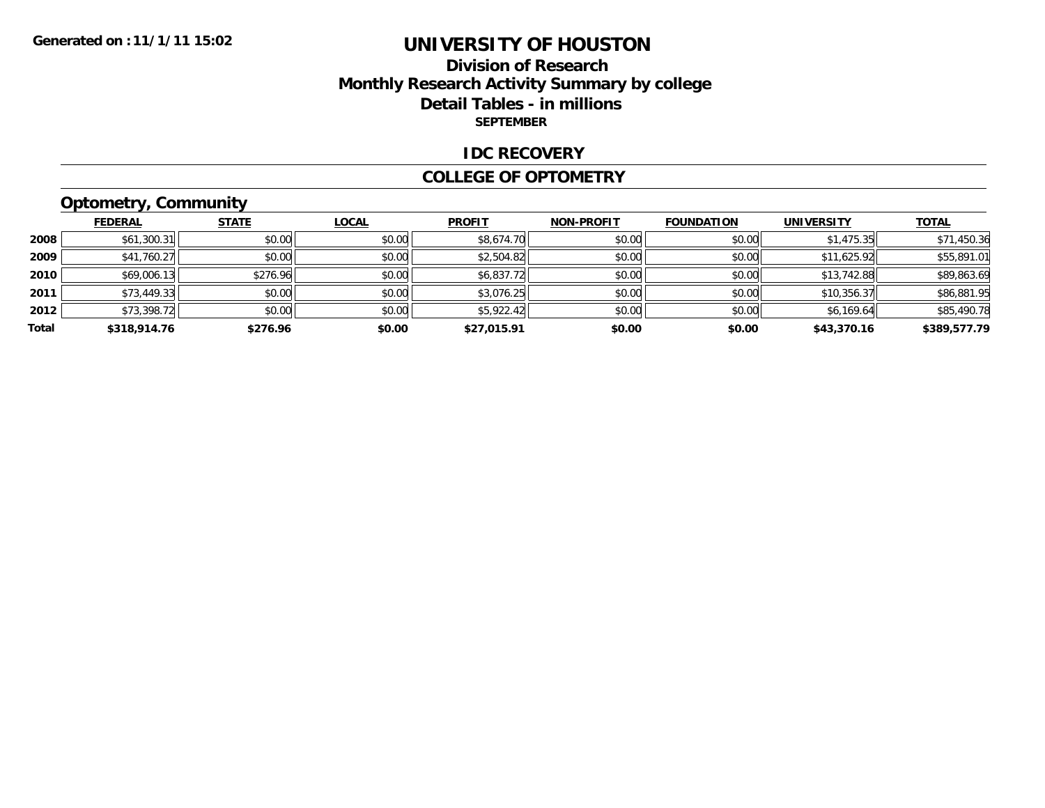Generated on :11/1/11 15:02

# UNIVERSITY OF HOUSTON

## Division of Research
## Monthly Research Activity Summary by college
## Detail Tables - in millions
### SEPTEMBER

## IDC RECOVERY

## COLLEGE OF OPTOMETRY

### Optometry, Community

| | FEDERAL | STATE | LOCAL | PROFIT | NON-PROFIT | FOUNDATION | UNIVERSITY | TOTAL |
|---|---|---|---|---|---|---|---|---|
| 2008 | $61,300.31 | $0.00 | $0.00 | $8,674.70 | $0.00 | $0.00 | $1,475.35 | $71,450.36 |
| 2009 | $41,760.27 | $0.00 | $0.00 | $2,504.82 | $0.00 | $0.00 | $11,625.92 | $55,891.01 |
| 2010 | $69,006.13 | $276.96 | $0.00 | $6,837.72 | $0.00 | $0.00 | $13,742.88 | $89,863.69 |
| 2011 | $73,449.33 | $0.00 | $0.00 | $3,076.25 | $0.00 | $0.00 | $10,356.37 | $86,881.95 |
| 2012 | $73,398.72 | $0.00 | $0.00 | $5,922.42 | $0.00 | $0.00 | $6,169.64 | $85,490.78 |
| **Total** | **$318,914.76** | **$276.96** | **$0.00** | **$27,015.91** | **$0.00** | **$0.00** | **$43,370.16** | **$389,577.79** |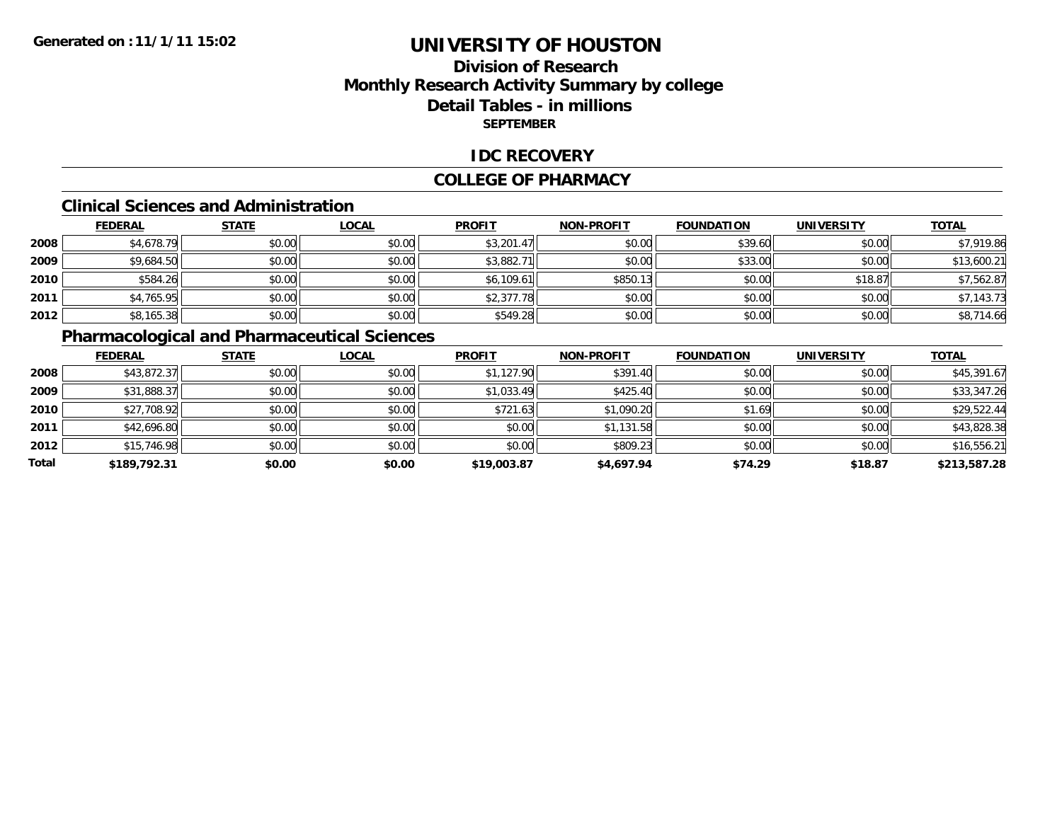**Generated on :11/1/11 15:02**

# UNIVERSITY OF HOUSTON

## Division of Research
## Monthly Research Activity Summary by college
## Detail Tables - in millions
### SEPTEMBER

## IDC RECOVERY

## COLLEGE OF PHARMACY

### Clinical Sciences and Administration

| | FEDERAL | STATE | LOCAL | PROFIT | NON-PROFIT | FOUNDATION | UNIVERSITY | TOTAL |
|---|---|---|---|---|---|---|---|---|
| 2008 | $4,678.79 | $0.00 | $0.00 | $3,201.47 | $0.00 | $39.60 | $0.00 | $7,919.86 |
| 2009 | $9,684.50 | $0.00 | $0.00 | $3,882.71 | $0.00 | $33.00 | $0.00 | $13,600.21 |
| 2010 | $584.26 | $0.00 | $0.00 | $6,109.61 | $850.13 | $0.00 | $18.87 | $7,562.87 |
| 2011 | $4,765.95 | $0.00 | $0.00 | $2,377.78 | $0.00 | $0.00 | $0.00 | $7,143.73 |
| 2012 | $8,165.38 | $0.00 | $0.00 | $549.28 | $0.00 | $0.00 | $0.00 | $8,714.66 |

### Pharmacological and Pharmaceutical Sciences

| | FEDERAL | STATE | LOCAL | PROFIT | NON-PROFIT | FOUNDATION | UNIVERSITY | TOTAL |
|---|---|---|---|---|---|---|---|---|
| 2008 | $43,872.37 | $0.00 | $0.00 | $1,127.90 | $391.40 | $0.00 | $0.00 | $45,391.67 |
| 2009 | $31,888.37 | $0.00 | $0.00 | $1,033.49 | $425.40 | $0.00 | $0.00 | $33,347.26 |
| 2010 | $27,708.92 | $0.00 | $0.00 | $721.63 | $1,090.20 | $1.69 | $0.00 | $29,522.44 |
| 2011 | $42,696.80 | $0.00 | $0.00 | $0.00 | $1,131.58 | $0.00 | $0.00 | $43,828.38 |
| 2012 | $15,746.98 | $0.00 | $0.00 | $0.00 | $809.23 | $0.00 | $0.00 | $16,556.21 |
| **Total** | **$189,792.31** | **$0.00** | **$0.00** | **$19,003.87** | **$4,697.94** | **$74.29** | **$18.87** | **$213,587.28** |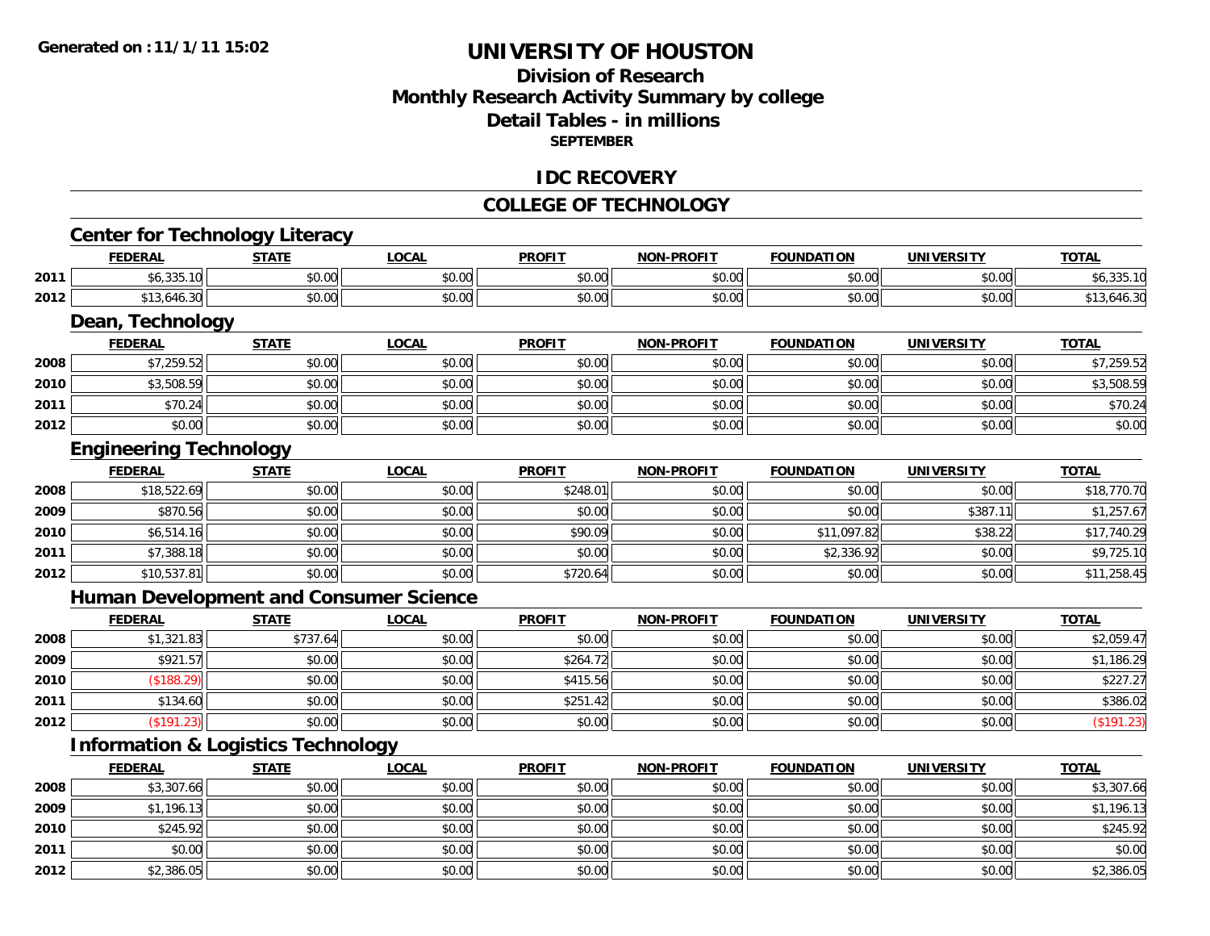**Generated on :11/1/11 15:02**

# UNIVERSITY OF HOUSTON

## Division of Research
## Monthly Research Activity Summary by college
## Detail Tables - in millions
### SEPTEMBER

## IDC RECOVERY

## COLLEGE OF TECHNOLOGY

### Center for Technology Literacy

| | FEDERAL | STATE | LOCAL | PROFIT | NON-PROFIT | FOUNDATION | UNIVERSITY | TOTAL |
|---|---|---|---|---|---|---|---|---|
| 2011 | $6,335.10 | $0.00 | $0.00 | $0.00 | $0.00 | $0.00 | $0.00 | $6,335.10 |
| 2012 | $13,646.30 | $0.00 | $0.00 | $0.00 | $0.00 | $0.00 | $0.00 | $13,646.30 |

### Dean, Technology

| | FEDERAL | STATE | LOCAL | PROFIT | NON-PROFIT | FOUNDATION | UNIVERSITY | TOTAL |
|---|---|---|---|---|---|---|---|---|
| 2008 | $7,259.52 | $0.00 | $0.00 | $0.00 | $0.00 | $0.00 | $0.00 | $7,259.52 |
| 2010 | $3,508.59 | $0.00 | $0.00 | $0.00 | $0.00 | $0.00 | $0.00 | $3,508.59 |
| 2011 | $70.24 | $0.00 | $0.00 | $0.00 | $0.00 | $0.00 | $0.00 | $70.24 |
| 2012 | $0.00 | $0.00 | $0.00 | $0.00 | $0.00 | $0.00 | $0.00 | $0.00 |

### Engineering Technology

| | FEDERAL | STATE | LOCAL | PROFIT | NON-PROFIT | FOUNDATION | UNIVERSITY | TOTAL |
|---|---|---|---|---|---|---|---|---|
| 2008 | $18,522.69 | $0.00 | $0.00 | $248.01 | $0.00 | $0.00 | $0.00 | $18,770.70 |
| 2009 | $870.56 | $0.00 | $0.00 | $0.00 | $0.00 | $0.00 | $387.11 | $1,257.67 |
| 2010 | $6,514.16 | $0.00 | $0.00 | $90.09 | $0.00 | $11,097.82 | $38.22 | $17,740.29 |
| 2011 | $7,388.18 | $0.00 | $0.00 | $0.00 | $0.00 | $2,336.92 | $0.00 | $9,725.10 |
| 2012 | $10,537.81 | $0.00 | $0.00 | $720.64 | $0.00 | $0.00 | $0.00 | $11,258.45 |

### Human Development and Consumer Science

| | FEDERAL | STATE | LOCAL | PROFIT | NON-PROFIT | FOUNDATION | UNIVERSITY | TOTAL |
|---|---|---|---|---|---|---|---|---|
| 2008 | $1,321.83 | $737.64 | $0.00 | $0.00 | $0.00 | $0.00 | $0.00 | $2,059.47 |
| 2009 | $921.57 | $0.00 | $0.00 | $264.72 | $0.00 | $0.00 | $0.00 | $1,186.29 |
| 2010 | ($188.29) | $0.00 | $0.00 | $415.56 | $0.00 | $0.00 | $0.00 | $227.27 |
| 2011 | $134.60 | $0.00 | $0.00 | $251.42 | $0.00 | $0.00 | $0.00 | $386.02 |
| 2012 | ($191.23) | $0.00 | $0.00 | $0.00 | $0.00 | $0.00 | $0.00 | ($191.23) |

### Information & Logistics Technology

| | FEDERAL | STATE | LOCAL | PROFIT | NON-PROFIT | FOUNDATION | UNIVERSITY | TOTAL |
|---|---|---|---|---|---|---|---|---|
| 2008 | $3,307.66 | $0.00 | $0.00 | $0.00 | $0.00 | $0.00 | $0.00 | $3,307.66 |
| 2009 | $1,196.13 | $0.00 | $0.00 | $0.00 | $0.00 | $0.00 | $0.00 | $1,196.13 |
| 2010 | $245.92 | $0.00 | $0.00 | $0.00 | $0.00 | $0.00 | $0.00 | $245.92 |
| 2011 | $0.00 | $0.00 | $0.00 | $0.00 | $0.00 | $0.00 | $0.00 | $0.00 |
| 2012 | $2,386.05 | $0.00 | $0.00 | $0.00 | $0.00 | $0.00 | $0.00 | $2,386.05 |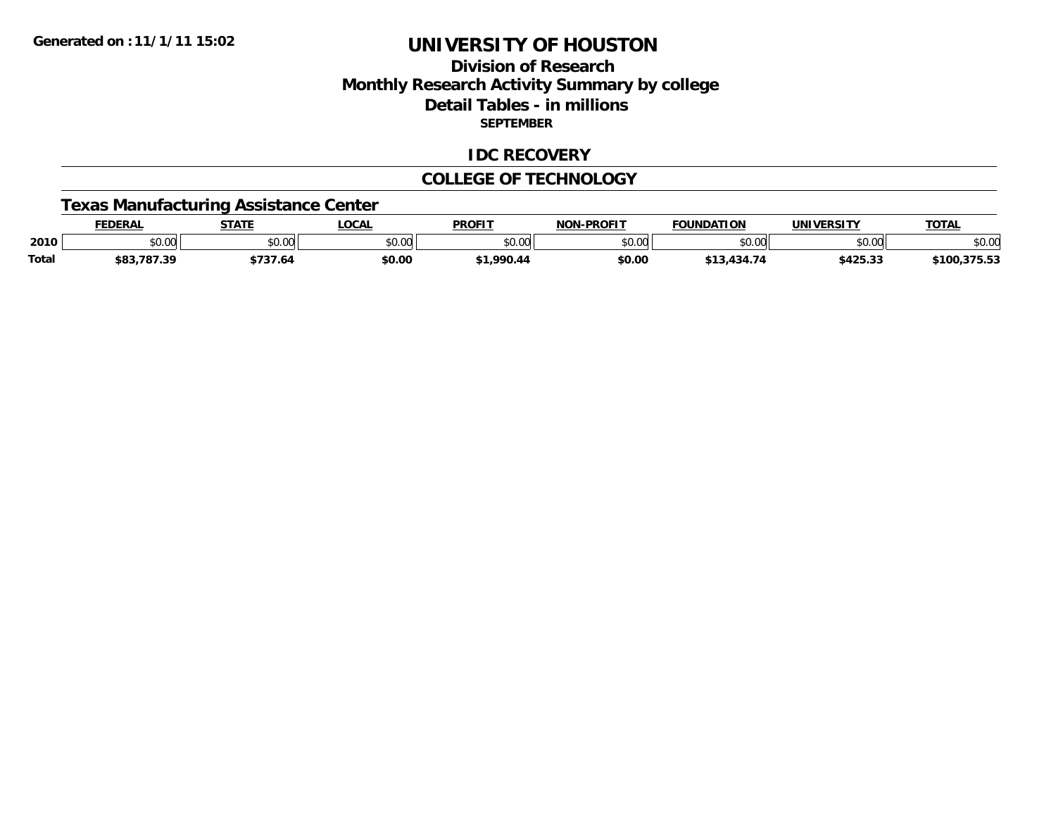**Generated on :11/1/11 15:02**

# UNIVERSITY OF HOUSTON

## Division of Research
## Monthly Research Activity Summary by college
## Detail Tables - in millions
### SEPTEMBER

## IDC RECOVERY

## COLLEGE OF TECHNOLOGY

### Texas Manufacturing Assistance Center

| | FEDERAL | STATE | LOCAL | PROFIT | NON-PROFIT | FOUNDATION | UNIVERSITY | TOTAL |
|---|---|---|---|---|---|---|---|---|
| 2010 | $0.00 | $0.00 | $0.00 | $0.00 | $0.00 | $0.00 | $0.00 | $0.00 |
| **Total** | **$83,787.39** | **$737.64** | **$0.00** | **$1,990.44** | **$0.00** | **$13,434.74** | **$425.33** | **$100,375.53** |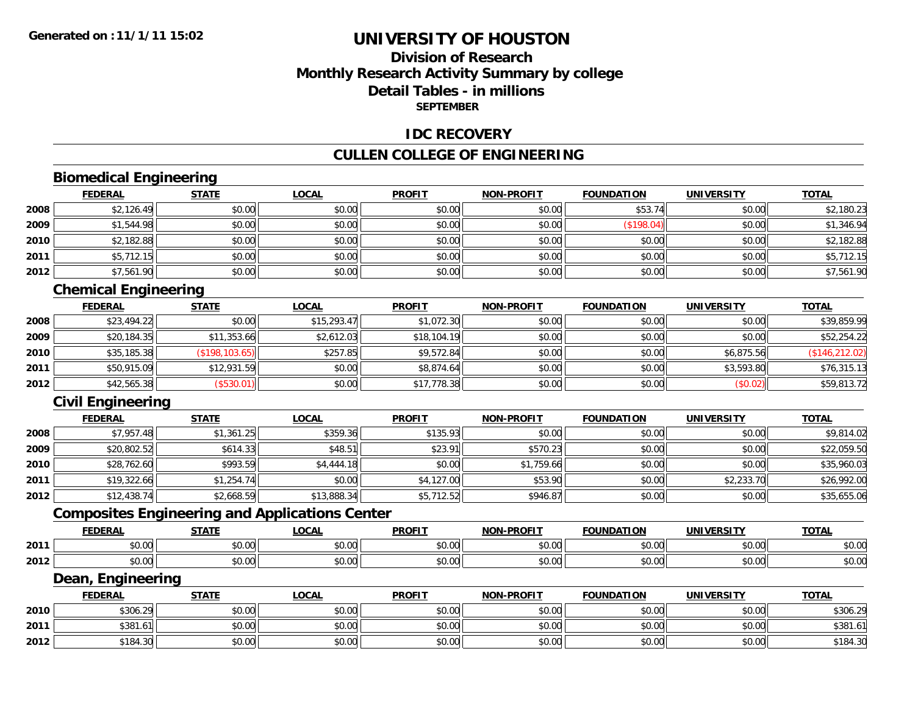**Generated on :11/1/11 15:02**

# UNIVERSITY OF HOUSTON

## Division of Research
## Monthly Research Activity Summary by college
## Detail Tables - in millions
### SEPTEMBER

## IDC RECOVERY

## CULLEN COLLEGE OF ENGINEERING

### Biomedical Engineering

| | FEDERAL | STATE | LOCAL | PROFIT | NON-PROFIT | FOUNDATION | UNIVERSITY | TOTAL |
|---|---|---|---|---|---|---|---|---|
| 2008 | $2,126.49 | $0.00 | $0.00 | $0.00 | $0.00 | $53.74 | $0.00 | $2,180.23 |
| 2009 | $1,544.98 | $0.00 | $0.00 | $0.00 | $0.00 | ($198.04) | $0.00 | $1,346.94 |
| 2010 | $2,182.88 | $0.00 | $0.00 | $0.00 | $0.00 | $0.00 | $0.00 | $2,182.88 |
| 2011 | $5,712.15 | $0.00 | $0.00 | $0.00 | $0.00 | $0.00 | $0.00 | $5,712.15 |
| 2012 | $7,561.90 | $0.00 | $0.00 | $0.00 | $0.00 | $0.00 | $0.00 | $7,561.90 |

### Chemical Engineering

| | FEDERAL | STATE | LOCAL | PROFIT | NON-PROFIT | FOUNDATION | UNIVERSITY | TOTAL |
|---|---|---|---|---|---|---|---|---|
| 2008 | $23,494.22 | $0.00 | $15,293.47 | $1,072.30 | $0.00 | $0.00 | $0.00 | $39,859.99 |
| 2009 | $20,184.35 | $11,353.66 | $2,612.03 | $18,104.19 | $0.00 | $0.00 | $0.00 | $52,254.22 |
| 2010 | $35,185.38 | ($198,103.65) | $257.85 | $9,572.84 | $0.00 | $0.00 | $6,875.56 | ($146,212.02) |
| 2011 | $50,915.09 | $12,931.59 | $0.00 | $8,874.64 | $0.00 | $0.00 | $3,593.80 | $76,315.13 |
| 2012 | $42,565.38 | ($530.01) | $0.00 | $17,778.38 | $0.00 | $0.00 | ($0.02) | $59,813.72 |

### Civil Engineering

| | FEDERAL | STATE | LOCAL | PROFIT | NON-PROFIT | FOUNDATION | UNIVERSITY | TOTAL |
|---|---|---|---|---|---|---|---|---|
| 2008 | $7,957.48 | $1,361.25 | $359.36 | $135.93 | $0.00 | $0.00 | $0.00 | $9,814.02 |
| 2009 | $20,802.52 | $614.33 | $48.51 | $23.91 | $570.23 | $0.00 | $0.00 | $22,059.50 |
| 2010 | $28,762.60 | $993.59 | $4,444.18 | $0.00 | $1,759.66 | $0.00 | $0.00 | $35,960.03 |
| 2011 | $19,322.66 | $1,254.74 | $0.00 | $4,127.00 | $53.90 | $0.00 | $2,233.70 | $26,992.00 |
| 2012 | $12,438.74 | $2,668.59 | $13,888.34 | $5,712.52 | $946.87 | $0.00 | $0.00 | $35,655.06 |

### Composites Engineering and Applications Center

| | FEDERAL | STATE | LOCAL | PROFIT | NON-PROFIT | FOUNDATION | UNIVERSITY | TOTAL |
|---|---|---|---|---|---|---|---|---|
| 2011 | $0.00 | $0.00 | $0.00 | $0.00 | $0.00 | $0.00 | $0.00 | $0.00 |
| 2012 | $0.00 | $0.00 | $0.00 | $0.00 | $0.00 | $0.00 | $0.00 | $0.00 |

### Dean, Engineering

| | FEDERAL | STATE | LOCAL | PROFIT | NON-PROFIT | FOUNDATION | UNIVERSITY | TOTAL |
|---|---|---|---|---|---|---|---|---|
| 2010 | $306.29 | $0.00 | $0.00 | $0.00 | $0.00 | $0.00 | $0.00 | $306.29 |
| 2011 | $381.61 | $0.00 | $0.00 | $0.00 | $0.00 | $0.00 | $0.00 | $381.61 |
| 2012 | $184.30 | $0.00 | $0.00 | $0.00 | $0.00 | $0.00 | $0.00 | $184.30 |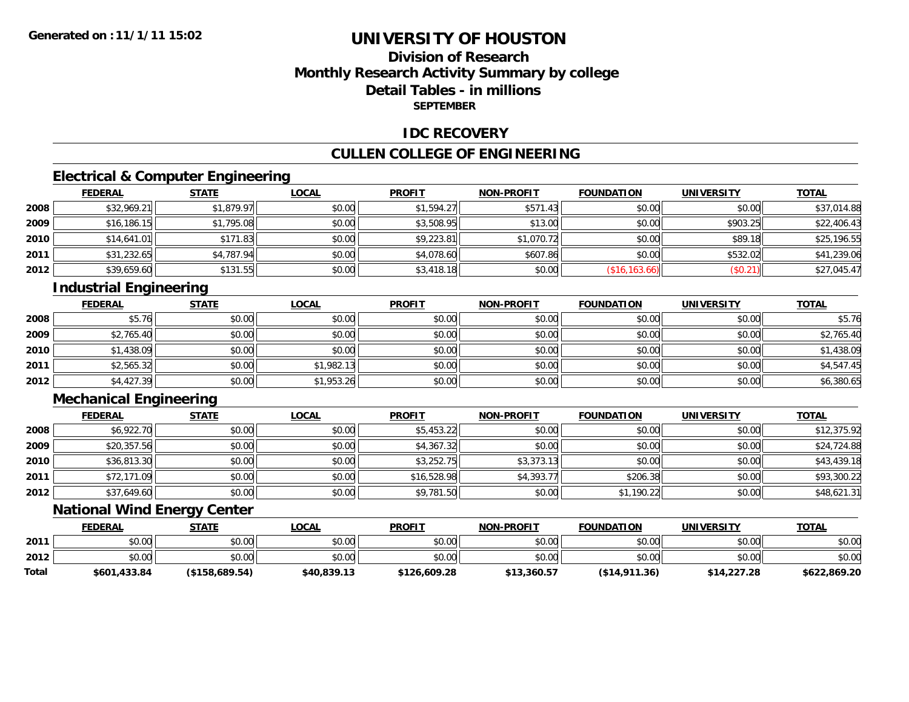Generated on :11/1/11 15:02

# UNIVERSITY OF HOUSTON

## Division of Research
## Monthly Research Activity Summary by college
## Detail Tables - in millions
### SEPTEMBER

### IDC RECOVERY

### CULLEN COLLEGE OF ENGINEERING

#### Electrical & Computer Engineering

| | FEDERAL | STATE | LOCAL | PROFIT | NON-PROFIT | FOUNDATION | UNIVERSITY | TOTAL |
|---|---|---|---|---|---|---|---|---|
| 2008 | $32,969.21 | $1,879.97 | $0.00 | $1,594.27 | $571.43 | $0.00 | $0.00 | $37,014.88 |
| 2009 | $16,186.15 | $1,795.08 | $0.00 | $3,508.95 | $13.00 | $0.00 | $903.25 | $22,406.43 |
| 2010 | $14,641.01 | $171.83 | $0.00 | $9,223.81 | $1,070.72 | $0.00 | $89.18 | $25,196.55 |
| 2011 | $31,232.65 | $4,787.94 | $0.00 | $4,078.60 | $607.86 | $0.00 | $532.02 | $41,239.06 |
| 2012 | $39,659.60 | $131.55 | $0.00 | $3,418.18 | $0.00 | ($16,163.66) | ($0.21) | $27,045.47 |

#### Industrial Engineering

| | FEDERAL | STATE | LOCAL | PROFIT | NON-PROFIT | FOUNDATION | UNIVERSITY | TOTAL |
|---|---|---|---|---|---|---|---|---|
| 2008 | $5.76 | $0.00 | $0.00 | $0.00 | $0.00 | $0.00 | $0.00 | $5.76 |
| 2009 | $2,765.40 | $0.00 | $0.00 | $0.00 | $0.00 | $0.00 | $0.00 | $2,765.40 |
| 2010 | $1,438.09 | $0.00 | $0.00 | $0.00 | $0.00 | $0.00 | $0.00 | $1,438.09 |
| 2011 | $2,565.32 | $0.00 | $1,982.13 | $0.00 | $0.00 | $0.00 | $0.00 | $4,547.45 |
| 2012 | $4,427.39 | $0.00 | $1,953.26 | $0.00 | $0.00 | $0.00 | $0.00 | $6,380.65 |

#### Mechanical Engineering

| | FEDERAL | STATE | LOCAL | PROFIT | NON-PROFIT | FOUNDATION | UNIVERSITY | TOTAL |
|---|---|---|---|---|---|---|---|---|
| 2008 | $6,922.70 | $0.00 | $0.00 | $5,453.22 | $0.00 | $0.00 | $0.00 | $12,375.92 |
| 2009 | $20,357.56 | $0.00 | $0.00 | $4,367.32 | $0.00 | $0.00 | $0.00 | $24,724.88 |
| 2010 | $36,813.30 | $0.00 | $0.00 | $3,252.75 | $3,373.13 | $0.00 | $0.00 | $43,439.18 |
| 2011 | $72,171.09 | $0.00 | $0.00 | $16,528.98 | $4,393.77 | $206.38 | $0.00 | $93,300.22 |
| 2012 | $37,649.60 | $0.00 | $0.00 | $9,781.50 | $0.00 | $1,190.22 | $0.00 | $48,621.31 |

#### National Wind Energy Center

| | FEDERAL | STATE | LOCAL | PROFIT | NON-PROFIT | FOUNDATION | UNIVERSITY | TOTAL |
|---|---|---|---|---|---|---|---|---|
| 2011 | $0.00 | $0.00 | $0.00 | $0.00 | $0.00 | $0.00 | $0.00 | $0.00 |
| 2012 | $0.00 | $0.00 | $0.00 | $0.00 | $0.00 | $0.00 | $0.00 | $0.00 |
| **Total** | **$601,433.84** | **($158,689.54)** | **$40,839.13** | **$126,609.28** | **$13,360.57** | **($14,911.36)** | **$14,227.28** | **$622,869.20** |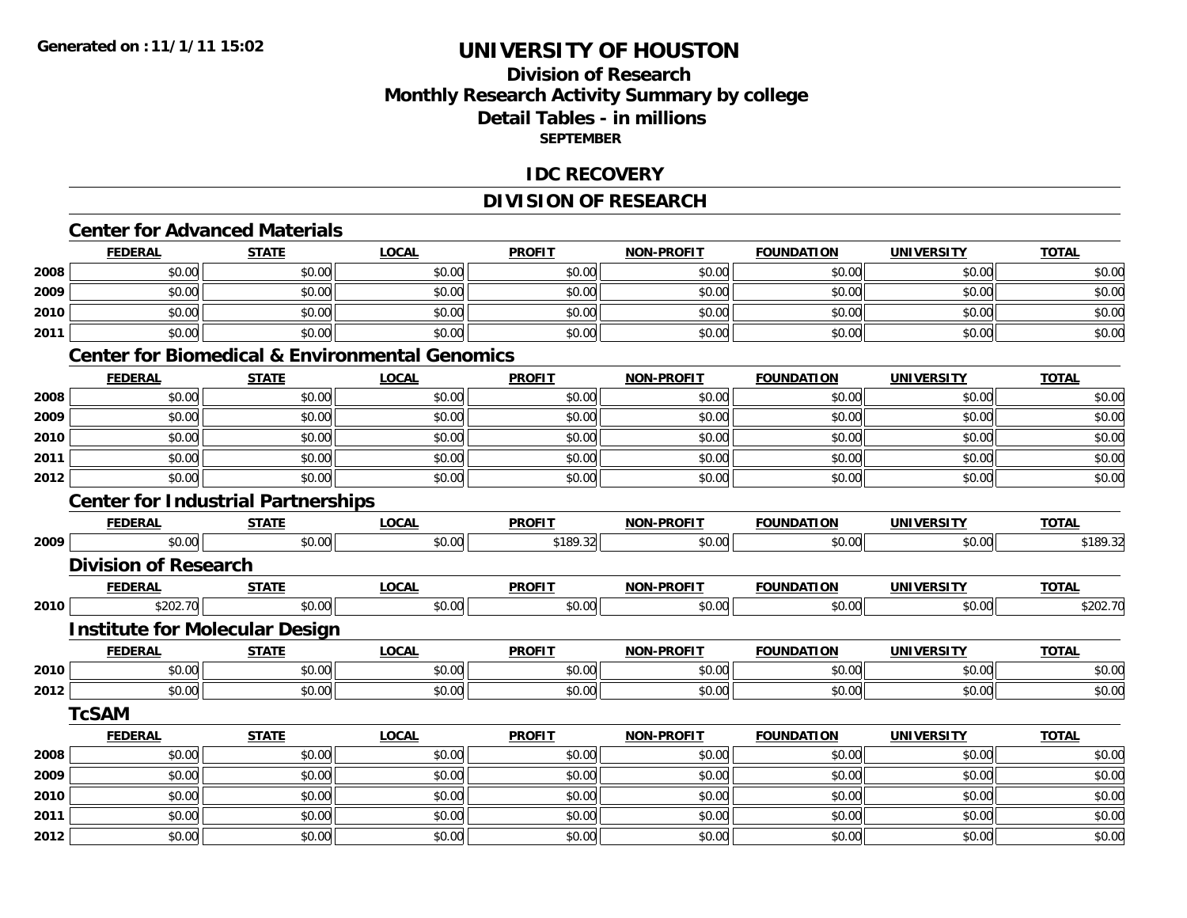**Generated on :11/1/11 15:02**

# UNIVERSITY OF HOUSTON

## Division of Research
## Monthly Research Activity Summary by college
## Detail Tables - in millions
### SEPTEMBER

## IDC RECOVERY

## DIVISION OF RESEARCH

### Center for Advanced Materials

| | FEDERAL | STATE | LOCAL | PROFIT | NON-PROFIT | FOUNDATION | UNIVERSITY | TOTAL |
|---|---|---|---|---|---|---|---|---|
| 2008 | $0.00 | $0.00 | $0.00 | $0.00 | $0.00 | $0.00 | $0.00 | $0.00 |
| 2009 | $0.00 | $0.00 | $0.00 | $0.00 | $0.00 | $0.00 | $0.00 | $0.00 |
| 2010 | $0.00 | $0.00 | $0.00 | $0.00 | $0.00 | $0.00 | $0.00 | $0.00 |
| 2011 | $0.00 | $0.00 | $0.00 | $0.00 | $0.00 | $0.00 | $0.00 | $0.00 |

### Center for Biomedical & Environmental Genomics

| | FEDERAL | STATE | LOCAL | PROFIT | NON-PROFIT | FOUNDATION | UNIVERSITY | TOTAL |
|---|---|---|---|---|---|---|---|---|
| 2008 | $0.00 | $0.00 | $0.00 | $0.00 | $0.00 | $0.00 | $0.00 | $0.00 |
| 2009 | $0.00 | $0.00 | $0.00 | $0.00 | $0.00 | $0.00 | $0.00 | $0.00 |
| 2010 | $0.00 | $0.00 | $0.00 | $0.00 | $0.00 | $0.00 | $0.00 | $0.00 |
| 2011 | $0.00 | $0.00 | $0.00 | $0.00 | $0.00 | $0.00 | $0.00 | $0.00 |
| 2012 | $0.00 | $0.00 | $0.00 | $0.00 | $0.00 | $0.00 | $0.00 | $0.00 |

### Center for Industrial Partnerships

| | FEDERAL | STATE | LOCAL | PROFIT | NON-PROFIT | FOUNDATION | UNIVERSITY | TOTAL |
|---|---|---|---|---|---|---|---|---|
| 2009 | $0.00 | $0.00 | $0.00 | $189.32 | $0.00 | $0.00 | $0.00 | $189.32 |

### Division of Research

| | FEDERAL | STATE | LOCAL | PROFIT | NON-PROFIT | FOUNDATION | UNIVERSITY | TOTAL |
|---|---|---|---|---|---|---|---|---|
| 2010 | $202.70 | $0.00 | $0.00 | $0.00 | $0.00 | $0.00 | $0.00 | $202.70 |

### Institute for Molecular Design

| | FEDERAL | STATE | LOCAL | PROFIT | NON-PROFIT | FOUNDATION | UNIVERSITY | TOTAL |
|---|---|---|---|---|---|---|---|---|
| 2010 | $0.00 | $0.00 | $0.00 | $0.00 | $0.00 | $0.00 | $0.00 | $0.00 |
| 2012 | $0.00 | $0.00 | $0.00 | $0.00 | $0.00 | $0.00 | $0.00 | $0.00 |

### TcSAM

| | FEDERAL | STATE | LOCAL | PROFIT | NON-PROFIT | FOUNDATION | UNIVERSITY | TOTAL |
|---|---|---|---|---|---|---|---|---|
| 2008 | $0.00 | $0.00 | $0.00 | $0.00 | $0.00 | $0.00 | $0.00 | $0.00 |
| 2009 | $0.00 | $0.00 | $0.00 | $0.00 | $0.00 | $0.00 | $0.00 | $0.00 |
| 2010 | $0.00 | $0.00 | $0.00 | $0.00 | $0.00 | $0.00 | $0.00 | $0.00 |
| 2011 | $0.00 | $0.00 | $0.00 | $0.00 | $0.00 | $0.00 | $0.00 | $0.00 |
| 2012 | $0.00 | $0.00 | $0.00 | $0.00 | $0.00 | $0.00 | $0.00 | $0.00 |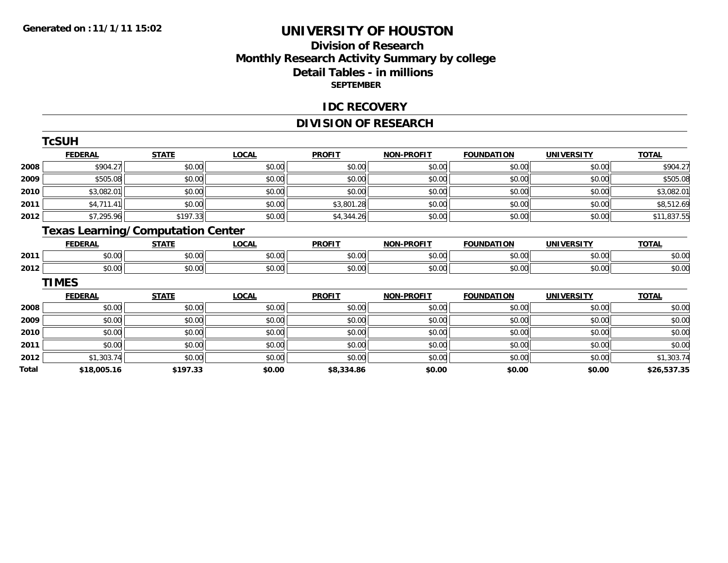Generated on :11/1/11 15:02

# UNIVERSITY OF HOUSTON

## Division of Research
## Monthly Research Activity Summary by college
## Detail Tables - in millions
### SEPTEMBER

## IDC RECOVERY

## DIVISION OF RESEARCH

### TcSUH

| | FEDERAL | STATE | LOCAL | PROFIT | NON-PROFIT | FOUNDATION | UNIVERSITY | TOTAL |
|---|---|---|---|---|---|---|---|---|
| 2008 | $904.27 | $0.00 | $0.00 | $0.00 | $0.00 | $0.00 | $0.00 | $904.27 |
| 2009 | $505.08 | $0.00 | $0.00 | $0.00 | $0.00 | $0.00 | $0.00 | $505.08 |
| 2010 | $3,082.01 | $0.00 | $0.00 | $0.00 | $0.00 | $0.00 | $0.00 | $3,082.01 |
| 2011 | $4,711.41 | $0.00 | $0.00 | $3,801.28 | $0.00 | $0.00 | $0.00 | $8,512.69 |
| 2012 | $7,295.96 | $197.33 | $0.00 | $4,344.26 | $0.00 | $0.00 | $0.00 | $11,837.55 |

### Texas Learning/Computation Center

| | FEDERAL | STATE | LOCAL | PROFIT | NON-PROFIT | FOUNDATION | UNIVERSITY | TOTAL |
|---|---|---|---|---|---|---|---|---|
| 2011 | $0.00 | $0.00 | $0.00 | $0.00 | $0.00 | $0.00 | $0.00 | $0.00 |
| 2012 | $0.00 | $0.00 | $0.00 | $0.00 | $0.00 | $0.00 | $0.00 | $0.00 |

### TIMES

| | FEDERAL | STATE | LOCAL | PROFIT | NON-PROFIT | FOUNDATION | UNIVERSITY | TOTAL |
|---|---|---|---|---|---|---|---|---|
| 2008 | $0.00 | $0.00 | $0.00 | $0.00 | $0.00 | $0.00 | $0.00 | $0.00 |
| 2009 | $0.00 | $0.00 | $0.00 | $0.00 | $0.00 | $0.00 | $0.00 | $0.00 |
| 2010 | $0.00 | $0.00 | $0.00 | $0.00 | $0.00 | $0.00 | $0.00 | $0.00 |
| 2011 | $0.00 | $0.00 | $0.00 | $0.00 | $0.00 | $0.00 | $0.00 | $0.00 |
| 2012 | $1,303.74 | $0.00 | $0.00 | $0.00 | $0.00 | $0.00 | $0.00 | $1,303.74 |
| **Total** | **$18,005.16** | **$197.33** | **$0.00** | **$8,334.86** | **$0.00** | **$0.00** | **$0.00** | **$26,537.35** |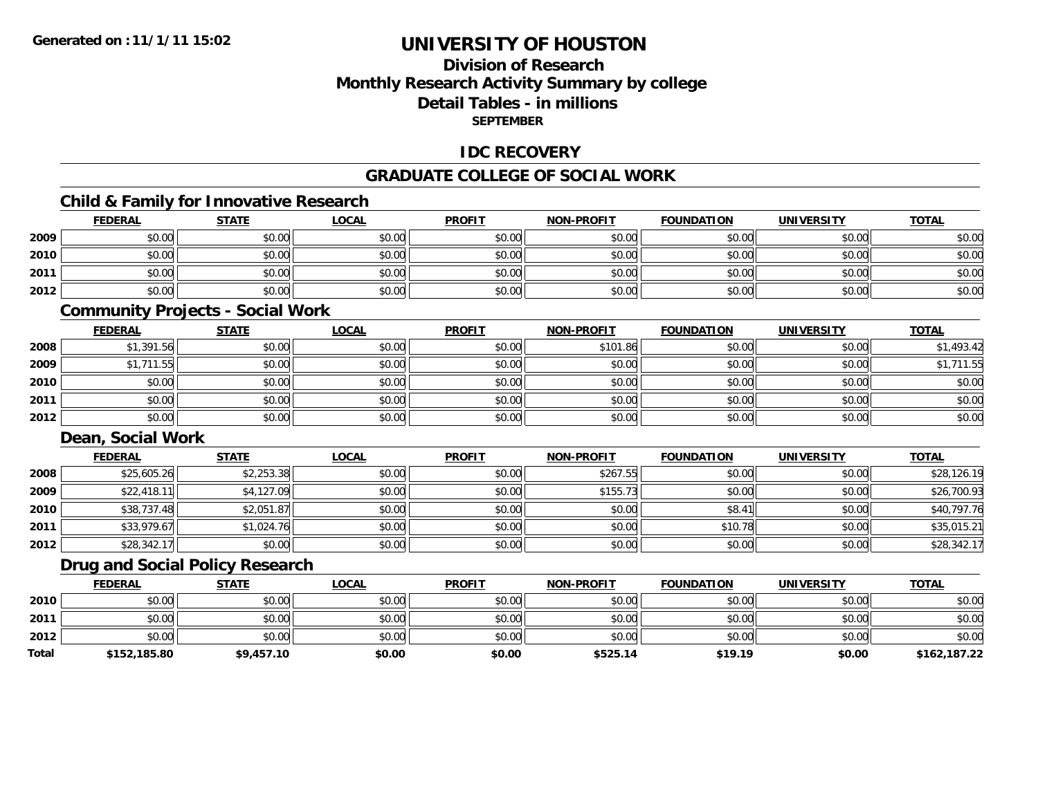**Generated on :11/1/11 15:02**

# UNIVERSITY OF HOUSTON

## Division of Research
## Monthly Research Activity Summary by college
## Detail Tables - in millions
**SEPTEMBER**

### IDC RECOVERY

### GRADUATE COLLEGE OF SOCIAL WORK

#### Child & Family for Innovative Research

| | FEDERAL | STATE | LOCAL | PROFIT | NON-PROFIT | FOUNDATION | UNIVERSITY | TOTAL |
|---|---|---|---|---|---|---|---|---|
| 2009 | $0.00 | $0.00 | $0.00 | $0.00 | $0.00 | $0.00 | $0.00 | $0.00 |
| 2010 | $0.00 | $0.00 | $0.00 | $0.00 | $0.00 | $0.00 | $0.00 | $0.00 |
| 2011 | $0.00 | $0.00 | $0.00 | $0.00 | $0.00 | $0.00 | $0.00 | $0.00 |
| 2012 | $0.00 | $0.00 | $0.00 | $0.00 | $0.00 | $0.00 | $0.00 | $0.00 |

#### Community Projects - Social Work

| | FEDERAL | STATE | LOCAL | PROFIT | NON-PROFIT | FOUNDATION | UNIVERSITY | TOTAL |
|---|---|---|---|---|---|---|---|---|
| 2008 | $1,391.56 | $0.00 | $0.00 | $0.00 | $101.86 | $0.00 | $0.00 | $1,493.42 |
| 2009 | $1,711.55 | $0.00 | $0.00 | $0.00 | $0.00 | $0.00 | $0.00 | $1,711.55 |
| 2010 | $0.00 | $0.00 | $0.00 | $0.00 | $0.00 | $0.00 | $0.00 | $0.00 |
| 2011 | $0.00 | $0.00 | $0.00 | $0.00 | $0.00 | $0.00 | $0.00 | $0.00 |
| 2012 | $0.00 | $0.00 | $0.00 | $0.00 | $0.00 | $0.00 | $0.00 | $0.00 |

#### Dean, Social Work

| | FEDERAL | STATE | LOCAL | PROFIT | NON-PROFIT | FOUNDATION | UNIVERSITY | TOTAL |
|---|---|---|---|---|---|---|---|---|
| 2008 | $25,605.26 | $2,253.38 | $0.00 | $0.00 | $267.55 | $0.00 | $0.00 | $28,126.19 |
| 2009 | $22,418.11 | $4,127.09 | $0.00 | $0.00 | $155.73 | $0.00 | $0.00 | $26,700.93 |
| 2010 | $38,737.48 | $2,051.87 | $0.00 | $0.00 | $0.00 | $8.41 | $0.00 | $40,797.76 |
| 2011 | $33,979.67 | $1,024.76 | $0.00 | $0.00 | $0.00 | $10.78 | $0.00 | $35,015.21 |
| 2012 | $28,342.17 | $0.00 | $0.00 | $0.00 | $0.00 | $0.00 | $0.00 | $28,342.17 |

#### Drug and Social Policy Research

| | FEDERAL | STATE | LOCAL | PROFIT | NON-PROFIT | FOUNDATION | UNIVERSITY | TOTAL |
|---|---|---|---|---|---|---|---|---|
| 2010 | $0.00 | $0.00 | $0.00 | $0.00 | $0.00 | $0.00 | $0.00 | $0.00 |
| 2011 | $0.00 | $0.00 | $0.00 | $0.00 | $0.00 | $0.00 | $0.00 | $0.00 |
| 2012 | $0.00 | $0.00 | $0.00 | $0.00 | $0.00 | $0.00 | $0.00 | $0.00 |
| **Total** | **$152,185.80** | **$9,457.10** | **$0.00** | **$0.00** | **$525.14** | **$19.19** | **$0.00** | **$162,187.22** |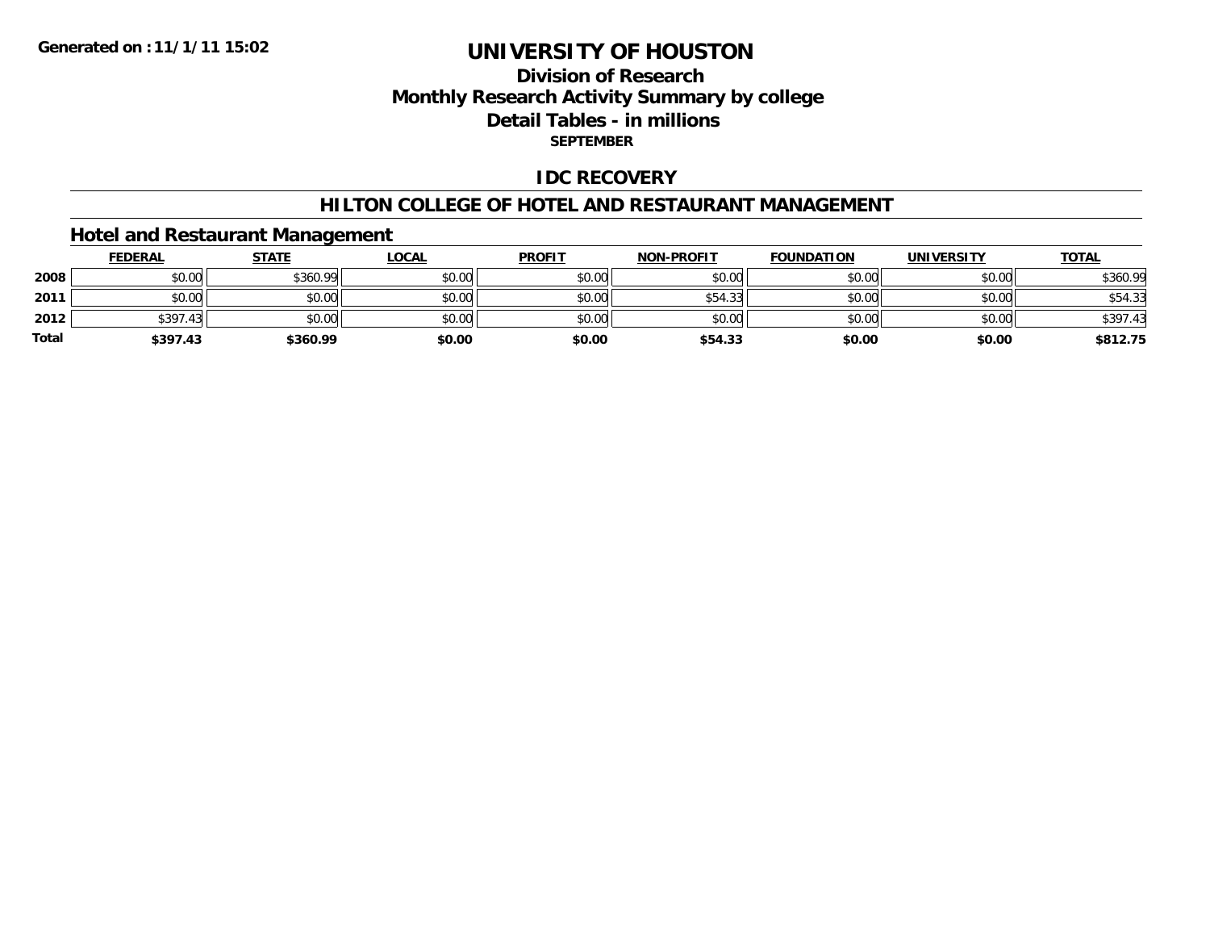**Generated on :11/1/11 15:02**

# UNIVERSITY OF HOUSTON

## Division of Research
## Monthly Research Activity Summary by college
## Detail Tables - in millions
**SEPTEMBER**

## IDC RECOVERY

## HILTON COLLEGE OF HOTEL AND RESTAURANT MANAGEMENT

### Hotel and Restaurant Management

| | FEDERAL | STATE | LOCAL | PROFIT | NON-PROFIT | FOUNDATION | UNIVERSITY | TOTAL |
|---|---|---|---|---|---|---|---|---|
| **2008** | $0.00 | $360.99 | $0.00 | $0.00 | $0.00 | $0.00 | $0.00 | $360.99 |
| **2011** | $0.00 | $0.00 | $0.00 | $0.00 | $54.33 | $0.00 | $0.00 | $54.33 |
| **2012** | $397.43 | $0.00 | $0.00 | $0.00 | $0.00 | $0.00 | $0.00 | $397.43 |
| **Total** | **$397.43** | **$360.99** | **$0.00** | **$0.00** | **$54.33** | **$0.00** | **$0.00** | **$812.75** |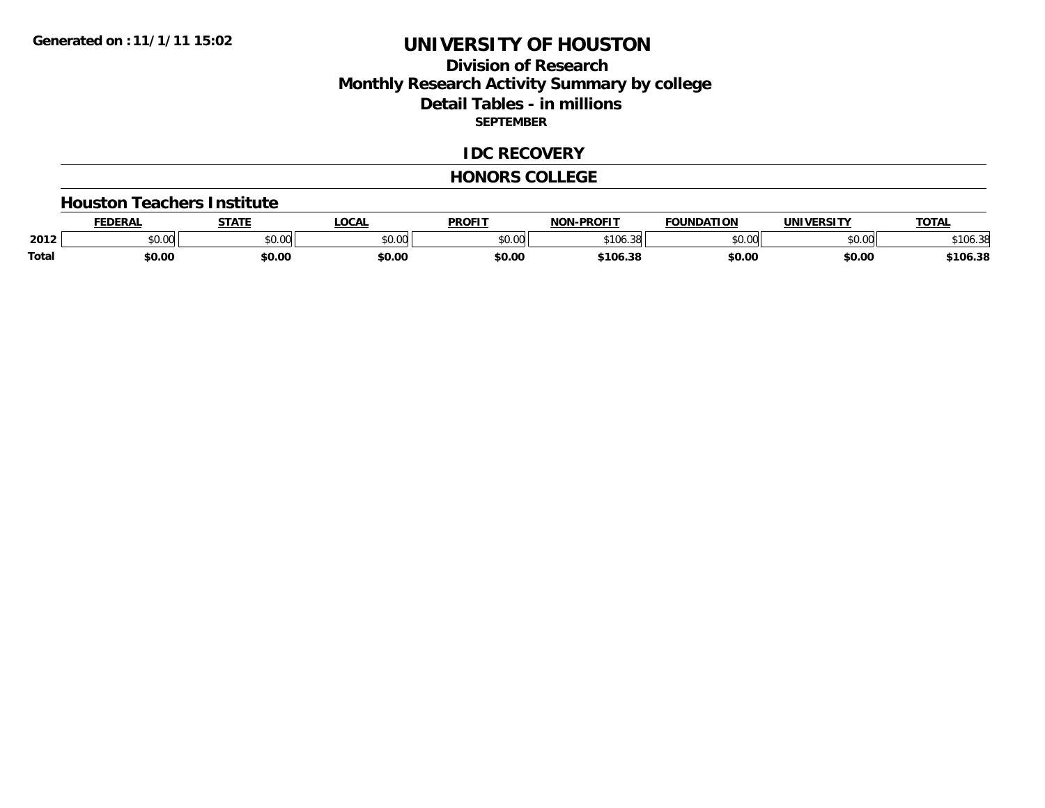**Generated on :11/1/11 15:02**

# UNIVERSITY OF HOUSTON

## Division of Research
## Monthly Research Activity Summary by college
## Detail Tables - in millions
### SEPTEMBER

## IDC RECOVERY

## HONORS COLLEGE

### Houston Teachers Institute

| | FEDERAL | STATE | LOCAL | PROFIT | NON-PROFIT | FOUNDATION | UNIVERSITY | TOTAL |
|---|---|---|---|---|---|---|---|---|
| 2012 | $0.00 | $0.00 | $0.00 | $0.00 | $106.38 | $0.00 | $0.00 | $106.38 |
| **Total** | **$0.00** | **$0.00** | **$0.00** | **$0.00** | **$106.38** | **$0.00** | **$0.00** | **$106.38** |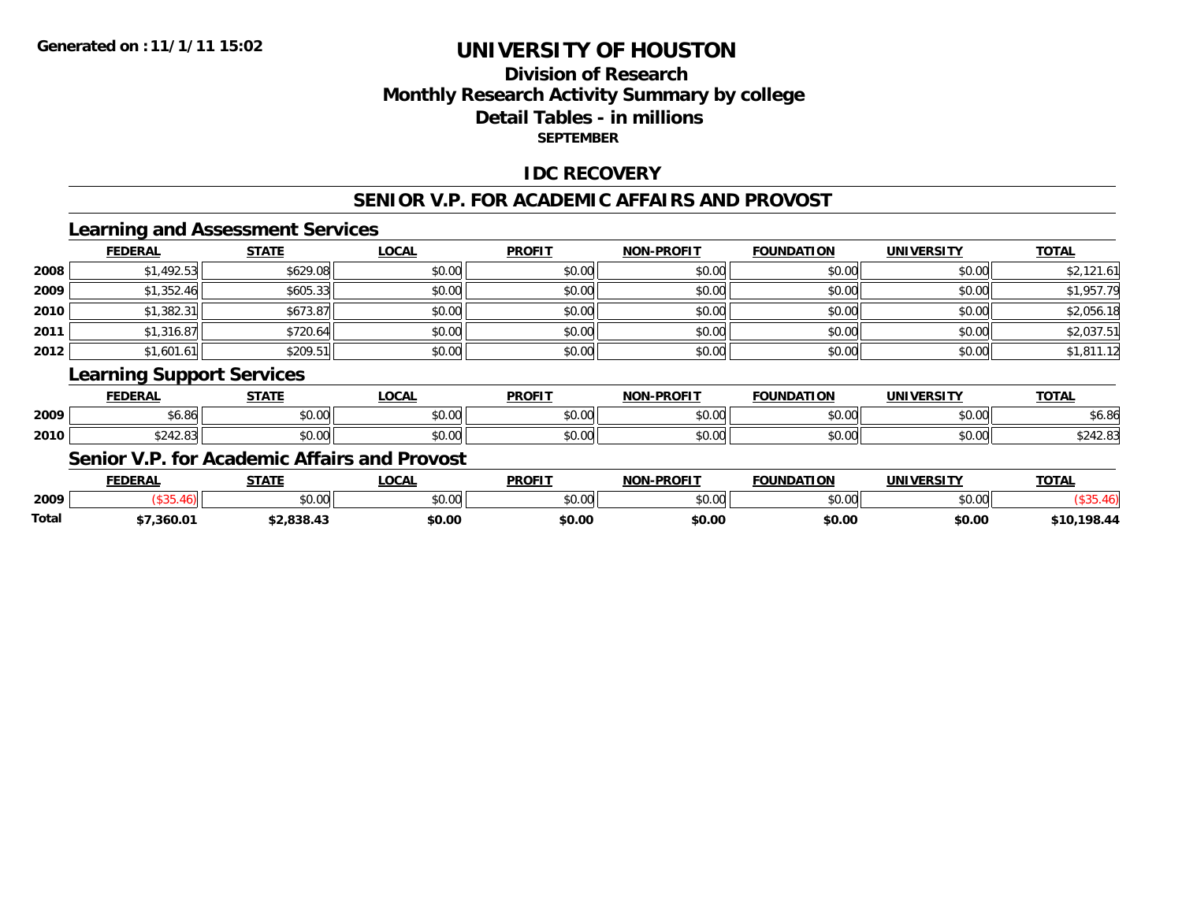**Generated on :11/1/11 15:02**

# UNIVERSITY OF HOUSTON

## Division of Research
## Monthly Research Activity Summary by college
## Detail Tables - in millions
### SEPTEMBER

## IDC RECOVERY

## SENIOR V.P. FOR ACADEMIC AFFAIRS AND PROVOST

### Learning and Assessment Services

| | FEDERAL | STATE | LOCAL | PROFIT | NON-PROFIT | FOUNDATION | UNIVERSITY | TOTAL |
|---|---|---|---|---|---|---|---|---|
| 2008 | $1,492.53 | $629.08 | $0.00 | $0.00 | $0.00 | $0.00 | $0.00 | $2,121.61 |
| 2009 | $1,352.46 | $605.33 | $0.00 | $0.00 | $0.00 | $0.00 | $0.00 | $1,957.79 |
| 2010 | $1,382.31 | $673.87 | $0.00 | $0.00 | $0.00 | $0.00 | $0.00 | $2,056.18 |
| 2011 | $1,316.87 | $720.64 | $0.00 | $0.00 | $0.00 | $0.00 | $0.00 | $2,037.51 |
| 2012 | $1,601.61 | $209.51 | $0.00 | $0.00 | $0.00 | $0.00 | $0.00 | $1,811.12 |

### Learning Support Services

| | FEDERAL | STATE | LOCAL | PROFIT | NON-PROFIT | FOUNDATION | UNIVERSITY | TOTAL |
|---|---|---|---|---|---|---|---|---|
| 2009 | $6.86 | $0.00 | $0.00 | $0.00 | $0.00 | $0.00 | $0.00 | $6.86 |
| 2010 | $242.83 | $0.00 | $0.00 | $0.00 | $0.00 | $0.00 | $0.00 | $242.83 |

### Senior V.P. for Academic Affairs and Provost

| | FEDERAL | STATE | LOCAL | PROFIT | NON-PROFIT | FOUNDATION | UNIVERSITY | TOTAL |
|---|---|---|---|---|---|---|---|---|
| 2009 | ($35.46) | $0.00 | $0.00 | $0.00 | $0.00 | $0.00 | $0.00 | ($35.46) |
| **Total** | **$7,360.01** | **$2,838.43** | **$0.00** | **$0.00** | **$0.00** | **$0.00** | **$0.00** | **$10,198.44** |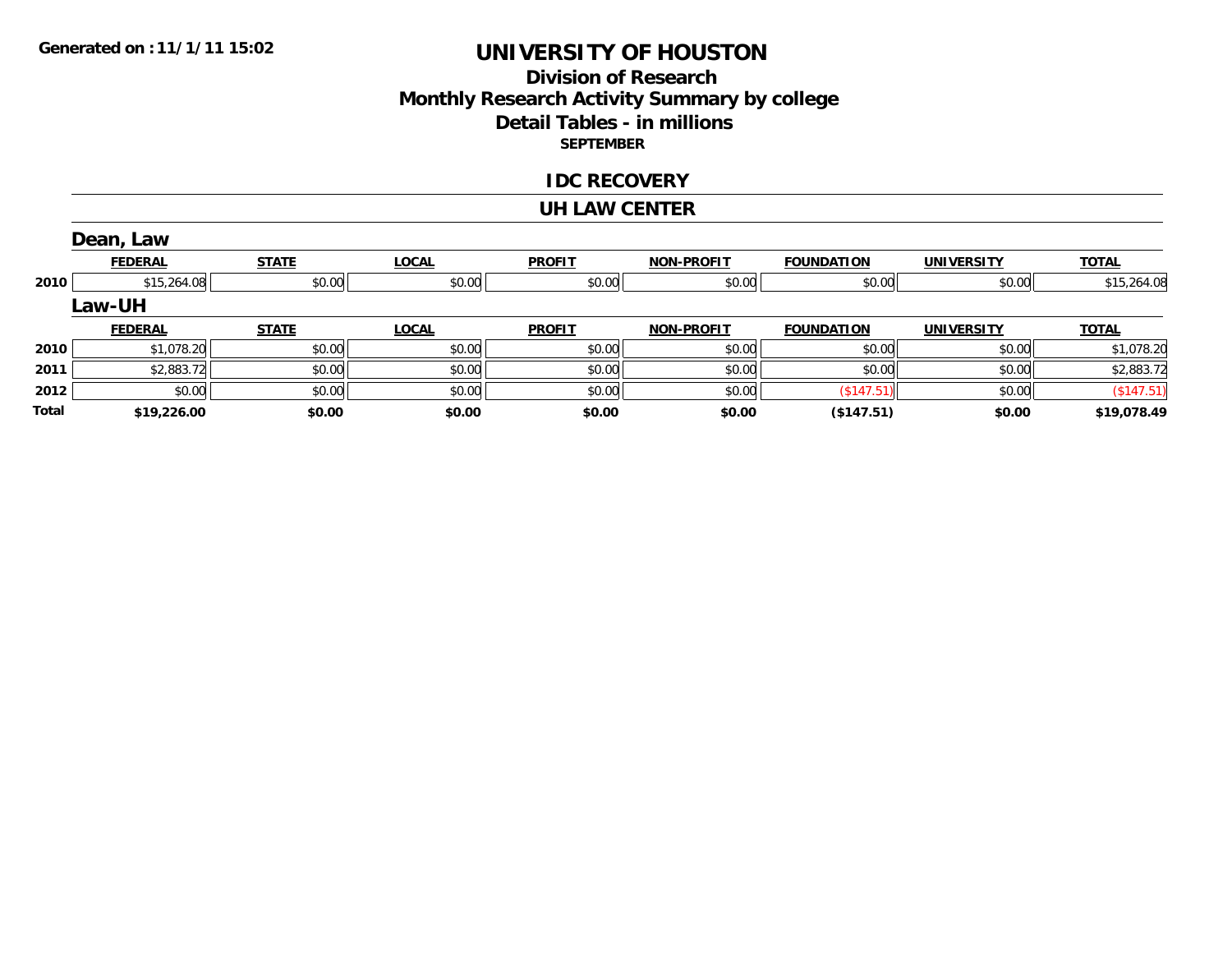**Generated on :11/1/11 15:02**

# UNIVERSITY OF HOUSTON

## Division of Research
## Monthly Research Activity Summary by college
## Detail Tables - in millions

**SEPTEMBER**

### IDC RECOVERY

### UH LAW CENTER

#### Dean, Law

| | FEDERAL | STATE | LOCAL | PROFIT | NON-PROFIT | FOUNDATION | UNIVERSITY | TOTAL |
|---|---|---|---|---|---|---|---|---|
| 2010 | $15,264.08 | $0.00 | $0.00 | $0.00 | $0.00 | $0.00 | $0.00 | $15,264.08 |

#### Law-UH

| | FEDERAL | STATE | LOCAL | PROFIT | NON-PROFIT | FOUNDATION | UNIVERSITY | TOTAL |
|---|---|---|---|---|---|---|---|---|
| 2010 | $1,078.20 | $0.00 | $0.00 | $0.00 | $0.00 | $0.00 | $0.00 | $1,078.20 |
| 2011 | $2,883.72 | $0.00 | $0.00 | $0.00 | $0.00 | $0.00 | $0.00 | $2,883.72 |
| 2012 | $0.00 | $0.00 | $0.00 | $0.00 | $0.00 | ($147.51) | $0.00 | ($147.51) |
| **Total** | **$19,226.00** | **$0.00** | **$0.00** | **$0.00** | **$0.00** | **($147.51)** | **$0.00** | **$19,078.49** |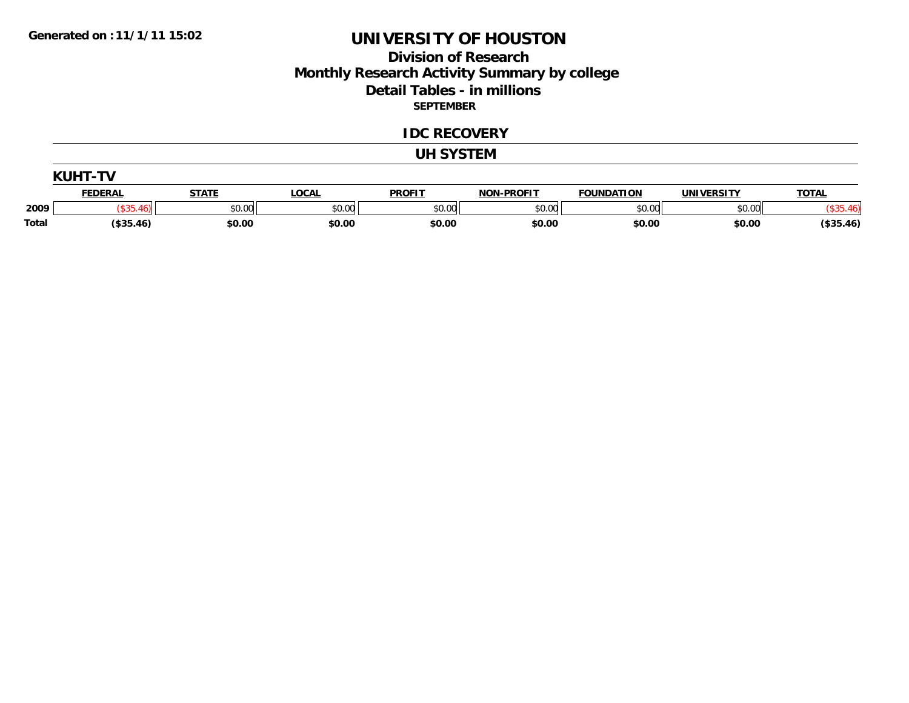Generated on : 11/1/11 15:02

# UNIVERSITY OF HOUSTON

## Division of Research
## Monthly Research Activity Summary by college
## Detail Tables - in millions
### SEPTEMBER

## IDC RECOVERY

## UH SYSTEM

### KUHT-TV

| | FEDERAL | STATE | LOCAL | PROFIT | NON-PROFIT | FOUNDATION | UNIVERSITY | TOTAL |
|---|---|---|---|---|---|---|---|---|
| 2009 | ($35.46) | $0.00 | $0.00 | $0.00 | $0.00 | $0.00 | $0.00 | ($35.46) |
| **Total** | **($35.46)** | **$0.00** | **$0.00** | **$0.00** | **$0.00** | **$0.00** | **$0.00** | **($35.46)** |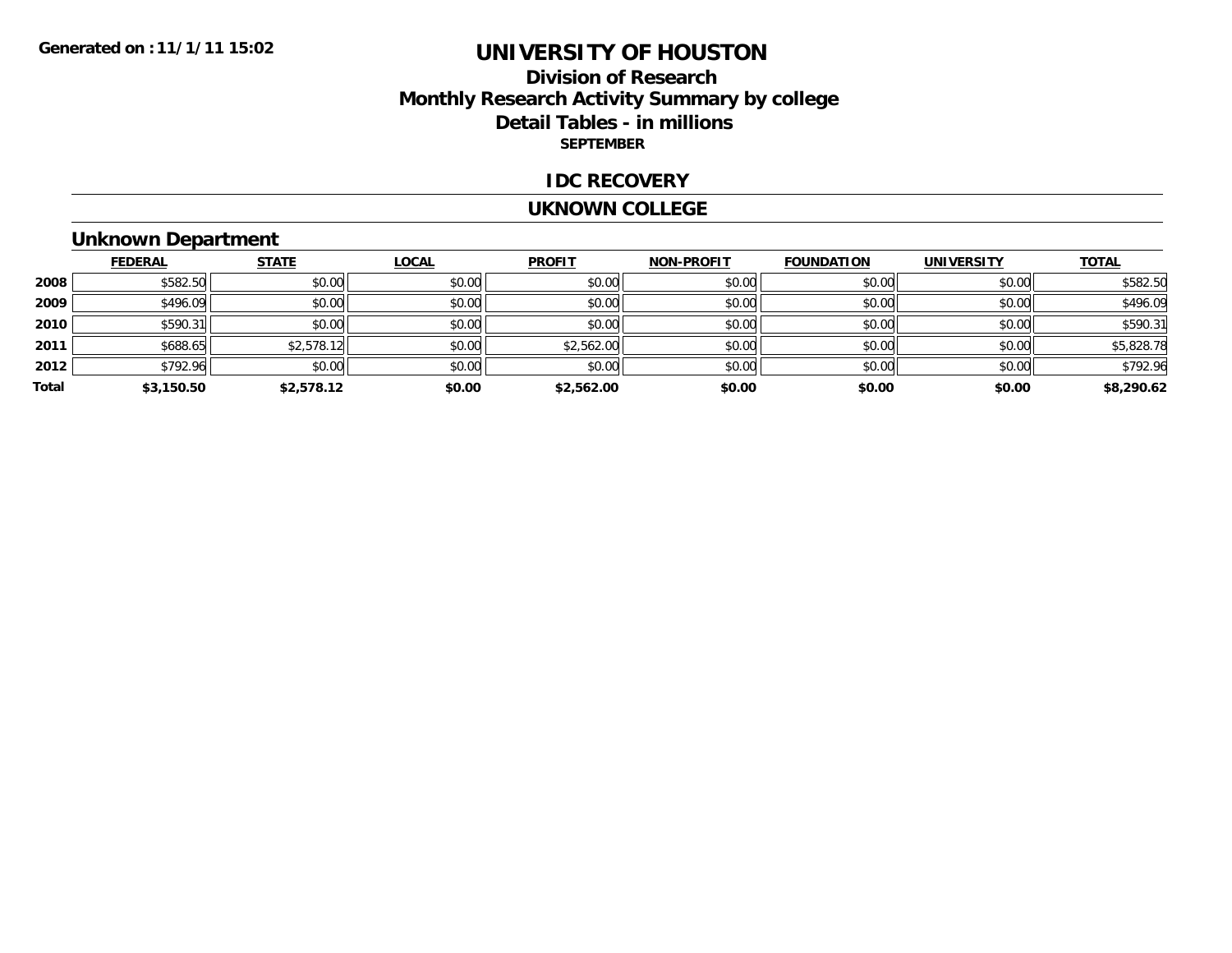Generated on :11/1/11 15:02

# UNIVERSITY OF HOUSTON

## Division of Research
## Monthly Research Activity Summary by college
## Detail Tables - in millions

**SEPTEMBER**

## IDC RECOVERY

## UKNOWN COLLEGE

### Unknown Department

| | FEDERAL | STATE | LOCAL | PROFIT | NON-PROFIT | FOUNDATION | UNIVERSITY | TOTAL |
|---|---|---|---|---|---|---|---|---|
| 2008 | $582.50 | $0.00 | $0.00 | $0.00 | $0.00 | $0.00 | $0.00 | $582.50 |
| 2009 | $496.09 | $0.00 | $0.00 | $0.00 | $0.00 | $0.00 | $0.00 | $496.09 |
| 2010 | $590.31 | $0.00 | $0.00 | $0.00 | $0.00 | $0.00 | $0.00 | $590.31 |
| 2011 | $688.65 | $2,578.12 | $0.00 | $2,562.00 | $0.00 | $0.00 | $0.00 | $5,828.78 |
| 2012 | $792.96 | $0.00 | $0.00 | $0.00 | $0.00 | $0.00 | $0.00 | $792.96 |
| **Total** | **$3,150.50** | **$2,578.12** | **$0.00** | **$2,562.00** | **$0.00** | **$0.00** | **$0.00** | **$8,290.62** |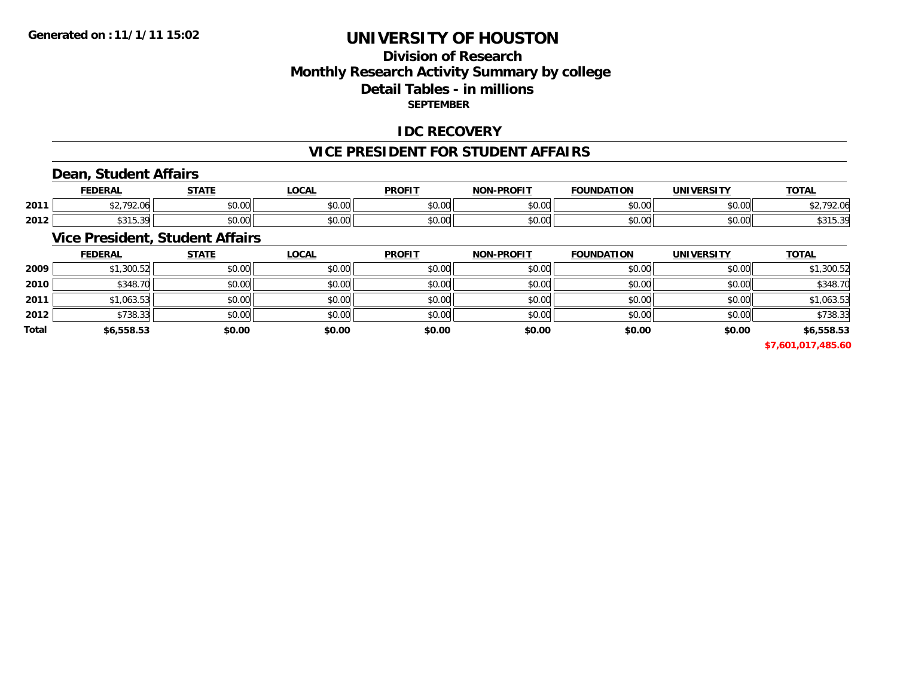Generated on :11/1/11 15:02

# UNIVERSITY OF HOUSTON

## Division of Research
## Monthly Research Activity Summary by college
## Detail Tables - in millions
### SEPTEMBER

### IDC RECOVERY

### VICE PRESIDENT FOR STUDENT AFFAIRS

#### Dean, Student Affairs

| | FEDERAL | STATE | LOCAL | PROFIT | NON-PROFIT | FOUNDATION | UNIVERSITY | TOTAL |
|---|---|---|---|---|---|---|---|---|
| 2011 | $2,792.06 | $0.00 | $0.00 | $0.00 | $0.00 | $0.00 | $0.00 | $2,792.06 |
| 2012 | $315.39 | $0.00 | $0.00 | $0.00 | $0.00 | $0.00 | $0.00 | $315.39 |

#### Vice President, Student Affairs

| | FEDERAL | STATE | LOCAL | PROFIT | NON-PROFIT | FOUNDATION | UNIVERSITY | TOTAL |
|---|---|---|---|---|---|---|---|---|
| 2009 | $1,300.52 | $0.00 | $0.00 | $0.00 | $0.00 | $0.00 | $0.00 | $1,300.52 |
| 2010 | $348.70 | $0.00 | $0.00 | $0.00 | $0.00 | $0.00 | $0.00 | $348.70 |
| 2011 | $1,063.53 | $0.00 | $0.00 | $0.00 | $0.00 | $0.00 | $0.00 | $1,063.53 |
| 2012 | $738.33 | $0.00 | $0.00 | $0.00 | $0.00 | $0.00 | $0.00 | $738.33 |
| **Total** | **$6,558.53** | **$0.00** | **$0.00** | **$0.00** | **$0.00** | **$0.00** | **$0.00** | **$6,558.53** |

**$7,601,017,485.60**